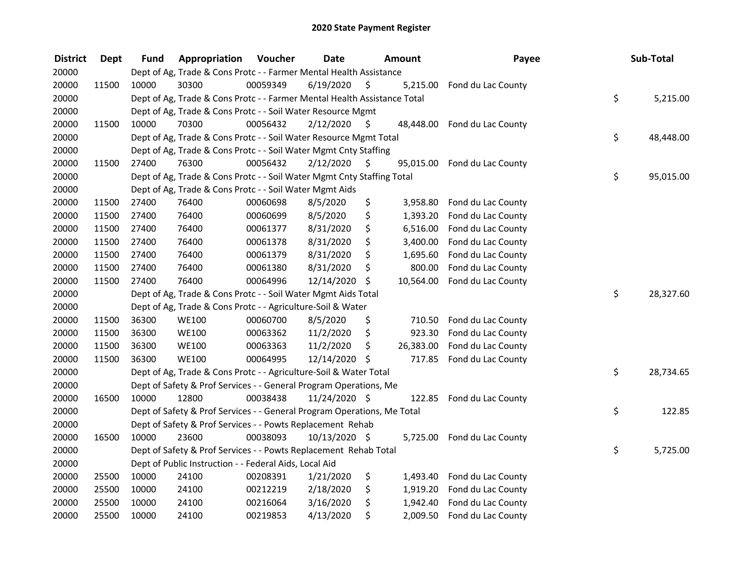# 2020 State Payment Register

| District | Dept | Fund | Appropriation | Voucher | Date | Amount | Payee | Sub-Total |
|---|---|---|---|---|---|---|---|---|
| 20000 | | | Dept of Ag, Trade & Cons Protc - - Farmer Mental Health Assistance | | | | | |
| 20000 | 11500 | 10000 | 30300 | 00059349 | 6/19/2020 | $ 5,215.00 | Fond du Lac County | |
| 20000 | | | Dept of Ag, Trade & Cons Protc - - Farmer Mental Health Assistance Total | | | | | $ 5,215.00 |
| 20000 | | | Dept of Ag, Trade & Cons Protc - - Soil Water Resource Mgmt | | | | | |
| 20000 | 11500 | 10000 | 70300 | 00056432 | 2/12/2020 | $ 48,448.00 | Fond du Lac County | |
| 20000 | | | Dept of Ag, Trade & Cons Protc - - Soil Water Resource Mgmt Total | | | | | $ 48,448.00 |
| 20000 | | | Dept of Ag, Trade & Cons Protc - - Soil Water Mgmt Cnty Staffing | | | | | |
| 20000 | 11500 | 27400 | 76300 | 00056432 | 2/12/2020 | $ 95,015.00 | Fond du Lac County | |
| 20000 | | | Dept of Ag, Trade & Cons Protc - - Soil Water Mgmt Cnty Staffing Total | | | | | $ 95,015.00 |
| 20000 | | | Dept of Ag, Trade & Cons Protc - - Soil Water Mgmt Aids | | | | | |
| 20000 | 11500 | 27400 | 76400 | 00060698 | 8/5/2020 | $ 3,958.80 | Fond du Lac County | |
| 20000 | 11500 | 27400 | 76400 | 00060699 | 8/5/2020 | $ 1,393.20 | Fond du Lac County | |
| 20000 | 11500 | 27400 | 76400 | 00061377 | 8/31/2020 | $ 6,516.00 | Fond du Lac County | |
| 20000 | 11500 | 27400 | 76400 | 00061378 | 8/31/2020 | $ 3,400.00 | Fond du Lac County | |
| 20000 | 11500 | 27400 | 76400 | 00061379 | 8/31/2020 | $ 1,695.60 | Fond du Lac County | |
| 20000 | 11500 | 27400 | 76400 | 00061380 | 8/31/2020 | $ 800.00 | Fond du Lac County | |
| 20000 | 11500 | 27400 | 76400 | 00064996 | 12/14/2020 | $ 10,564.00 | Fond du Lac County | |
| 20000 | | | Dept of Ag, Trade & Cons Protc - - Soil Water Mgmt Aids Total | | | | | $ 28,327.60 |
| 20000 | | | Dept of Ag, Trade & Cons Protc - - Agriculture-Soil & Water | | | | | |
| 20000 | 11500 | 36300 | WE100 | 00060700 | 8/5/2020 | $ 710.50 | Fond du Lac County | |
| 20000 | 11500 | 36300 | WE100 | 00063362 | 11/2/2020 | $ 923.30 | Fond du Lac County | |
| 20000 | 11500 | 36300 | WE100 | 00063363 | 11/2/2020 | $ 26,383.00 | Fond du Lac County | |
| 20000 | 11500 | 36300 | WE100 | 00064995 | 12/14/2020 | $ 717.85 | Fond du Lac County | |
| 20000 | | | Dept of Ag, Trade & Cons Protc - - Agriculture-Soil & Water Total | | | | | $ 28,734.65 |
| 20000 | | | Dept of Safety & Prof Services - - General Program Operations, Me | | | | | |
| 20000 | 16500 | 10000 | 12800 | 00038438 | 11/24/2020 | $ 122.85 | Fond du Lac County | |
| 20000 | | | Dept of Safety & Prof Services - - General Program Operations, Me Total | | | | | $ 122.85 |
| 20000 | | | Dept of Safety & Prof Services - - Powts Replacement Rehab | | | | | |
| 20000 | 16500 | 10000 | 23600 | 00038093 | 10/13/2020 | $ 5,725.00 | Fond du Lac County | |
| 20000 | | | Dept of Safety & Prof Services - - Powts Replacement Rehab Total | | | | | $ 5,725.00 |
| 20000 | | | Dept of Public Instruction - - Federal Aids, Local Aid | | | | | |
| 20000 | 25500 | 10000 | 24100 | 00208391 | 1/21/2020 | $ 1,493.40 | Fond du Lac County | |
| 20000 | 25500 | 10000 | 24100 | 00212219 | 2/18/2020 | $ 1,919.20 | Fond du Lac County | |
| 20000 | 25500 | 10000 | 24100 | 00216064 | 3/16/2020 | $ 1,942.40 | Fond du Lac County | |
| 20000 | 25500 | 10000 | 24100 | 00219853 | 4/13/2020 | $ 2,009.50 | Fond du Lac County | |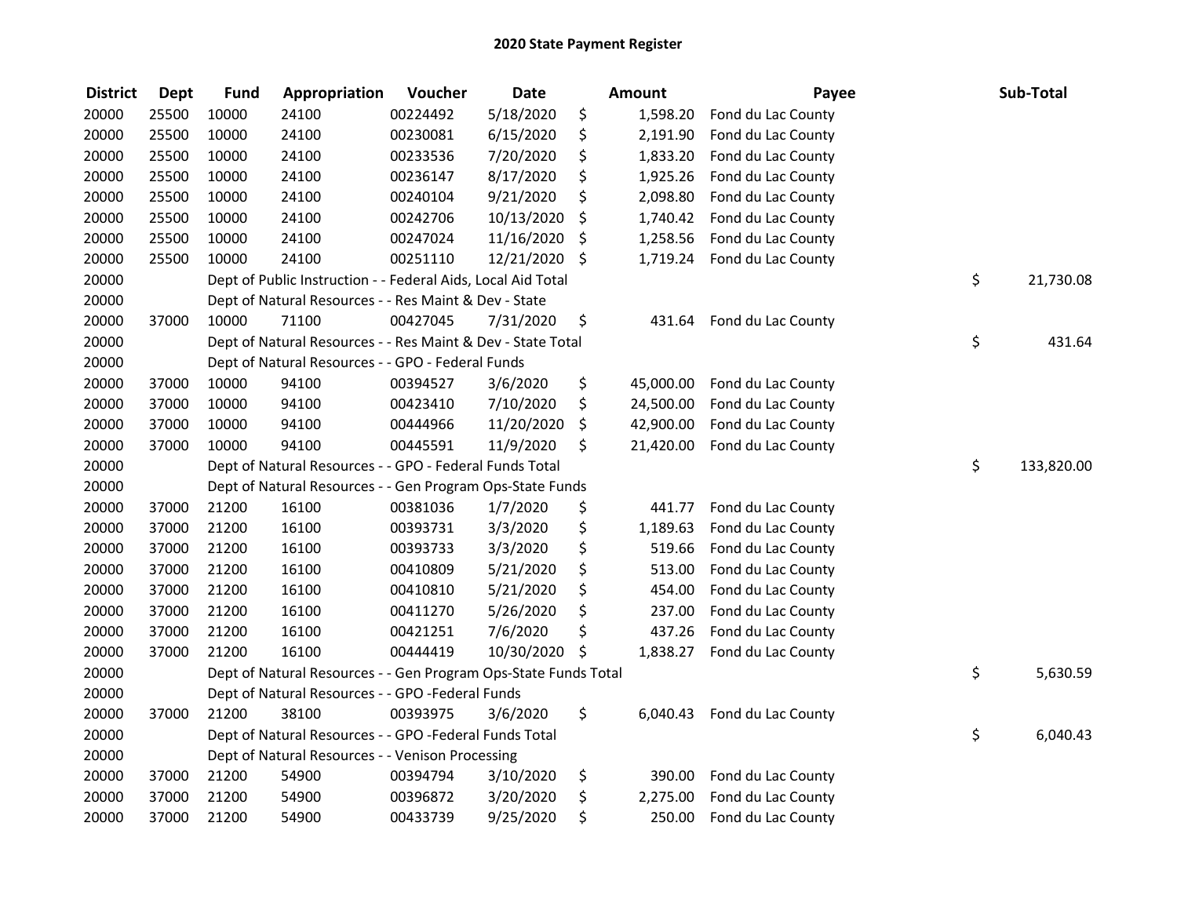# 2020 State Payment Register

| District | Dept | Fund | Appropriation | Voucher | Date | Amount | Payee | Sub-Total |
|---|---|---|---|---|---|---|---|---|
| 20000 | 25500 | 10000 | 24100 | 00224492 | 5/18/2020 | $ 1,598.20 | Fond du Lac County | |
| 20000 | 25500 | 10000 | 24100 | 00230081 | 6/15/2020 | $ 2,191.90 | Fond du Lac County | |
| 20000 | 25500 | 10000 | 24100 | 00233536 | 7/20/2020 | $ 1,833.20 | Fond du Lac County | |
| 20000 | 25500 | 10000 | 24100 | 00236147 | 8/17/2020 | $ 1,925.26 | Fond du Lac County | |
| 20000 | 25500 | 10000 | 24100 | 00240104 | 9/21/2020 | $ 2,098.80 | Fond du Lac County | |
| 20000 | 25500 | 10000 | 24100 | 00242706 | 10/13/2020 | $ 1,740.42 | Fond du Lac County | |
| 20000 | 25500 | 10000 | 24100 | 00247024 | 11/16/2020 | $ 1,258.56 | Fond du Lac County | |
| 20000 | 25500 | 10000 | 24100 | 00251110 | 12/21/2020 | $ 1,719.24 | Fond du Lac County | |
| 20000 | | Dept of Public Instruction - - Federal Aids, Local Aid Total | | | | | | $ 21,730.08 |
| 20000 | | Dept of Natural Resources - - Res Maint & Dev - State | | | | | | |
| 20000 | 37000 | 10000 | 71100 | 00427045 | 7/31/2020 | $ 431.64 | Fond du Lac County | |
| 20000 | | Dept of Natural Resources - - Res Maint & Dev - State Total | | | | | | $ 431.64 |
| 20000 | | Dept of Natural Resources - - GPO - Federal Funds | | | | | | |
| 20000 | 37000 | 10000 | 94100 | 00394527 | 3/6/2020 | $ 45,000.00 | Fond du Lac County | |
| 20000 | 37000 | 10000 | 94100 | 00423410 | 7/10/2020 | $ 24,500.00 | Fond du Lac County | |
| 20000 | 37000 | 10000 | 94100 | 00444966 | 11/20/2020 | $ 42,900.00 | Fond du Lac County | |
| 20000 | 37000 | 10000 | 94100 | 00445591 | 11/9/2020 | $ 21,420.00 | Fond du Lac County | |
| 20000 | | Dept of Natural Resources - - GPO - Federal Funds Total | | | | | | $ 133,820.00 |
| 20000 | | Dept of Natural Resources - - Gen Program Ops-State Funds | | | | | | |
| 20000 | 37000 | 21200 | 16100 | 00381036 | 1/7/2020 | $ 441.77 | Fond du Lac County | |
| 20000 | 37000 | 21200 | 16100 | 00393731 | 3/3/2020 | $ 1,189.63 | Fond du Lac County | |
| 20000 | 37000 | 21200 | 16100 | 00393733 | 3/3/2020 | $ 519.66 | Fond du Lac County | |
| 20000 | 37000 | 21200 | 16100 | 00410809 | 5/21/2020 | $ 513.00 | Fond du Lac County | |
| 20000 | 37000 | 21200 | 16100 | 00410810 | 5/21/2020 | $ 454.00 | Fond du Lac County | |
| 20000 | 37000 | 21200 | 16100 | 00411270 | 5/26/2020 | $ 237.00 | Fond du Lac County | |
| 20000 | 37000 | 21200 | 16100 | 00421251 | 7/6/2020 | $ 437.26 | Fond du Lac County | |
| 20000 | 37000 | 21200 | 16100 | 00444419 | 10/30/2020 | $ 1,838.27 | Fond du Lac County | |
| 20000 | | Dept of Natural Resources - - Gen Program Ops-State Funds Total | | | | | | $ 5,630.59 |
| 20000 | | Dept of Natural Resources - - GPO -Federal Funds | | | | | | |
| 20000 | 37000 | 21200 | 38100 | 00393975 | 3/6/2020 | $ 6,040.43 | Fond du Lac County | |
| 20000 | | Dept of Natural Resources - - GPO -Federal Funds Total | | | | | | $ 6,040.43 |
| 20000 | | Dept of Natural Resources - - Venison Processing | | | | | | |
| 20000 | 37000 | 21200 | 54900 | 00394794 | 3/10/2020 | $ 390.00 | Fond du Lac County | |
| 20000 | 37000 | 21200 | 54900 | 00396872 | 3/20/2020 | $ 2,275.00 | Fond du Lac County | |
| 20000 | 37000 | 21200 | 54900 | 00433739 | 9/25/2020 | $ 250.00 | Fond du Lac County | |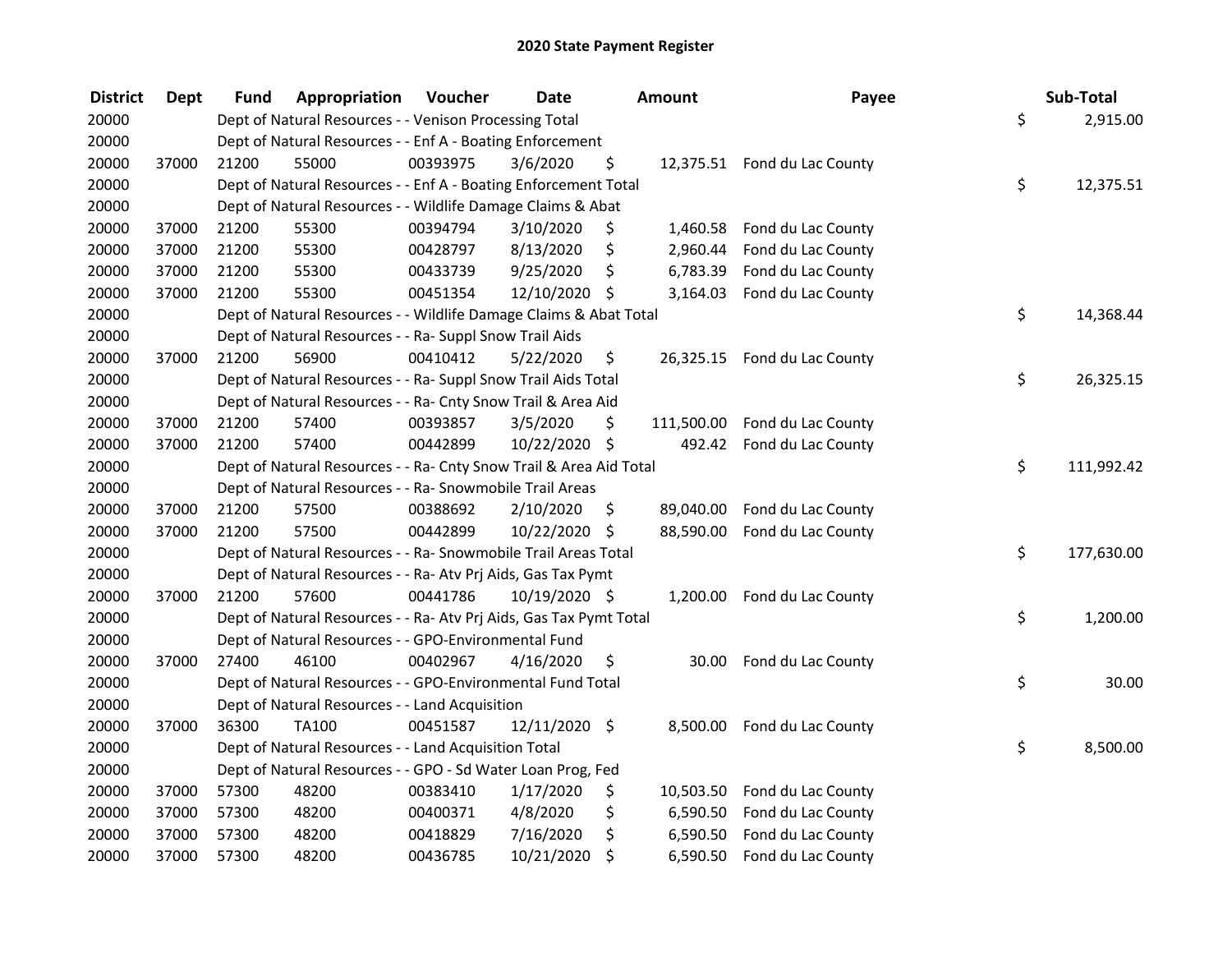# 2020 State Payment Register

| District | Dept | Fund | Appropriation | Voucher | Date | Amount | Payee | Sub-Total |
|---|---|---|---|---|---|---|---|---|
| 20000 | | Dept of Natural Resources - - Venison Processing Total | | | | | | $ 2,915.00 |
| 20000 | | Dept of Natural Resources - - Enf A - Boating Enforcement | | | | | | |
| 20000 | 37000 | 21200 | 55000 | 00393975 | 3/6/2020 | $ 12,375.51 | Fond du Lac County | |
| 20000 | | Dept of Natural Resources - - Enf A - Boating Enforcement Total | | | | | | $ 12,375.51 |
| 20000 | | Dept of Natural Resources - - Wildlife Damage Claims & Abat | | | | | | |
| 20000 | 37000 | 21200 | 55300 | 00394794 | 3/10/2020 | $ 1,460.58 | Fond du Lac County | |
| 20000 | 37000 | 21200 | 55300 | 00428797 | 8/13/2020 | $ 2,960.44 | Fond du Lac County | |
| 20000 | 37000 | 21200 | 55300 | 00433739 | 9/25/2020 | $ 6,783.39 | Fond du Lac County | |
| 20000 | 37000 | 21200 | 55300 | 00451354 | 12/10/2020 | $ 3,164.03 | Fond du Lac County | |
| 20000 | | Dept of Natural Resources - - Wildlife Damage Claims & Abat Total | | | | | | $ 14,368.44 |
| 20000 | | Dept of Natural Resources - - Ra- Suppl Snow Trail Aids | | | | | | |
| 20000 | 37000 | 21200 | 56900 | 00410412 | 5/22/2020 | $ 26,325.15 | Fond du Lac County | |
| 20000 | | Dept of Natural Resources - - Ra- Suppl Snow Trail Aids Total | | | | | | $ 26,325.15 |
| 20000 | | Dept of Natural Resources - - Ra- Cnty Snow Trail & Area Aid | | | | | | |
| 20000 | 37000 | 21200 | 57400 | 00393857 | 3/5/2020 | $ 111,500.00 | Fond du Lac County | |
| 20000 | 37000 | 21200 | 57400 | 00442899 | 10/22/2020 | $ 492.42 | Fond du Lac County | |
| 20000 | | Dept of Natural Resources - - Ra- Cnty Snow Trail & Area Aid Total | | | | | | $ 111,992.42 |
| 20000 | | Dept of Natural Resources - - Ra- Snowmobile Trail Areas | | | | | | |
| 20000 | 37000 | 21200 | 57500 | 00388692 | 2/10/2020 | $ 89,040.00 | Fond du Lac County | |
| 20000 | 37000 | 21200 | 57500 | 00442899 | 10/22/2020 | $ 88,590.00 | Fond du Lac County | |
| 20000 | | Dept of Natural Resources - - Ra- Snowmobile Trail Areas Total | | | | | | $ 177,630.00 |
| 20000 | | Dept of Natural Resources - - Ra- Atv Prj Aids, Gas Tax Pymt | | | | | | |
| 20000 | 37000 | 21200 | 57600 | 00441786 | 10/19/2020 | $ 1,200.00 | Fond du Lac County | |
| 20000 | | Dept of Natural Resources - - Ra- Atv Prj Aids, Gas Tax Pymt Total | | | | | | $ 1,200.00 |
| 20000 | | Dept of Natural Resources - - GPO-Environmental Fund | | | | | | |
| 20000 | 37000 | 27400 | 46100 | 00402967 | 4/16/2020 | $ 30.00 | Fond du Lac County | |
| 20000 | | Dept of Natural Resources - - GPO-Environmental Fund Total | | | | | | $ 30.00 |
| 20000 | | Dept of Natural Resources - - Land Acquisition | | | | | | |
| 20000 | 37000 | 36300 | TA100 | 00451587 | 12/11/2020 | $ 8,500.00 | Fond du Lac County | |
| 20000 | | Dept of Natural Resources - - Land Acquisition Total | | | | | | $ 8,500.00 |
| 20000 | | Dept of Natural Resources - - GPO - Sd Water Loan Prog, Fed | | | | | | |
| 20000 | 37000 | 57300 | 48200 | 00383410 | 1/17/2020 | $ 10,503.50 | Fond du Lac County | |
| 20000 | 37000 | 57300 | 48200 | 00400371 | 4/8/2020 | $ 6,590.50 | Fond du Lac County | |
| 20000 | 37000 | 57300 | 48200 | 00418829 | 7/16/2020 | $ 6,590.50 | Fond du Lac County | |
| 20000 | 37000 | 57300 | 48200 | 00436785 | 10/21/2020 | $ 6,590.50 | Fond du Lac County | |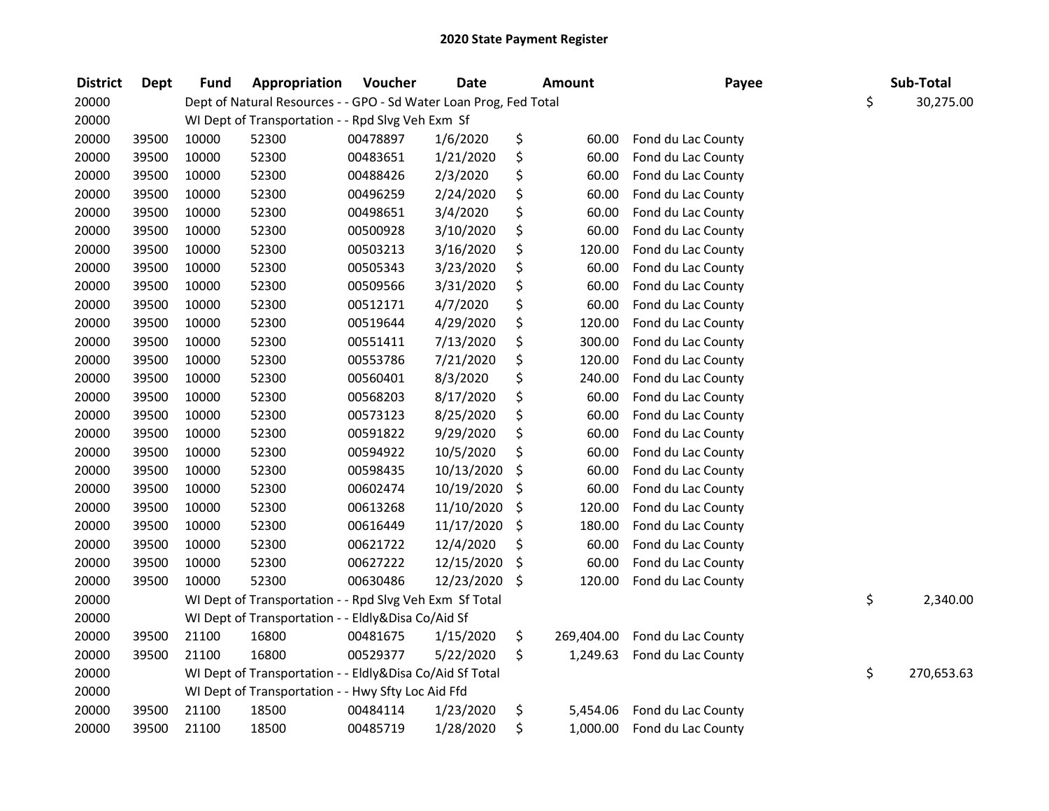## 2020 State Payment Register

| District | Dept | Fund | Appropriation | Voucher | Date | Amount | Payee | Sub-Total |
|---|---|---|---|---|---|---|---|---|
| 20000 | | Dept of Natural Resources - - GPO - Sd Water Loan Prog, Fed Total | | | | | | $ 30,275.00 |
| 20000 | | WI Dept of Transportation - - Rpd Slvg Veh Exm Sf | | | | | | |
| 20000 | 39500 | 10000 | 52300 | 00478897 | 1/6/2020 | $ 60.00 | Fond du Lac County | |
| 20000 | 39500 | 10000 | 52300 | 00483651 | 1/21/2020 | $ 60.00 | Fond du Lac County | |
| 20000 | 39500 | 10000 | 52300 | 00488426 | 2/3/2020 | $ 60.00 | Fond du Lac County | |
| 20000 | 39500 | 10000 | 52300 | 00496259 | 2/24/2020 | $ 60.00 | Fond du Lac County | |
| 20000 | 39500 | 10000 | 52300 | 00498651 | 3/4/2020 | $ 60.00 | Fond du Lac County | |
| 20000 | 39500 | 10000 | 52300 | 00500928 | 3/10/2020 | $ 60.00 | Fond du Lac County | |
| 20000 | 39500 | 10000 | 52300 | 00503213 | 3/16/2020 | $ 120.00 | Fond du Lac County | |
| 20000 | 39500 | 10000 | 52300 | 00505343 | 3/23/2020 | $ 60.00 | Fond du Lac County | |
| 20000 | 39500 | 10000 | 52300 | 00509566 | 3/31/2020 | $ 60.00 | Fond du Lac County | |
| 20000 | 39500 | 10000 | 52300 | 00512171 | 4/7/2020 | $ 60.00 | Fond du Lac County | |
| 20000 | 39500 | 10000 | 52300 | 00519644 | 4/29/2020 | $ 120.00 | Fond du Lac County | |
| 20000 | 39500 | 10000 | 52300 | 00551411 | 7/13/2020 | $ 300.00 | Fond du Lac County | |
| 20000 | 39500 | 10000 | 52300 | 00553786 | 7/21/2020 | $ 120.00 | Fond du Lac County | |
| 20000 | 39500 | 10000 | 52300 | 00560401 | 8/3/2020 | $ 240.00 | Fond du Lac County | |
| 20000 | 39500 | 10000 | 52300 | 00568203 | 8/17/2020 | $ 60.00 | Fond du Lac County | |
| 20000 | 39500 | 10000 | 52300 | 00573123 | 8/25/2020 | $ 60.00 | Fond du Lac County | |
| 20000 | 39500 | 10000 | 52300 | 00591822 | 9/29/2020 | $ 60.00 | Fond du Lac County | |
| 20000 | 39500 | 10000 | 52300 | 00594922 | 10/5/2020 | $ 60.00 | Fond du Lac County | |
| 20000 | 39500 | 10000 | 52300 | 00598435 | 10/13/2020 | $ 60.00 | Fond du Lac County | |
| 20000 | 39500 | 10000 | 52300 | 00602474 | 10/19/2020 | $ 60.00 | Fond du Lac County | |
| 20000 | 39500 | 10000 | 52300 | 00613268 | 11/10/2020 | $ 120.00 | Fond du Lac County | |
| 20000 | 39500 | 10000 | 52300 | 00616449 | 11/17/2020 | $ 180.00 | Fond du Lac County | |
| 20000 | 39500 | 10000 | 52300 | 00621722 | 12/4/2020 | $ 60.00 | Fond du Lac County | |
| 20000 | 39500 | 10000 | 52300 | 00627222 | 12/15/2020 | $ 60.00 | Fond du Lac County | |
| 20000 | 39500 | 10000 | 52300 | 00630486 | 12/23/2020 | $ 120.00 | Fond du Lac County | |
| 20000 | | WI Dept of Transportation - - Rpd Slvg Veh Exm Sf Total | | | | | | $ 2,340.00 |
| 20000 | | WI Dept of Transportation - - Eldly&Disa Co/Aid Sf | | | | | | |
| 20000 | 39500 | 21100 | 16800 | 00481675 | 1/15/2020 | $ 269,404.00 | Fond du Lac County | |
| 20000 | 39500 | 21100 | 16800 | 00529377 | 5/22/2020 | $ 1,249.63 | Fond du Lac County | |
| 20000 | | WI Dept of Transportation - - Eldly&Disa Co/Aid Sf Total | | | | | | $ 270,653.63 |
| 20000 | | WI Dept of Transportation - - Hwy Sfty Loc Aid Ffd | | | | | | |
| 20000 | 39500 | 21100 | 18500 | 00484114 | 1/23/2020 | $ 5,454.06 | Fond du Lac County | |
| 20000 | 39500 | 21100 | 18500 | 00485719 | 1/28/2020 | $ 1,000.00 | Fond du Lac County | |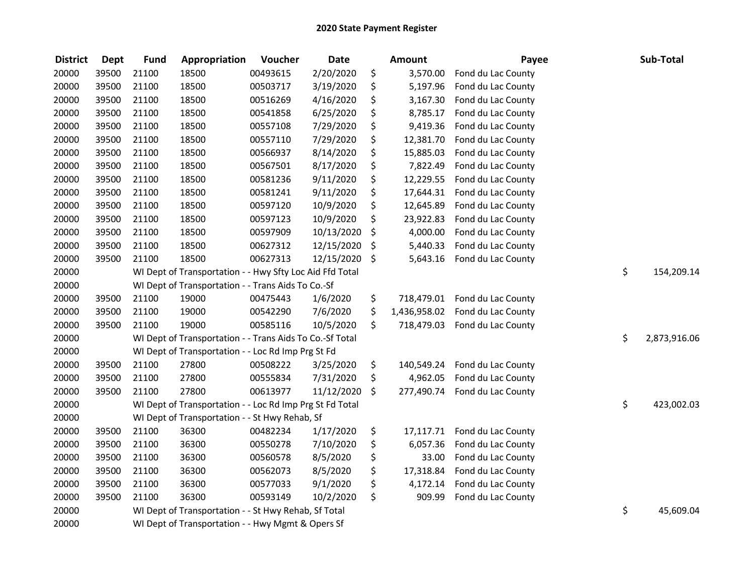## 2020 State Payment Register

| District | Dept | Fund | Appropriation | Voucher | Date | Amount | Payee | Sub-Total |
|---|---|---|---|---|---|---|---|---|
| 20000 | 39500 | 21100 | 18500 | 00493615 | 2/20/2020 | $ 3,570.00 | Fond du Lac County | |
| 20000 | 39500 | 21100 | 18500 | 00503717 | 3/19/2020 | $ 5,197.96 | Fond du Lac County | |
| 20000 | 39500 | 21100 | 18500 | 00516269 | 4/16/2020 | $ 3,167.30 | Fond du Lac County | |
| 20000 | 39500 | 21100 | 18500 | 00541858 | 6/25/2020 | $ 8,785.17 | Fond du Lac County | |
| 20000 | 39500 | 21100 | 18500 | 00557108 | 7/29/2020 | $ 9,419.36 | Fond du Lac County | |
| 20000 | 39500 | 21100 | 18500 | 00557110 | 7/29/2020 | $ 12,381.70 | Fond du Lac County | |
| 20000 | 39500 | 21100 | 18500 | 00566937 | 8/14/2020 | $ 15,885.03 | Fond du Lac County | |
| 20000 | 39500 | 21100 | 18500 | 00567501 | 8/17/2020 | $ 7,822.49 | Fond du Lac County | |
| 20000 | 39500 | 21100 | 18500 | 00581236 | 9/11/2020 | $ 12,229.55 | Fond du Lac County | |
| 20000 | 39500 | 21100 | 18500 | 00581241 | 9/11/2020 | $ 17,644.31 | Fond du Lac County | |
| 20000 | 39500 | 21100 | 18500 | 00597120 | 10/9/2020 | $ 12,645.89 | Fond du Lac County | |
| 20000 | 39500 | 21100 | 18500 | 00597123 | 10/9/2020 | $ 23,922.83 | Fond du Lac County | |
| 20000 | 39500 | 21100 | 18500 | 00597909 | 10/13/2020 | $ 4,000.00 | Fond du Lac County | |
| 20000 | 39500 | 21100 | 18500 | 00627312 | 12/15/2020 | $ 5,440.33 | Fond du Lac County | |
| 20000 | 39500 | 21100 | 18500 | 00627313 | 12/15/2020 | $ 5,643.16 | Fond du Lac County | |
| 20000 | | WI Dept of Transportation - - Hwy Sfty Loc Aid Ffd Total | | | | | | $ 154,209.14 |
| 20000 | | WI Dept of Transportation - - Trans Aids To Co.-Sf | | | | | | |
| 20000 | 39500 | 21100 | 19000 | 00475443 | 1/6/2020 | $ 718,479.01 | Fond du Lac County | |
| 20000 | 39500 | 21100 | 19000 | 00542290 | 7/6/2020 | $ 1,436,958.02 | Fond du Lac County | |
| 20000 | 39500 | 21100 | 19000 | 00585116 | 10/5/2020 | $ 718,479.03 | Fond du Lac County | |
| 20000 | | WI Dept of Transportation - - Trans Aids To Co.-Sf Total | | | | | | $ 2,873,916.06 |
| 20000 | | WI Dept of Transportation - - Loc Rd Imp Prg St Fd | | | | | | |
| 20000 | 39500 | 21100 | 27800 | 00508222 | 3/25/2020 | $ 140,549.24 | Fond du Lac County | |
| 20000 | 39500 | 21100 | 27800 | 00555834 | 7/31/2020 | $ 4,962.05 | Fond du Lac County | |
| 20000 | 39500 | 21100 | 27800 | 00613977 | 11/12/2020 | $ 277,490.74 | Fond du Lac County | |
| 20000 | | WI Dept of Transportation - - Loc Rd Imp Prg St Fd Total | | | | | | $ 423,002.03 |
| 20000 | | WI Dept of Transportation - - St Hwy Rehab, Sf | | | | | | |
| 20000 | 39500 | 21100 | 36300 | 00482234 | 1/17/2020 | $ 17,117.71 | Fond du Lac County | |
| 20000 | 39500 | 21100 | 36300 | 00550278 | 7/10/2020 | $ 6,057.36 | Fond du Lac County | |
| 20000 | 39500 | 21100 | 36300 | 00560578 | 8/5/2020 | $ 33.00 | Fond du Lac County | |
| 20000 | 39500 | 21100 | 36300 | 00562073 | 8/5/2020 | $ 17,318.84 | Fond du Lac County | |
| 20000 | 39500 | 21100 | 36300 | 00577033 | 9/1/2020 | $ 4,172.14 | Fond du Lac County | |
| 20000 | 39500 | 21100 | 36300 | 00593149 | 10/2/2020 | $ 909.99 | Fond du Lac County | |
| 20000 | | WI Dept of Transportation - - St Hwy Rehab, Sf Total | | | | | | $ 45,609.04 |
| 20000 | | WI Dept of Transportation - - Hwy Mgmt & Opers Sf | | | | | | |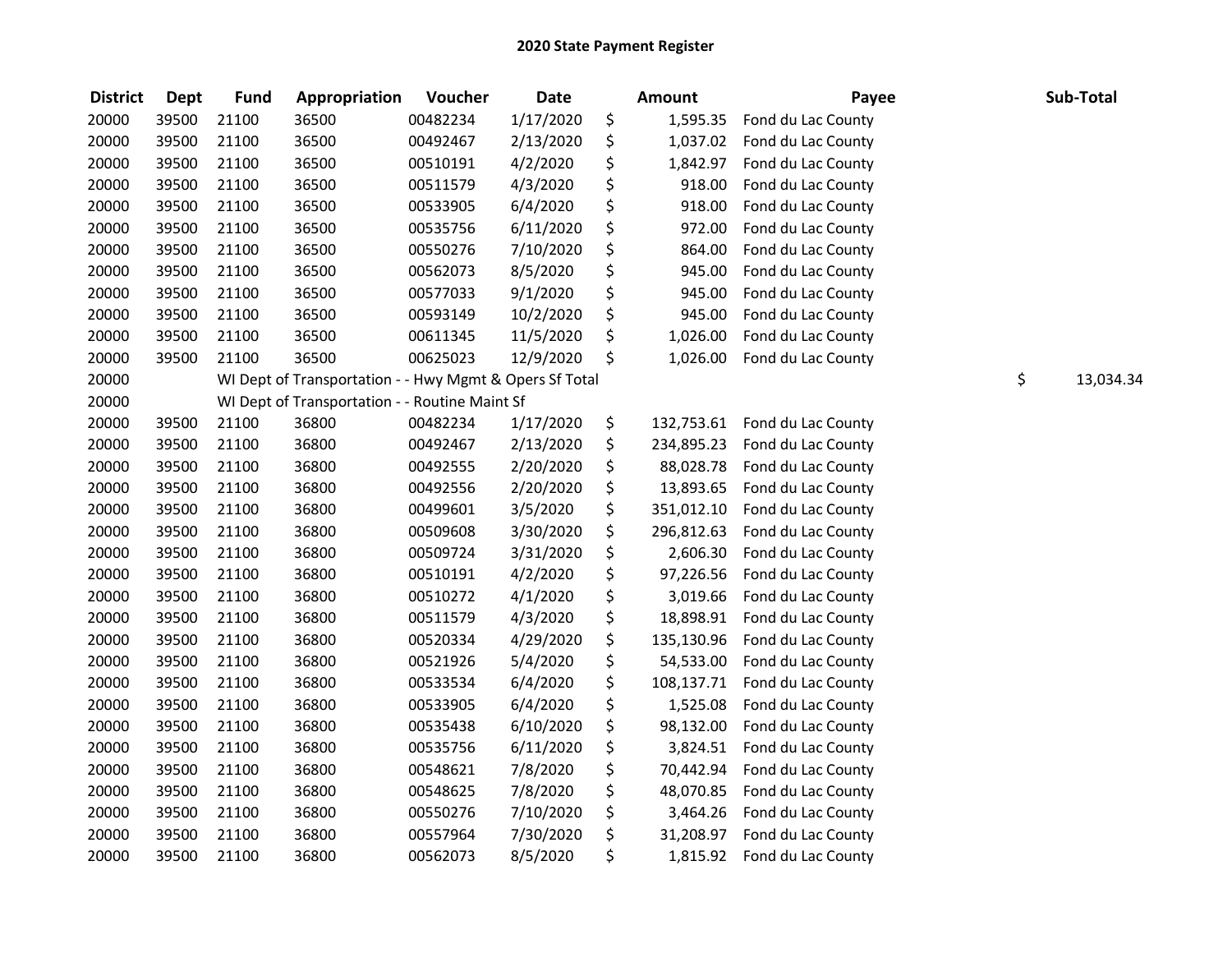# 2020 State Payment Register

| District | Dept | Fund | Appropriation | Voucher | Date | Amount | Payee | Sub-Total |
|---|---|---|---|---|---|---|---|---|
| 20000 | 39500 | 21100 | 36500 | 00482234 | 1/17/2020 | $ 1,595.35 | Fond du Lac County | |
| 20000 | 39500 | 21100 | 36500 | 00492467 | 2/13/2020 | $ 1,037.02 | Fond du Lac County | |
| 20000 | 39500 | 21100 | 36500 | 00510191 | 4/2/2020 | $ 1,842.97 | Fond du Lac County | |
| 20000 | 39500 | 21100 | 36500 | 00511579 | 4/3/2020 | $ 918.00 | Fond du Lac County | |
| 20000 | 39500 | 21100 | 36500 | 00533905 | 6/4/2020 | $ 918.00 | Fond du Lac County | |
| 20000 | 39500 | 21100 | 36500 | 00535756 | 6/11/2020 | $ 972.00 | Fond du Lac County | |
| 20000 | 39500 | 21100 | 36500 | 00550276 | 7/10/2020 | $ 864.00 | Fond du Lac County | |
| 20000 | 39500 | 21100 | 36500 | 00562073 | 8/5/2020 | $ 945.00 | Fond du Lac County | |
| 20000 | 39500 | 21100 | 36500 | 00577033 | 9/1/2020 | $ 945.00 | Fond du Lac County | |
| 20000 | 39500 | 21100 | 36500 | 00593149 | 10/2/2020 | $ 945.00 | Fond du Lac County | |
| 20000 | 39500 | 21100 | 36500 | 00611345 | 11/5/2020 | $ 1,026.00 | Fond du Lac County | |
| 20000 | 39500 | 21100 | 36500 | 00625023 | 12/9/2020 | $ 1,026.00 | Fond du Lac County | |
| 20000 | | WI Dept of Transportation - - Hwy Mgmt & Opers Sf Total | | | | | | $ 13,034.34 |
| 20000 | | WI Dept of Transportation - - Routine Maint Sf | | | | | | |
| 20000 | 39500 | 21100 | 36800 | 00482234 | 1/17/2020 | $ 132,753.61 | Fond du Lac County | |
| 20000 | 39500 | 21100 | 36800 | 00492467 | 2/13/2020 | $ 234,895.23 | Fond du Lac County | |
| 20000 | 39500 | 21100 | 36800 | 00492555 | 2/20/2020 | $ 88,028.78 | Fond du Lac County | |
| 20000 | 39500 | 21100 | 36800 | 00492556 | 2/20/2020 | $ 13,893.65 | Fond du Lac County | |
| 20000 | 39500 | 21100 | 36800 | 00499601 | 3/5/2020 | $ 351,012.10 | Fond du Lac County | |
| 20000 | 39500 | 21100 | 36800 | 00509608 | 3/30/2020 | $ 296,812.63 | Fond du Lac County | |
| 20000 | 39500 | 21100 | 36800 | 00509724 | 3/31/2020 | $ 2,606.30 | Fond du Lac County | |
| 20000 | 39500 | 21100 | 36800 | 00510191 | 4/2/2020 | $ 97,226.56 | Fond du Lac County | |
| 20000 | 39500 | 21100 | 36800 | 00510272 | 4/1/2020 | $ 3,019.66 | Fond du Lac County | |
| 20000 | 39500 | 21100 | 36800 | 00511579 | 4/3/2020 | $ 18,898.91 | Fond du Lac County | |
| 20000 | 39500 | 21100 | 36800 | 00520334 | 4/29/2020 | $ 135,130.96 | Fond du Lac County | |
| 20000 | 39500 | 21100 | 36800 | 00521926 | 5/4/2020 | $ 54,533.00 | Fond du Lac County | |
| 20000 | 39500 | 21100 | 36800 | 00533534 | 6/4/2020 | $ 108,137.71 | Fond du Lac County | |
| 20000 | 39500 | 21100 | 36800 | 00533905 | 6/4/2020 | $ 1,525.08 | Fond du Lac County | |
| 20000 | 39500 | 21100 | 36800 | 00535438 | 6/10/2020 | $ 98,132.00 | Fond du Lac County | |
| 20000 | 39500 | 21100 | 36800 | 00535756 | 6/11/2020 | $ 3,824.51 | Fond du Lac County | |
| 20000 | 39500 | 21100 | 36800 | 00548621 | 7/8/2020 | $ 70,442.94 | Fond du Lac County | |
| 20000 | 39500 | 21100 | 36800 | 00548625 | 7/8/2020 | $ 48,070.85 | Fond du Lac County | |
| 20000 | 39500 | 21100 | 36800 | 00550276 | 7/10/2020 | $ 3,464.26 | Fond du Lac County | |
| 20000 | 39500 | 21100 | 36800 | 00557964 | 7/30/2020 | $ 31,208.97 | Fond du Lac County | |
| 20000 | 39500 | 21100 | 36800 | 00562073 | 8/5/2020 | $ 1,815.92 | Fond du Lac County | |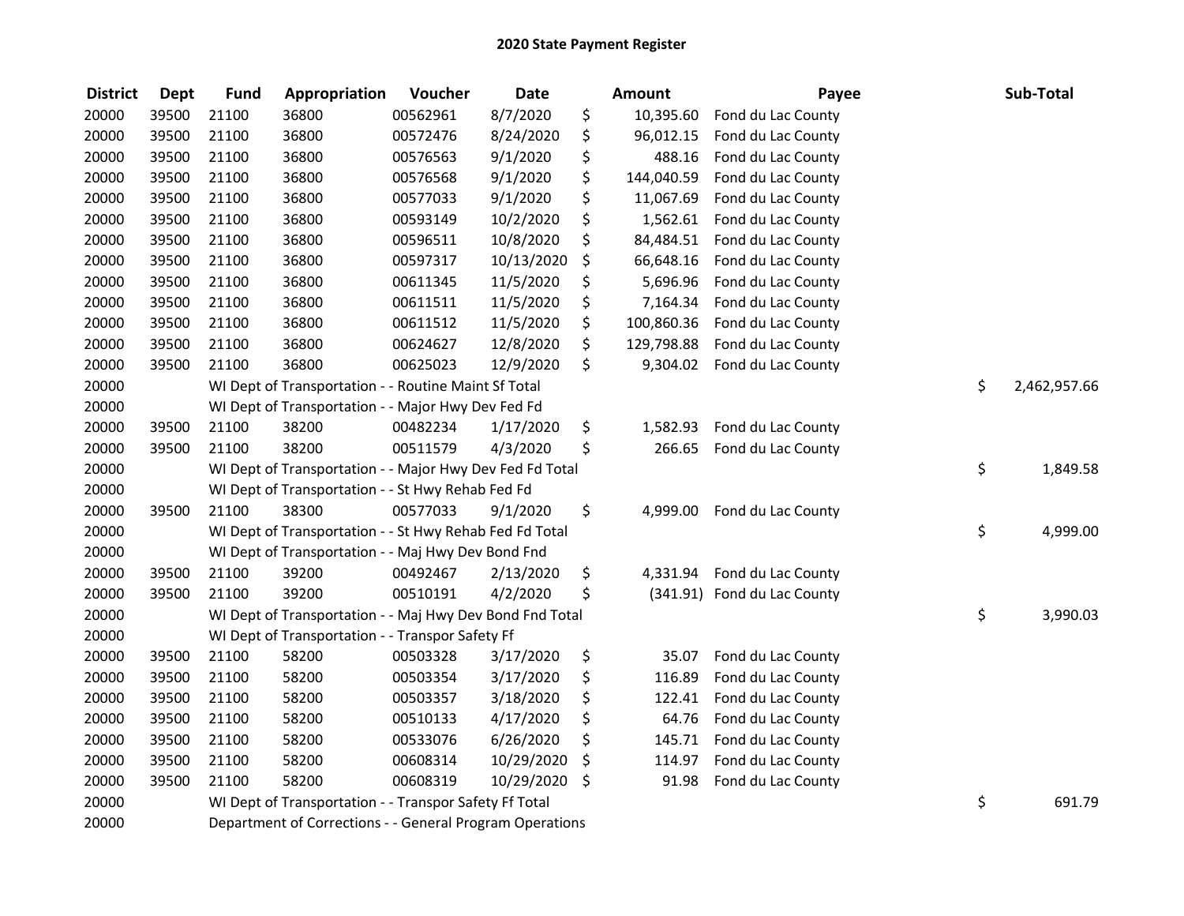# 2020 State Payment Register

| District | Dept | Fund | Appropriation | Voucher | Date | Amount | Payee | Sub-Total |
|---|---|---|---|---|---|---|---|---|
| 20000 | 39500 | 21100 | 36800 | 00562961 | 8/7/2020 | $ 10,395.60 | Fond du Lac County | |
| 20000 | 39500 | 21100 | 36800 | 00572476 | 8/24/2020 | $ 96,012.15 | Fond du Lac County | |
| 20000 | 39500 | 21100 | 36800 | 00576563 | 9/1/2020 | $ 488.16 | Fond du Lac County | |
| 20000 | 39500 | 21100 | 36800 | 00576568 | 9/1/2020 | $ 144,040.59 | Fond du Lac County | |
| 20000 | 39500 | 21100 | 36800 | 00577033 | 9/1/2020 | $ 11,067.69 | Fond du Lac County | |
| 20000 | 39500 | 21100 | 36800 | 00593149 | 10/2/2020 | $ 1,562.61 | Fond du Lac County | |
| 20000 | 39500 | 21100 | 36800 | 00596511 | 10/8/2020 | $ 84,484.51 | Fond du Lac County | |
| 20000 | 39500 | 21100 | 36800 | 00597317 | 10/13/2020 | $ 66,648.16 | Fond du Lac County | |
| 20000 | 39500 | 21100 | 36800 | 00611345 | 11/5/2020 | $ 5,696.96 | Fond du Lac County | |
| 20000 | 39500 | 21100 | 36800 | 00611511 | 11/5/2020 | $ 7,164.34 | Fond du Lac County | |
| 20000 | 39500 | 21100 | 36800 | 00611512 | 11/5/2020 | $ 100,860.36 | Fond du Lac County | |
| 20000 | 39500 | 21100 | 36800 | 00624627 | 12/8/2020 | $ 129,798.88 | Fond du Lac County | |
| 20000 | 39500 | 21100 | 36800 | 00625023 | 12/9/2020 | $ 9,304.02 | Fond du Lac County | |
| 20000 | | WI Dept of Transportation - - Routine Maint Sf Total | | | | | | $ 2,462,957.66 |
| 20000 | | WI Dept of Transportation - - Major Hwy Dev Fed Fd | | | | | | |
| 20000 | 39500 | 21100 | 38200 | 00482234 | 1/17/2020 | $ 1,582.93 | Fond du Lac County | |
| 20000 | 39500 | 21100 | 38200 | 00511579 | 4/3/2020 | $ 266.65 | Fond du Lac County | |
| 20000 | | WI Dept of Transportation - - Major Hwy Dev Fed Fd Total | | | | | | $ 1,849.58 |
| 20000 | | WI Dept of Transportation - - St Hwy Rehab Fed Fd | | | | | | |
| 20000 | 39500 | 21100 | 38300 | 00577033 | 9/1/2020 | $ 4,999.00 | Fond du Lac County | |
| 20000 | | WI Dept of Transportation - - St Hwy Rehab Fed Fd Total | | | | | | $ 4,999.00 |
| 20000 | | WI Dept of Transportation - - Maj Hwy Dev Bond Fnd | | | | | | |
| 20000 | 39500 | 21100 | 39200 | 00492467 | 2/13/2020 | $ 4,331.94 | Fond du Lac County | |
| 20000 | 39500 | 21100 | 39200 | 00510191 | 4/2/2020 | $ (341.91) | Fond du Lac County | |
| 20000 | | WI Dept of Transportation - - Maj Hwy Dev Bond Fnd Total | | | | | | $ 3,990.03 |
| 20000 | | WI Dept of Transportation - - Transpor Safety Ff | | | | | | |
| 20000 | 39500 | 21100 | 58200 | 00503328 | 3/17/2020 | $ 35.07 | Fond du Lac County | |
| 20000 | 39500 | 21100 | 58200 | 00503354 | 3/17/2020 | $ 116.89 | Fond du Lac County | |
| 20000 | 39500 | 21100 | 58200 | 00503357 | 3/18/2020 | $ 122.41 | Fond du Lac County | |
| 20000 | 39500 | 21100 | 58200 | 00510133 | 4/17/2020 | $ 64.76 | Fond du Lac County | |
| 20000 | 39500 | 21100 | 58200 | 00533076 | 6/26/2020 | $ 145.71 | Fond du Lac County | |
| 20000 | 39500 | 21100 | 58200 | 00608314 | 10/29/2020 | $ 114.97 | Fond du Lac County | |
| 20000 | 39500 | 21100 | 58200 | 00608319 | 10/29/2020 | $ 91.98 | Fond du Lac County | |
| 20000 | | WI Dept of Transportation - - Transpor Safety Ff Total | | | | | | $ 691.79 |
| 20000 | | Department of Corrections - - General Program Operations | | | | | | |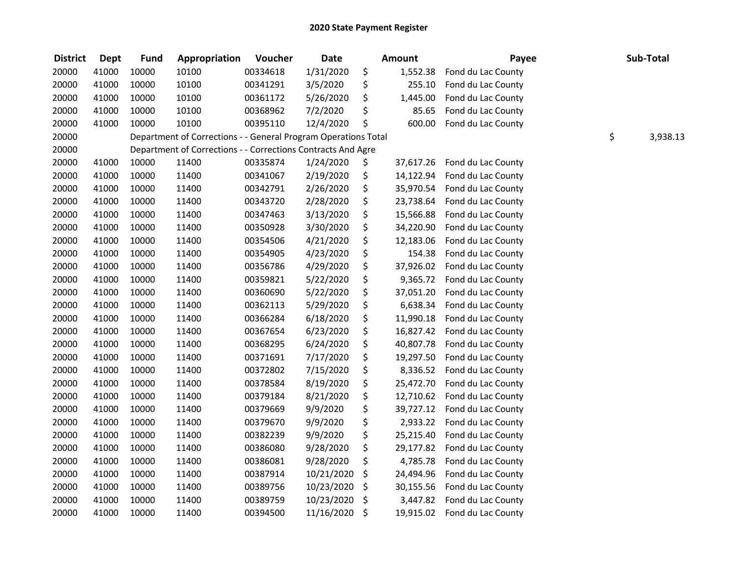## 2020 State Payment Register

| District | Dept | Fund | Appropriation | Voucher | Date | Amount | Payee | Sub-Total |
|---|---|---|---|---|---|---|---|---|
| 20000 | 41000 | 10000 | 10100 | 00334618 | 1/31/2020 | $ 1,552.38 | Fond du Lac County | |
| 20000 | 41000 | 10000 | 10100 | 00341291 | 3/5/2020 | $ 255.10 | Fond du Lac County | |
| 20000 | 41000 | 10000 | 10100 | 00361172 | 5/26/2020 | $ 1,445.00 | Fond du Lac County | |
| 20000 | 41000 | 10000 | 10100 | 00368962 | 7/2/2020 | $ 85.65 | Fond du Lac County | |
| 20000 | 41000 | 10000 | 10100 | 00395110 | 12/4/2020 | $ 600.00 | Fond du Lac County | |
| 20000 | | Department of Corrections - - General Program Operations Total | | | | | | $ 3,938.13 |
| 20000 | | Department of Corrections - - Corrections Contracts And Agre | | | | | | |
| 20000 | 41000 | 10000 | 11400 | 00335874 | 1/24/2020 | $ 37,617.26 | Fond du Lac County | |
| 20000 | 41000 | 10000 | 11400 | 00341067 | 2/19/2020 | $ 14,122.94 | Fond du Lac County | |
| 20000 | 41000 | 10000 | 11400 | 00342791 | 2/26/2020 | $ 35,970.54 | Fond du Lac County | |
| 20000 | 41000 | 10000 | 11400 | 00343720 | 2/28/2020 | $ 23,738.64 | Fond du Lac County | |
| 20000 | 41000 | 10000 | 11400 | 00347463 | 3/13/2020 | $ 15,566.88 | Fond du Lac County | |
| 20000 | 41000 | 10000 | 11400 | 00350928 | 3/30/2020 | $ 34,220.90 | Fond du Lac County | |
| 20000 | 41000 | 10000 | 11400 | 00354506 | 4/21/2020 | $ 12,183.06 | Fond du Lac County | |
| 20000 | 41000 | 10000 | 11400 | 00354905 | 4/23/2020 | $ 154.38 | Fond du Lac County | |
| 20000 | 41000 | 10000 | 11400 | 00356786 | 4/29/2020 | $ 37,926.02 | Fond du Lac County | |
| 20000 | 41000 | 10000 | 11400 | 00359821 | 5/22/2020 | $ 9,365.72 | Fond du Lac County | |
| 20000 | 41000 | 10000 | 11400 | 00360690 | 5/22/2020 | $ 37,051.20 | Fond du Lac County | |
| 20000 | 41000 | 10000 | 11400 | 00362113 | 5/29/2020 | $ 6,638.34 | Fond du Lac County | |
| 20000 | 41000 | 10000 | 11400 | 00366284 | 6/18/2020 | $ 11,990.18 | Fond du Lac County | |
| 20000 | 41000 | 10000 | 11400 | 00367654 | 6/23/2020 | $ 16,827.42 | Fond du Lac County | |
| 20000 | 41000 | 10000 | 11400 | 00368295 | 6/24/2020 | $ 40,807.78 | Fond du Lac County | |
| 20000 | 41000 | 10000 | 11400 | 00371691 | 7/17/2020 | $ 19,297.50 | Fond du Lac County | |
| 20000 | 41000 | 10000 | 11400 | 00372802 | 7/15/2020 | $ 8,336.52 | Fond du Lac County | |
| 20000 | 41000 | 10000 | 11400 | 00378584 | 8/19/2020 | $ 25,472.70 | Fond du Lac County | |
| 20000 | 41000 | 10000 | 11400 | 00379184 | 8/21/2020 | $ 12,710.62 | Fond du Lac County | |
| 20000 | 41000 | 10000 | 11400 | 00379669 | 9/9/2020 | $ 39,727.12 | Fond du Lac County | |
| 20000 | 41000 | 10000 | 11400 | 00379670 | 9/9/2020 | $ 2,933.22 | Fond du Lac County | |
| 20000 | 41000 | 10000 | 11400 | 00382239 | 9/9/2020 | $ 25,215.40 | Fond du Lac County | |
| 20000 | 41000 | 10000 | 11400 | 00386080 | 9/28/2020 | $ 29,177.82 | Fond du Lac County | |
| 20000 | 41000 | 10000 | 11400 | 00386081 | 9/28/2020 | $ 4,785.78 | Fond du Lac County | |
| 20000 | 41000 | 10000 | 11400 | 00387914 | 10/21/2020 | $ 24,494.96 | Fond du Lac County | |
| 20000 | 41000 | 10000 | 11400 | 00389756 | 10/23/2020 | $ 30,155.56 | Fond du Lac County | |
| 20000 | 41000 | 10000 | 11400 | 00389759 | 10/23/2020 | $ 3,447.82 | Fond du Lac County | |
| 20000 | 41000 | 10000 | 11400 | 00394500 | 11/16/2020 | $ 19,915.02 | Fond du Lac County | |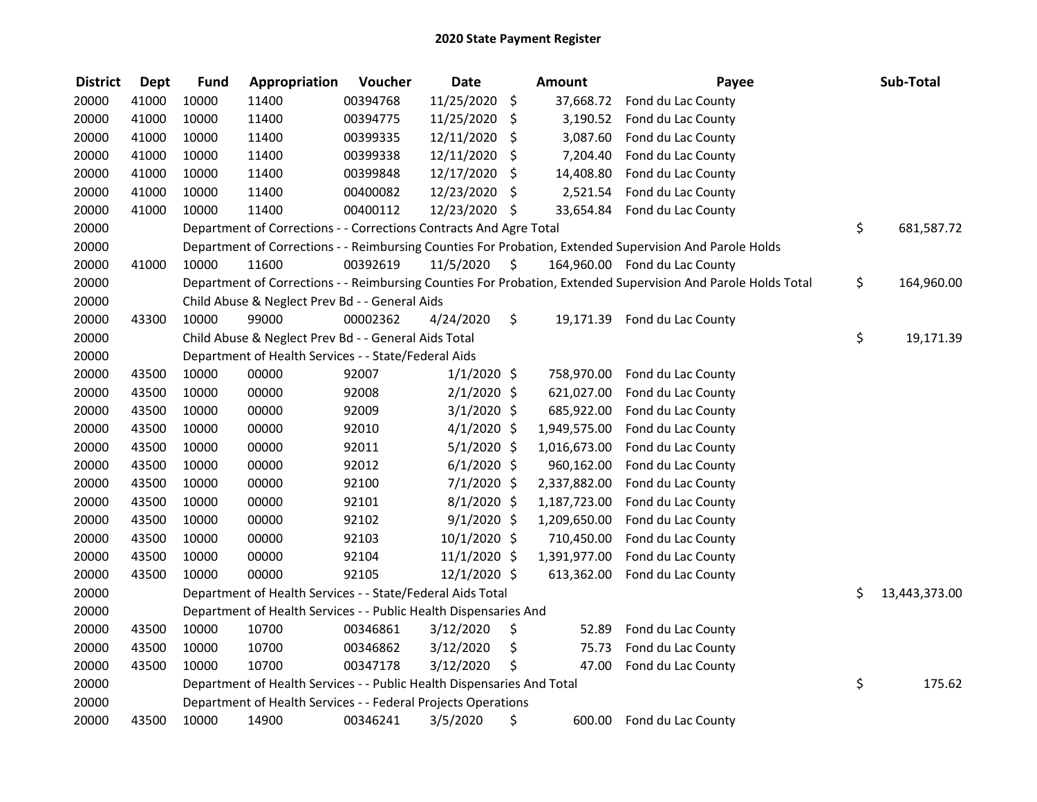# 2020 State Payment Register

| District | Dept | Fund | Appropriation | Voucher | Date | Amount | Payee | Sub-Total |
|---|---|---|---|---|---|---|---|---|
| 20000 | 41000 | 10000 | 11400 | 00394768 | 11/25/2020 | $ 37,668.72 | Fond du Lac County | |
| 20000 | 41000 | 10000 | 11400 | 00394775 | 11/25/2020 | $ 3,190.52 | Fond du Lac County | |
| 20000 | 41000 | 10000 | 11400 | 00399335 | 12/11/2020 | $ 3,087.60 | Fond du Lac County | |
| 20000 | 41000 | 10000 | 11400 | 00399338 | 12/11/2020 | $ 7,204.40 | Fond du Lac County | |
| 20000 | 41000 | 10000 | 11400 | 00399848 | 12/17/2020 | $ 14,408.80 | Fond du Lac County | |
| 20000 | 41000 | 10000 | 11400 | 00400082 | 12/23/2020 | $ 2,521.54 | Fond du Lac County | |
| 20000 | 41000 | 10000 | 11400 | 00400112 | 12/23/2020 | $ 33,654.84 | Fond du Lac County | |
| 20000 | | Department of Corrections - - Corrections Contracts And Agre Total | | | | | | $ 681,587.72 |
| 20000 | | Department of Corrections - - Reimbursing Counties For Probation, Extended Supervision And Parole Holds | | | | | | |
| 20000 | 41000 | 10000 | 11600 | 00392619 | 11/5/2020 | $ 164,960.00 | Fond du Lac County | |
| 20000 | | Department of Corrections - - Reimbursing Counties For Probation, Extended Supervision And Parole Holds Total | | | | | | $ 164,960.00 |
| 20000 | | Child Abuse & Neglect Prev Bd - - General Aids | | | | | | |
| 20000 | 43300 | 10000 | 99000 | 00002362 | 4/24/2020 | $ 19,171.39 | Fond du Lac County | |
| 20000 | | Child Abuse & Neglect Prev Bd - - General Aids Total | | | | | | $ 19,171.39 |
| 20000 | | Department of Health Services - - State/Federal Aids | | | | | | |
| 20000 | 43500 | 10000 | 00000 | 92007 | 1/1/2020 | $ 758,970.00 | Fond du Lac County | |
| 20000 | 43500 | 10000 | 00000 | 92008 | 2/1/2020 | $ 621,027.00 | Fond du Lac County | |
| 20000 | 43500 | 10000 | 00000 | 92009 | 3/1/2020 | $ 685,922.00 | Fond du Lac County | |
| 20000 | 43500 | 10000 | 00000 | 92010 | 4/1/2020 | $ 1,949,575.00 | Fond du Lac County | |
| 20000 | 43500 | 10000 | 00000 | 92011 | 5/1/2020 | $ 1,016,673.00 | Fond du Lac County | |
| 20000 | 43500 | 10000 | 00000 | 92012 | 6/1/2020 | $ 960,162.00 | Fond du Lac County | |
| 20000 | 43500 | 10000 | 00000 | 92100 | 7/1/2020 | $ 2,337,882.00 | Fond du Lac County | |
| 20000 | 43500 | 10000 | 00000 | 92101 | 8/1/2020 | $ 1,187,723.00 | Fond du Lac County | |
| 20000 | 43500 | 10000 | 00000 | 92102 | 9/1/2020 | $ 1,209,650.00 | Fond du Lac County | |
| 20000 | 43500 | 10000 | 00000 | 92103 | 10/1/2020 | $ 710,450.00 | Fond du Lac County | |
| 20000 | 43500 | 10000 | 00000 | 92104 | 11/1/2020 | $ 1,391,977.00 | Fond du Lac County | |
| 20000 | 43500 | 10000 | 00000 | 92105 | 12/1/2020 | $ 613,362.00 | Fond du Lac County | |
| 20000 | | Department of Health Services - - State/Federal Aids Total | | | | | | $ 13,443,373.00 |
| 20000 | | Department of Health Services - - Public Health Dispensaries And | | | | | | |
| 20000 | 43500 | 10000 | 10700 | 00346861 | 3/12/2020 | $ 52.89 | Fond du Lac County | |
| 20000 | 43500 | 10000 | 10700 | 00346862 | 3/12/2020 | $ 75.73 | Fond du Lac County | |
| 20000 | 43500 | 10000 | 10700 | 00347178 | 3/12/2020 | $ 47.00 | Fond du Lac County | |
| 20000 | | Department of Health Services - - Public Health Dispensaries And Total | | | | | | $ 175.62 |
| 20000 | | Department of Health Services - - Federal Projects Operations | | | | | | |
| 20000 | 43500 | 10000 | 14900 | 00346241 | 3/5/2020 | $ 600.00 | Fond du Lac County | |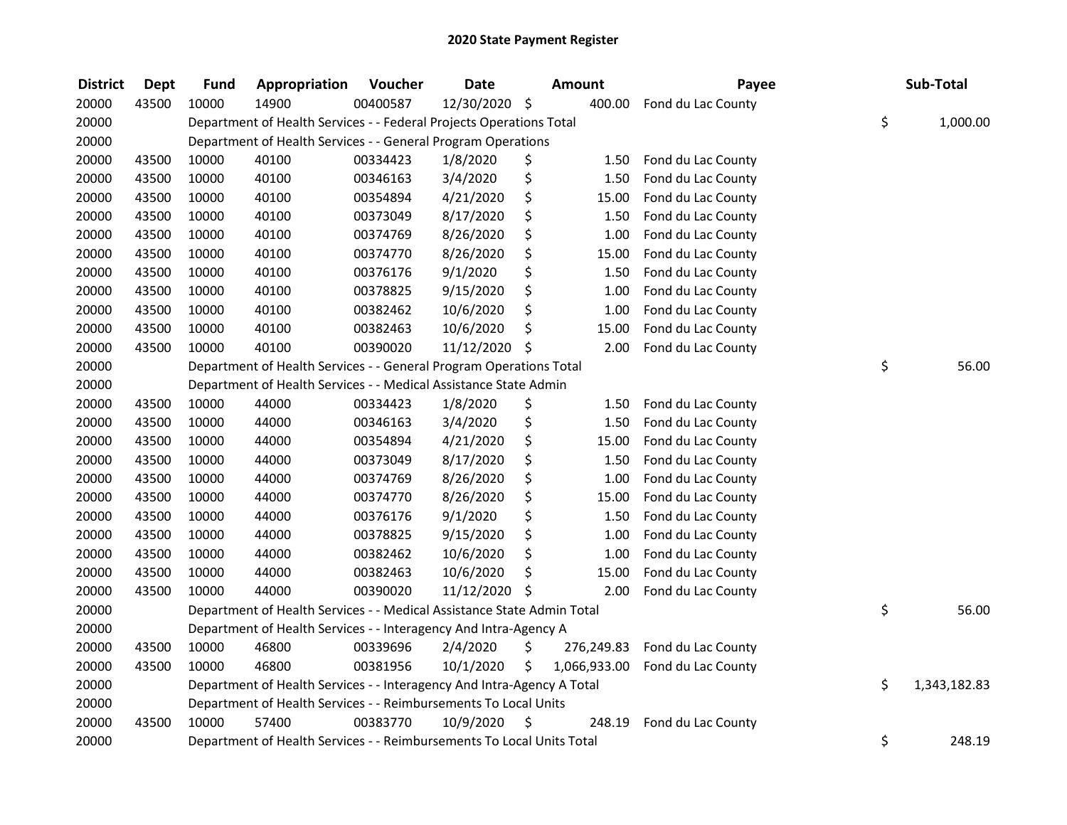# 2020 State Payment Register

| District | Dept | Fund | Appropriation | Voucher | Date | Amount | Payee | Sub-Total |
|---|---|---|---|---|---|---|---|---|
| 20000 | 43500 | 10000 | 14900 | 00400587 | 12/30/2020 | $ 400.00 | Fond du Lac County | |
| 20000 | | Department of Health Services - - Federal Projects Operations Total | | | | | | $ 1,000.00 |
| 20000 | | Department of Health Services - - General Program Operations | | | | | | |
| 20000 | 43500 | 10000 | 40100 | 00334423 | 1/8/2020 | $ 1.50 | Fond du Lac County | |
| 20000 | 43500 | 10000 | 40100 | 00346163 | 3/4/2020 | $ 1.50 | Fond du Lac County | |
| 20000 | 43500 | 10000 | 40100 | 00354894 | 4/21/2020 | $ 15.00 | Fond du Lac County | |
| 20000 | 43500 | 10000 | 40100 | 00373049 | 8/17/2020 | $ 1.50 | Fond du Lac County | |
| 20000 | 43500 | 10000 | 40100 | 00374769 | 8/26/2020 | $ 1.00 | Fond du Lac County | |
| 20000 | 43500 | 10000 | 40100 | 00374770 | 8/26/2020 | $ 15.00 | Fond du Lac County | |
| 20000 | 43500 | 10000 | 40100 | 00376176 | 9/1/2020 | $ 1.50 | Fond du Lac County | |
| 20000 | 43500 | 10000 | 40100 | 00378825 | 9/15/2020 | $ 1.00 | Fond du Lac County | |
| 20000 | 43500 | 10000 | 40100 | 00382462 | 10/6/2020 | $ 1.00 | Fond du Lac County | |
| 20000 | 43500 | 10000 | 40100 | 00382463 | 10/6/2020 | $ 15.00 | Fond du Lac County | |
| 20000 | 43500 | 10000 | 40100 | 00390020 | 11/12/2020 | $ 2.00 | Fond du Lac County | |
| 20000 | | Department of Health Services - - General Program Operations Total | | | | | | $ 56.00 |
| 20000 | | Department of Health Services - - Medical Assistance State Admin | | | | | | |
| 20000 | 43500 | 10000 | 44000 | 00334423 | 1/8/2020 | $ 1.50 | Fond du Lac County | |
| 20000 | 43500 | 10000 | 44000 | 00346163 | 3/4/2020 | $ 1.50 | Fond du Lac County | |
| 20000 | 43500 | 10000 | 44000 | 00354894 | 4/21/2020 | $ 15.00 | Fond du Lac County | |
| 20000 | 43500 | 10000 | 44000 | 00373049 | 8/17/2020 | $ 1.50 | Fond du Lac County | |
| 20000 | 43500 | 10000 | 44000 | 00374769 | 8/26/2020 | $ 1.00 | Fond du Lac County | |
| 20000 | 43500 | 10000 | 44000 | 00374770 | 8/26/2020 | $ 15.00 | Fond du Lac County | |
| 20000 | 43500 | 10000 | 44000 | 00376176 | 9/1/2020 | $ 1.50 | Fond du Lac County | |
| 20000 | 43500 | 10000 | 44000 | 00378825 | 9/15/2020 | $ 1.00 | Fond du Lac County | |
| 20000 | 43500 | 10000 | 44000 | 00382462 | 10/6/2020 | $ 1.00 | Fond du Lac County | |
| 20000 | 43500 | 10000 | 44000 | 00382463 | 10/6/2020 | $ 15.00 | Fond du Lac County | |
| 20000 | 43500 | 10000 | 44000 | 00390020 | 11/12/2020 | $ 2.00 | Fond du Lac County | |
| 20000 | | Department of Health Services - - Medical Assistance State Admin Total | | | | | | $ 56.00 |
| 20000 | | Department of Health Services - - Interagency And Intra-Agency A | | | | | | |
| 20000 | 43500 | 10000 | 46800 | 00339696 | 2/4/2020 | $ 276,249.83 | Fond du Lac County | |
| 20000 | 43500 | 10000 | 46800 | 00381956 | 10/1/2020 | $ 1,066,933.00 | Fond du Lac County | |
| 20000 | | Department of Health Services - - Interagency And Intra-Agency A Total | | | | | | $ 1,343,182.83 |
| 20000 | | Department of Health Services - - Reimbursements To Local Units | | | | | | |
| 20000 | 43500 | 10000 | 57400 | 00383770 | 10/9/2020 | $ 248.19 | Fond du Lac County | |
| 20000 | | Department of Health Services - - Reimbursements To Local Units Total | | | | | | $ 248.19 |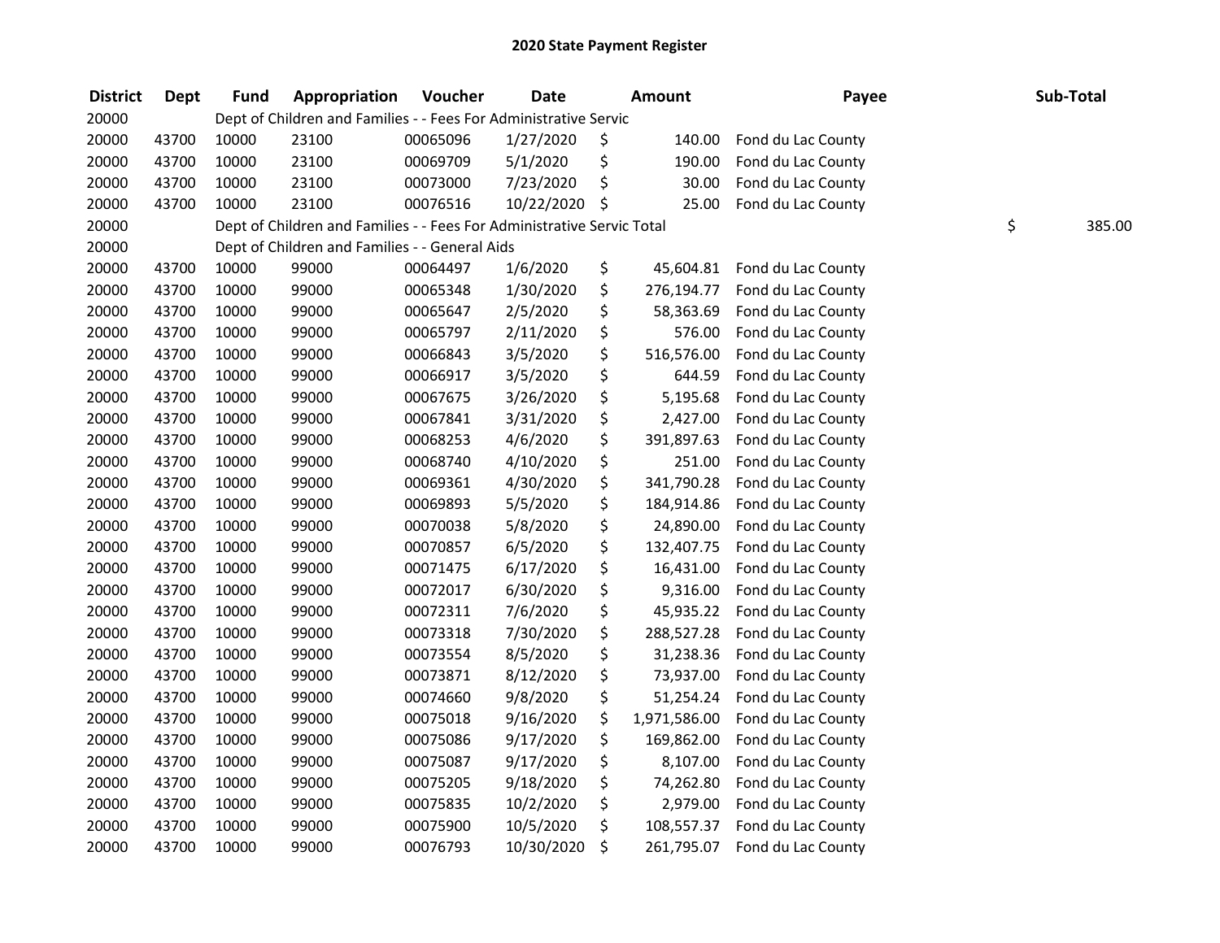# 2020 State Payment Register

| District | Dept | Fund | Appropriation | Voucher | Date | Amount | Payee | Sub-Total |
|---|---|---|---|---|---|---|---|---|
| 20000 | | Dept of Children and Families - - Fees For Administrative Servic | | | | | | |
| 20000 | 43700 | 10000 | 23100 | 00065096 | 1/27/2020 | $ 140.00 | Fond du Lac County | |
| 20000 | 43700 | 10000 | 23100 | 00069709 | 5/1/2020 | $ 190.00 | Fond du Lac County | |
| 20000 | 43700 | 10000 | 23100 | 00073000 | 7/23/2020 | $ 30.00 | Fond du Lac County | |
| 20000 | 43700 | 10000 | 23100 | 00076516 | 10/22/2020 | $ 25.00 | Fond du Lac County | |
| 20000 | | Dept of Children and Families - - Fees For Administrative Servic Total | | | | | | $ 385.00 |
| 20000 | | Dept of Children and Families - - General Aids | | | | | | |
| 20000 | 43700 | 10000 | 99000 | 00064497 | 1/6/2020 | $ 45,604.81 | Fond du Lac County | |
| 20000 | 43700 | 10000 | 99000 | 00065348 | 1/30/2020 | $ 276,194.77 | Fond du Lac County | |
| 20000 | 43700 | 10000 | 99000 | 00065647 | 2/5/2020 | $ 58,363.69 | Fond du Lac County | |
| 20000 | 43700 | 10000 | 99000 | 00065797 | 2/11/2020 | $ 576.00 | Fond du Lac County | |
| 20000 | 43700 | 10000 | 99000 | 00066843 | 3/5/2020 | $ 516,576.00 | Fond du Lac County | |
| 20000 | 43700 | 10000 | 99000 | 00066917 | 3/5/2020 | $ 644.59 | Fond du Lac County | |
| 20000 | 43700 | 10000 | 99000 | 00067675 | 3/26/2020 | $ 5,195.68 | Fond du Lac County | |
| 20000 | 43700 | 10000 | 99000 | 00067841 | 3/31/2020 | $ 2,427.00 | Fond du Lac County | |
| 20000 | 43700 | 10000 | 99000 | 00068253 | 4/6/2020 | $ 391,897.63 | Fond du Lac County | |
| 20000 | 43700 | 10000 | 99000 | 00068740 | 4/10/2020 | $ 251.00 | Fond du Lac County | |
| 20000 | 43700 | 10000 | 99000 | 00069361 | 4/30/2020 | $ 341,790.28 | Fond du Lac County | |
| 20000 | 43700 | 10000 | 99000 | 00069893 | 5/5/2020 | $ 184,914.86 | Fond du Lac County | |
| 20000 | 43700 | 10000 | 99000 | 00070038 | 5/8/2020 | $ 24,890.00 | Fond du Lac County | |
| 20000 | 43700 | 10000 | 99000 | 00070857 | 6/5/2020 | $ 132,407.75 | Fond du Lac County | |
| 20000 | 43700 | 10000 | 99000 | 00071475 | 6/17/2020 | $ 16,431.00 | Fond du Lac County | |
| 20000 | 43700 | 10000 | 99000 | 00072017 | 6/30/2020 | $ 9,316.00 | Fond du Lac County | |
| 20000 | 43700 | 10000 | 99000 | 00072311 | 7/6/2020 | $ 45,935.22 | Fond du Lac County | |
| 20000 | 43700 | 10000 | 99000 | 00073318 | 7/30/2020 | $ 288,527.28 | Fond du Lac County | |
| 20000 | 43700 | 10000 | 99000 | 00073554 | 8/5/2020 | $ 31,238.36 | Fond du Lac County | |
| 20000 | 43700 | 10000 | 99000 | 00073871 | 8/12/2020 | $ 73,937.00 | Fond du Lac County | |
| 20000 | 43700 | 10000 | 99000 | 00074660 | 9/8/2020 | $ 51,254.24 | Fond du Lac County | |
| 20000 | 43700 | 10000 | 99000 | 00075018 | 9/16/2020 | $ 1,971,586.00 | Fond du Lac County | |
| 20000 | 43700 | 10000 | 99000 | 00075086 | 9/17/2020 | $ 169,862.00 | Fond du Lac County | |
| 20000 | 43700 | 10000 | 99000 | 00075087 | 9/17/2020 | $ 8,107.00 | Fond du Lac County | |
| 20000 | 43700 | 10000 | 99000 | 00075205 | 9/18/2020 | $ 74,262.80 | Fond du Lac County | |
| 20000 | 43700 | 10000 | 99000 | 00075835 | 10/2/2020 | $ 2,979.00 | Fond du Lac County | |
| 20000 | 43700 | 10000 | 99000 | 00075900 | 10/5/2020 | $ 108,557.37 | Fond du Lac County | |
| 20000 | 43700 | 10000 | 99000 | 00076793 | 10/30/2020 | $ 261,795.07 | Fond du Lac County | |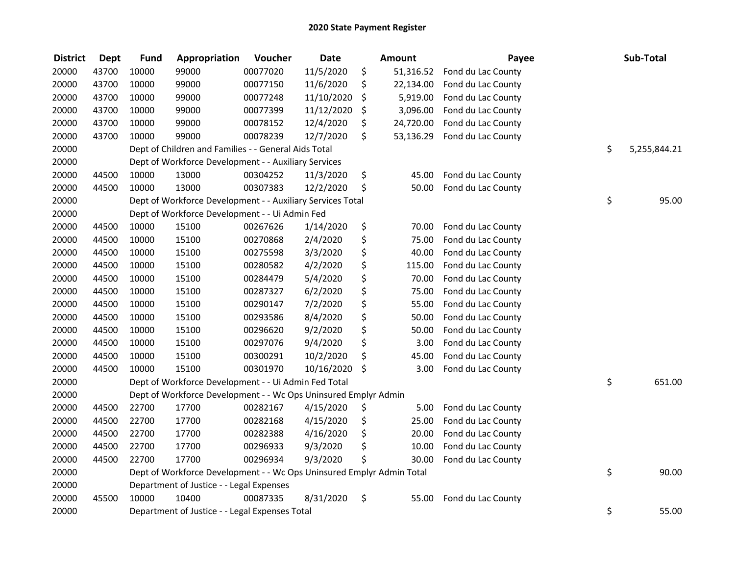# 2020 State Payment Register

| District | Dept | Fund | Appropriation | Voucher | Date | Amount | Payee | Sub-Total |
|---|---|---|---|---|---|---|---|---|
| 20000 | 43700 | 10000 | 99000 | 00077020 | 11/5/2020 | $ 51,316.52 | Fond du Lac County | |
| 20000 | 43700 | 10000 | 99000 | 00077150 | 11/6/2020 | $ 22,134.00 | Fond du Lac County | |
| 20000 | 43700 | 10000 | 99000 | 00077248 | 11/10/2020 | $ 5,919.00 | Fond du Lac County | |
| 20000 | 43700 | 10000 | 99000 | 00077399 | 11/12/2020 | $ 3,096.00 | Fond du Lac County | |
| 20000 | 43700 | 10000 | 99000 | 00078152 | 12/4/2020 | $ 24,720.00 | Fond du Lac County | |
| 20000 | 43700 | 10000 | 99000 | 00078239 | 12/7/2020 | $ 53,136.29 | Fond du Lac County | |
| 20000 | | Dept of Children and Families - - General Aids Total | | | | | | $ 5,255,844.21 |
| 20000 | | Dept of Workforce Development - - Auxiliary Services | | | | | | |
| 20000 | 44500 | 10000 | 13000 | 00304252 | 11/3/2020 | $ 45.00 | Fond du Lac County | |
| 20000 | 44500 | 10000 | 13000 | 00307383 | 12/2/2020 | $ 50.00 | Fond du Lac County | |
| 20000 | | Dept of Workforce Development - - Auxiliary Services Total | | | | | | $ 95.00 |
| 20000 | | Dept of Workforce Development - - Ui Admin Fed | | | | | | |
| 20000 | 44500 | 10000 | 15100 | 00267626 | 1/14/2020 | $ 70.00 | Fond du Lac County | |
| 20000 | 44500 | 10000 | 15100 | 00270868 | 2/4/2020 | $ 75.00 | Fond du Lac County | |
| 20000 | 44500 | 10000 | 15100 | 00275598 | 3/3/2020 | $ 40.00 | Fond du Lac County | |
| 20000 | 44500 | 10000 | 15100 | 00280582 | 4/2/2020 | $ 115.00 | Fond du Lac County | |
| 20000 | 44500 | 10000 | 15100 | 00284479 | 5/4/2020 | $ 70.00 | Fond du Lac County | |
| 20000 | 44500 | 10000 | 15100 | 00287327 | 6/2/2020 | $ 75.00 | Fond du Lac County | |
| 20000 | 44500 | 10000 | 15100 | 00290147 | 7/2/2020 | $ 55.00 | Fond du Lac County | |
| 20000 | 44500 | 10000 | 15100 | 00293586 | 8/4/2020 | $ 50.00 | Fond du Lac County | |
| 20000 | 44500 | 10000 | 15100 | 00296620 | 9/2/2020 | $ 50.00 | Fond du Lac County | |
| 20000 | 44500 | 10000 | 15100 | 00297076 | 9/4/2020 | $ 3.00 | Fond du Lac County | |
| 20000 | 44500 | 10000 | 15100 | 00300291 | 10/2/2020 | $ 45.00 | Fond du Lac County | |
| 20000 | 44500 | 10000 | 15100 | 00301970 | 10/16/2020 | $ 3.00 | Fond du Lac County | |
| 20000 | | Dept of Workforce Development - - Ui Admin Fed Total | | | | | | $ 651.00 |
| 20000 | | Dept of Workforce Development - - Wc Ops Uninsured Emplyr Admin | | | | | | |
| 20000 | 44500 | 22700 | 17700 | 00282167 | 4/15/2020 | $ 5.00 | Fond du Lac County | |
| 20000 | 44500 | 22700 | 17700 | 00282168 | 4/15/2020 | $ 25.00 | Fond du Lac County | |
| 20000 | 44500 | 22700 | 17700 | 00282388 | 4/16/2020 | $ 20.00 | Fond du Lac County | |
| 20000 | 44500 | 22700 | 17700 | 00296933 | 9/3/2020 | $ 10.00 | Fond du Lac County | |
| 20000 | 44500 | 22700 | 17700 | 00296934 | 9/3/2020 | $ 30.00 | Fond du Lac County | |
| 20000 | | Dept of Workforce Development - - Wc Ops Uninsured Emplyr Admin Total | | | | | | $ 90.00 |
| 20000 | | Department of Justice - - Legal Expenses | | | | | | |
| 20000 | 45500 | 10000 | 10400 | 00087335 | 8/31/2020 | $ 55.00 | Fond du Lac County | |
| 20000 | | Department of Justice - - Legal Expenses Total | | | | | | $ 55.00 |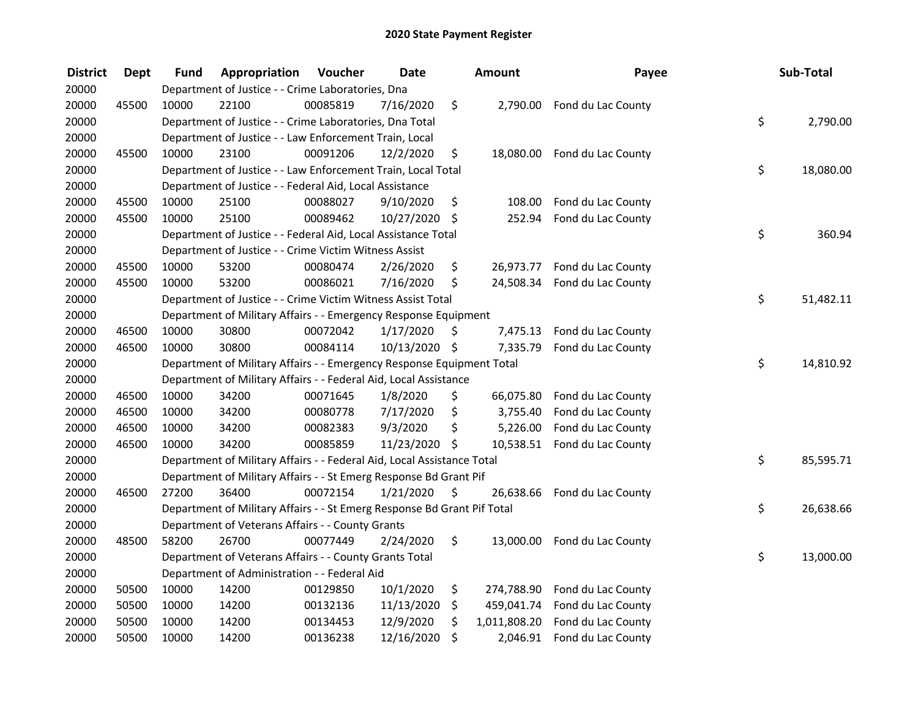# 2020 State Payment Register

| District | Dept | Fund | Appropriation | Voucher | Date | Amount | Payee | Sub-Total |
|---|---|---|---|---|---|---|---|---|
| 20000 | | Department of Justice - - Crime Laboratories, Dna | | | | | | |
| 20000 | 45500 | 10000 | 22100 | 00085819 | 7/16/2020 | $ 2,790.00 | Fond du Lac County | |
| 20000 | | Department of Justice - - Crime Laboratories, Dna Total | | | | | | $ 2,790.00 |
| 20000 | | Department of Justice - - Law Enforcement Train, Local | | | | | | |
| 20000 | 45500 | 10000 | 23100 | 00091206 | 12/2/2020 | $ 18,080.00 | Fond du Lac County | |
| 20000 | | Department of Justice - - Law Enforcement Train, Local Total | | | | | | $ 18,080.00 |
| 20000 | | Department of Justice - - Federal Aid, Local Assistance | | | | | | |
| 20000 | 45500 | 10000 | 25100 | 00088027 | 9/10/2020 | $ 108.00 | Fond du Lac County | |
| 20000 | 45500 | 10000 | 25100 | 00089462 | 10/27/2020 | $ 252.94 | Fond du Lac County | |
| 20000 | | Department of Justice - - Federal Aid, Local Assistance Total | | | | | | $ 360.94 |
| 20000 | | Department of Justice - - Crime Victim Witness Assist | | | | | | |
| 20000 | 45500 | 10000 | 53200 | 00080474 | 2/26/2020 | $ 26,973.77 | Fond du Lac County | |
| 20000 | 45500 | 10000 | 53200 | 00086021 | 7/16/2020 | $ 24,508.34 | Fond du Lac County | |
| 20000 | | Department of Justice - - Crime Victim Witness Assist Total | | | | | | $ 51,482.11 |
| 20000 | | Department of Military Affairs - - Emergency Response Equipment | | | | | | |
| 20000 | 46500 | 10000 | 30800 | 00072042 | 1/17/2020 | $ 7,475.13 | Fond du Lac County | |
| 20000 | 46500 | 10000 | 30800 | 00084114 | 10/13/2020 | $ 7,335.79 | Fond du Lac County | |
| 20000 | | Department of Military Affairs - - Emergency Response Equipment Total | | | | | | $ 14,810.92 |
| 20000 | | Department of Military Affairs - - Federal Aid, Local Assistance | | | | | | |
| 20000 | 46500 | 10000 | 34200 | 00071645 | 1/8/2020 | $ 66,075.80 | Fond du Lac County | |
| 20000 | 46500 | 10000 | 34200 | 00080778 | 7/17/2020 | $ 3,755.40 | Fond du Lac County | |
| 20000 | 46500 | 10000 | 34200 | 00082383 | 9/3/2020 | $ 5,226.00 | Fond du Lac County | |
| 20000 | 46500 | 10000 | 34200 | 00085859 | 11/23/2020 | $ 10,538.51 | Fond du Lac County | |
| 20000 | | Department of Military Affairs - - Federal Aid, Local Assistance Total | | | | | | $ 85,595.71 |
| 20000 | | Department of Military Affairs - - St Emerg Response Bd Grant Pif | | | | | | |
| 20000 | 46500 | 27200 | 36400 | 00072154 | 1/21/2020 | $ 26,638.66 | Fond du Lac County | |
| 20000 | | Department of Military Affairs - - St Emerg Response Bd Grant Pif Total | | | | | | $ 26,638.66 |
| 20000 | | Department of Veterans Affairs - - County Grants | | | | | | |
| 20000 | 48500 | 58200 | 26700 | 00077449 | 2/24/2020 | $ 13,000.00 | Fond du Lac County | |
| 20000 | | Department of Veterans Affairs - - County Grants Total | | | | | | $ 13,000.00 |
| 20000 | | Department of Administration - - Federal Aid | | | | | | |
| 20000 | 50500 | 10000 | 14200 | 00129850 | 10/1/2020 | $ 274,788.90 | Fond du Lac County | |
| 20000 | 50500 | 10000 | 14200 | 00132136 | 11/13/2020 | $ 459,041.74 | Fond du Lac County | |
| 20000 | 50500 | 10000 | 14200 | 00134453 | 12/9/2020 | $ 1,011,808.20 | Fond du Lac County | |
| 20000 | 50500 | 10000 | 14200 | 00136238 | 12/16/2020 | $ 2,046.91 | Fond du Lac County | |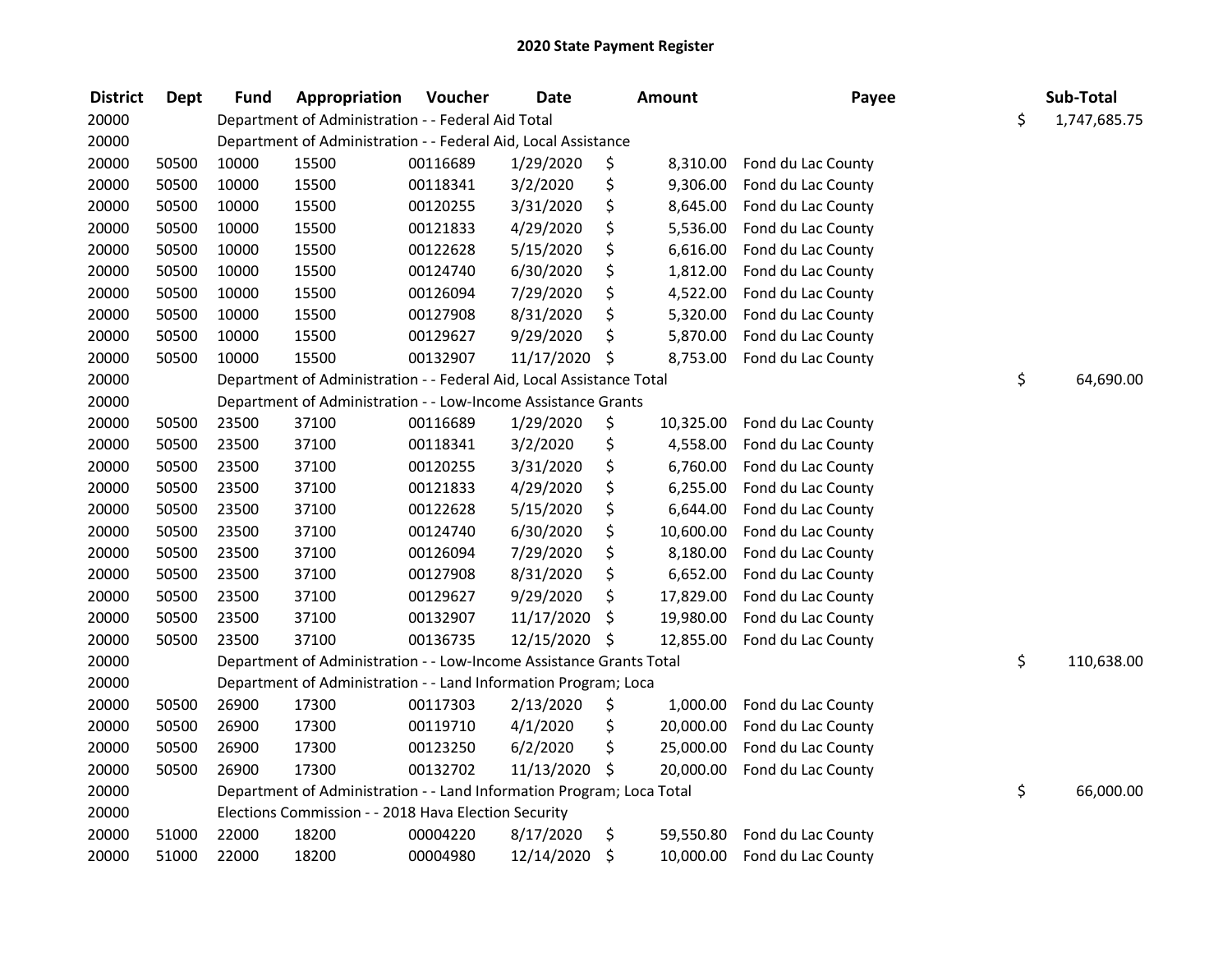# 2020 State Payment Register

| District | Dept | Fund | Appropriation | Voucher | Date | Amount | Payee | Sub-Total |
|---|---|---|---|---|---|---|---|---|
| 20000 | | Department of Administration - - Federal Aid Total | | | | | | $ 1,747,685.75 |
| 20000 | | Department of Administration - - Federal Aid, Local Assistance | | | | | | |
| 20000 | 50500 | 10000 | 15500 | 00116689 | 1/29/2020 | $ 8,310.00 | Fond du Lac County | |
| 20000 | 50500 | 10000 | 15500 | 00118341 | 3/2/2020 | $ 9,306.00 | Fond du Lac County | |
| 20000 | 50500 | 10000 | 15500 | 00120255 | 3/31/2020 | $ 8,645.00 | Fond du Lac County | |
| 20000 | 50500 | 10000 | 15500 | 00121833 | 4/29/2020 | $ 5,536.00 | Fond du Lac County | |
| 20000 | 50500 | 10000 | 15500 | 00122628 | 5/15/2020 | $ 6,616.00 | Fond du Lac County | |
| 20000 | 50500 | 10000 | 15500 | 00124740 | 6/30/2020 | $ 1,812.00 | Fond du Lac County | |
| 20000 | 50500 | 10000 | 15500 | 00126094 | 7/29/2020 | $ 4,522.00 | Fond du Lac County | |
| 20000 | 50500 | 10000 | 15500 | 00127908 | 8/31/2020 | $ 5,320.00 | Fond du Lac County | |
| 20000 | 50500 | 10000 | 15500 | 00129627 | 9/29/2020 | $ 5,870.00 | Fond du Lac County | |
| 20000 | 50500 | 10000 | 15500 | 00132907 | 11/17/2020 | $ 8,753.00 | Fond du Lac County | |
| 20000 | | Department of Administration - - Federal Aid, Local Assistance Total | | | | | | $ 64,690.00 |
| 20000 | | Department of Administration - - Low-Income Assistance Grants | | | | | | |
| 20000 | 50500 | 23500 | 37100 | 00116689 | 1/29/2020 | $ 10,325.00 | Fond du Lac County | |
| 20000 | 50500 | 23500 | 37100 | 00118341 | 3/2/2020 | $ 4,558.00 | Fond du Lac County | |
| 20000 | 50500 | 23500 | 37100 | 00120255 | 3/31/2020 | $ 6,760.00 | Fond du Lac County | |
| 20000 | 50500 | 23500 | 37100 | 00121833 | 4/29/2020 | $ 6,255.00 | Fond du Lac County | |
| 20000 | 50500 | 23500 | 37100 | 00122628 | 5/15/2020 | $ 6,644.00 | Fond du Lac County | |
| 20000 | 50500 | 23500 | 37100 | 00124740 | 6/30/2020 | $ 10,600.00 | Fond du Lac County | |
| 20000 | 50500 | 23500 | 37100 | 00126094 | 7/29/2020 | $ 8,180.00 | Fond du Lac County | |
| 20000 | 50500 | 23500 | 37100 | 00127908 | 8/31/2020 | $ 6,652.00 | Fond du Lac County | |
| 20000 | 50500 | 23500 | 37100 | 00129627 | 9/29/2020 | $ 17,829.00 | Fond du Lac County | |
| 20000 | 50500 | 23500 | 37100 | 00132907 | 11/17/2020 | $ 19,980.00 | Fond du Lac County | |
| 20000 | 50500 | 23500 | 37100 | 00136735 | 12/15/2020 | $ 12,855.00 | Fond du Lac County | |
| 20000 | | Department of Administration - - Low-Income Assistance Grants Total | | | | | | $ 110,638.00 |
| 20000 | | Department of Administration - - Land Information Program; Loca | | | | | | |
| 20000 | 50500 | 26900 | 17300 | 00117303 | 2/13/2020 | $ 1,000.00 | Fond du Lac County | |
| 20000 | 50500 | 26900 | 17300 | 00119710 | 4/1/2020 | $ 20,000.00 | Fond du Lac County | |
| 20000 | 50500 | 26900 | 17300 | 00123250 | 6/2/2020 | $ 25,000.00 | Fond du Lac County | |
| 20000 | 50500 | 26900 | 17300 | 00132702 | 11/13/2020 | $ 20,000.00 | Fond du Lac County | |
| 20000 | | Department of Administration - - Land Information Program; Loca Total | | | | | | $ 66,000.00 |
| 20000 | | Elections Commission - - 2018 Hava Election Security | | | | | | |
| 20000 | 51000 | 22000 | 18200 | 00004220 | 8/17/2020 | $ 59,550.80 | Fond du Lac County | |
| 20000 | 51000 | 22000 | 18200 | 00004980 | 12/14/2020 | $ 10,000.00 | Fond du Lac County | |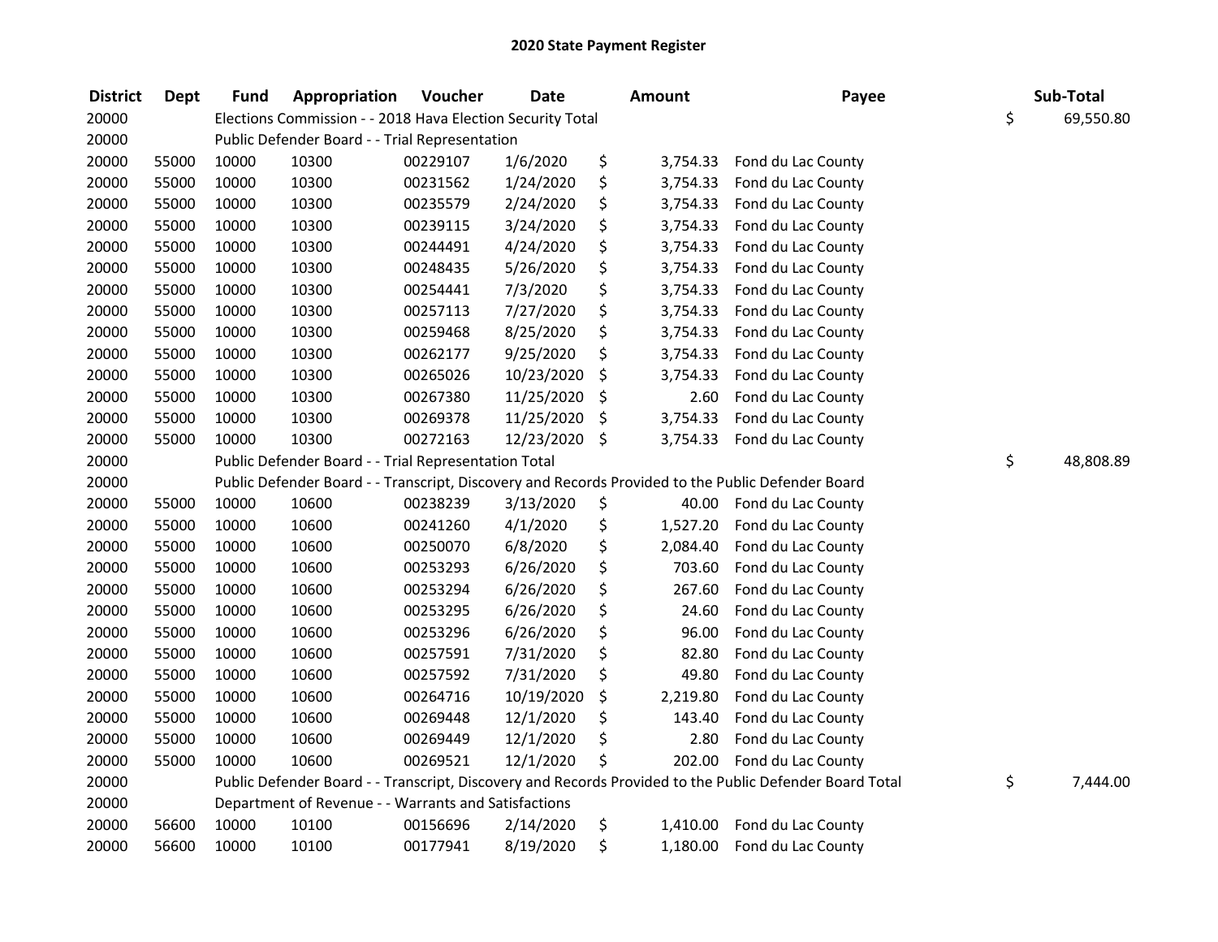# 2020 State Payment Register

| District | Dept | Fund | Appropriation | Voucher | Date | Amount | Payee | Sub-Total |
|---|---|---|---|---|---|---|---|---|
| 20000 | | Elections Commission - - 2018 Hava Election Security Total | | | | | | $ 69,550.80 |
| 20000 | | Public Defender Board - - Trial Representation | | | | | | |
| 20000 | 55000 | 10000 | 10300 | 00229107 | 1/6/2020 | $ 3,754.33 | Fond du Lac County | |
| 20000 | 55000 | 10000 | 10300 | 00231562 | 1/24/2020 | $ 3,754.33 | Fond du Lac County | |
| 20000 | 55000 | 10000 | 10300 | 00235579 | 2/24/2020 | $ 3,754.33 | Fond du Lac County | |
| 20000 | 55000 | 10000 | 10300 | 00239115 | 3/24/2020 | $ 3,754.33 | Fond du Lac County | |
| 20000 | 55000 | 10000 | 10300 | 00244491 | 4/24/2020 | $ 3,754.33 | Fond du Lac County | |
| 20000 | 55000 | 10000 | 10300 | 00248435 | 5/26/2020 | $ 3,754.33 | Fond du Lac County | |
| 20000 | 55000 | 10000 | 10300 | 00254441 | 7/3/2020 | $ 3,754.33 | Fond du Lac County | |
| 20000 | 55000 | 10000 | 10300 | 00257113 | 7/27/2020 | $ 3,754.33 | Fond du Lac County | |
| 20000 | 55000 | 10000 | 10300 | 00259468 | 8/25/2020 | $ 3,754.33 | Fond du Lac County | |
| 20000 | 55000 | 10000 | 10300 | 00262177 | 9/25/2020 | $ 3,754.33 | Fond du Lac County | |
| 20000 | 55000 | 10000 | 10300 | 00265026 | 10/23/2020 | $ 3,754.33 | Fond du Lac County | |
| 20000 | 55000 | 10000 | 10300 | 00267380 | 11/25/2020 | $ 2.60 | Fond du Lac County | |
| 20000 | 55000 | 10000 | 10300 | 00269378 | 11/25/2020 | $ 3,754.33 | Fond du Lac County | |
| 20000 | 55000 | 10000 | 10300 | 00272163 | 12/23/2020 | $ 3,754.33 | Fond du Lac County | |
| 20000 | | Public Defender Board - - Trial Representation Total | | | | | | $ 48,808.89 |
| 20000 | | Public Defender Board - - Transcript, Discovery and Records Provided to the Public Defender Board | | | | | | |
| 20000 | 55000 | 10000 | 10600 | 00238239 | 3/13/2020 | $ 40.00 | Fond du Lac County | |
| 20000 | 55000 | 10000 | 10600 | 00241260 | 4/1/2020 | $ 1,527.20 | Fond du Lac County | |
| 20000 | 55000 | 10000 | 10600 | 00250070 | 6/8/2020 | $ 2,084.40 | Fond du Lac County | |
| 20000 | 55000 | 10000 | 10600 | 00253293 | 6/26/2020 | $ 703.60 | Fond du Lac County | |
| 20000 | 55000 | 10000 | 10600 | 00253294 | 6/26/2020 | $ 267.60 | Fond du Lac County | |
| 20000 | 55000 | 10000 | 10600 | 00253295 | 6/26/2020 | $ 24.60 | Fond du Lac County | |
| 20000 | 55000 | 10000 | 10600 | 00253296 | 6/26/2020 | $ 96.00 | Fond du Lac County | |
| 20000 | 55000 | 10000 | 10600 | 00257591 | 7/31/2020 | $ 82.80 | Fond du Lac County | |
| 20000 | 55000 | 10000 | 10600 | 00257592 | 7/31/2020 | $ 49.80 | Fond du Lac County | |
| 20000 | 55000 | 10000 | 10600 | 00264716 | 10/19/2020 | $ 2,219.80 | Fond du Lac County | |
| 20000 | 55000 | 10000 | 10600 | 00269448 | 12/1/2020 | $ 143.40 | Fond du Lac County | |
| 20000 | 55000 | 10000 | 10600 | 00269449 | 12/1/2020 | $ 2.80 | Fond du Lac County | |
| 20000 | 55000 | 10000 | 10600 | 00269521 | 12/1/2020 | $ 202.00 | Fond du Lac County | |
| 20000 | | Public Defender Board - - Transcript, Discovery and Records Provided to the Public Defender Board Total | | | | | | $ 7,444.00 |
| 20000 | | Department of Revenue - - Warrants and Satisfactions | | | | | | |
| 20000 | 56600 | 10000 | 10100 | 00156696 | 2/14/2020 | $ 1,410.00 | Fond du Lac County | |
| 20000 | 56600 | 10000 | 10100 | 00177941 | 8/19/2020 | $ 1,180.00 | Fond du Lac County | |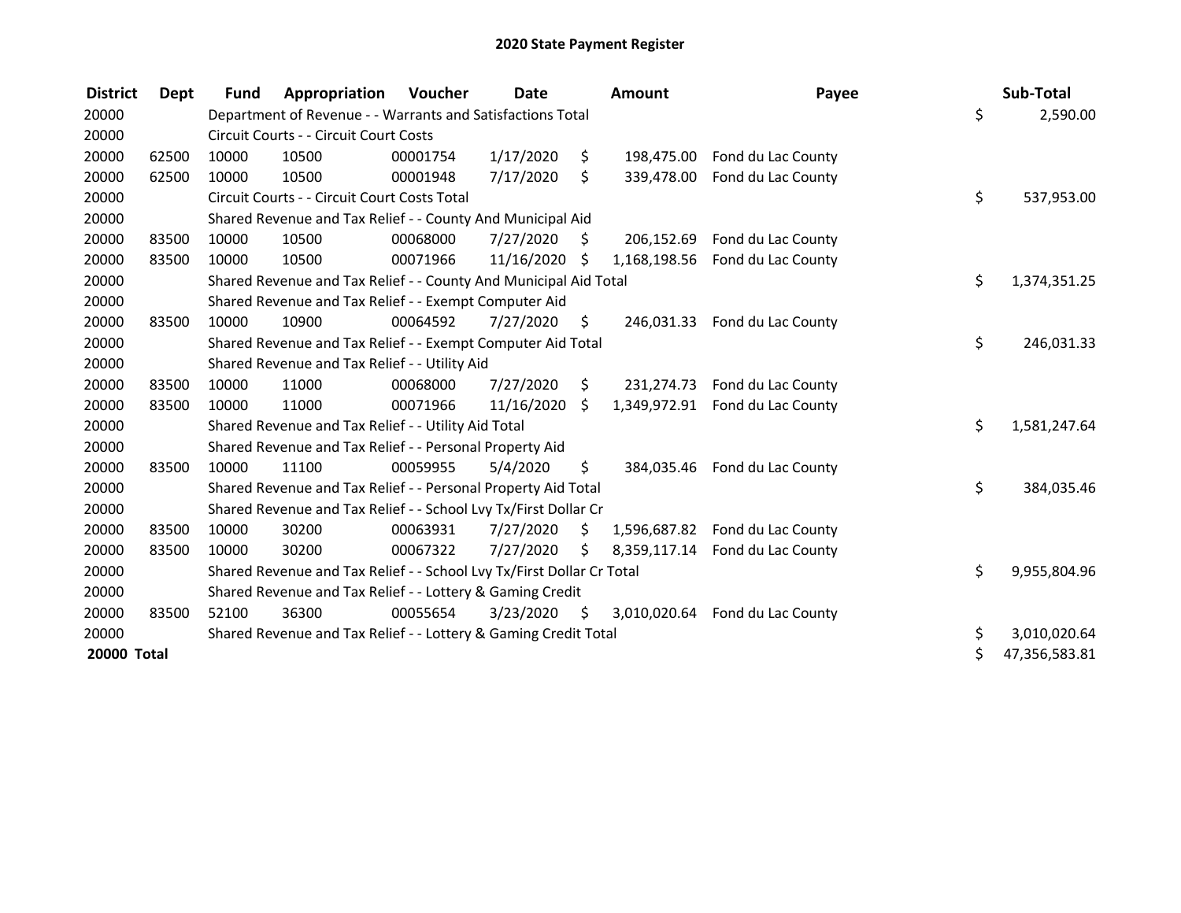# 2020 State Payment Register

| District | Dept | Fund | Appropriation | Voucher | Date | Amount | Payee | Sub-Total |
|---|---|---|---|---|---|---|---|---|
| 20000 | | Department of Revenue - - Warrants and Satisfactions Total | | | | | | $ 2,590.00 |
| 20000 | | Circuit Courts - - Circuit Court Costs | | | | | | |
| 20000 | 62500 | 10000 | 10500 | 00001754 | 1/17/2020 | $ 198,475.00 | Fond du Lac County | |
| 20000 | 62500 | 10000 | 10500 | 00001948 | 7/17/2020 | $ 339,478.00 | Fond du Lac County | |
| 20000 | | Circuit Courts - - Circuit Court Costs Total | | | | | | $ 537,953.00 |
| 20000 | | Shared Revenue and Tax Relief - - County And Municipal Aid | | | | | | |
| 20000 | 83500 | 10000 | 10500 | 00068000 | 7/27/2020 | $ 206,152.69 | Fond du Lac County | |
| 20000 | 83500 | 10000 | 10500 | 00071966 | 11/16/2020 | $ 1,168,198.56 | Fond du Lac County | |
| 20000 | | Shared Revenue and Tax Relief - - County And Municipal Aid Total | | | | | | $ 1,374,351.25 |
| 20000 | | Shared Revenue and Tax Relief - - Exempt Computer Aid | | | | | | |
| 20000 | 83500 | 10000 | 10900 | 00064592 | 7/27/2020 | $ 246,031.33 | Fond du Lac County | |
| 20000 | | Shared Revenue and Tax Relief - - Exempt Computer Aid Total | | | | | | $ 246,031.33 |
| 20000 | | Shared Revenue and Tax Relief - - Utility Aid | | | | | | |
| 20000 | 83500 | 10000 | 11000 | 00068000 | 7/27/2020 | $ 231,274.73 | Fond du Lac County | |
| 20000 | 83500 | 10000 | 11000 | 00071966 | 11/16/2020 | $ 1,349,972.91 | Fond du Lac County | |
| 20000 | | Shared Revenue and Tax Relief - - Utility Aid Total | | | | | | $ 1,581,247.64 |
| 20000 | | Shared Revenue and Tax Relief - - Personal Property Aid | | | | | | |
| 20000 | 83500 | 10000 | 11100 | 00059955 | 5/4/2020 | $ 384,035.46 | Fond du Lac County | |
| 20000 | | Shared Revenue and Tax Relief - - Personal Property Aid Total | | | | | | $ 384,035.46 |
| 20000 | | Shared Revenue and Tax Relief - - School Lvy Tx/First Dollar Cr | | | | | | |
| 20000 | 83500 | 10000 | 30200 | 00063931 | 7/27/2020 | $ 1,596,687.82 | Fond du Lac County | |
| 20000 | 83500 | 10000 | 30200 | 00067322 | 7/27/2020 | $ 8,359,117.14 | Fond du Lac County | |
| 20000 | | Shared Revenue and Tax Relief - - School Lvy Tx/First Dollar Cr Total | | | | | | $ 9,955,804.96 |
| 20000 | | Shared Revenue and Tax Relief - - Lottery & Gaming Credit | | | | | | |
| 20000 | 83500 | 52100 | 36300 | 00055654 | 3/23/2020 | $ 3,010,020.64 | Fond du Lac County | |
| 20000 | | Shared Revenue and Tax Relief - - Lottery & Gaming Credit Total | | | | | | $ 3,010,020.64 |
| **20000 Total** | | | | | | | | $ 47,356,583.81 |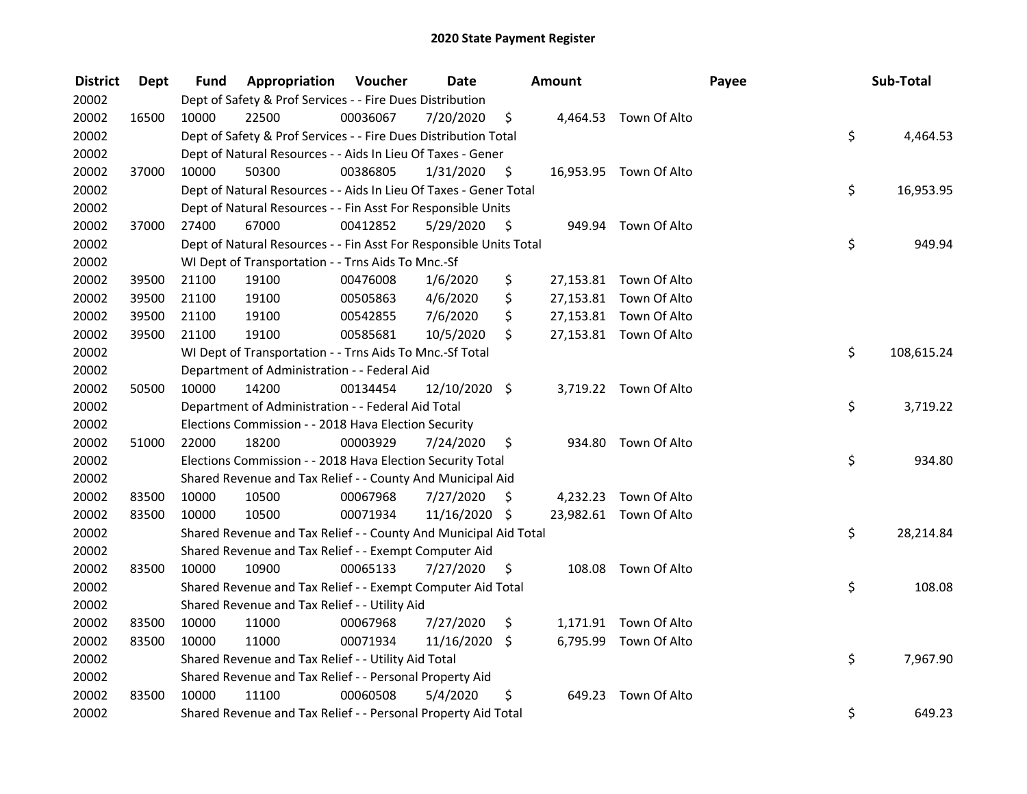# 2020 State Payment Register

| District | Dept | Fund | Appropriation | Voucher | Date | Amount | Payee | Sub-Total |
|---|---|---|---|---|---|---|---|---|
| 20002 | | Dept of Safety & Prof Services - - Fire Dues Distribution | | | | | | |
| 20002 | 16500 | 10000 | 22500 | 00036067 | 7/20/2020 | $ 4,464.53 | Town Of Alto | |
| 20002 | | Dept of Safety & Prof Services - - Fire Dues Distribution Total | | | | | | $ 4,464.53 |
| 20002 | | Dept of Natural Resources - - Aids In Lieu Of Taxes - Gener | | | | | | |
| 20002 | 37000 | 10000 | 50300 | 00386805 | 1/31/2020 | $ 16,953.95 | Town Of Alto | |
| 20002 | | Dept of Natural Resources - - Aids In Lieu Of Taxes - Gener Total | | | | | | $ 16,953.95 |
| 20002 | | Dept of Natural Resources - - Fin Asst For Responsible Units | | | | | | |
| 20002 | 37000 | 27400 | 67000 | 00412852 | 5/29/2020 | $ 949.94 | Town Of Alto | |
| 20002 | | Dept of Natural Resources - - Fin Asst For Responsible Units Total | | | | | | $ 949.94 |
| 20002 | | WI Dept of Transportation - - Trns Aids To Mnc.-Sf | | | | | | |
| 20002 | 39500 | 21100 | 19100 | 00476008 | 1/6/2020 | $ 27,153.81 | Town Of Alto | |
| 20002 | 39500 | 21100 | 19100 | 00505863 | 4/6/2020 | $ 27,153.81 | Town Of Alto | |
| 20002 | 39500 | 21100 | 19100 | 00542855 | 7/6/2020 | $ 27,153.81 | Town Of Alto | |
| 20002 | 39500 | 21100 | 19100 | 00585681 | 10/5/2020 | $ 27,153.81 | Town Of Alto | |
| 20002 | | WI Dept of Transportation - - Trns Aids To Mnc.-Sf Total | | | | | | $ 108,615.24 |
| 20002 | | Department of Administration - - Federal Aid | | | | | | |
| 20002 | 50500 | 10000 | 14200 | 00134454 | 12/10/2020 | $ 3,719.22 | Town Of Alto | |
| 20002 | | Department of Administration - - Federal Aid Total | | | | | | $ 3,719.22 |
| 20002 | | Elections Commission - - 2018 Hava Election Security | | | | | | |
| 20002 | 51000 | 22000 | 18200 | 00003929 | 7/24/2020 | $ 934.80 | Town Of Alto | |
| 20002 | | Elections Commission - - 2018 Hava Election Security Total | | | | | | $ 934.80 |
| 20002 | | Shared Revenue and Tax Relief - - County And Municipal Aid | | | | | | |
| 20002 | 83500 | 10000 | 10500 | 00067968 | 7/27/2020 | $ 4,232.23 | Town Of Alto | |
| 20002 | 83500 | 10000 | 10500 | 00071934 | 11/16/2020 | $ 23,982.61 | Town Of Alto | |
| 20002 | | Shared Revenue and Tax Relief - - County And Municipal Aid Total | | | | | | $ 28,214.84 |
| 20002 | | Shared Revenue and Tax Relief - - Exempt Computer Aid | | | | | | |
| 20002 | 83500 | 10000 | 10900 | 00065133 | 7/27/2020 | $ 108.08 | Town Of Alto | |
| 20002 | | Shared Revenue and Tax Relief - - Exempt Computer Aid Total | | | | | | $ 108.08 |
| 20002 | | Shared Revenue and Tax Relief - - Utility Aid | | | | | | |
| 20002 | 83500 | 10000 | 11000 | 00067968 | 7/27/2020 | $ 1,171.91 | Town Of Alto | |
| 20002 | 83500 | 10000 | 11000 | 00071934 | 11/16/2020 | $ 6,795.99 | Town Of Alto | |
| 20002 | | Shared Revenue and Tax Relief - - Utility Aid Total | | | | | | $ 7,967.90 |
| 20002 | | Shared Revenue and Tax Relief - - Personal Property Aid | | | | | | |
| 20002 | 83500 | 10000 | 11100 | 00060508 | 5/4/2020 | $ 649.23 | Town Of Alto | |
| 20002 | | Shared Revenue and Tax Relief - - Personal Property Aid Total | | | | | | $ 649.23 |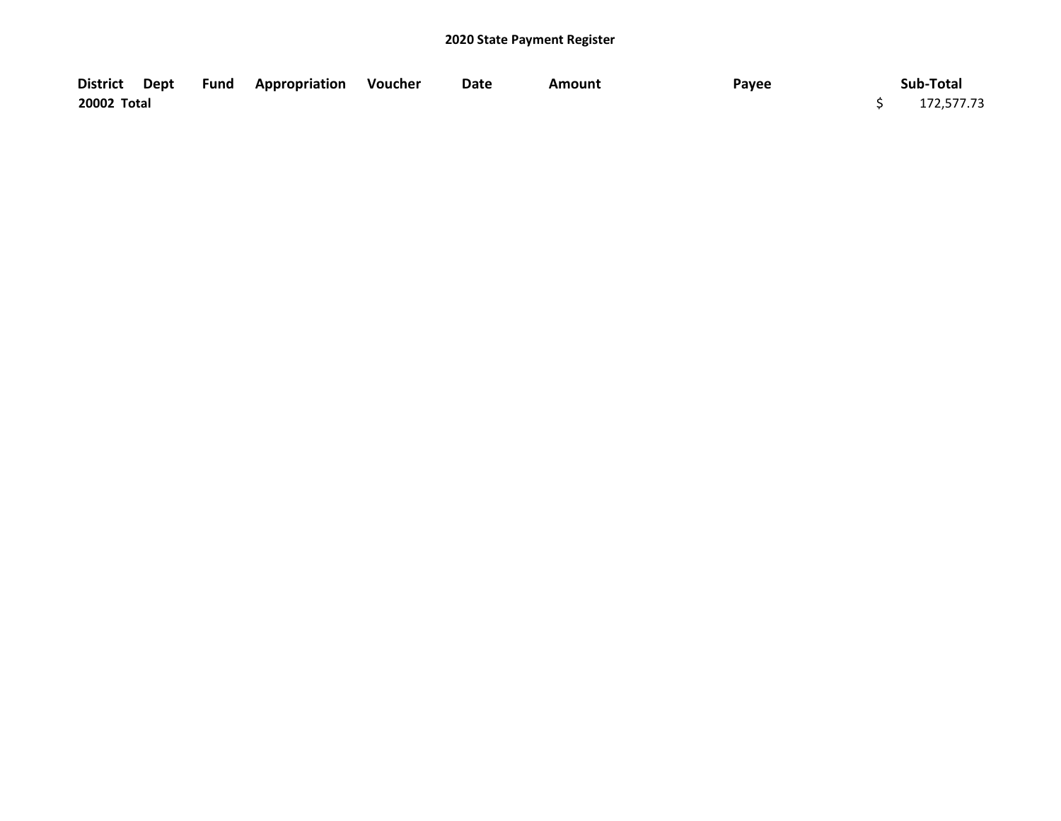## 2020 State Payment Register

| District | Dept | Fund | Appropriation | Voucher | Date | Amount | Payee | Sub-Total |
|---|---|---|---|---|---|---|---|---|
| 20002 Total | | | | | | | | $ 172,577.73 |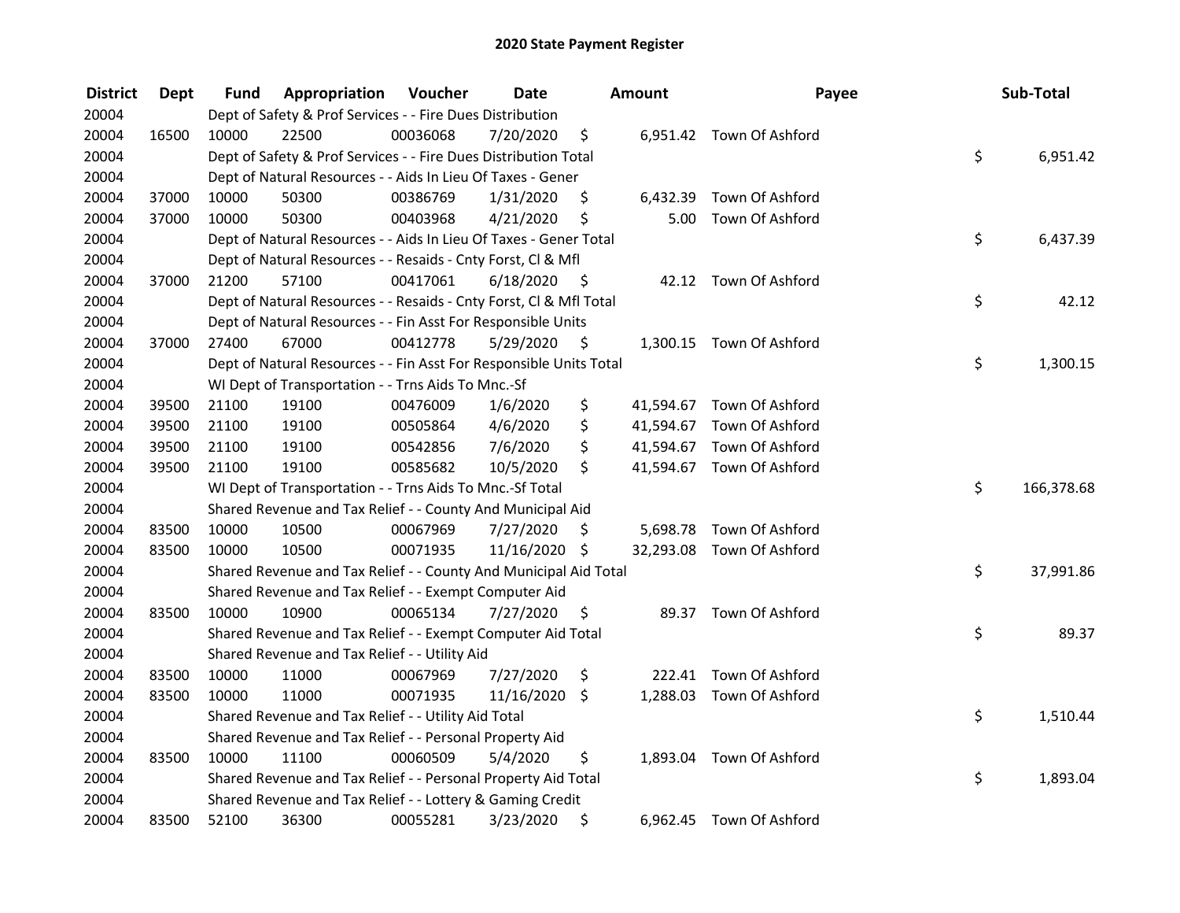# 2020 State Payment Register

| District | Dept | Fund | Appropriation | Voucher | Date | Amount | Payee | Sub-Total |
|---|---|---|---|---|---|---|---|---|
| 20004 | | Dept of Safety & Prof Services - - Fire Dues Distribution | | | | | | |
| 20004 | 16500 | 10000 | 22500 | 00036068 | 7/20/2020 | $ 6,951.42 | Town Of Ashford | |
| 20004 | | Dept of Safety & Prof Services - - Fire Dues Distribution Total | | | | | | $ 6,951.42 |
| 20004 | | Dept of Natural Resources - - Aids In Lieu Of Taxes - Gener | | | | | | |
| 20004 | 37000 | 10000 | 50300 | 00386769 | 1/31/2020 | $ 6,432.39 | Town Of Ashford | |
| 20004 | 37000 | 10000 | 50300 | 00403968 | 4/21/2020 | $ 5.00 | Town Of Ashford | |
| 20004 | | Dept of Natural Resources - - Aids In Lieu Of Taxes - Gener Total | | | | | | $ 6,437.39 |
| 20004 | | Dept of Natural Resources - - Resaids - Cnty Forst, Cl & Mfl | | | | | | |
| 20004 | 37000 | 21200 | 57100 | 00417061 | 6/18/2020 | $ 42.12 | Town Of Ashford | |
| 20004 | | Dept of Natural Resources - - Resaids - Cnty Forst, Cl & Mfl Total | | | | | | $ 42.12 |
| 20004 | | Dept of Natural Resources - - Fin Asst For Responsible Units | | | | | | |
| 20004 | 37000 | 27400 | 67000 | 00412778 | 5/29/2020 | $ 1,300.15 | Town Of Ashford | |
| 20004 | | Dept of Natural Resources - - Fin Asst For Responsible Units Total | | | | | | $ 1,300.15 |
| 20004 | | WI Dept of Transportation - - Trns Aids To Mnc.-Sf | | | | | | |
| 20004 | 39500 | 21100 | 19100 | 00476009 | 1/6/2020 | $ 41,594.67 | Town Of Ashford | |
| 20004 | 39500 | 21100 | 19100 | 00505864 | 4/6/2020 | $ 41,594.67 | Town Of Ashford | |
| 20004 | 39500 | 21100 | 19100 | 00542856 | 7/6/2020 | $ 41,594.67 | Town Of Ashford | |
| 20004 | 39500 | 21100 | 19100 | 00585682 | 10/5/2020 | $ 41,594.67 | Town Of Ashford | |
| 20004 | | WI Dept of Transportation - - Trns Aids To Mnc.-Sf Total | | | | | | $ 166,378.68 |
| 20004 | | Shared Revenue and Tax Relief - - County And Municipal Aid | | | | | | |
| 20004 | 83500 | 10000 | 10500 | 00067969 | 7/27/2020 | $ 5,698.78 | Town Of Ashford | |
| 20004 | 83500 | 10000 | 10500 | 00071935 | 11/16/2020 | $ 32,293.08 | Town Of Ashford | |
| 20004 | | Shared Revenue and Tax Relief - - County And Municipal Aid Total | | | | | | $ 37,991.86 |
| 20004 | | Shared Revenue and Tax Relief - - Exempt Computer Aid | | | | | | |
| 20004 | 83500 | 10000 | 10900 | 00065134 | 7/27/2020 | $ 89.37 | Town Of Ashford | |
| 20004 | | Shared Revenue and Tax Relief - - Exempt Computer Aid Total | | | | | | $ 89.37 |
| 20004 | | Shared Revenue and Tax Relief - - Utility Aid | | | | | | |
| 20004 | 83500 | 10000 | 11000 | 00067969 | 7/27/2020 | $ 222.41 | Town Of Ashford | |
| 20004 | 83500 | 10000 | 11000 | 00071935 | 11/16/2020 | $ 1,288.03 | Town Of Ashford | |
| 20004 | | Shared Revenue and Tax Relief - - Utility Aid Total | | | | | | $ 1,510.44 |
| 20004 | | Shared Revenue and Tax Relief - - Personal Property Aid | | | | | | |
| 20004 | 83500 | 10000 | 11100 | 00060509 | 5/4/2020 | $ 1,893.04 | Town Of Ashford | |
| 20004 | | Shared Revenue and Tax Relief - - Personal Property Aid Total | | | | | | $ 1,893.04 |
| 20004 | | Shared Revenue and Tax Relief - - Lottery & Gaming Credit | | | | | | |
| 20004 | 83500 | 52100 | 36300 | 00055281 | 3/23/2020 | $ 6,962.45 | Town Of Ashford | |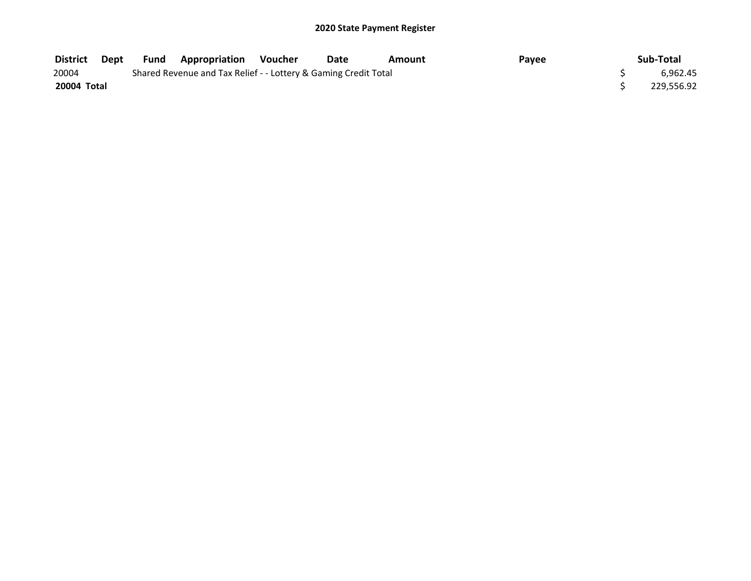## 2020 State Payment Register

| District | Dept | Fund | Appropriation | Voucher | Date | Amount | Payee | Sub-Total |
|---|---|---|---|---|---|---|---|---|
| 20004 | | Shared Revenue and Tax Relief - - Lottery & Gaming Credit Total | | | | | | $ 6,962.45 |
| **20004 Total** | | | | | | | | $ 229,556.92 |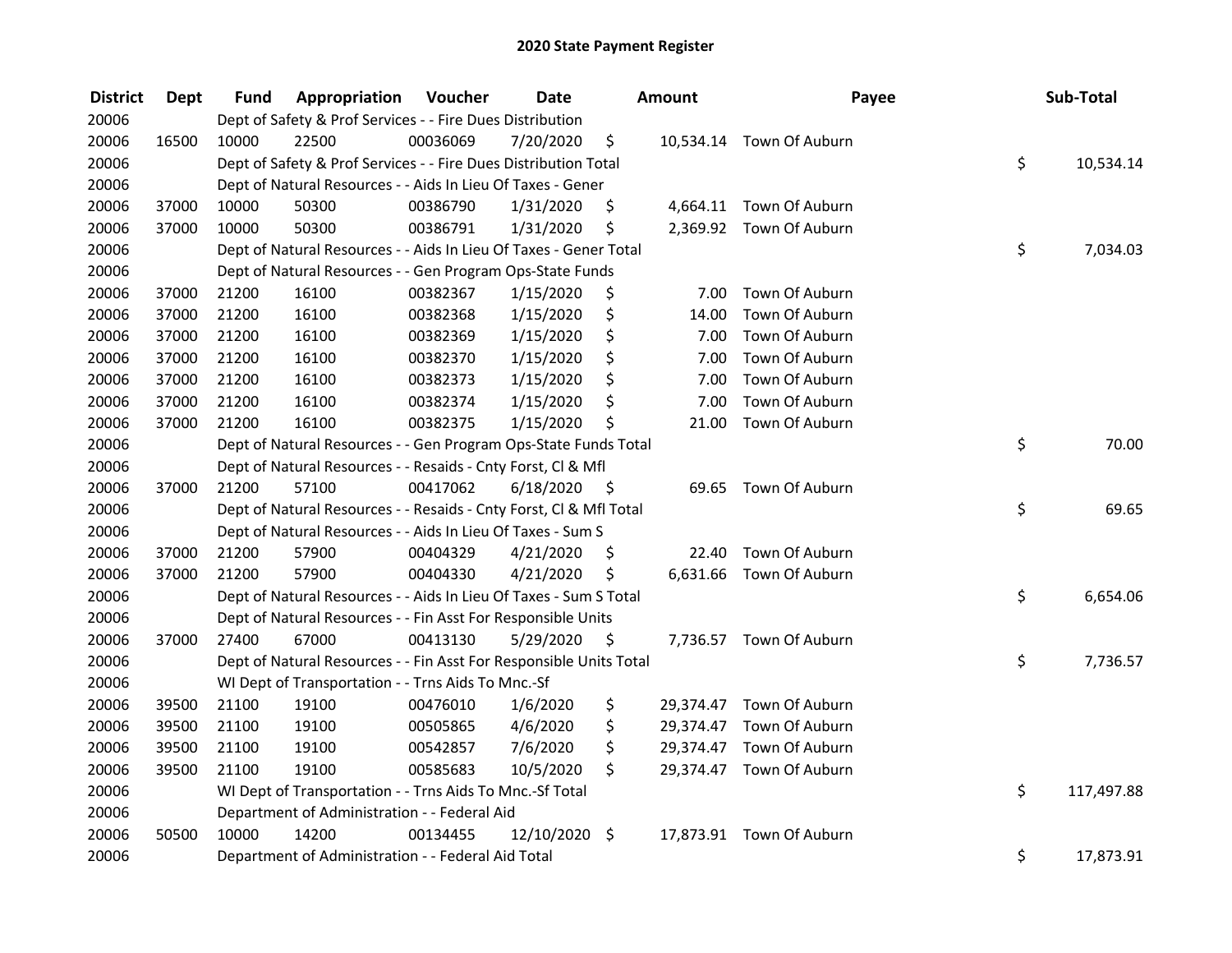# 2020 State Payment Register

| District | Dept | Fund | Appropriation | Voucher | Date | Amount | Payee | Sub-Total |
|---|---|---|---|---|---|---|---|---|
| 20006 | | Dept of Safety & Prof Services - - Fire Dues Distribution | | | | | | |
| 20006 | 16500 | 10000 | 22500 | 00036069 | 7/20/2020 | $ 10,534.14 | Town Of Auburn | |
| 20006 | | Dept of Safety & Prof Services - - Fire Dues Distribution Total | | | | | | $ 10,534.14 |
| 20006 | | Dept of Natural Resources - - Aids In Lieu Of Taxes - Gener | | | | | | |
| 20006 | 37000 | 10000 | 50300 | 00386790 | 1/31/2020 | $ 4,664.11 | Town Of Auburn | |
| 20006 | 37000 | 10000 | 50300 | 00386791 | 1/31/2020 | $ 2,369.92 | Town Of Auburn | |
| 20006 | | Dept of Natural Resources - - Aids In Lieu Of Taxes - Gener Total | | | | | | $ 7,034.03 |
| 20006 | | Dept of Natural Resources - - Gen Program Ops-State Funds | | | | | | |
| 20006 | 37000 | 21200 | 16100 | 00382367 | 1/15/2020 | $ 7.00 | Town Of Auburn | |
| 20006 | 37000 | 21200 | 16100 | 00382368 | 1/15/2020 | $ 14.00 | Town Of Auburn | |
| 20006 | 37000 | 21200 | 16100 | 00382369 | 1/15/2020 | $ 7.00 | Town Of Auburn | |
| 20006 | 37000 | 21200 | 16100 | 00382370 | 1/15/2020 | $ 7.00 | Town Of Auburn | |
| 20006 | 37000 | 21200 | 16100 | 00382373 | 1/15/2020 | $ 7.00 | Town Of Auburn | |
| 20006 | 37000 | 21200 | 16100 | 00382374 | 1/15/2020 | $ 7.00 | Town Of Auburn | |
| 20006 | 37000 | 21200 | 16100 | 00382375 | 1/15/2020 | $ 21.00 | Town Of Auburn | |
| 20006 | | Dept of Natural Resources - - Gen Program Ops-State Funds Total | | | | | | $ 70.00 |
| 20006 | | Dept of Natural Resources - - Resaids - Cnty Forst, Cl & Mfl | | | | | | |
| 20006 | 37000 | 21200 | 57100 | 00417062 | 6/18/2020 | $ 69.65 | Town Of Auburn | |
| 20006 | | Dept of Natural Resources - - Resaids - Cnty Forst, Cl & Mfl Total | | | | | | $ 69.65 |
| 20006 | | Dept of Natural Resources - - Aids In Lieu Of Taxes - Sum S | | | | | | |
| 20006 | 37000 | 21200 | 57900 | 00404329 | 4/21/2020 | $ 22.40 | Town Of Auburn | |
| 20006 | 37000 | 21200 | 57900 | 00404330 | 4/21/2020 | $ 6,631.66 | Town Of Auburn | |
| 20006 | | Dept of Natural Resources - - Aids In Lieu Of Taxes - Sum S Total | | | | | | $ 6,654.06 |
| 20006 | | Dept of Natural Resources - - Fin Asst For Responsible Units | | | | | | |
| 20006 | 37000 | 27400 | 67000 | 00413130 | 5/29/2020 | $ 7,736.57 | Town Of Auburn | |
| 20006 | | Dept of Natural Resources - - Fin Asst For Responsible Units Total | | | | | | $ 7,736.57 |
| 20006 | | WI Dept of Transportation - - Trns Aids To Mnc.-Sf | | | | | | |
| 20006 | 39500 | 21100 | 19100 | 00476010 | 1/6/2020 | $ 29,374.47 | Town Of Auburn | |
| 20006 | 39500 | 21100 | 19100 | 00505865 | 4/6/2020 | $ 29,374.47 | Town Of Auburn | |
| 20006 | 39500 | 21100 | 19100 | 00542857 | 7/6/2020 | $ 29,374.47 | Town Of Auburn | |
| 20006 | 39500 | 21100 | 19100 | 00585683 | 10/5/2020 | $ 29,374.47 | Town Of Auburn | |
| 20006 | | WI Dept of Transportation - - Trns Aids To Mnc.-Sf Total | | | | | | $ 117,497.88 |
| 20006 | | Department of Administration - - Federal Aid | | | | | | |
| 20006 | 50500 | 10000 | 14200 | 00134455 | 12/10/2020 | $ 17,873.91 | Town Of Auburn | |
| 20006 | | Department of Administration - - Federal Aid Total | | | | | | $ 17,873.91 |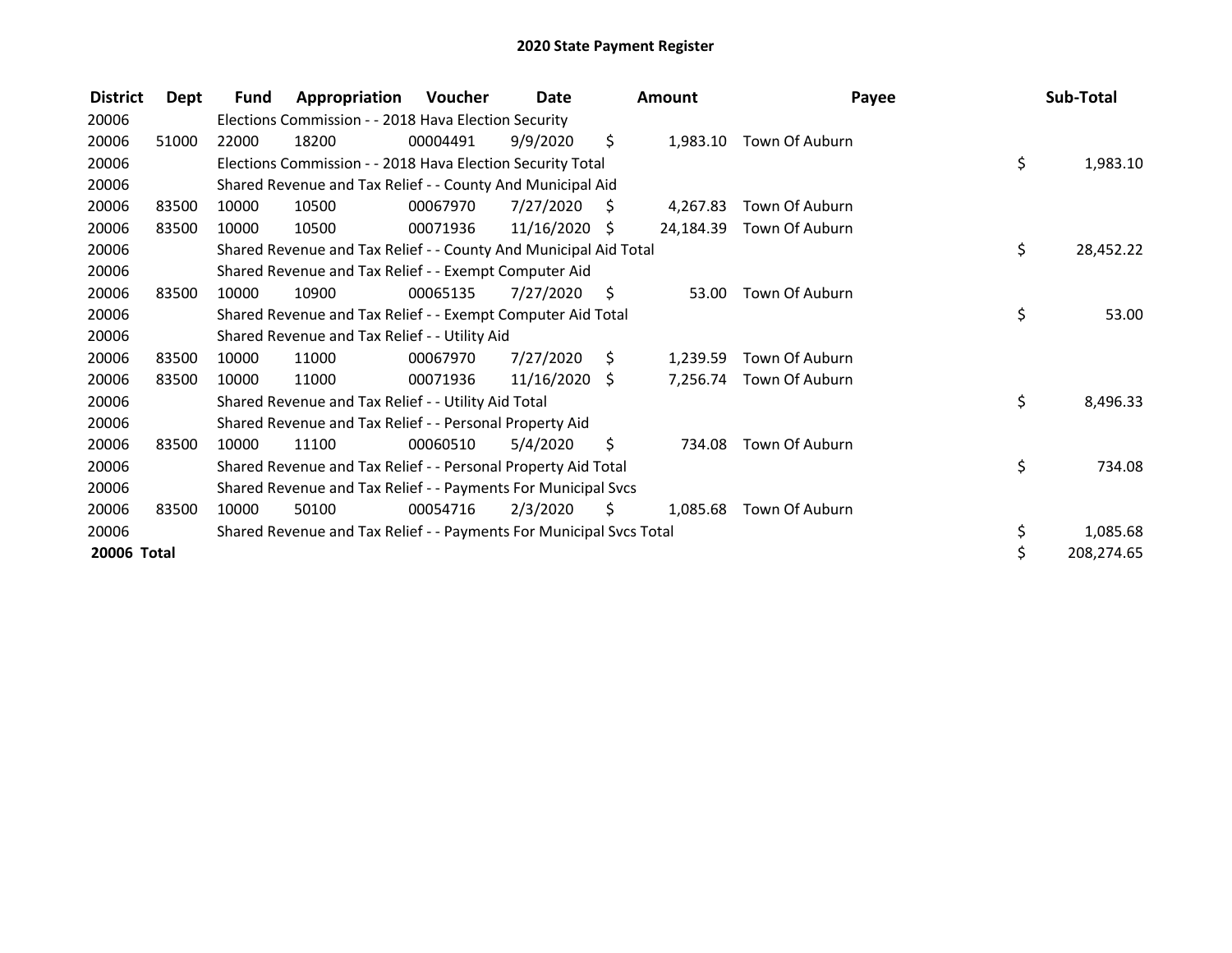# 2020 State Payment Register

| District | Dept | Fund | Appropriation | Voucher | Date | Amount | Payee | Sub-Total |
|---|---|---|---|---|---|---|---|---|
| 20006 | | Elections Commission - - 2018 Hava Election Security | | | | | | |
| 20006 | 51000 | 22000 | 18200 | 00004491 | 9/9/2020 | $ 1,983.10 | Town Of Auburn | |
| 20006 | | Elections Commission - - 2018 Hava Election Security Total | | | | | | $ 1,983.10 |
| 20006 | | Shared Revenue and Tax Relief - - County And Municipal Aid | | | | | | |
| 20006 | 83500 | 10000 | 10500 | 00067970 | 7/27/2020 | $ 4,267.83 | Town Of Auburn | |
| 20006 | 83500 | 10000 | 10500 | 00071936 | 11/16/2020 | $ 24,184.39 | Town Of Auburn | |
| 20006 | | Shared Revenue and Tax Relief - - County And Municipal Aid Total | | | | | | $ 28,452.22 |
| 20006 | | Shared Revenue and Tax Relief - - Exempt Computer Aid | | | | | | |
| 20006 | 83500 | 10000 | 10900 | 00065135 | 7/27/2020 | $ 53.00 | Town Of Auburn | |
| 20006 | | Shared Revenue and Tax Relief - - Exempt Computer Aid Total | | | | | | $ 53.00 |
| 20006 | | Shared Revenue and Tax Relief - - Utility Aid | | | | | | |
| 20006 | 83500 | 10000 | 11000 | 00067970 | 7/27/2020 | $ 1,239.59 | Town Of Auburn | |
| 20006 | 83500 | 10000 | 11000 | 00071936 | 11/16/2020 | $ 7,256.74 | Town Of Auburn | |
| 20006 | | Shared Revenue and Tax Relief - - Utility Aid Total | | | | | | $ 8,496.33 |
| 20006 | | Shared Revenue and Tax Relief - - Personal Property Aid | | | | | | |
| 20006 | 83500 | 10000 | 11100 | 00060510 | 5/4/2020 | $ 734.08 | Town Of Auburn | |
| 20006 | | Shared Revenue and Tax Relief - - Personal Property Aid Total | | | | | | $ 734.08 |
| 20006 | | Shared Revenue and Tax Relief - - Payments For Municipal Svcs | | | | | | |
| 20006 | 83500 | 10000 | 50100 | 00054716 | 2/3/2020 | $ 1,085.68 | Town Of Auburn | |
| 20006 | | Shared Revenue and Tax Relief - - Payments For Municipal Svcs Total | | | | | | $ 1,085.68 |
| **20006 Total** | | | | | | | | $ 208,274.65 |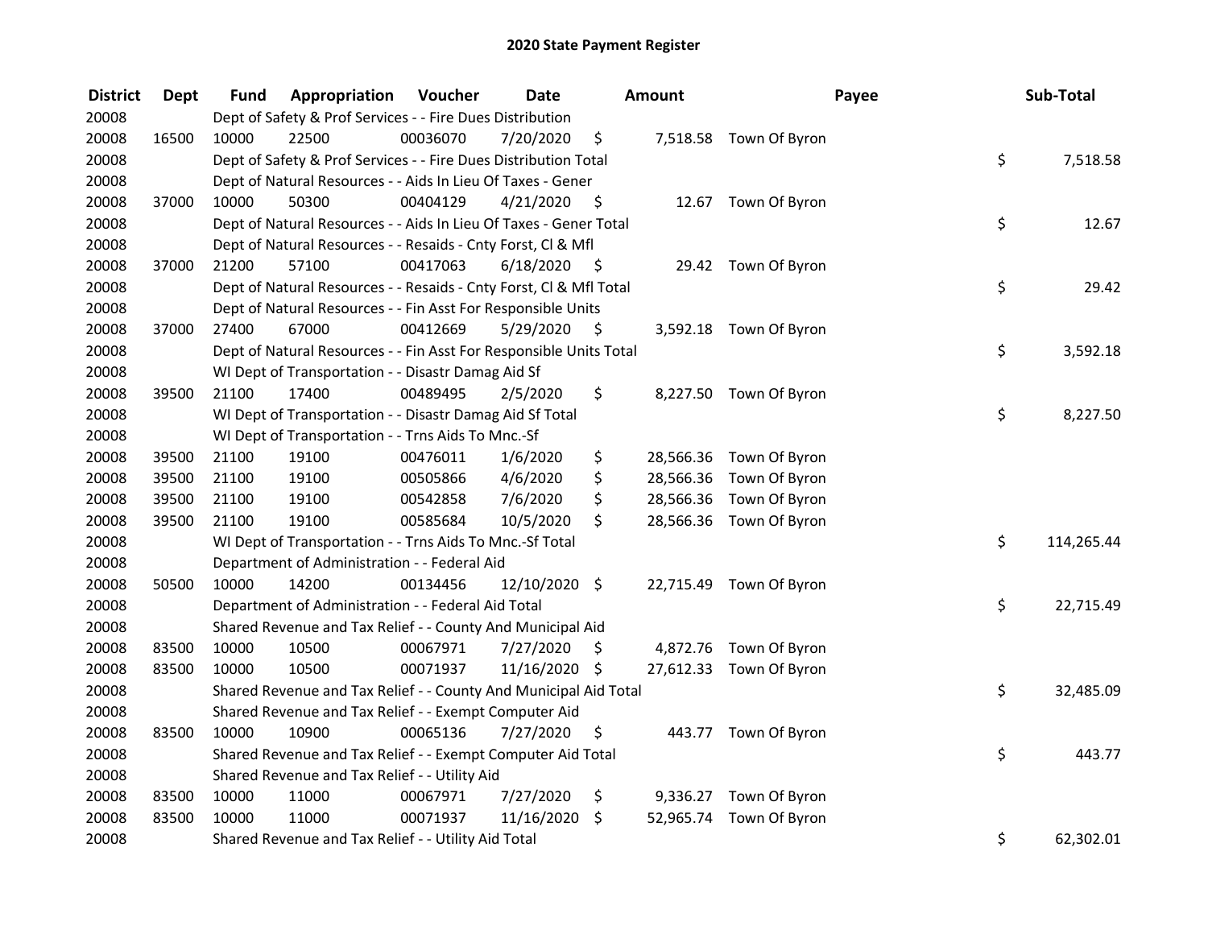# 2020 State Payment Register

| District | Dept | Fund | Appropriation | Voucher | Date | Amount | Payee | Sub-Total |
|---|---|---|---|---|---|---|---|---|
| 20008 | | Dept of Safety & Prof Services - - Fire Dues Distribution | | | | | | |
| 20008 | 16500 | 10000 | 22500 | 00036070 | 7/20/2020 | $ 7,518.58 | Town Of Byron | |
| 20008 | | Dept of Safety & Prof Services - - Fire Dues Distribution Total | | | | | | $ 7,518.58 |
| 20008 | | Dept of Natural Resources - - Aids In Lieu Of Taxes - Gener | | | | | | |
| 20008 | 37000 | 10000 | 50300 | 00404129 | 4/21/2020 | $ 12.67 | Town Of Byron | |
| 20008 | | Dept of Natural Resources - - Aids In Lieu Of Taxes - Gener Total | | | | | | $ 12.67 |
| 20008 | | Dept of Natural Resources - - Resaids - Cnty Forst, Cl & Mfl | | | | | | |
| 20008 | 37000 | 21200 | 57100 | 00417063 | 6/18/2020 | $ 29.42 | Town Of Byron | |
| 20008 | | Dept of Natural Resources - - Resaids - Cnty Forst, Cl & Mfl Total | | | | | | $ 29.42 |
| 20008 | | Dept of Natural Resources - - Fin Asst For Responsible Units | | | | | | |
| 20008 | 37000 | 27400 | 67000 | 00412669 | 5/29/2020 | $ 3,592.18 | Town Of Byron | |
| 20008 | | Dept of Natural Resources - - Fin Asst For Responsible Units Total | | | | | | $ 3,592.18 |
| 20008 | | WI Dept of Transportation - - Disastr Damag Aid Sf | | | | | | |
| 20008 | 39500 | 21100 | 17400 | 00489495 | 2/5/2020 | $ 8,227.50 | Town Of Byron | |
| 20008 | | WI Dept of Transportation - - Disastr Damag Aid Sf Total | | | | | | $ 8,227.50 |
| 20008 | | WI Dept of Transportation - - Trns Aids To Mnc.-Sf | | | | | | |
| 20008 | 39500 | 21100 | 19100 | 00476011 | 1/6/2020 | $ 28,566.36 | Town Of Byron | |
| 20008 | 39500 | 21100 | 19100 | 00505866 | 4/6/2020 | $ 28,566.36 | Town Of Byron | |
| 20008 | 39500 | 21100 | 19100 | 00542858 | 7/6/2020 | $ 28,566.36 | Town Of Byron | |
| 20008 | 39500 | 21100 | 19100 | 00585684 | 10/5/2020 | $ 28,566.36 | Town Of Byron | |
| 20008 | | WI Dept of Transportation - - Trns Aids To Mnc.-Sf Total | | | | | | $ 114,265.44 |
| 20008 | | Department of Administration - - Federal Aid | | | | | | |
| 20008 | 50500 | 10000 | 14200 | 00134456 | 12/10/2020 | $ 22,715.49 | Town Of Byron | |
| 20008 | | Department of Administration - - Federal Aid Total | | | | | | $ 22,715.49 |
| 20008 | | Shared Revenue and Tax Relief - - County And Municipal Aid | | | | | | |
| 20008 | 83500 | 10000 | 10500 | 00067971 | 7/27/2020 | $ 4,872.76 | Town Of Byron | |
| 20008 | 83500 | 10000 | 10500 | 00071937 | 11/16/2020 | $ 27,612.33 | Town Of Byron | |
| 20008 | | Shared Revenue and Tax Relief - - County And Municipal Aid Total | | | | | | $ 32,485.09 |
| 20008 | | Shared Revenue and Tax Relief - - Exempt Computer Aid | | | | | | |
| 20008 | 83500 | 10000 | 10900 | 00065136 | 7/27/2020 | $ 443.77 | Town Of Byron | |
| 20008 | | Shared Revenue and Tax Relief - - Exempt Computer Aid Total | | | | | | $ 443.77 |
| 20008 | | Shared Revenue and Tax Relief - - Utility Aid | | | | | | |
| 20008 | 83500 | 10000 | 11000 | 00067971 | 7/27/2020 | $ 9,336.27 | Town Of Byron | |
| 20008 | 83500 | 10000 | 11000 | 00071937 | 11/16/2020 | $ 52,965.74 | Town Of Byron | |
| 20008 | | Shared Revenue and Tax Relief - - Utility Aid Total | | | | | | $ 62,302.01 |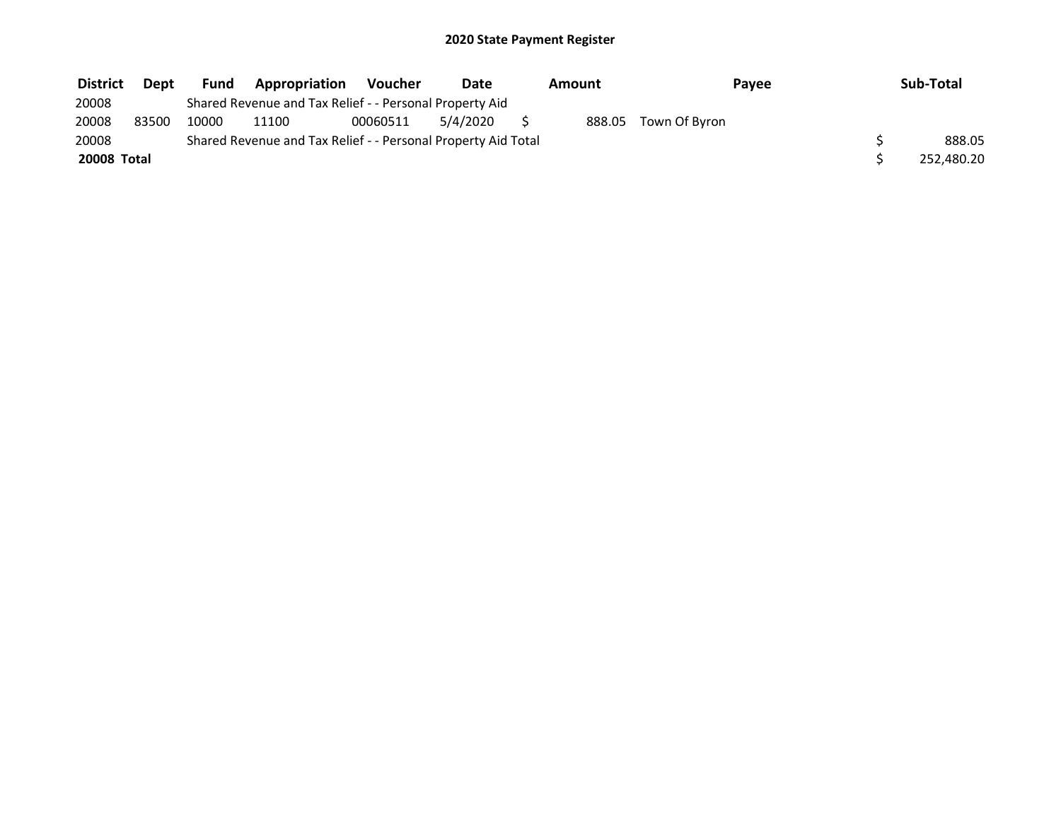# 2020 State Payment Register

| District | Dept | Fund | Appropriation | Voucher | Date | Amount | Payee | Sub-Total |
| --- | --- | --- | --- | --- | --- | --- | --- | --- |
| 20008 | | Shared Revenue and Tax Relief - - Personal Property Aid | | | | | | |
| 20008 | 83500 | 10000 | 11100 | 00060511 | 5/4/2020 | $ 888.05 | Town Of Byron | |
| 20008 | | Shared Revenue and Tax Relief - - Personal Property Aid Total | | | | | | $ 888.05 |
| **20008 Total** | | | | | | | | $ 252,480.20 |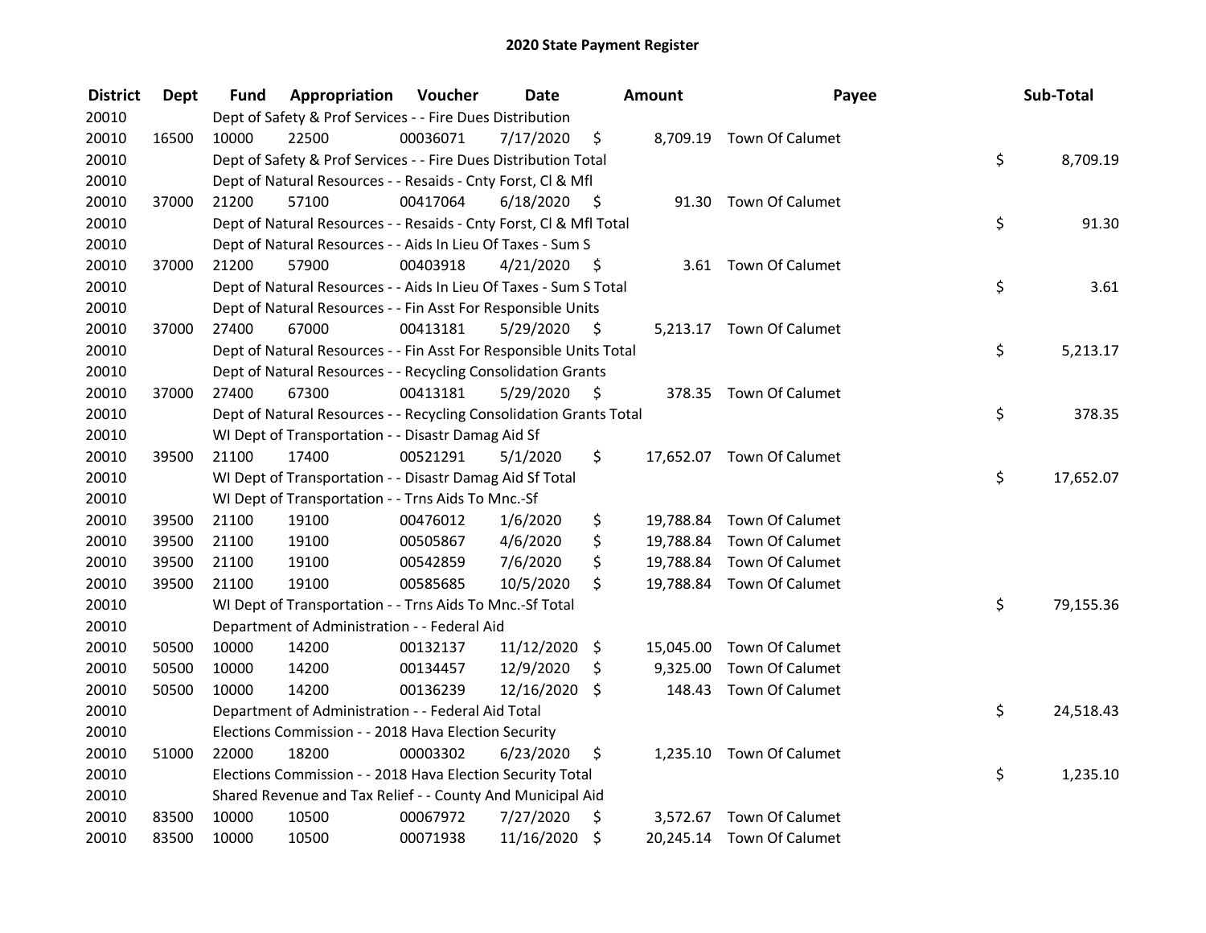# 2020 State Payment Register

| District | Dept | Fund | Appropriation | Voucher | Date | Amount | Payee | Sub-Total |
|---|---|---|---|---|---|---|---|---|
| 20010 | | Dept of Safety & Prof Services - - Fire Dues Distribution | | | | | | |
| 20010 | 16500 | 10000 | 22500 | 00036071 | 7/17/2020 | $ 8,709.19 | Town Of Calumet | |
| 20010 | | Dept of Safety & Prof Services - - Fire Dues Distribution Total | | | | | | $ 8,709.19 |
| 20010 | | Dept of Natural Resources - - Resaids - Cnty Forst, Cl & Mfl | | | | | | |
| 20010 | 37000 | 21200 | 57100 | 00417064 | 6/18/2020 | $ 91.30 | Town Of Calumet | |
| 20010 | | Dept of Natural Resources - - Resaids - Cnty Forst, Cl & Mfl Total | | | | | | $ 91.30 |
| 20010 | | Dept of Natural Resources - - Aids In Lieu Of Taxes - Sum S | | | | | | |
| 20010 | 37000 | 21200 | 57900 | 00403918 | 4/21/2020 | $ 3.61 | Town Of Calumet | |
| 20010 | | Dept of Natural Resources - - Aids In Lieu Of Taxes - Sum S Total | | | | | | $ 3.61 |
| 20010 | | Dept of Natural Resources - - Fin Asst For Responsible Units | | | | | | |
| 20010 | 37000 | 27400 | 67000 | 00413181 | 5/29/2020 | $ 5,213.17 | Town Of Calumet | |
| 20010 | | Dept of Natural Resources - - Fin Asst For Responsible Units Total | | | | | | $ 5,213.17 |
| 20010 | | Dept of Natural Resources - - Recycling Consolidation Grants | | | | | | |
| 20010 | 37000 | 27400 | 67300 | 00413181 | 5/29/2020 | $ 378.35 | Town Of Calumet | |
| 20010 | | Dept of Natural Resources - - Recycling Consolidation Grants Total | | | | | | $ 378.35 |
| 20010 | | WI Dept of Transportation - - Disastr Damag Aid Sf | | | | | | |
| 20010 | 39500 | 21100 | 17400 | 00521291 | 5/1/2020 | $ 17,652.07 | Town Of Calumet | |
| 20010 | | WI Dept of Transportation - - Disastr Damag Aid Sf Total | | | | | | $ 17,652.07 |
| 20010 | | WI Dept of Transportation - - Trns Aids To Mnc.-Sf | | | | | | |
| 20010 | 39500 | 21100 | 19100 | 00476012 | 1/6/2020 | $ 19,788.84 | Town Of Calumet | |
| 20010 | 39500 | 21100 | 19100 | 00505867 | 4/6/2020 | $ 19,788.84 | Town Of Calumet | |
| 20010 | 39500 | 21100 | 19100 | 00542859 | 7/6/2020 | $ 19,788.84 | Town Of Calumet | |
| 20010 | 39500 | 21100 | 19100 | 00585685 | 10/5/2020 | $ 19,788.84 | Town Of Calumet | |
| 20010 | | WI Dept of Transportation - - Trns Aids To Mnc.-Sf Total | | | | | | $ 79,155.36 |
| 20010 | | Department of Administration - - Federal Aid | | | | | | |
| 20010 | 50500 | 10000 | 14200 | 00132137 | 11/12/2020 | $ 15,045.00 | Town Of Calumet | |
| 20010 | 50500 | 10000 | 14200 | 00134457 | 12/9/2020 | $ 9,325.00 | Town Of Calumet | |
| 20010 | 50500 | 10000 | 14200 | 00136239 | 12/16/2020 | $ 148.43 | Town Of Calumet | |
| 20010 | | Department of Administration - - Federal Aid Total | | | | | | $ 24,518.43 |
| 20010 | | Elections Commission - - 2018 Hava Election Security | | | | | | |
| 20010 | 51000 | 22000 | 18200 | 00003302 | 6/23/2020 | $ 1,235.10 | Town Of Calumet | |
| 20010 | | Elections Commission - - 2018 Hava Election Security Total | | | | | | $ 1,235.10 |
| 20010 | | Shared Revenue and Tax Relief - - County And Municipal Aid | | | | | | |
| 20010 | 83500 | 10000 | 10500 | 00067972 | 7/27/2020 | $ 3,572.67 | Town Of Calumet | |
| 20010 | 83500 | 10000 | 10500 | 00071938 | 11/16/2020 | $ 20,245.14 | Town Of Calumet | |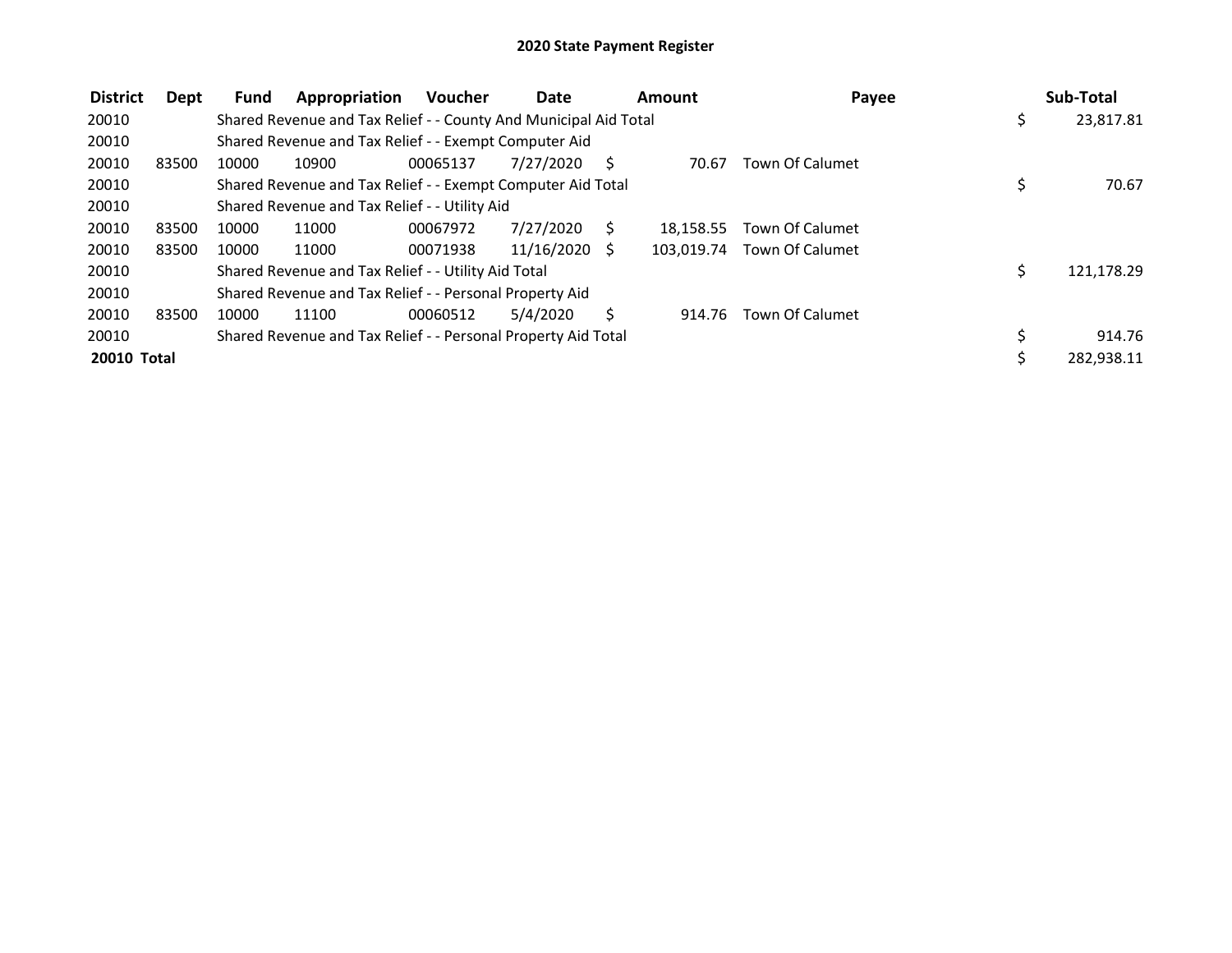# 2020 State Payment Register

| District | Dept | Fund | Appropriation | Voucher | Date | Amount | Payee | Sub-Total |
|---|---|---|---|---|---|---|---|---|
| 20010 | | Shared Revenue and Tax Relief - - County And Municipal Aid Total | | | | | | $ 23,817.81 |
| 20010 | | Shared Revenue and Tax Relief - - Exempt Computer Aid | | | | | | |
| 20010 | 83500 | 10000 | 10900 | 00065137 | 7/27/2020 | $ 70.67 | Town Of Calumet | |
| 20010 | | Shared Revenue and Tax Relief - - Exempt Computer Aid Total | | | | | | $ 70.67 |
| 20010 | | Shared Revenue and Tax Relief - - Utility Aid | | | | | | |
| 20010 | 83500 | 10000 | 11000 | 00067972 | 7/27/2020 | $ 18,158.55 | Town Of Calumet | |
| 20010 | 83500 | 10000 | 11000 | 00071938 | 11/16/2020 | $ 103,019.74 | Town Of Calumet | |
| 20010 | | Shared Revenue and Tax Relief - - Utility Aid Total | | | | | | $ 121,178.29 |
| 20010 | | Shared Revenue and Tax Relief - - Personal Property Aid | | | | | | |
| 20010 | 83500 | 10000 | 11100 | 00060512 | 5/4/2020 | $ 914.76 | Town Of Calumet | |
| 20010 | | Shared Revenue and Tax Relief - - Personal Property Aid Total | | | | | | $ 914.76 |
| **20010 Total** | | | | | | | | $ 282,938.11 |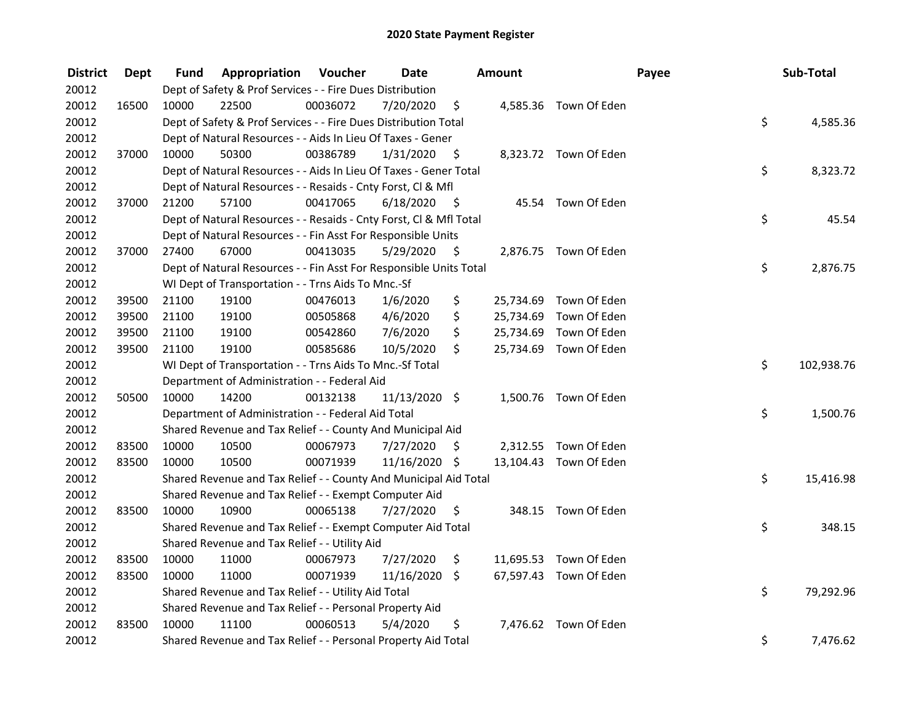# 2020 State Payment Register

| District | Dept | Fund | Appropriation | Voucher | Date | Amount | Payee | Sub-Total |
|---|---|---|---|---|---|---|---|---|
| 20012 | | Dept of Safety & Prof Services - - Fire Dues Distribution | | | | | | |
| 20012 | 16500 | 10000 | 22500 | 00036072 | 7/20/2020 | $ 4,585.36 | Town Of Eden | |
| 20012 | | Dept of Safety & Prof Services - - Fire Dues Distribution Total | | | | | | $ 4,585.36 |
| 20012 | | Dept of Natural Resources - - Aids In Lieu Of Taxes - Gener | | | | | | |
| 20012 | 37000 | 10000 | 50300 | 00386789 | 1/31/2020 | $ 8,323.72 | Town Of Eden | |
| 20012 | | Dept of Natural Resources - - Aids In Lieu Of Taxes - Gener Total | | | | | | $ 8,323.72 |
| 20012 | | Dept of Natural Resources - - Resaids - Cnty Forst, Cl & Mfl | | | | | | |
| 20012 | 37000 | 21200 | 57100 | 00417065 | 6/18/2020 | $ 45.54 | Town Of Eden | |
| 20012 | | Dept of Natural Resources - - Resaids - Cnty Forst, Cl & Mfl Total | | | | | | $ 45.54 |
| 20012 | | Dept of Natural Resources - - Fin Asst For Responsible Units | | | | | | |
| 20012 | 37000 | 27400 | 67000 | 00413035 | 5/29/2020 | $ 2,876.75 | Town Of Eden | |
| 20012 | | Dept of Natural Resources - - Fin Asst For Responsible Units Total | | | | | | $ 2,876.75 |
| 20012 | | WI Dept of Transportation - - Trns Aids To Mnc.-Sf | | | | | | |
| 20012 | 39500 | 21100 | 19100 | 00476013 | 1/6/2020 | $ 25,734.69 | Town Of Eden | |
| 20012 | 39500 | 21100 | 19100 | 00505868 | 4/6/2020 | $ 25,734.69 | Town Of Eden | |
| 20012 | 39500 | 21100 | 19100 | 00542860 | 7/6/2020 | $ 25,734.69 | Town Of Eden | |
| 20012 | 39500 | 21100 | 19100 | 00585686 | 10/5/2020 | $ 25,734.69 | Town Of Eden | |
| 20012 | | WI Dept of Transportation - - Trns Aids To Mnc.-Sf Total | | | | | | $ 102,938.76 |
| 20012 | | Department of Administration - - Federal Aid | | | | | | |
| 20012 | 50500 | 10000 | 14200 | 00132138 | 11/13/2020 | $ 1,500.76 | Town Of Eden | |
| 20012 | | Department of Administration - - Federal Aid Total | | | | | | $ 1,500.76 |
| 20012 | | Shared Revenue and Tax Relief - - County And Municipal Aid | | | | | | |
| 20012 | 83500 | 10000 | 10500 | 00067973 | 7/27/2020 | $ 2,312.55 | Town Of Eden | |
| 20012 | 83500 | 10000 | 10500 | 00071939 | 11/16/2020 | $ 13,104.43 | Town Of Eden | |
| 20012 | | Shared Revenue and Tax Relief - - County And Municipal Aid Total | | | | | | $ 15,416.98 |
| 20012 | | Shared Revenue and Tax Relief - - Exempt Computer Aid | | | | | | |
| 20012 | 83500 | 10000 | 10900 | 00065138 | 7/27/2020 | $ 348.15 | Town Of Eden | |
| 20012 | | Shared Revenue and Tax Relief - - Exempt Computer Aid Total | | | | | | $ 348.15 |
| 20012 | | Shared Revenue and Tax Relief - - Utility Aid | | | | | | |
| 20012 | 83500 | 10000 | 11000 | 00067973 | 7/27/2020 | $ 11,695.53 | Town Of Eden | |
| 20012 | 83500 | 10000 | 11000 | 00071939 | 11/16/2020 | $ 67,597.43 | Town Of Eden | |
| 20012 | | Shared Revenue and Tax Relief - - Utility Aid Total | | | | | | $ 79,292.96 |
| 20012 | | Shared Revenue and Tax Relief - - Personal Property Aid | | | | | | |
| 20012 | 83500 | 10000 | 11100 | 00060513 | 5/4/2020 | $ 7,476.62 | Town Of Eden | |
| 20012 | | Shared Revenue and Tax Relief - - Personal Property Aid Total | | | | | | $ 7,476.62 |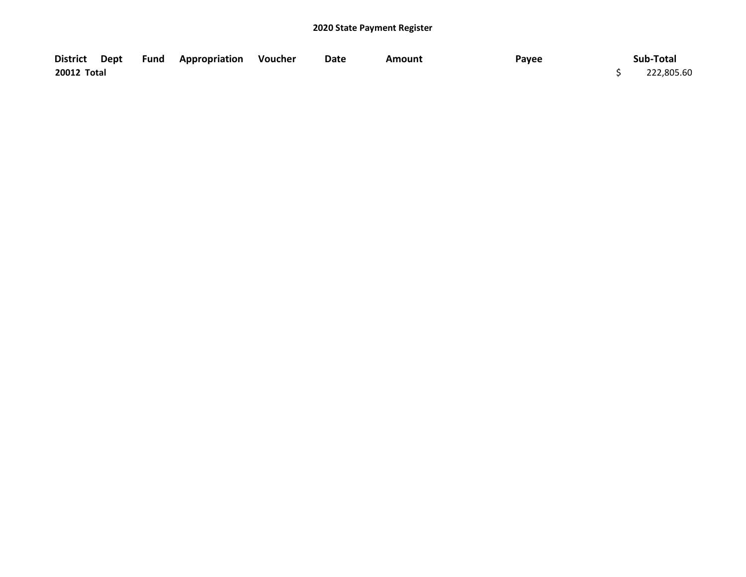**2020 State Payment Register**

| District | Dept | Fund | Appropriation | Voucher | Date | Amount | Payee | Sub-Total |
|---|---|---|---|---|---|---|---|---|
| 20012 Total | | | | | | | | $ 222,805.60 |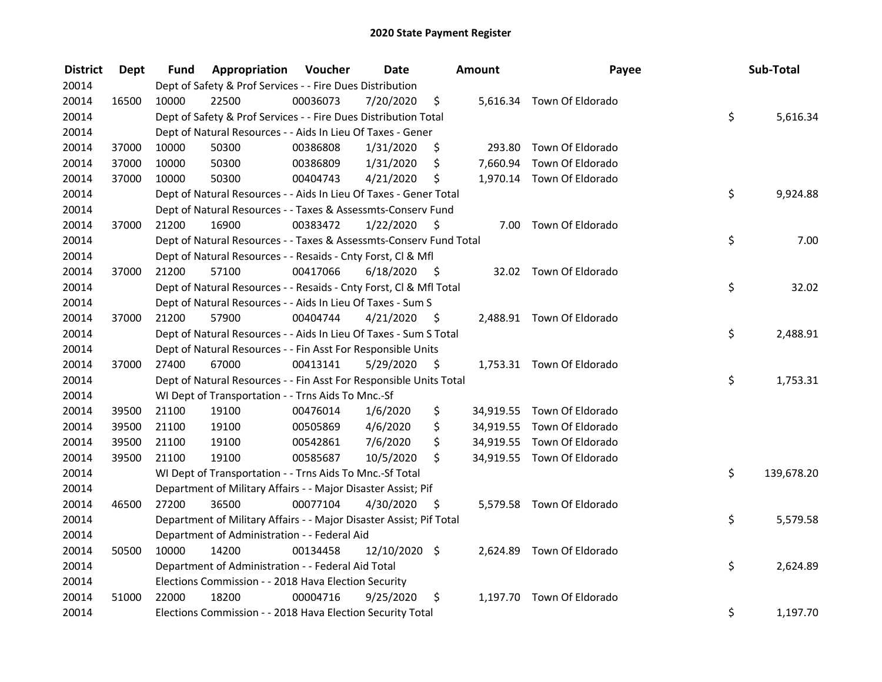# 2020 State Payment Register

| District | Dept | Fund | Appropriation | Voucher | Date | Amount | Payee | Sub-Total |
|---|---|---|---|---|---|---|---|---|
| 20014 | | Dept of Safety & Prof Services - - Fire Dues Distribution | | | | | | |
| 20014 | 16500 | 10000 | 22500 | 00036073 | 7/20/2020 | $ 5,616.34 | Town Of Eldorado | |
| 20014 | | Dept of Safety & Prof Services - - Fire Dues Distribution Total | | | | | | $ 5,616.34 |
| 20014 | | Dept of Natural Resources - - Aids In Lieu Of Taxes - Gener | | | | | | |
| 20014 | 37000 | 10000 | 50300 | 00386808 | 1/31/2020 | $ 293.80 | Town Of Eldorado | |
| 20014 | 37000 | 10000 | 50300 | 00386809 | 1/31/2020 | $ 7,660.94 | Town Of Eldorado | |
| 20014 | 37000 | 10000 | 50300 | 00404743 | 4/21/2020 | $ 1,970.14 | Town Of Eldorado | |
| 20014 | | Dept of Natural Resources - - Aids In Lieu Of Taxes - Gener Total | | | | | | $ 9,924.88 |
| 20014 | | Dept of Natural Resources - - Taxes & Assessmts-Conserv Fund | | | | | | |
| 20014 | 37000 | 21200 | 16900 | 00383472 | 1/22/2020 | $ 7.00 | Town Of Eldorado | |
| 20014 | | Dept of Natural Resources - - Taxes & Assessmts-Conserv Fund Total | | | | | | $ 7.00 |
| 20014 | | Dept of Natural Resources - - Resaids - Cnty Forst, Cl & Mfl | | | | | | |
| 20014 | 37000 | 21200 | 57100 | 00417066 | 6/18/2020 | $ 32.02 | Town Of Eldorado | |
| 20014 | | Dept of Natural Resources - - Resaids - Cnty Forst, Cl & Mfl Total | | | | | | $ 32.02 |
| 20014 | | Dept of Natural Resources - - Aids In Lieu Of Taxes - Sum S | | | | | | |
| 20014 | 37000 | 21200 | 57900 | 00404744 | 4/21/2020 | $ 2,488.91 | Town Of Eldorado | |
| 20014 | | Dept of Natural Resources - - Aids In Lieu Of Taxes - Sum S Total | | | | | | $ 2,488.91 |
| 20014 | | Dept of Natural Resources - - Fin Asst For Responsible Units | | | | | | |
| 20014 | 37000 | 27400 | 67000 | 00413141 | 5/29/2020 | $ 1,753.31 | Town Of Eldorado | |
| 20014 | | Dept of Natural Resources - - Fin Asst For Responsible Units Total | | | | | | $ 1,753.31 |
| 20014 | | WI Dept of Transportation - - Trns Aids To Mnc.-Sf | | | | | | |
| 20014 | 39500 | 21100 | 19100 | 00476014 | 1/6/2020 | $ 34,919.55 | Town Of Eldorado | |
| 20014 | 39500 | 21100 | 19100 | 00505869 | 4/6/2020 | $ 34,919.55 | Town Of Eldorado | |
| 20014 | 39500 | 21100 | 19100 | 00542861 | 7/6/2020 | $ 34,919.55 | Town Of Eldorado | |
| 20014 | 39500 | 21100 | 19100 | 00585687 | 10/5/2020 | $ 34,919.55 | Town Of Eldorado | |
| 20014 | | WI Dept of Transportation - - Trns Aids To Mnc.-Sf Total | | | | | | $ 139,678.20 |
| 20014 | | Department of Military Affairs - - Major Disaster Assist; Pif | | | | | | |
| 20014 | 46500 | 27200 | 36500 | 00077104 | 4/30/2020 | $ 5,579.58 | Town Of Eldorado | |
| 20014 | | Department of Military Affairs - - Major Disaster Assist; Pif Total | | | | | | $ 5,579.58 |
| 20014 | | Department of Administration - - Federal Aid | | | | | | |
| 20014 | 50500 | 10000 | 14200 | 00134458 | 12/10/2020 | $ 2,624.89 | Town Of Eldorado | |
| 20014 | | Department of Administration - - Federal Aid Total | | | | | | $ 2,624.89 |
| 20014 | | Elections Commission - - 2018 Hava Election Security | | | | | | |
| 20014 | 51000 | 22000 | 18200 | 00004716 | 9/25/2020 | $ 1,197.70 | Town Of Eldorado | |
| 20014 | | Elections Commission - - 2018 Hava Election Security Total | | | | | | $ 1,197.70 |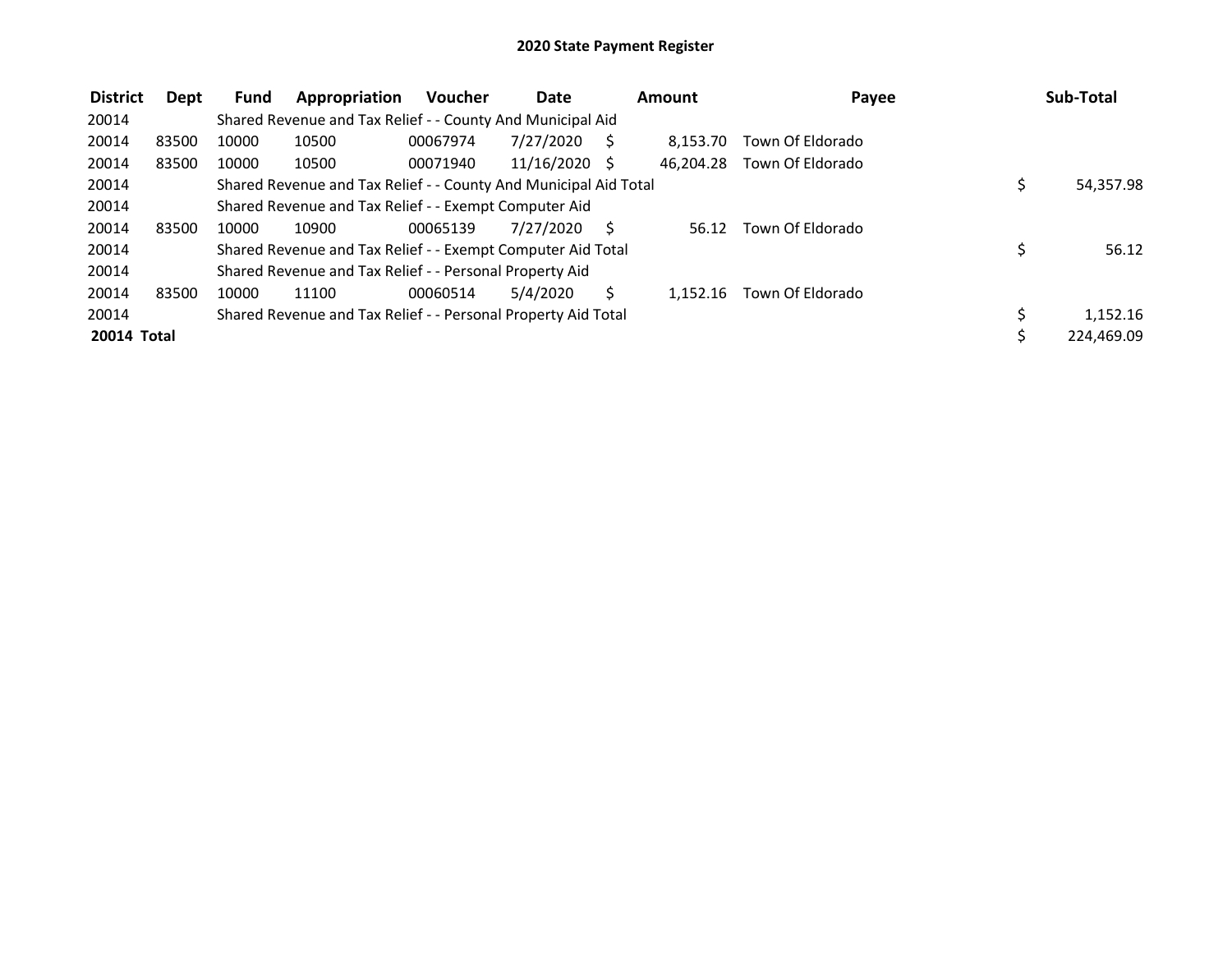# 2020 State Payment Register

| District | Dept | Fund | Appropriation | Voucher | Date | Amount | Payee | Sub-Total |
|---|---|---|---|---|---|---|---|---|
| 20014 | | Shared Revenue and Tax Relief - - County And Municipal Aid | | | | | | |
| 20014 | 83500 | 10000 | 10500 | 00067974 | 7/27/2020 | $ 8,153.70 | Town Of Eldorado | |
| 20014 | 83500 | 10000 | 10500 | 00071940 | 11/16/2020 | $ 46,204.28 | Town Of Eldorado | |
| 20014 | | Shared Revenue and Tax Relief - - County And Municipal Aid Total | | | | | | $ 54,357.98 |
| 20014 | | Shared Revenue and Tax Relief - - Exempt Computer Aid | | | | | | |
| 20014 | 83500 | 10000 | 10900 | 00065139 | 7/27/2020 | $ 56.12 | Town Of Eldorado | |
| 20014 | | Shared Revenue and Tax Relief - - Exempt Computer Aid Total | | | | | | $ 56.12 |
| 20014 | | Shared Revenue and Tax Relief - - Personal Property Aid | | | | | | |
| 20014 | 83500 | 10000 | 11100 | 00060514 | 5/4/2020 | $ 1,152.16 | Town Of Eldorado | |
| 20014 | | Shared Revenue and Tax Relief - - Personal Property Aid Total | | | | | | $ 1,152.16 |
| **20014 Total** | | | | | | | | $ 224,469.09 |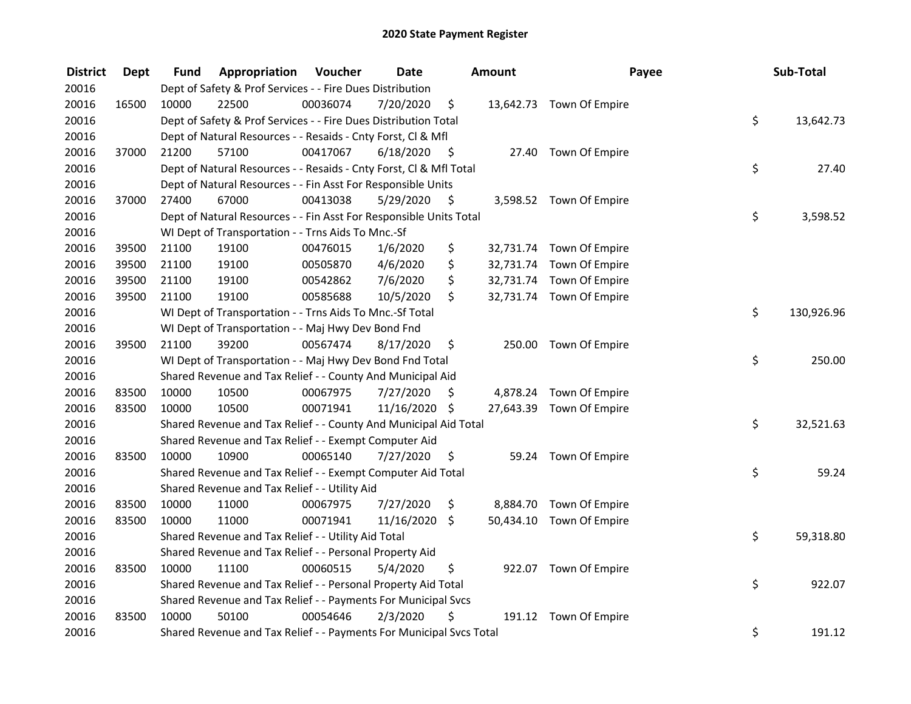# 2020 State Payment Register

| District | Dept | Fund | Appropriation | Voucher | Date | Amount | Payee | Sub-Total |
|---|---|---|---|---|---|---|---|---|
| 20016 | | Dept of Safety & Prof Services - - Fire Dues Distribution | | | | | | |
| 20016 | 16500 | 10000 | 22500 | 00036074 | 7/20/2020 | $ 13,642.73 | Town Of Empire | |
| 20016 | | Dept of Safety & Prof Services - - Fire Dues Distribution Total | | | | | | $ 13,642.73 |
| 20016 | | Dept of Natural Resources - - Resaids - Cnty Forst, Cl & Mfl | | | | | | |
| 20016 | 37000 | 21200 | 57100 | 00417067 | 6/18/2020 | $ 27.40 | Town Of Empire | |
| 20016 | | Dept of Natural Resources - - Resaids - Cnty Forst, Cl & Mfl Total | | | | | | $ 27.40 |
| 20016 | | Dept of Natural Resources - - Fin Asst For Responsible Units | | | | | | |
| 20016 | 37000 | 27400 | 67000 | 00413038 | 5/29/2020 | $ 3,598.52 | Town Of Empire | |
| 20016 | | Dept of Natural Resources - - Fin Asst For Responsible Units Total | | | | | | $ 3,598.52 |
| 20016 | | WI Dept of Transportation - - Trns Aids To Mnc.-Sf | | | | | | |
| 20016 | 39500 | 21100 | 19100 | 00476015 | 1/6/2020 | $ 32,731.74 | Town Of Empire | |
| 20016 | 39500 | 21100 | 19100 | 00505870 | 4/6/2020 | $ 32,731.74 | Town Of Empire | |
| 20016 | 39500 | 21100 | 19100 | 00542862 | 7/6/2020 | $ 32,731.74 | Town Of Empire | |
| 20016 | 39500 | 21100 | 19100 | 00585688 | 10/5/2020 | $ 32,731.74 | Town Of Empire | |
| 20016 | | WI Dept of Transportation - - Trns Aids To Mnc.-Sf Total | | | | | | $ 130,926.96 |
| 20016 | | WI Dept of Transportation - - Maj Hwy Dev Bond Fnd | | | | | | |
| 20016 | 39500 | 21100 | 39200 | 00567474 | 8/17/2020 | $ 250.00 | Town Of Empire | |
| 20016 | | WI Dept of Transportation - - Maj Hwy Dev Bond Fnd Total | | | | | | $ 250.00 |
| 20016 | | Shared Revenue and Tax Relief - - County And Municipal Aid | | | | | | |
| 20016 | 83500 | 10000 | 10500 | 00067975 | 7/27/2020 | $ 4,878.24 | Town Of Empire | |
| 20016 | 83500 | 10000 | 10500 | 00071941 | 11/16/2020 | $ 27,643.39 | Town Of Empire | |
| 20016 | | Shared Revenue and Tax Relief - - County And Municipal Aid Total | | | | | | $ 32,521.63 |
| 20016 | | Shared Revenue and Tax Relief - - Exempt Computer Aid | | | | | | |
| 20016 | 83500 | 10000 | 10900 | 00065140 | 7/27/2020 | $ 59.24 | Town Of Empire | |
| 20016 | | Shared Revenue and Tax Relief - - Exempt Computer Aid Total | | | | | | $ 59.24 |
| 20016 | | Shared Revenue and Tax Relief - - Utility Aid | | | | | | |
| 20016 | 83500 | 10000 | 11000 | 00067975 | 7/27/2020 | $ 8,884.70 | Town Of Empire | |
| 20016 | 83500 | 10000 | 11000 | 00071941 | 11/16/2020 | $ 50,434.10 | Town Of Empire | |
| 20016 | | Shared Revenue and Tax Relief - - Utility Aid Total | | | | | | $ 59,318.80 |
| 20016 | | Shared Revenue and Tax Relief - - Personal Property Aid | | | | | | |
| 20016 | 83500 | 10000 | 11100 | 00060515 | 5/4/2020 | $ 922.07 | Town Of Empire | |
| 20016 | | Shared Revenue and Tax Relief - - Personal Property Aid Total | | | | | | $ 922.07 |
| 20016 | | Shared Revenue and Tax Relief - - Payments For Municipal Svcs | | | | | | |
| 20016 | 83500 | 10000 | 50100 | 00054646 | 2/3/2020 | $ 191.12 | Town Of Empire | |
| 20016 | | Shared Revenue and Tax Relief - - Payments For Municipal Svcs Total | | | | | | $ 191.12 |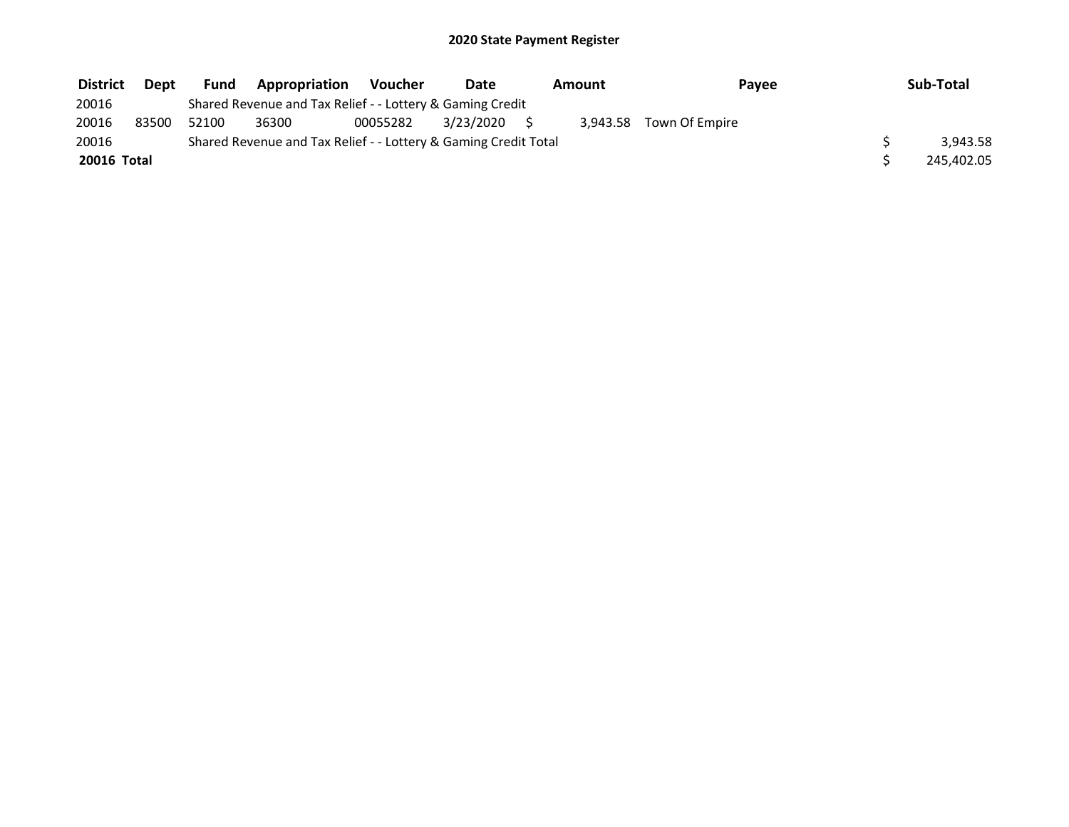# 2020 State Payment Register

| District | Dept | Fund | Appropriation | Voucher | Date | Amount | Payee | Sub-Total |
|---|---|---|---|---|---|---|---|---|
| 20016 | | Shared Revenue and Tax Relief - - Lottery & Gaming Credit | | | | | | |
| 20016 | 83500 | 52100 | 36300 | 00055282 | 3/23/2020 | $ 3,943.58 | Town Of Empire | |
| 20016 | | Shared Revenue and Tax Relief - - Lottery & Gaming Credit Total | | | | | | $ 3,943.58 |
| **20016 Total** | | | | | | | | $ 245,402.05 |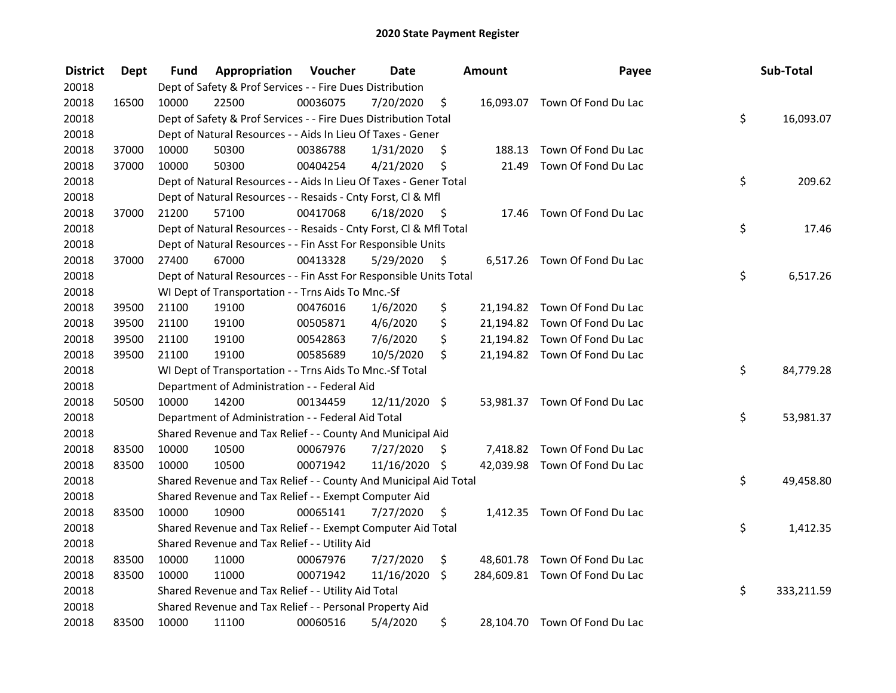# 2020 State Payment Register

| District | Dept | Fund | Appropriation | Voucher | Date | Amount | Payee | Sub-Total |
|---|---|---|---|---|---|---|---|---|
| 20018 | | Dept of Safety & Prof Services - - Fire Dues Distribution | | | | | | |
| 20018 | 16500 | 10000 | 22500 | 00036075 | 7/20/2020 | $ 16,093.07 | Town Of Fond Du Lac | |
| 20018 | | Dept of Safety & Prof Services - - Fire Dues Distribution Total | | | | | | $ 16,093.07 |
| 20018 | | Dept of Natural Resources - - Aids In Lieu Of Taxes - Gener | | | | | | |
| 20018 | 37000 | 10000 | 50300 | 00386788 | 1/31/2020 | $ 188.13 | Town Of Fond Du Lac | |
| 20018 | 37000 | 10000 | 50300 | 00404254 | 4/21/2020 | $ 21.49 | Town Of Fond Du Lac | |
| 20018 | | Dept of Natural Resources - - Aids In Lieu Of Taxes - Gener Total | | | | | | $ 209.62 |
| 20018 | | Dept of Natural Resources - - Resaids - Cnty Forst, Cl & Mfl | | | | | | |
| 20018 | 37000 | 21200 | 57100 | 00417068 | 6/18/2020 | $ 17.46 | Town Of Fond Du Lac | |
| 20018 | | Dept of Natural Resources - - Resaids - Cnty Forst, Cl & Mfl Total | | | | | | $ 17.46 |
| 20018 | | Dept of Natural Resources - - Fin Asst For Responsible Units | | | | | | |
| 20018 | 37000 | 27400 | 67000 | 00413328 | 5/29/2020 | $ 6,517.26 | Town Of Fond Du Lac | |
| 20018 | | Dept of Natural Resources - - Fin Asst For Responsible Units Total | | | | | | $ 6,517.26 |
| 20018 | | WI Dept of Transportation - - Trns Aids To Mnc.-Sf | | | | | | |
| 20018 | 39500 | 21100 | 19100 | 00476016 | 1/6/2020 | $ 21,194.82 | Town Of Fond Du Lac | |
| 20018 | 39500 | 21100 | 19100 | 00505871 | 4/6/2020 | $ 21,194.82 | Town Of Fond Du Lac | |
| 20018 | 39500 | 21100 | 19100 | 00542863 | 7/6/2020 | $ 21,194.82 | Town Of Fond Du Lac | |
| 20018 | 39500 | 21100 | 19100 | 00585689 | 10/5/2020 | $ 21,194.82 | Town Of Fond Du Lac | |
| 20018 | | WI Dept of Transportation - - Trns Aids To Mnc.-Sf Total | | | | | | $ 84,779.28 |
| 20018 | | Department of Administration - - Federal Aid | | | | | | |
| 20018 | 50500 | 10000 | 14200 | 00134459 | 12/11/2020 | $ 53,981.37 | Town Of Fond Du Lac | |
| 20018 | | Department of Administration - - Federal Aid Total | | | | | | $ 53,981.37 |
| 20018 | | Shared Revenue and Tax Relief - - County And Municipal Aid | | | | | | |
| 20018 | 83500 | 10000 | 10500 | 00067976 | 7/27/2020 | $ 7,418.82 | Town Of Fond Du Lac | |
| 20018 | 83500 | 10000 | 10500 | 00071942 | 11/16/2020 | $ 42,039.98 | Town Of Fond Du Lac | |
| 20018 | | Shared Revenue and Tax Relief - - County And Municipal Aid Total | | | | | | $ 49,458.80 |
| 20018 | | Shared Revenue and Tax Relief - - Exempt Computer Aid | | | | | | |
| 20018 | 83500 | 10000 | 10900 | 00065141 | 7/27/2020 | $ 1,412.35 | Town Of Fond Du Lac | |
| 20018 | | Shared Revenue and Tax Relief - - Exempt Computer Aid Total | | | | | | $ 1,412.35 |
| 20018 | | Shared Revenue and Tax Relief - - Utility Aid | | | | | | |
| 20018 | 83500 | 10000 | 11000 | 00067976 | 7/27/2020 | $ 48,601.78 | Town Of Fond Du Lac | |
| 20018 | 83500 | 10000 | 11000 | 00071942 | 11/16/2020 | $ 284,609.81 | Town Of Fond Du Lac | |
| 20018 | | Shared Revenue and Tax Relief - - Utility Aid Total | | | | | | $ 333,211.59 |
| 20018 | | Shared Revenue and Tax Relief - - Personal Property Aid | | | | | | |
| 20018 | 83500 | 10000 | 11100 | 00060516 | 5/4/2020 | $ 28,104.70 | Town Of Fond Du Lac | |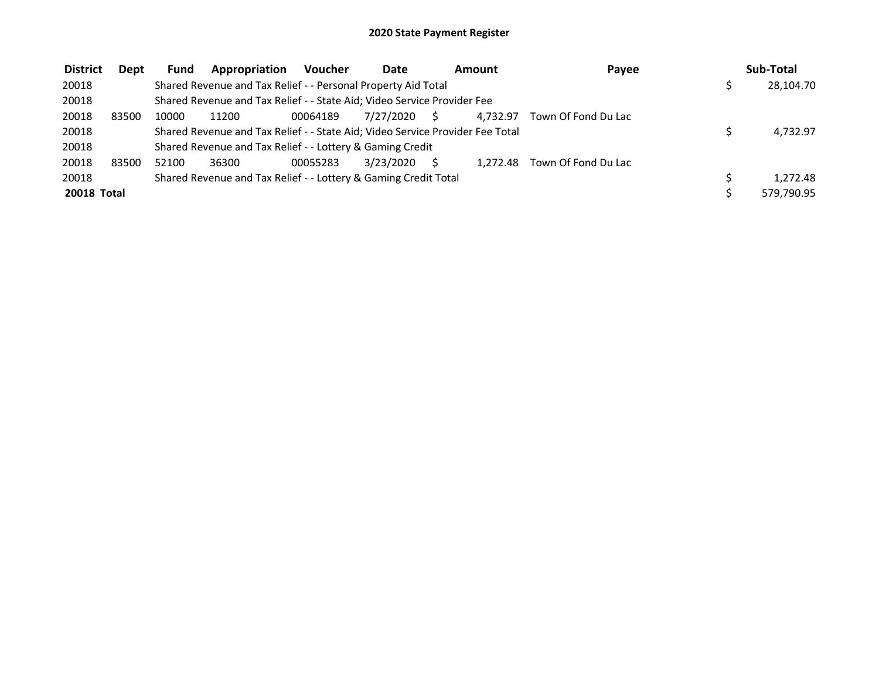# 2020 State Payment Register

| District | Dept | Fund | Appropriation | Voucher | Date | Amount | Payee | Sub-Total |
|---|---|---|---|---|---|---|---|---|
| 20018 | | Shared Revenue and Tax Relief - - Personal Property Aid Total | | | | | | $ 28,104.70 |
| 20018 | | Shared Revenue and Tax Relief - - State Aid; Video Service Provider Fee | | | | | | |
| 20018 | 83500 | 10000 | 11200 | 00064189 | 7/27/2020 | $ 4,732.97 | Town Of Fond Du Lac | |
| 20018 | | Shared Revenue and Tax Relief - - State Aid; Video Service Provider Fee Total | | | | | | $ 4,732.97 |
| 20018 | | Shared Revenue and Tax Relief - - Lottery & Gaming Credit | | | | | | |
| 20018 | 83500 | 52100 | 36300 | 00055283 | 3/23/2020 | $ 1,272.48 | Town Of Fond Du Lac | |
| 20018 | | Shared Revenue and Tax Relief - - Lottery & Gaming Credit Total | | | | | | $ 1,272.48 |
| **20018 Total** | | | | | | | | $ 579,790.95 |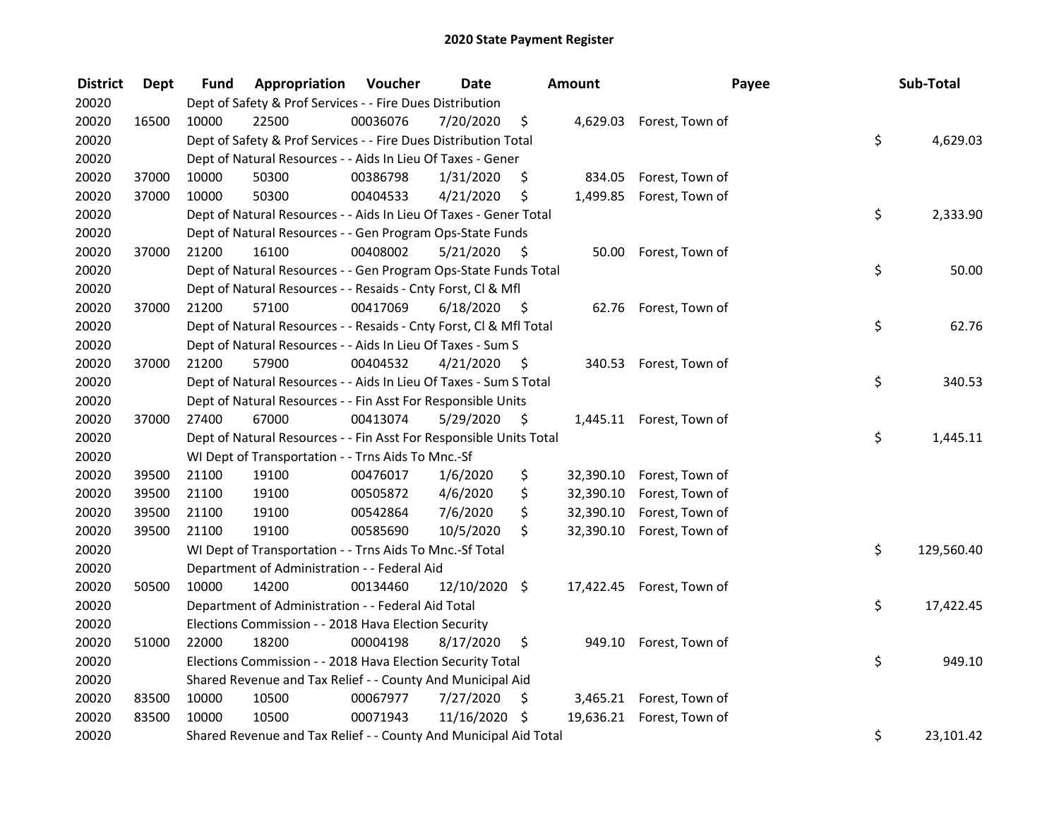# 2020 State Payment Register

| District | Dept | Fund | Appropriation | Voucher | Date | Amount | Payee | Sub-Total |
|---|---|---|---|---|---|---|---|---|
| 20020 | | Dept of Safety & Prof Services - - Fire Dues Distribution | | | | | | |
| 20020 | 16500 | 10000 | 22500 | 00036076 | 7/20/2020 | $ 4,629.03 | Forest, Town of | |
| 20020 | | Dept of Safety & Prof Services - - Fire Dues Distribution Total | | | | | | $ 4,629.03 |
| 20020 | | Dept of Natural Resources - - Aids In Lieu Of Taxes - Gener | | | | | | |
| 20020 | 37000 | 10000 | 50300 | 00386798 | 1/31/2020 | $ 834.05 | Forest, Town of | |
| 20020 | 37000 | 10000 | 50300 | 00404533 | 4/21/2020 | $ 1,499.85 | Forest, Town of | |
| 20020 | | Dept of Natural Resources - - Aids In Lieu Of Taxes - Gener Total | | | | | | $ 2,333.90 |
| 20020 | | Dept of Natural Resources - - Gen Program Ops-State Funds | | | | | | |
| 20020 | 37000 | 21200 | 16100 | 00408002 | 5/21/2020 | $ 50.00 | Forest, Town of | |
| 20020 | | Dept of Natural Resources - - Gen Program Ops-State Funds Total | | | | | | $ 50.00 |
| 20020 | | Dept of Natural Resources - - Resaids - Cnty Forst, Cl & Mfl | | | | | | |
| 20020 | 37000 | 21200 | 57100 | 00417069 | 6/18/2020 | $ 62.76 | Forest, Town of | |
| 20020 | | Dept of Natural Resources - - Resaids - Cnty Forst, Cl & Mfl Total | | | | | | $ 62.76 |
| 20020 | | Dept of Natural Resources - - Aids In Lieu Of Taxes - Sum S | | | | | | |
| 20020 | 37000 | 21200 | 57900 | 00404532 | 4/21/2020 | $ 340.53 | Forest, Town of | |
| 20020 | | Dept of Natural Resources - - Aids In Lieu Of Taxes - Sum S Total | | | | | | $ 340.53 |
| 20020 | | Dept of Natural Resources - - Fin Asst For Responsible Units | | | | | | |
| 20020 | 37000 | 27400 | 67000 | 00413074 | 5/29/2020 | $ 1,445.11 | Forest, Town of | |
| 20020 | | Dept of Natural Resources - - Fin Asst For Responsible Units Total | | | | | | $ 1,445.11 |
| 20020 | | WI Dept of Transportation - - Trns Aids To Mnc.-Sf | | | | | | |
| 20020 | 39500 | 21100 | 19100 | 00476017 | 1/6/2020 | $ 32,390.10 | Forest, Town of | |
| 20020 | 39500 | 21100 | 19100 | 00505872 | 4/6/2020 | $ 32,390.10 | Forest, Town of | |
| 20020 | 39500 | 21100 | 19100 | 00542864 | 7/6/2020 | $ 32,390.10 | Forest, Town of | |
| 20020 | 39500 | 21100 | 19100 | 00585690 | 10/5/2020 | $ 32,390.10 | Forest, Town of | |
| 20020 | | WI Dept of Transportation - - Trns Aids To Mnc.-Sf Total | | | | | | $ 129,560.40 |
| 20020 | | Department of Administration - - Federal Aid | | | | | | |
| 20020 | 50500 | 10000 | 14200 | 00134460 | 12/10/2020 | $ 17,422.45 | Forest, Town of | |
| 20020 | | Department of Administration - - Federal Aid Total | | | | | | $ 17,422.45 |
| 20020 | | Elections Commission - - 2018 Hava Election Security | | | | | | |
| 20020 | 51000 | 22000 | 18200 | 00004198 | 8/17/2020 | $ 949.10 | Forest, Town of | |
| 20020 | | Elections Commission - - 2018 Hava Election Security Total | | | | | | $ 949.10 |
| 20020 | | Shared Revenue and Tax Relief - - County And Municipal Aid | | | | | | |
| 20020 | 83500 | 10000 | 10500 | 00067977 | 7/27/2020 | $ 3,465.21 | Forest, Town of | |
| 20020 | 83500 | 10000 | 10500 | 00071943 | 11/16/2020 | $ 19,636.21 | Forest, Town of | |
| 20020 | | Shared Revenue and Tax Relief - - County And Municipal Aid Total | | | | | | $ 23,101.42 |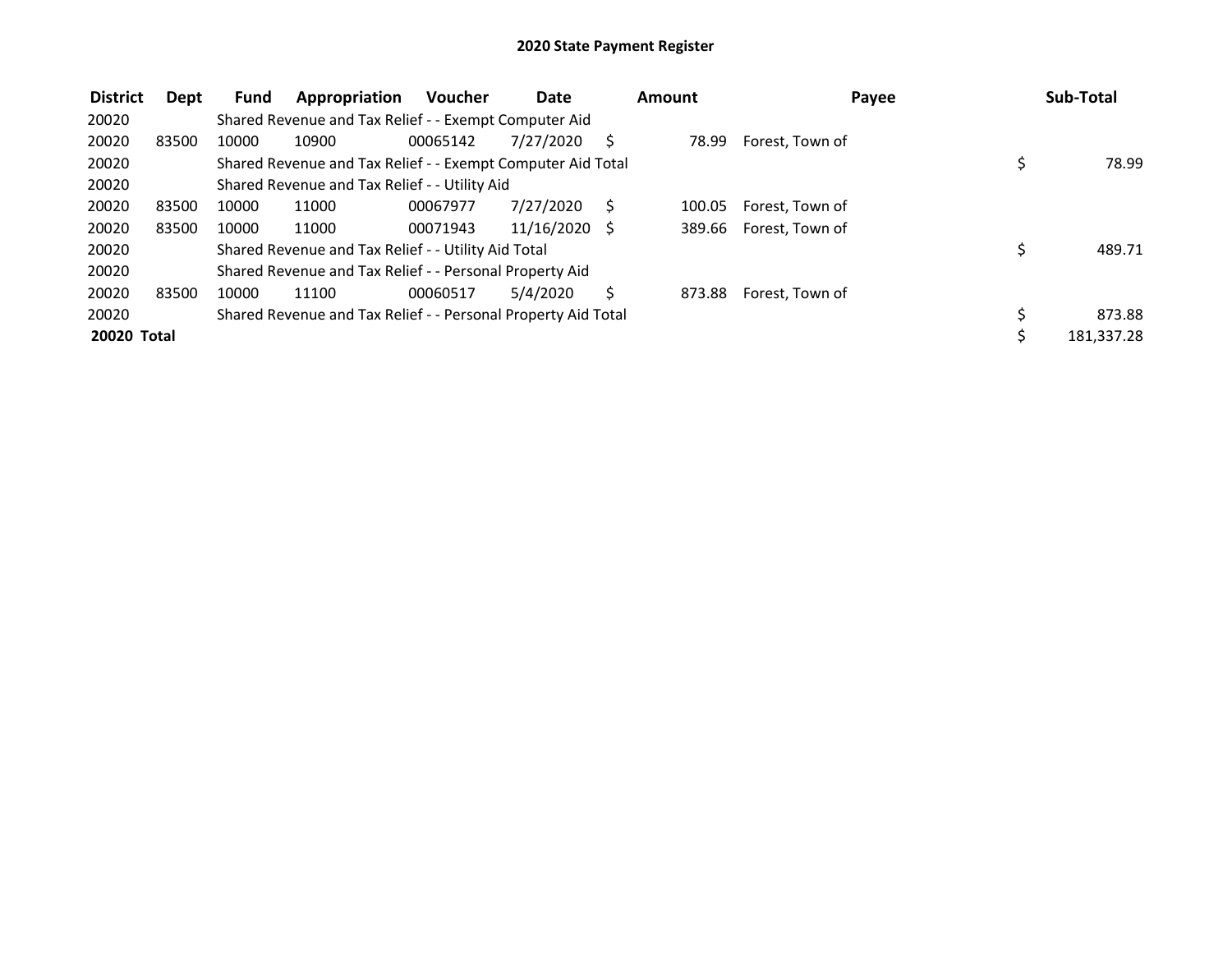# 2020 State Payment Register

| District | Dept | Fund | Appropriation | Voucher | Date | Amount | Payee | Sub-Total |
|---|---|---|---|---|---|---|---|---|
| 20020 | | Shared Revenue and Tax Relief - - Exempt Computer Aid | | | | | | |
| 20020 | 83500 | 10000 | 10900 | 00065142 | 7/27/2020 | $ 78.99 | Forest, Town of | |
| 20020 | | Shared Revenue and Tax Relief - - Exempt Computer Aid Total | | | | | | $ 78.99 |
| 20020 | | Shared Revenue and Tax Relief - - Utility Aid | | | | | | |
| 20020 | 83500 | 10000 | 11000 | 00067977 | 7/27/2020 | $ 100.05 | Forest, Town of | |
| 20020 | 83500 | 10000 | 11000 | 00071943 | 11/16/2020 | $ 389.66 | Forest, Town of | |
| 20020 | | Shared Revenue and Tax Relief - - Utility Aid Total | | | | | | $ 489.71 |
| 20020 | | Shared Revenue and Tax Relief - - Personal Property Aid | | | | | | |
| 20020 | 83500 | 10000 | 11100 | 00060517 | 5/4/2020 | $ 873.88 | Forest, Town of | |
| 20020 | | Shared Revenue and Tax Relief - - Personal Property Aid Total | | | | | | $ 873.88 |
| **20020 Total** | | | | | | | | $ 181,337.28 |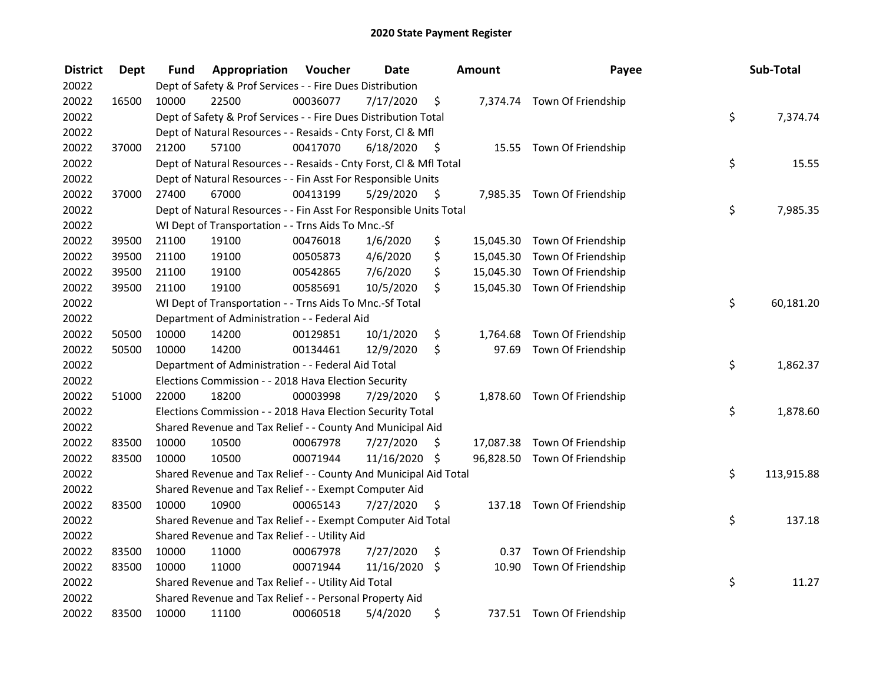# 2020 State Payment Register

| District | Dept | Fund | Appropriation | Voucher | Date | Amount | Payee | Sub-Total |
|---|---|---|---|---|---|---|---|---|
| 20022 | | Dept of Safety & Prof Services - - Fire Dues Distribution | | | | | | |
| 20022 | 16500 | 10000 | 22500 | 00036077 | 7/17/2020 | $ 7,374.74 | Town Of Friendship | |
| 20022 | | Dept of Safety & Prof Services - - Fire Dues Distribution Total | | | | | | $ 7,374.74 |
| 20022 | | Dept of Natural Resources - - Resaids - Cnty Forst, Cl & Mfl | | | | | | |
| 20022 | 37000 | 21200 | 57100 | 00417070 | 6/18/2020 | $ 15.55 | Town Of Friendship | |
| 20022 | | Dept of Natural Resources - - Resaids - Cnty Forst, Cl & Mfl Total | | | | | | $ 15.55 |
| 20022 | | Dept of Natural Resources - - Fin Asst For Responsible Units | | | | | | |
| 20022 | 37000 | 27400 | 67000 | 00413199 | 5/29/2020 | $ 7,985.35 | Town Of Friendship | |
| 20022 | | Dept of Natural Resources - - Fin Asst For Responsible Units Total | | | | | | $ 7,985.35 |
| 20022 | | WI Dept of Transportation - - Trns Aids To Mnc.-Sf | | | | | | |
| 20022 | 39500 | 21100 | 19100 | 00476018 | 1/6/2020 | $ 15,045.30 | Town Of Friendship | |
| 20022 | 39500 | 21100 | 19100 | 00505873 | 4/6/2020 | $ 15,045.30 | Town Of Friendship | |
| 20022 | 39500 | 21100 | 19100 | 00542865 | 7/6/2020 | $ 15,045.30 | Town Of Friendship | |
| 20022 | 39500 | 21100 | 19100 | 00585691 | 10/5/2020 | $ 15,045.30 | Town Of Friendship | |
| 20022 | | WI Dept of Transportation - - Trns Aids To Mnc.-Sf Total | | | | | | $ 60,181.20 |
| 20022 | | Department of Administration - - Federal Aid | | | | | | |
| 20022 | 50500 | 10000 | 14200 | 00129851 | 10/1/2020 | $ 1,764.68 | Town Of Friendship | |
| 20022 | 50500 | 10000 | 14200 | 00134461 | 12/9/2020 | $ 97.69 | Town Of Friendship | |
| 20022 | | Department of Administration - - Federal Aid Total | | | | | | $ 1,862.37 |
| 20022 | | Elections Commission - - 2018 Hava Election Security | | | | | | |
| 20022 | 51000 | 22000 | 18200 | 00003998 | 7/29/2020 | $ 1,878.60 | Town Of Friendship | |
| 20022 | | Elections Commission - - 2018 Hava Election Security Total | | | | | | $ 1,878.60 |
| 20022 | | Shared Revenue and Tax Relief - - County And Municipal Aid | | | | | | |
| 20022 | 83500 | 10000 | 10500 | 00067978 | 7/27/2020 | $ 17,087.38 | Town Of Friendship | |
| 20022 | 83500 | 10000 | 10500 | 00071944 | 11/16/2020 | $ 96,828.50 | Town Of Friendship | |
| 20022 | | Shared Revenue and Tax Relief - - County And Municipal Aid Total | | | | | | $ 113,915.88 |
| 20022 | | Shared Revenue and Tax Relief - - Exempt Computer Aid | | | | | | |
| 20022 | 83500 | 10000 | 10900 | 00065143 | 7/27/2020 | $ 137.18 | Town Of Friendship | |
| 20022 | | Shared Revenue and Tax Relief - - Exempt Computer Aid Total | | | | | | $ 137.18 |
| 20022 | | Shared Revenue and Tax Relief - - Utility Aid | | | | | | |
| 20022 | 83500 | 10000 | 11000 | 00067978 | 7/27/2020 | $ 0.37 | Town Of Friendship | |
| 20022 | 83500 | 10000 | 11000 | 00071944 | 11/16/2020 | $ 10.90 | Town Of Friendship | |
| 20022 | | Shared Revenue and Tax Relief - - Utility Aid Total | | | | | | $ 11.27 |
| 20022 | | Shared Revenue and Tax Relief - - Personal Property Aid | | | | | | |
| 20022 | 83500 | 10000 | 11100 | 00060518 | 5/4/2020 | $ 737.51 | Town Of Friendship | |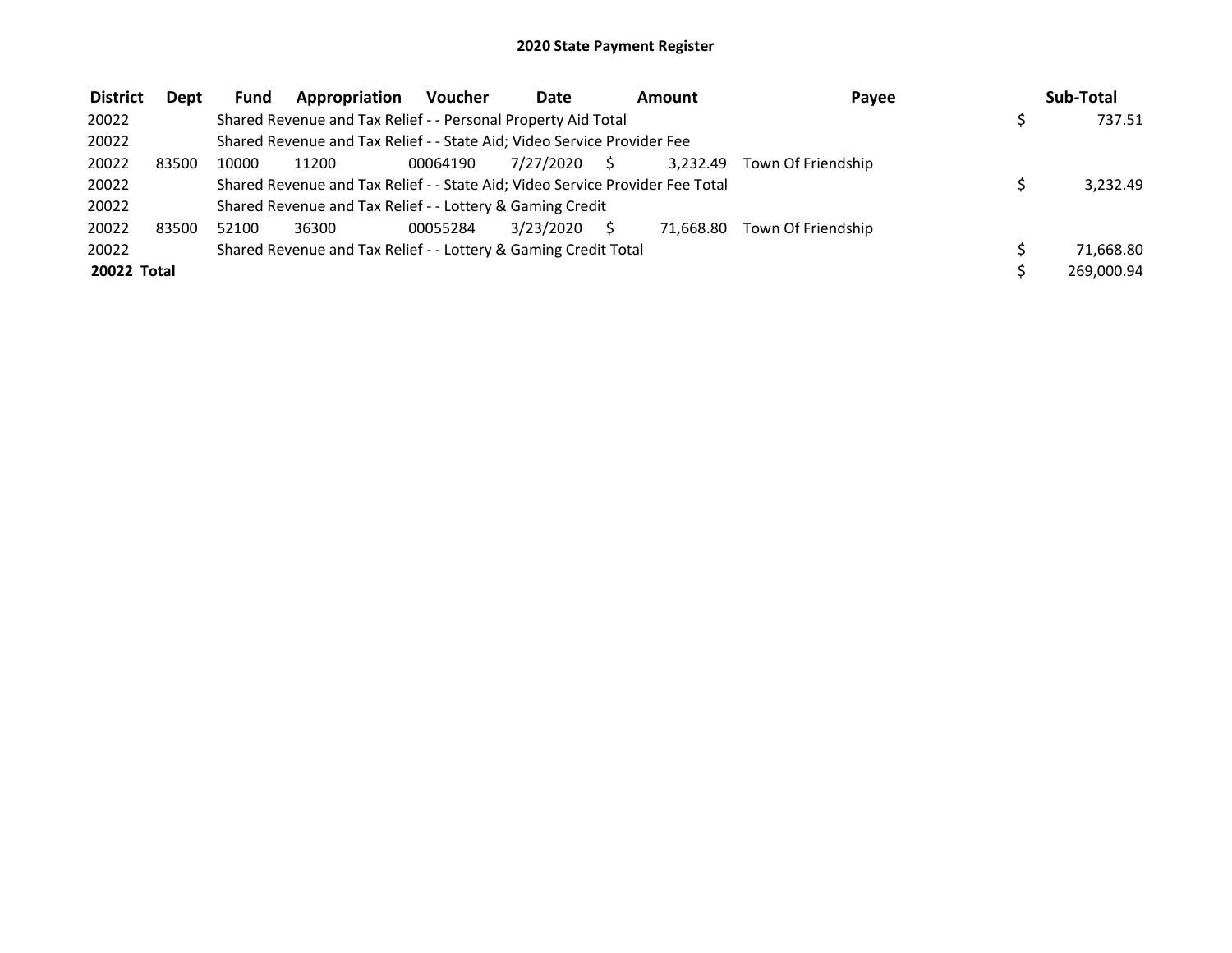# 2020 State Payment Register

| District | Dept | Fund | Appropriation | Voucher | Date | Amount | Payee | Sub-Total |
|---|---|---|---|---|---|---|---|---|
| 20022 | | Shared Revenue and Tax Relief - - Personal Property Aid Total | | | | | | $ 737.51 |
| 20022 | | Shared Revenue and Tax Relief - - State Aid; Video Service Provider Fee | | | | | | |
| 20022 | 83500 | 10000 | 11200 | 00064190 | 7/27/2020 | $ 3,232.49 | Town Of Friendship | |
| 20022 | | Shared Revenue and Tax Relief - - State Aid; Video Service Provider Fee Total | | | | | | $ 3,232.49 |
| 20022 | | Shared Revenue and Tax Relief - - Lottery & Gaming Credit | | | | | | |
| 20022 | 83500 | 52100 | 36300 | 00055284 | 3/23/2020 | $ 71,668.80 | Town Of Friendship | |
| 20022 | | Shared Revenue and Tax Relief - - Lottery & Gaming Credit Total | | | | | | $ 71,668.80 |
| **20022 Total** | | | | | | | | $ 269,000.94 |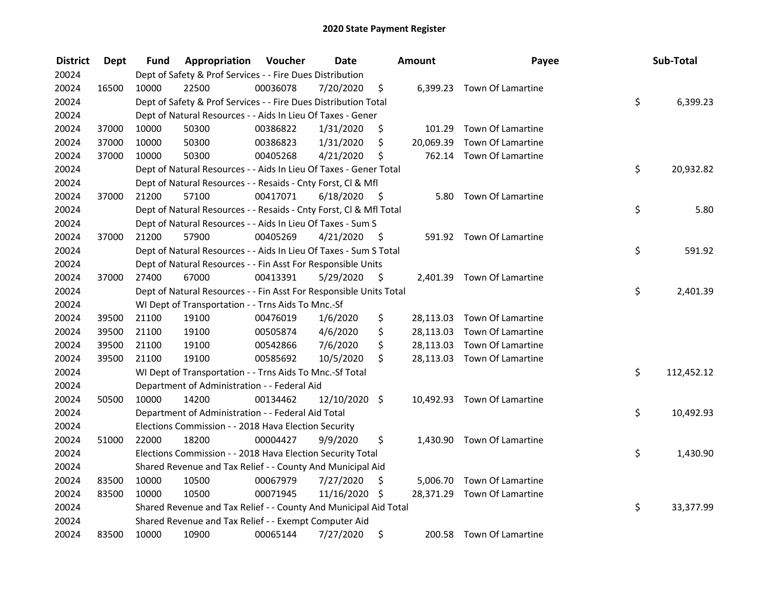# 2020 State Payment Register

| District | Dept | Fund | Appropriation | Voucher | Date | Amount | Payee | Sub-Total |
|---|---|---|---|---|---|---|---|---|
| 20024 | | Dept of Safety & Prof Services - - Fire Dues Distribution | | | | | | |
| 20024 | 16500 | 10000 | 22500 | 00036078 | 7/20/2020 | $ 6,399.23 | Town Of Lamartine | |
| 20024 | | Dept of Safety & Prof Services - - Fire Dues Distribution Total | | | | | | $ 6,399.23 |
| 20024 | | Dept of Natural Resources - - Aids In Lieu Of Taxes - Gener | | | | | | |
| 20024 | 37000 | 10000 | 50300 | 00386822 | 1/31/2020 | $ 101.29 | Town Of Lamartine | |
| 20024 | 37000 | 10000 | 50300 | 00386823 | 1/31/2020 | $ 20,069.39 | Town Of Lamartine | |
| 20024 | 37000 | 10000 | 50300 | 00405268 | 4/21/2020 | $ 762.14 | Town Of Lamartine | |
| 20024 | | Dept of Natural Resources - - Aids In Lieu Of Taxes - Gener Total | | | | | | $ 20,932.82 |
| 20024 | | Dept of Natural Resources - - Resaids - Cnty Forst, Cl & Mfl | | | | | | |
| 20024 | 37000 | 21200 | 57100 | 00417071 | 6/18/2020 | $ 5.80 | Town Of Lamartine | |
| 20024 | | Dept of Natural Resources - - Resaids - Cnty Forst, Cl & Mfl Total | | | | | | $ 5.80 |
| 20024 | | Dept of Natural Resources - - Aids In Lieu Of Taxes - Sum S | | | | | | |
| 20024 | 37000 | 21200 | 57900 | 00405269 | 4/21/2020 | $ 591.92 | Town Of Lamartine | |
| 20024 | | Dept of Natural Resources - - Aids In Lieu Of Taxes - Sum S Total | | | | | | $ 591.92 |
| 20024 | | Dept of Natural Resources - - Fin Asst For Responsible Units | | | | | | |
| 20024 | 37000 | 27400 | 67000 | 00413391 | 5/29/2020 | $ 2,401.39 | Town Of Lamartine | |
| 20024 | | Dept of Natural Resources - - Fin Asst For Responsible Units Total | | | | | | $ 2,401.39 |
| 20024 | | WI Dept of Transportation - - Trns Aids To Mnc.-Sf | | | | | | |
| 20024 | 39500 | 21100 | 19100 | 00476019 | 1/6/2020 | $ 28,113.03 | Town Of Lamartine | |
| 20024 | 39500 | 21100 | 19100 | 00505874 | 4/6/2020 | $ 28,113.03 | Town Of Lamartine | |
| 20024 | 39500 | 21100 | 19100 | 00542866 | 7/6/2020 | $ 28,113.03 | Town Of Lamartine | |
| 20024 | 39500 | 21100 | 19100 | 00585692 | 10/5/2020 | $ 28,113.03 | Town Of Lamartine | |
| 20024 | | WI Dept of Transportation - - Trns Aids To Mnc.-Sf Total | | | | | | $ 112,452.12 |
| 20024 | | Department of Administration - - Federal Aid | | | | | | |
| 20024 | 50500 | 10000 | 14200 | 00134462 | 12/10/2020 | $ 10,492.93 | Town Of Lamartine | |
| 20024 | | Department of Administration - - Federal Aid Total | | | | | | $ 10,492.93 |
| 20024 | | Elections Commission - - 2018 Hava Election Security | | | | | | |
| 20024 | 51000 | 22000 | 18200 | 00004427 | 9/9/2020 | $ 1,430.90 | Town Of Lamartine | |
| 20024 | | Elections Commission - - 2018 Hava Election Security Total | | | | | | $ 1,430.90 |
| 20024 | | Shared Revenue and Tax Relief - - County And Municipal Aid | | | | | | |
| 20024 | 83500 | 10000 | 10500 | 00067979 | 7/27/2020 | $ 5,006.70 | Town Of Lamartine | |
| 20024 | 83500 | 10000 | 10500 | 00071945 | 11/16/2020 | $ 28,371.29 | Town Of Lamartine | |
| 20024 | | Shared Revenue and Tax Relief - - County And Municipal Aid Total | | | | | | $ 33,377.99 |
| 20024 | | Shared Revenue and Tax Relief - - Exempt Computer Aid | | | | | | |
| 20024 | 83500 | 10000 | 10900 | 00065144 | 7/27/2020 | $ 200.58 | Town Of Lamartine | |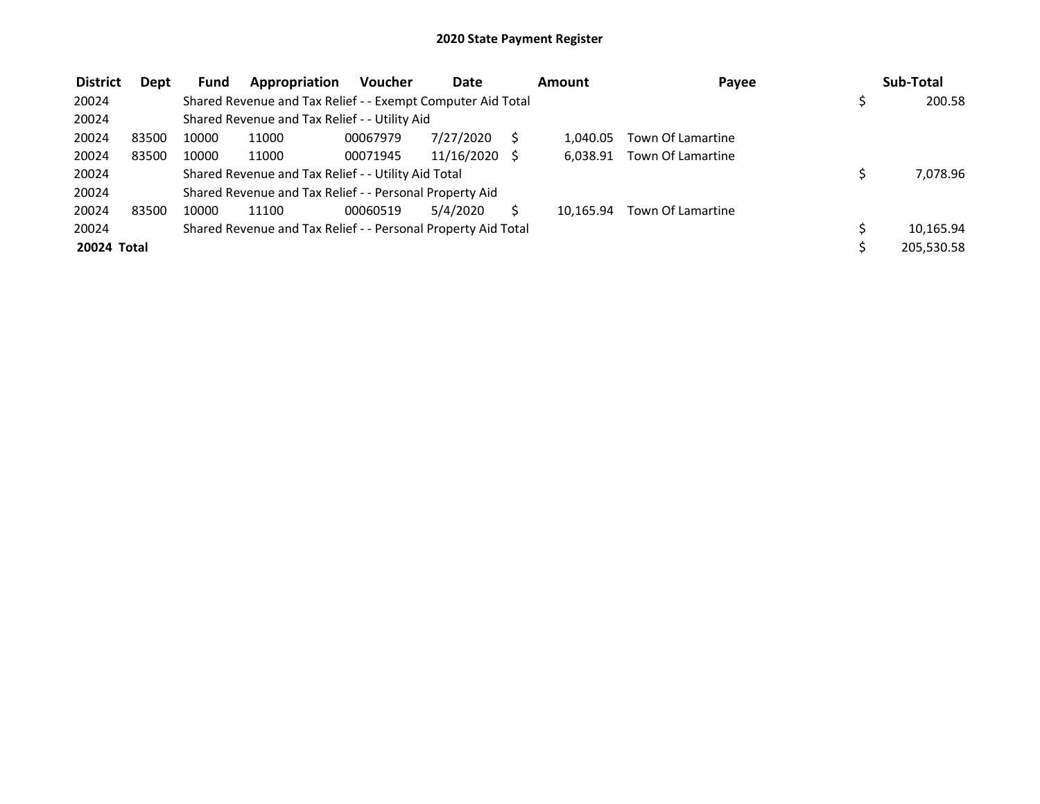# 2020 State Payment Register

| District | Dept | Fund | Appropriation | Voucher | Date | Amount | Payee | Sub-Total |
|---|---|---|---|---|---|---|---|---|
| 20024 | | Shared Revenue and Tax Relief - - Exempt Computer Aid Total | | | | | | $ 200.58 |
| 20024 | | Shared Revenue and Tax Relief - - Utility Aid | | | | | | |
| 20024 | 83500 | 10000 | 11000 | 00067979 | 7/27/2020 | $ 1,040.05 | Town Of Lamartine | |
| 20024 | 83500 | 10000 | 11000 | 00071945 | 11/16/2020 | $ 6,038.91 | Town Of Lamartine | |
| 20024 | | Shared Revenue and Tax Relief - - Utility Aid Total | | | | | | $ 7,078.96 |
| 20024 | | Shared Revenue and Tax Relief - - Personal Property Aid | | | | | | |
| 20024 | 83500 | 10000 | 11100 | 00060519 | 5/4/2020 | $ 10,165.94 | Town Of Lamartine | |
| 20024 | | Shared Revenue and Tax Relief - - Personal Property Aid Total | | | | | | $ 10,165.94 |
| **20024 Total** | | | | | | | | $ 205,530.58 |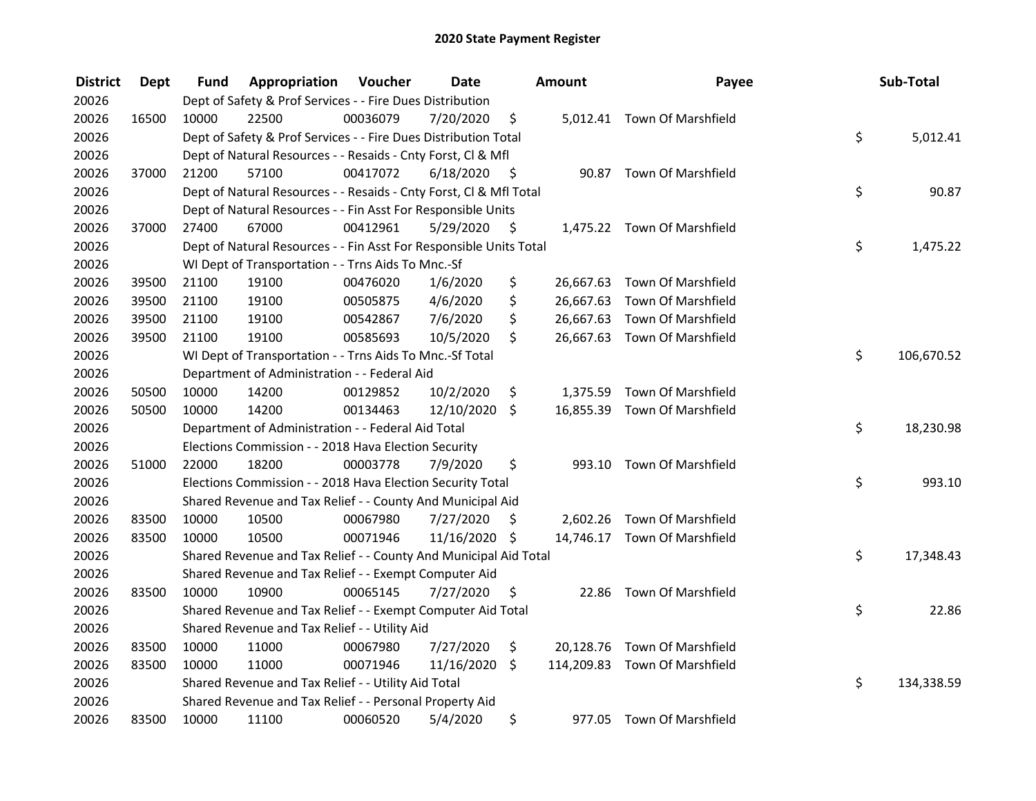# 2020 State Payment Register

| District | Dept | Fund | Appropriation | Voucher | Date | Amount | Payee | Sub-Total |
|---|---|---|---|---|---|---|---|---|
| 20026 | | Dept of Safety & Prof Services - - Fire Dues Distribution | | | | | | |
| 20026 | 16500 | 10000 | 22500 | 00036079 | 7/20/2020 | $ 5,012.41 | Town Of Marshfield | |
| 20026 | | Dept of Safety & Prof Services - - Fire Dues Distribution Total | | | | | | $ 5,012.41 |
| 20026 | | Dept of Natural Resources - - Resaids - Cnty Forst, Cl & Mfl | | | | | | |
| 20026 | 37000 | 21200 | 57100 | 00417072 | 6/18/2020 | $ 90.87 | Town Of Marshfield | |
| 20026 | | Dept of Natural Resources - - Resaids - Cnty Forst, Cl & Mfl Total | | | | | | $ 90.87 |
| 20026 | | Dept of Natural Resources - - Fin Asst For Responsible Units | | | | | | |
| 20026 | 37000 | 27400 | 67000 | 00412961 | 5/29/2020 | $ 1,475.22 | Town Of Marshfield | |
| 20026 | | Dept of Natural Resources - - Fin Asst For Responsible Units Total | | | | | | $ 1,475.22 |
| 20026 | | WI Dept of Transportation - - Trns Aids To Mnc.-Sf | | | | | | |
| 20026 | 39500 | 21100 | 19100 | 00476020 | 1/6/2020 | $ 26,667.63 | Town Of Marshfield | |
| 20026 | 39500 | 21100 | 19100 | 00505875 | 4/6/2020 | $ 26,667.63 | Town Of Marshfield | |
| 20026 | 39500 | 21100 | 19100 | 00542867 | 7/6/2020 | $ 26,667.63 | Town Of Marshfield | |
| 20026 | 39500 | 21100 | 19100 | 00585693 | 10/5/2020 | $ 26,667.63 | Town Of Marshfield | |
| 20026 | | WI Dept of Transportation - - Trns Aids To Mnc.-Sf Total | | | | | | $ 106,670.52 |
| 20026 | | Department of Administration - - Federal Aid | | | | | | |
| 20026 | 50500 | 10000 | 14200 | 00129852 | 10/2/2020 | $ 1,375.59 | Town Of Marshfield | |
| 20026 | 50500 | 10000 | 14200 | 00134463 | 12/10/2020 | $ 16,855.39 | Town Of Marshfield | |
| 20026 | | Department of Administration - - Federal Aid Total | | | | | | $ 18,230.98 |
| 20026 | | Elections Commission - - 2018 Hava Election Security | | | | | | |
| 20026 | 51000 | 22000 | 18200 | 00003778 | 7/9/2020 | $ 993.10 | Town Of Marshfield | |
| 20026 | | Elections Commission - - 2018 Hava Election Security Total | | | | | | $ 993.10 |
| 20026 | | Shared Revenue and Tax Relief - - County And Municipal Aid | | | | | | |
| 20026 | 83500 | 10000 | 10500 | 00067980 | 7/27/2020 | $ 2,602.26 | Town Of Marshfield | |
| 20026 | 83500 | 10000 | 10500 | 00071946 | 11/16/2020 | $ 14,746.17 | Town Of Marshfield | |
| 20026 | | Shared Revenue and Tax Relief - - County And Municipal Aid Total | | | | | | $ 17,348.43 |
| 20026 | | Shared Revenue and Tax Relief - - Exempt Computer Aid | | | | | | |
| 20026 | 83500 | 10000 | 10900 | 00065145 | 7/27/2020 | $ 22.86 | Town Of Marshfield | |
| 20026 | | Shared Revenue and Tax Relief - - Exempt Computer Aid Total | | | | | | $ 22.86 |
| 20026 | | Shared Revenue and Tax Relief - - Utility Aid | | | | | | |
| 20026 | 83500 | 10000 | 11000 | 00067980 | 7/27/2020 | $ 20,128.76 | Town Of Marshfield | |
| 20026 | 83500 | 10000 | 11000 | 00071946 | 11/16/2020 | $ 114,209.83 | Town Of Marshfield | |
| 20026 | | Shared Revenue and Tax Relief - - Utility Aid Total | | | | | | $ 134,338.59 |
| 20026 | | Shared Revenue and Tax Relief - - Personal Property Aid | | | | | | |
| 20026 | 83500 | 10000 | 11100 | 00060520 | 5/4/2020 | $ 977.05 | Town Of Marshfield | |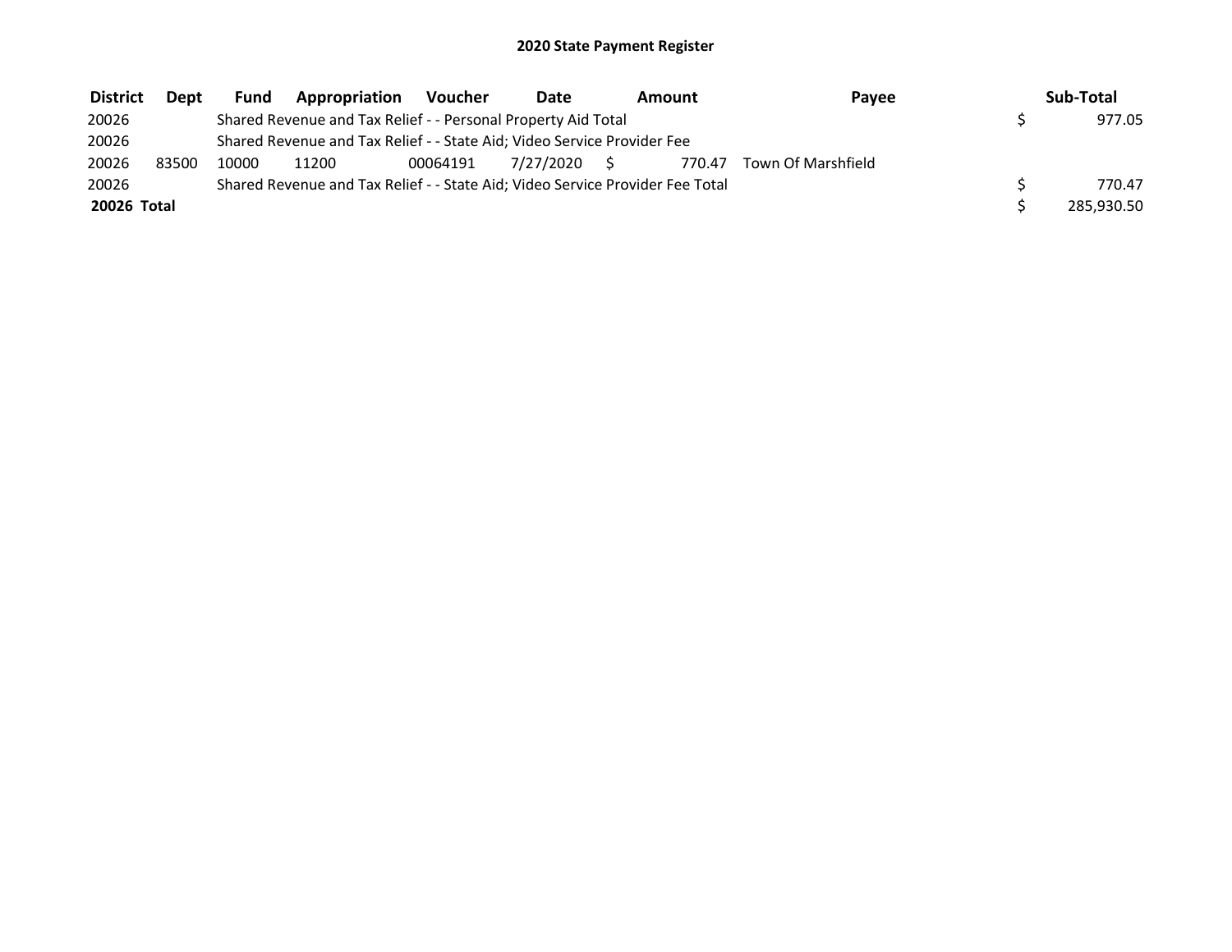## 2020 State Payment Register

| District | Dept | Fund | Appropriation | Voucher | Date | Amount | Payee | Sub-Total |
|---|---|---|---|---|---|---|---|---|
| 20026 | | Shared Revenue and Tax Relief - - Personal Property Aid Total | | | | | | $ 977.05 |
| 20026 | | Shared Revenue and Tax Relief - - State Aid; Video Service Provider Fee | | | | | | |
| 20026 | 83500 | 10000 | 11200 | 00064191 | 7/27/2020 | $ 770.47 | Town Of Marshfield | |
| 20026 | | Shared Revenue and Tax Relief - - State Aid; Video Service Provider Fee Total | | | | | | $ 770.47 |
| **20026 Total** | | | | | | | | $ 285,930.50 |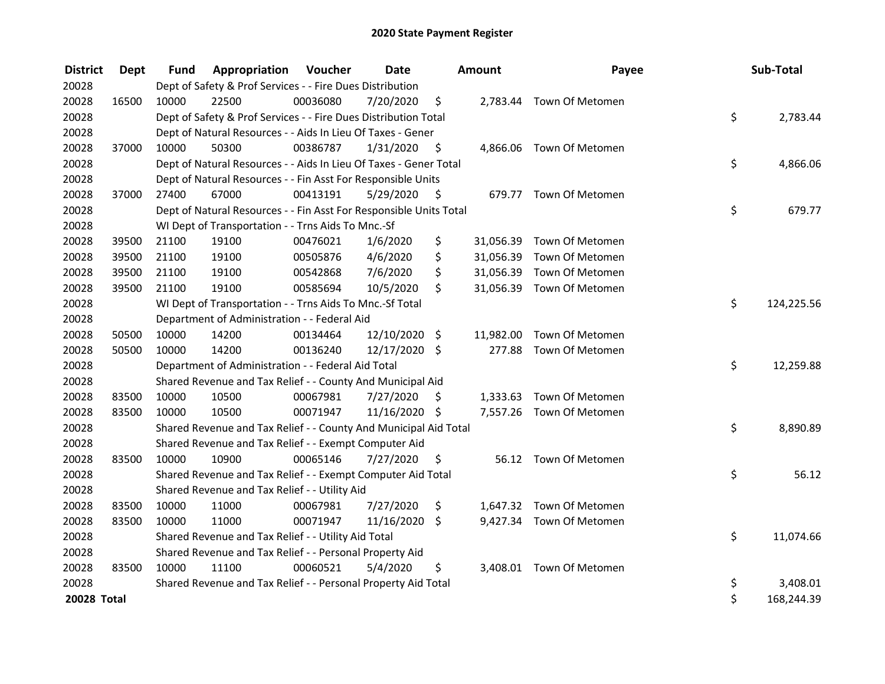# 2020 State Payment Register

| District | Dept | Fund | Appropriation | Voucher | Date | Amount | Payee | Sub-Total |
|---|---|---|---|---|---|---|---|---|
| 20028 | | Dept of Safety & Prof Services - - Fire Dues Distribution | | | | | | |
| 20028 | 16500 | 10000 | 22500 | 00036080 | 7/20/2020 | $ 2,783.44 | Town Of Metomen | |
| 20028 | | Dept of Safety & Prof Services - - Fire Dues Distribution Total | | | | | | $ 2,783.44 |
| 20028 | | Dept of Natural Resources - - Aids In Lieu Of Taxes - Gener | | | | | | |
| 20028 | 37000 | 10000 | 50300 | 00386787 | 1/31/2020 | $ 4,866.06 | Town Of Metomen | |
| 20028 | | Dept of Natural Resources - - Aids In Lieu Of Taxes - Gener Total | | | | | | $ 4,866.06 |
| 20028 | | Dept of Natural Resources - - Fin Asst For Responsible Units | | | | | | |
| 20028 | 37000 | 27400 | 67000 | 00413191 | 5/29/2020 | $ 679.77 | Town Of Metomen | |
| 20028 | | Dept of Natural Resources - - Fin Asst For Responsible Units Total | | | | | | $ 679.77 |
| 20028 | | WI Dept of Transportation - - Trns Aids To Mnc.-Sf | | | | | | |
| 20028 | 39500 | 21100 | 19100 | 00476021 | 1/6/2020 | $ 31,056.39 | Town Of Metomen | |
| 20028 | 39500 | 21100 | 19100 | 00505876 | 4/6/2020 | $ 31,056.39 | Town Of Metomen | |
| 20028 | 39500 | 21100 | 19100 | 00542868 | 7/6/2020 | $ 31,056.39 | Town Of Metomen | |
| 20028 | 39500 | 21100 | 19100 | 00585694 | 10/5/2020 | $ 31,056.39 | Town Of Metomen | |
| 20028 | | WI Dept of Transportation - - Trns Aids To Mnc.-Sf Total | | | | | | $ 124,225.56 |
| 20028 | | Department of Administration - - Federal Aid | | | | | | |
| 20028 | 50500 | 10000 | 14200 | 00134464 | 12/10/2020 | $ 11,982.00 | Town Of Metomen | |
| 20028 | 50500 | 10000 | 14200 | 00136240 | 12/17/2020 | $ 277.88 | Town Of Metomen | |
| 20028 | | Department of Administration - - Federal Aid Total | | | | | | $ 12,259.88 |
| 20028 | | Shared Revenue and Tax Relief - - County And Municipal Aid | | | | | | |
| 20028 | 83500 | 10000 | 10500 | 00067981 | 7/27/2020 | $ 1,333.63 | Town Of Metomen | |
| 20028 | 83500 | 10000 | 10500 | 00071947 | 11/16/2020 | $ 7,557.26 | Town Of Metomen | |
| 20028 | | Shared Revenue and Tax Relief - - County And Municipal Aid Total | | | | | | $ 8,890.89 |
| 20028 | | Shared Revenue and Tax Relief - - Exempt Computer Aid | | | | | | |
| 20028 | 83500 | 10000 | 10900 | 00065146 | 7/27/2020 | $ 56.12 | Town Of Metomen | |
| 20028 | | Shared Revenue and Tax Relief - - Exempt Computer Aid Total | | | | | | $ 56.12 |
| 20028 | | Shared Revenue and Tax Relief - - Utility Aid | | | | | | |
| 20028 | 83500 | 10000 | 11000 | 00067981 | 7/27/2020 | $ 1,647.32 | Town Of Metomen | |
| 20028 | 83500 | 10000 | 11000 | 00071947 | 11/16/2020 | $ 9,427.34 | Town Of Metomen | |
| 20028 | | Shared Revenue and Tax Relief - - Utility Aid Total | | | | | | $ 11,074.66 |
| 20028 | | Shared Revenue and Tax Relief - - Personal Property Aid | | | | | | |
| 20028 | 83500 | 10000 | 11100 | 00060521 | 5/4/2020 | $ 3,408.01 | Town Of Metomen | |
| 20028 | | Shared Revenue and Tax Relief - - Personal Property Aid Total | | | | | | $ 3,408.01 |
| **20028 Total** | | | | | | | | $ 168,244.39 |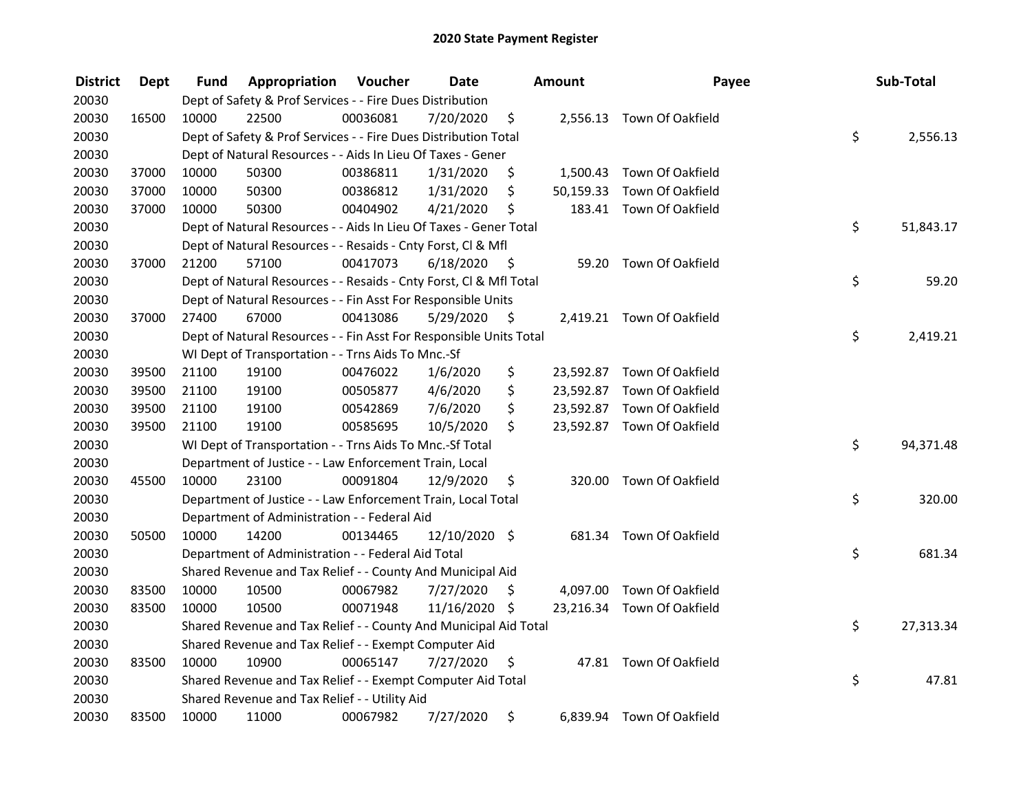# 2020 State Payment Register

| District | Dept | Fund | Appropriation | Voucher | Date | Amount | Payee | Sub-Total |
|---|---|---|---|---|---|---|---|---|
| 20030 | | Dept of Safety & Prof Services - - Fire Dues Distribution | | | | | | |
| 20030 | 16500 | 10000 | 22500 | 00036081 | 7/20/2020 | $ 2,556.13 | Town Of Oakfield | |
| 20030 | | Dept of Safety & Prof Services - - Fire Dues Distribution Total | | | | | | $ 2,556.13 |
| 20030 | | Dept of Natural Resources - - Aids In Lieu Of Taxes - Gener | | | | | | |
| 20030 | 37000 | 10000 | 50300 | 00386811 | 1/31/2020 | $ 1,500.43 | Town Of Oakfield | |
| 20030 | 37000 | 10000 | 50300 | 00386812 | 1/31/2020 | $ 50,159.33 | Town Of Oakfield | |
| 20030 | 37000 | 10000 | 50300 | 00404902 | 4/21/2020 | $ 183.41 | Town Of Oakfield | |
| 20030 | | Dept of Natural Resources - - Aids In Lieu Of Taxes - Gener Total | | | | | | $ 51,843.17 |
| 20030 | | Dept of Natural Resources - - Resaids - Cnty Forst, Cl & Mfl | | | | | | |
| 20030 | 37000 | 21200 | 57100 | 00417073 | 6/18/2020 | $ 59.20 | Town Of Oakfield | |
| 20030 | | Dept of Natural Resources - - Resaids - Cnty Forst, Cl & Mfl Total | | | | | | $ 59.20 |
| 20030 | | Dept of Natural Resources - - Fin Asst For Responsible Units | | | | | | |
| 20030 | 37000 | 27400 | 67000 | 00413086 | 5/29/2020 | $ 2,419.21 | Town Of Oakfield | |
| 20030 | | Dept of Natural Resources - - Fin Asst For Responsible Units Total | | | | | | $ 2,419.21 |
| 20030 | | WI Dept of Transportation - - Trns Aids To Mnc.-Sf | | | | | | |
| 20030 | 39500 | 21100 | 19100 | 00476022 | 1/6/2020 | $ 23,592.87 | Town Of Oakfield | |
| 20030 | 39500 | 21100 | 19100 | 00505877 | 4/6/2020 | $ 23,592.87 | Town Of Oakfield | |
| 20030 | 39500 | 21100 | 19100 | 00542869 | 7/6/2020 | $ 23,592.87 | Town Of Oakfield | |
| 20030 | 39500 | 21100 | 19100 | 00585695 | 10/5/2020 | $ 23,592.87 | Town Of Oakfield | |
| 20030 | | WI Dept of Transportation - - Trns Aids To Mnc.-Sf Total | | | | | | $ 94,371.48 |
| 20030 | | Department of Justice - - Law Enforcement Train, Local | | | | | | |
| 20030 | 45500 | 10000 | 23100 | 00091804 | 12/9/2020 | $ 320.00 | Town Of Oakfield | |
| 20030 | | Department of Justice - - Law Enforcement Train, Local Total | | | | | | $ 320.00 |
| 20030 | | Department of Administration - - Federal Aid | | | | | | |
| 20030 | 50500 | 10000 | 14200 | 00134465 | 12/10/2020 | $ 681.34 | Town Of Oakfield | |
| 20030 | | Department of Administration - - Federal Aid Total | | | | | | $ 681.34 |
| 20030 | | Shared Revenue and Tax Relief - - County And Municipal Aid | | | | | | |
| 20030 | 83500 | 10000 | 10500 | 00067982 | 7/27/2020 | $ 4,097.00 | Town Of Oakfield | |
| 20030 | 83500 | 10000 | 10500 | 00071948 | 11/16/2020 | $ 23,216.34 | Town Of Oakfield | |
| 20030 | | Shared Revenue and Tax Relief - - County And Municipal Aid Total | | | | | | $ 27,313.34 |
| 20030 | | Shared Revenue and Tax Relief - - Exempt Computer Aid | | | | | | |
| 20030 | 83500 | 10000 | 10900 | 00065147 | 7/27/2020 | $ 47.81 | Town Of Oakfield | |
| 20030 | | Shared Revenue and Tax Relief - - Exempt Computer Aid Total | | | | | | $ 47.81 |
| 20030 | | Shared Revenue and Tax Relief - - Utility Aid | | | | | | |
| 20030 | 83500 | 10000 | 11000 | 00067982 | 7/27/2020 | $ 6,839.94 | Town Of Oakfield | |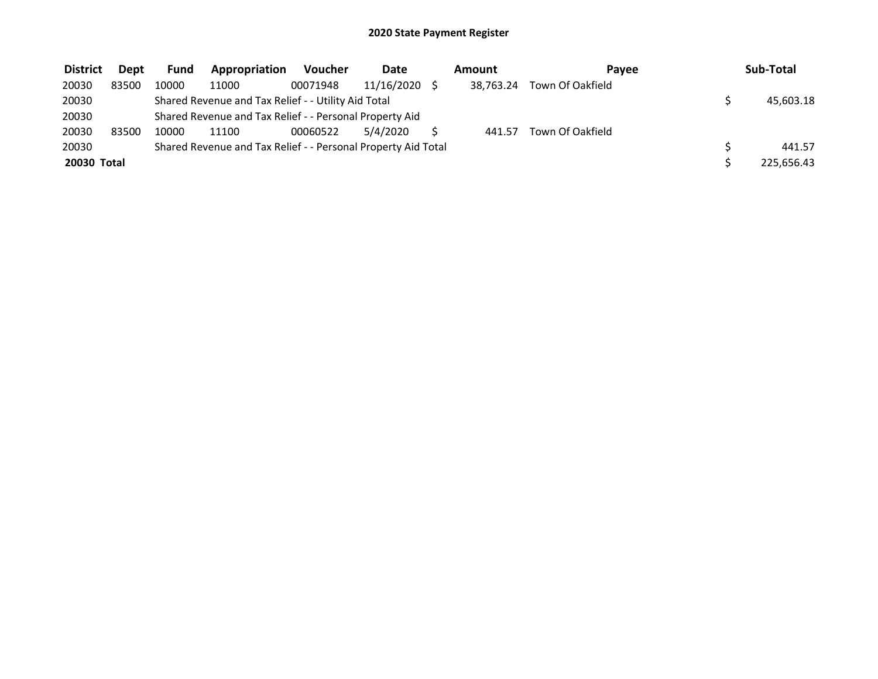## 2020 State Payment Register

| District | Dept | Fund | Appropriation | Voucher | Date | Amount | Payee | Sub-Total |
|---|---|---|---|---|---|---|---|---|
| 20030 | 83500 | 10000 | 11000 | 00071948 | 11/16/2020 | $ 38,763.24 | Town Of Oakfield | |
| 20030 | | Shared Revenue and Tax Relief - - Utility Aid Total | | | | | | $ 45,603.18 |
| 20030 | | Shared Revenue and Tax Relief - - Personal Property Aid | | | | | | |
| 20030 | 83500 | 10000 | 11100 | 00060522 | 5/4/2020 | $ 441.57 | Town Of Oakfield | |
| 20030 | | Shared Revenue and Tax Relief - - Personal Property Aid Total | | | | | | $ 441.57 |
| **20030 Total** | | | | | | | | $ 225,656.43 |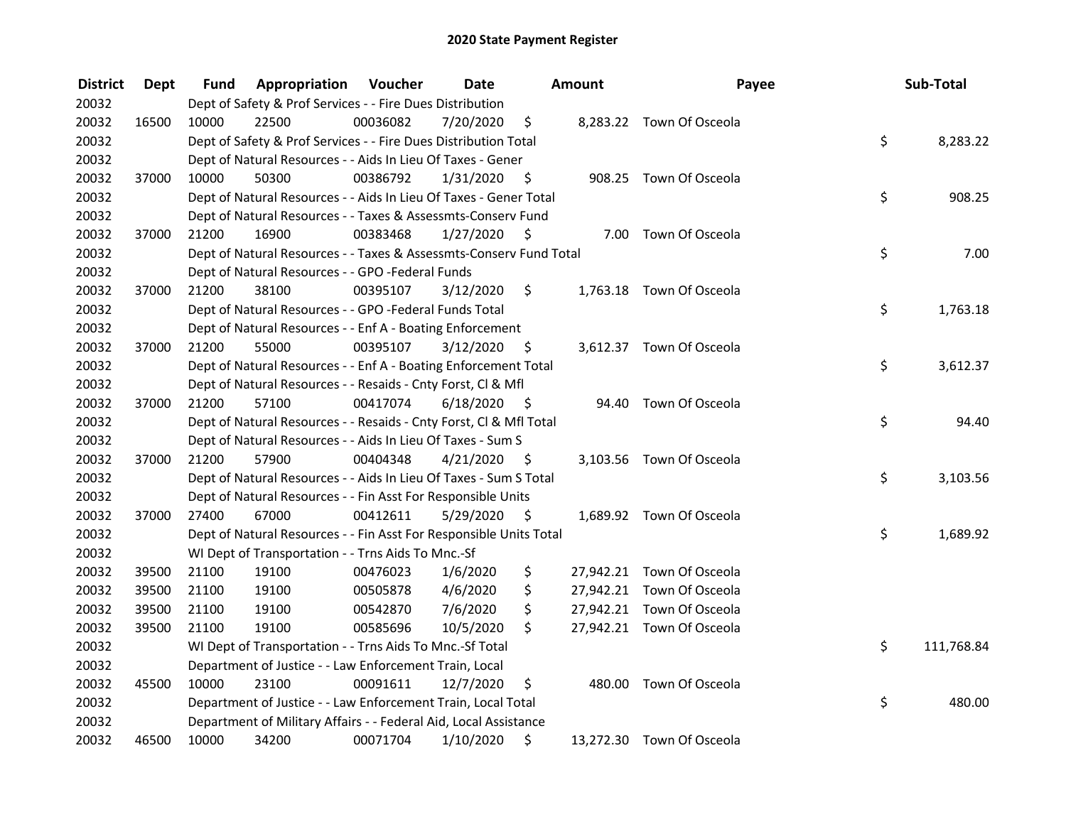# 2020 State Payment Register

| District | Dept | Fund | Appropriation | Voucher | Date | Amount | Payee | Sub-Total |
|---|---|---|---|---|---|---|---|---|
| 20032 | | Dept of Safety & Prof Services - - Fire Dues Distribution | | | | | | |
| 20032 | 16500 | 10000 | 22500 | 00036082 | 7/20/2020 | $ 8,283.22 | Town Of Osceola | |
| 20032 | | Dept of Safety & Prof Services - - Fire Dues Distribution Total | | | | | | $ 8,283.22 |
| 20032 | | Dept of Natural Resources - - Aids In Lieu Of Taxes - Gener | | | | | | |
| 20032 | 37000 | 10000 | 50300 | 00386792 | 1/31/2020 | $ 908.25 | Town Of Osceola | |
| 20032 | | Dept of Natural Resources - - Aids In Lieu Of Taxes - Gener Total | | | | | | $ 908.25 |
| 20032 | | Dept of Natural Resources - - Taxes & Assessmts-Conserv Fund | | | | | | |
| 20032 | 37000 | 21200 | 16900 | 00383468 | 1/27/2020 | $ 7.00 | Town Of Osceola | |
| 20032 | | Dept of Natural Resources - - Taxes & Assessmts-Conserv Fund Total | | | | | | $ 7.00 |
| 20032 | | Dept of Natural Resources - - GPO -Federal Funds | | | | | | |
| 20032 | 37000 | 21200 | 38100 | 00395107 | 3/12/2020 | $ 1,763.18 | Town Of Osceola | |
| 20032 | | Dept of Natural Resources - - GPO -Federal Funds Total | | | | | | $ 1,763.18 |
| 20032 | | Dept of Natural Resources - - Enf A - Boating Enforcement | | | | | | |
| 20032 | 37000 | 21200 | 55000 | 00395107 | 3/12/2020 | $ 3,612.37 | Town Of Osceola | |
| 20032 | | Dept of Natural Resources - - Enf A - Boating Enforcement Total | | | | | | $ 3,612.37 |
| 20032 | | Dept of Natural Resources - - Resaids - Cnty Forst, Cl & Mfl | | | | | | |
| 20032 | 37000 | 21200 | 57100 | 00417074 | 6/18/2020 | $ 94.40 | Town Of Osceola | |
| 20032 | | Dept of Natural Resources - - Resaids - Cnty Forst, Cl & Mfl Total | | | | | | $ 94.40 |
| 20032 | | Dept of Natural Resources - - Aids In Lieu Of Taxes - Sum S | | | | | | |
| 20032 | 37000 | 21200 | 57900 | 00404348 | 4/21/2020 | $ 3,103.56 | Town Of Osceola | |
| 20032 | | Dept of Natural Resources - - Aids In Lieu Of Taxes - Sum S Total | | | | | | $ 3,103.56 |
| 20032 | | Dept of Natural Resources - - Fin Asst For Responsible Units | | | | | | |
| 20032 | 37000 | 27400 | 67000 | 00412611 | 5/29/2020 | $ 1,689.92 | Town Of Osceola | |
| 20032 | | Dept of Natural Resources - - Fin Asst For Responsible Units Total | | | | | | $ 1,689.92 |
| 20032 | | WI Dept of Transportation - - Trns Aids To Mnc.-Sf | | | | | | |
| 20032 | 39500 | 21100 | 19100 | 00476023 | 1/6/2020 | $ 27,942.21 | Town Of Osceola | |
| 20032 | 39500 | 21100 | 19100 | 00505878 | 4/6/2020 | $ 27,942.21 | Town Of Osceola | |
| 20032 | 39500 | 21100 | 19100 | 00542870 | 7/6/2020 | $ 27,942.21 | Town Of Osceola | |
| 20032 | 39500 | 21100 | 19100 | 00585696 | 10/5/2020 | $ 27,942.21 | Town Of Osceola | |
| 20032 | | WI Dept of Transportation - - Trns Aids To Mnc.-Sf Total | | | | | | $ 111,768.84 |
| 20032 | | Department of Justice - - Law Enforcement Train, Local | | | | | | |
| 20032 | 45500 | 10000 | 23100 | 00091611 | 12/7/2020 | $ 480.00 | Town Of Osceola | |
| 20032 | | Department of Justice - - Law Enforcement Train, Local Total | | | | | | $ 480.00 |
| 20032 | | Department of Military Affairs - - Federal Aid, Local Assistance | | | | | | |
| 20032 | 46500 | 10000 | 34200 | 00071704 | 1/10/2020 | $ 13,272.30 | Town Of Osceola | |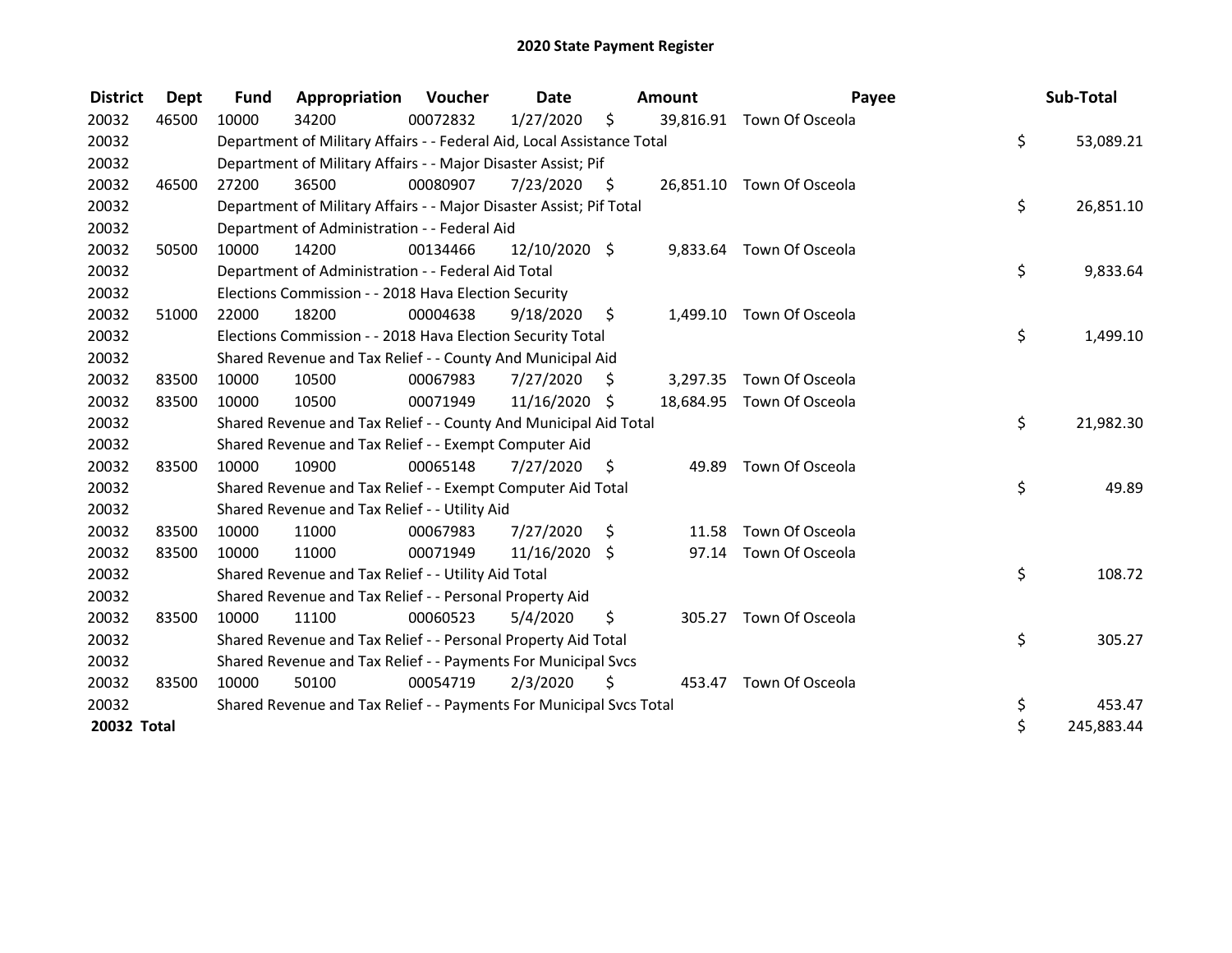# 2020 State Payment Register

| District | Dept | Fund | Appropriation | Voucher | Date | Amount | Payee | Sub-Total |
|---|---|---|---|---|---|---|---|---|
| 20032 | 46500 | 10000 | 34200 | 00072832 | 1/27/2020 | $ 39,816.91 | Town Of Osceola | |
| 20032 | | Department of Military Affairs - - Federal Aid, Local Assistance Total | | | | | | $ 53,089.21 |
| 20032 | | Department of Military Affairs - - Major Disaster Assist; Pif | | | | | | |
| 20032 | 46500 | 27200 | 36500 | 00080907 | 7/23/2020 | $ 26,851.10 | Town Of Osceola | |
| 20032 | | Department of Military Affairs - - Major Disaster Assist; Pif Total | | | | | | $ 26,851.10 |
| 20032 | | Department of Administration - - Federal Aid | | | | | | |
| 20032 | 50500 | 10000 | 14200 | 00134466 | 12/10/2020 | $ 9,833.64 | Town Of Osceola | |
| 20032 | | Department of Administration - - Federal Aid Total | | | | | | $ 9,833.64 |
| 20032 | | Elections Commission - - 2018 Hava Election Security | | | | | | |
| 20032 | 51000 | 22000 | 18200 | 00004638 | 9/18/2020 | $ 1,499.10 | Town Of Osceola | |
| 20032 | | Elections Commission - - 2018 Hava Election Security Total | | | | | | $ 1,499.10 |
| 20032 | | Shared Revenue and Tax Relief - - County And Municipal Aid | | | | | | |
| 20032 | 83500 | 10000 | 10500 | 00067983 | 7/27/2020 | $ 3,297.35 | Town Of Osceola | |
| 20032 | 83500 | 10000 | 10500 | 00071949 | 11/16/2020 | $ 18,684.95 | Town Of Osceola | |
| 20032 | | Shared Revenue and Tax Relief - - County And Municipal Aid Total | | | | | | $ 21,982.30 |
| 20032 | | Shared Revenue and Tax Relief - - Exempt Computer Aid | | | | | | |
| 20032 | 83500 | 10000 | 10900 | 00065148 | 7/27/2020 | $ 49.89 | Town Of Osceola | |
| 20032 | | Shared Revenue and Tax Relief - - Exempt Computer Aid Total | | | | | | $ 49.89 |
| 20032 | | Shared Revenue and Tax Relief - - Utility Aid | | | | | | |
| 20032 | 83500 | 10000 | 11000 | 00067983 | 7/27/2020 | $ 11.58 | Town Of Osceola | |
| 20032 | 83500 | 10000 | 11000 | 00071949 | 11/16/2020 | $ 97.14 | Town Of Osceola | |
| 20032 | | Shared Revenue and Tax Relief - - Utility Aid Total | | | | | | $ 108.72 |
| 20032 | | Shared Revenue and Tax Relief - - Personal Property Aid | | | | | | |
| 20032 | 83500 | 10000 | 11100 | 00060523 | 5/4/2020 | $ 305.27 | Town Of Osceola | |
| 20032 | | Shared Revenue and Tax Relief - - Personal Property Aid Total | | | | | | $ 305.27 |
| 20032 | | Shared Revenue and Tax Relief - - Payments For Municipal Svcs | | | | | | |
| 20032 | 83500 | 10000 | 50100 | 00054719 | 2/3/2020 | $ 453.47 | Town Of Osceola | |
| 20032 | | Shared Revenue and Tax Relief - - Payments For Municipal Svcs Total | | | | | | $ 453.47 |
| **20032 Total** | | | | | | | | $ 245,883.44 |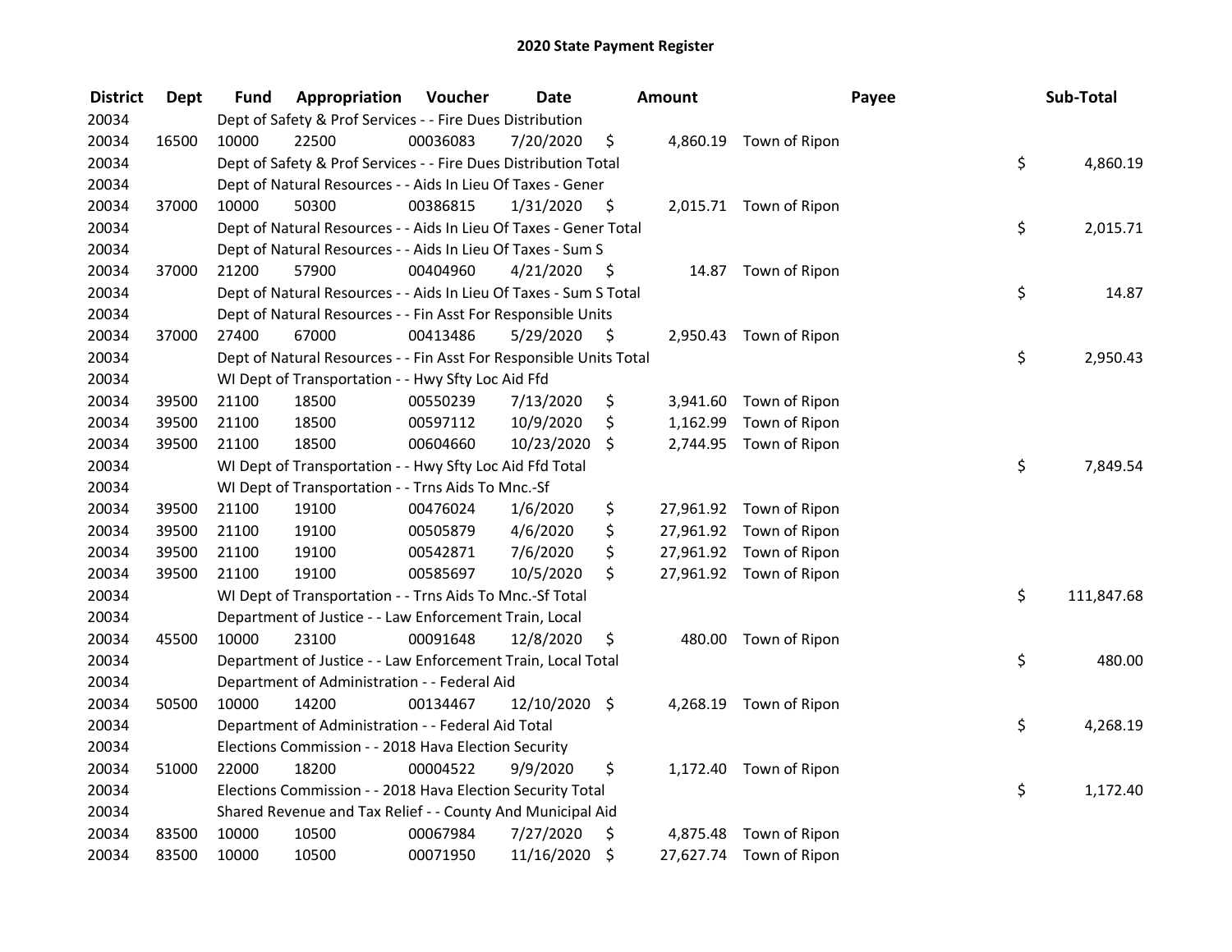# 2020 State Payment Register

| District | Dept | Fund | Appropriation | Voucher | Date | Amount | Payee | Sub-Total |
|---|---|---|---|---|---|---|---|---|
| 20034 | | Dept of Safety & Prof Services - - Fire Dues Distribution | | | | | | |
| 20034 | 16500 | 10000 | 22500 | 00036083 | 7/20/2020 | $ 4,860.19 | Town of Ripon | |
| 20034 | | Dept of Safety & Prof Services - - Fire Dues Distribution Total | | | | | | $ 4,860.19 |
| 20034 | | Dept of Natural Resources - - Aids In Lieu Of Taxes - Gener | | | | | | |
| 20034 | 37000 | 10000 | 50300 | 00386815 | 1/31/2020 | $ 2,015.71 | Town of Ripon | |
| 20034 | | Dept of Natural Resources - - Aids In Lieu Of Taxes - Gener Total | | | | | | $ 2,015.71 |
| 20034 | | Dept of Natural Resources - - Aids In Lieu Of Taxes - Sum S | | | | | | |
| 20034 | 37000 | 21200 | 57900 | 00404960 | 4/21/2020 | $ 14.87 | Town of Ripon | |
| 20034 | | Dept of Natural Resources - - Aids In Lieu Of Taxes - Sum S Total | | | | | | $ 14.87 |
| 20034 | | Dept of Natural Resources - - Fin Asst For Responsible Units | | | | | | |
| 20034 | 37000 | 27400 | 67000 | 00413486 | 5/29/2020 | $ 2,950.43 | Town of Ripon | |
| 20034 | | Dept of Natural Resources - - Fin Asst For Responsible Units Total | | | | | | $ 2,950.43 |
| 20034 | | WI Dept of Transportation - - Hwy Sfty Loc Aid Ffd | | | | | | |
| 20034 | 39500 | 21100 | 18500 | 00550239 | 7/13/2020 | $ 3,941.60 | Town of Ripon | |
| 20034 | 39500 | 21100 | 18500 | 00597112 | 10/9/2020 | $ 1,162.99 | Town of Ripon | |
| 20034 | 39500 | 21100 | 18500 | 00604660 | 10/23/2020 | $ 2,744.95 | Town of Ripon | |
| 20034 | | WI Dept of Transportation - - Hwy Sfty Loc Aid Ffd Total | | | | | | $ 7,849.54 |
| 20034 | | WI Dept of Transportation - - Trns Aids To Mnc.-Sf | | | | | | |
| 20034 | 39500 | 21100 | 19100 | 00476024 | 1/6/2020 | $ 27,961.92 | Town of Ripon | |
| 20034 | 39500 | 21100 | 19100 | 00505879 | 4/6/2020 | $ 27,961.92 | Town of Ripon | |
| 20034 | 39500 | 21100 | 19100 | 00542871 | 7/6/2020 | $ 27,961.92 | Town of Ripon | |
| 20034 | 39500 | 21100 | 19100 | 00585697 | 10/5/2020 | $ 27,961.92 | Town of Ripon | |
| 20034 | | WI Dept of Transportation - - Trns Aids To Mnc.-Sf Total | | | | | | $ 111,847.68 |
| 20034 | | Department of Justice - - Law Enforcement Train, Local | | | | | | |
| 20034 | 45500 | 10000 | 23100 | 00091648 | 12/8/2020 | $ 480.00 | Town of Ripon | |
| 20034 | | Department of Justice - - Law Enforcement Train, Local Total | | | | | | $ 480.00 |
| 20034 | | Department of Administration - - Federal Aid | | | | | | |
| 20034 | 50500 | 10000 | 14200 | 00134467 | 12/10/2020 | $ 4,268.19 | Town of Ripon | |
| 20034 | | Department of Administration - - Federal Aid Total | | | | | | $ 4,268.19 |
| 20034 | | Elections Commission - - 2018 Hava Election Security | | | | | | |
| 20034 | 51000 | 22000 | 18200 | 00004522 | 9/9/2020 | $ 1,172.40 | Town of Ripon | |
| 20034 | | Elections Commission - - 2018 Hava Election Security Total | | | | | | $ 1,172.40 |
| 20034 | | Shared Revenue and Tax Relief - - County And Municipal Aid | | | | | | |
| 20034 | 83500 | 10000 | 10500 | 00067984 | 7/27/2020 | $ 4,875.48 | Town of Ripon | |
| 20034 | 83500 | 10000 | 10500 | 00071950 | 11/16/2020 | $ 27,627.74 | Town of Ripon | |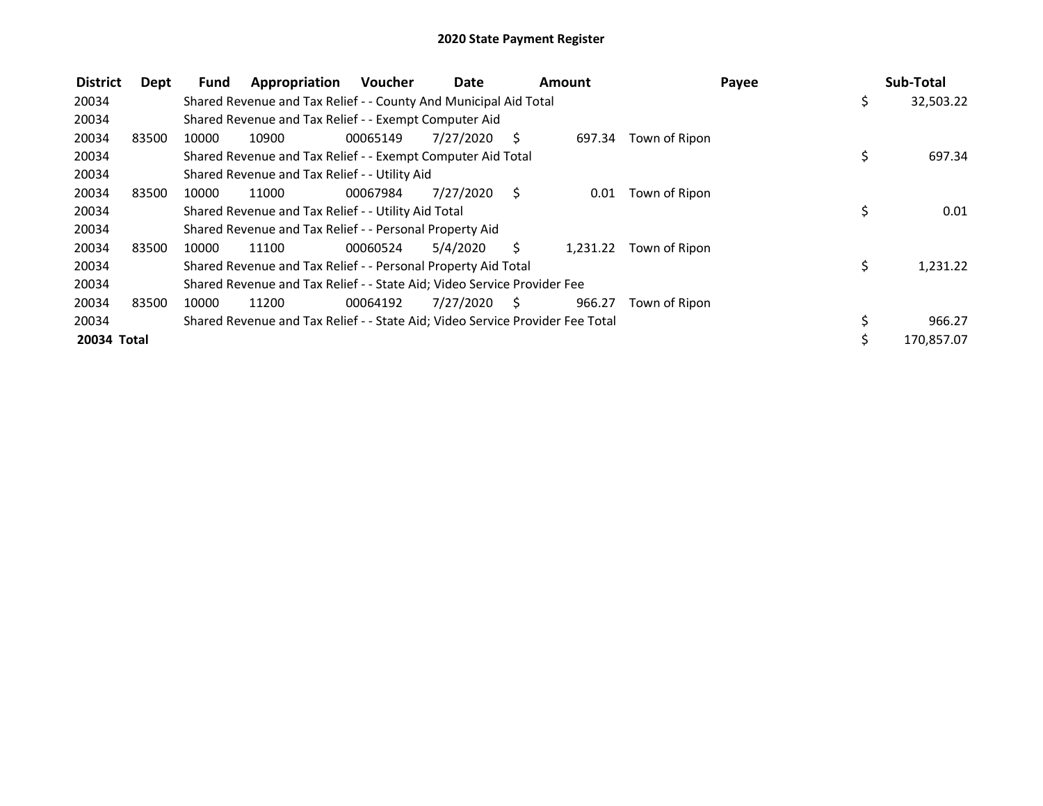# 2020 State Payment Register

| District | Dept | Fund | Appropriation | Voucher | Date | Amount | Payee | Sub-Total |
|---|---|---|---|---|---|---|---|---|
| 20034 | | Shared Revenue and Tax Relief - - County And Municipal Aid Total | | | | | | $ 32,503.22 |
| 20034 | | Shared Revenue and Tax Relief - - Exempt Computer Aid | | | | | | |
| 20034 | 83500 | 10000 | 10900 | 00065149 | 7/27/2020 | $ 697.34 | Town of Ripon | |
| 20034 | | Shared Revenue and Tax Relief - - Exempt Computer Aid Total | | | | | | $ 697.34 |
| 20034 | | Shared Revenue and Tax Relief - - Utility Aid | | | | | | |
| 20034 | 83500 | 10000 | 11000 | 00067984 | 7/27/2020 | $ 0.01 | Town of Ripon | |
| 20034 | | Shared Revenue and Tax Relief - - Utility Aid Total | | | | | | $ 0.01 |
| 20034 | | Shared Revenue and Tax Relief - - Personal Property Aid | | | | | | |
| 20034 | 83500 | 10000 | 11100 | 00060524 | 5/4/2020 | $ 1,231.22 | Town of Ripon | |
| 20034 | | Shared Revenue and Tax Relief - - Personal Property Aid Total | | | | | | $ 1,231.22 |
| 20034 | | Shared Revenue and Tax Relief - - State Aid; Video Service Provider Fee | | | | | | |
| 20034 | 83500 | 10000 | 11200 | 00064192 | 7/27/2020 | $ 966.27 | Town of Ripon | |
| 20034 | | Shared Revenue and Tax Relief - - State Aid; Video Service Provider Fee Total | | | | | | $ 966.27 |
| **20034 Total** | | | | | | | | $ 170,857.07 |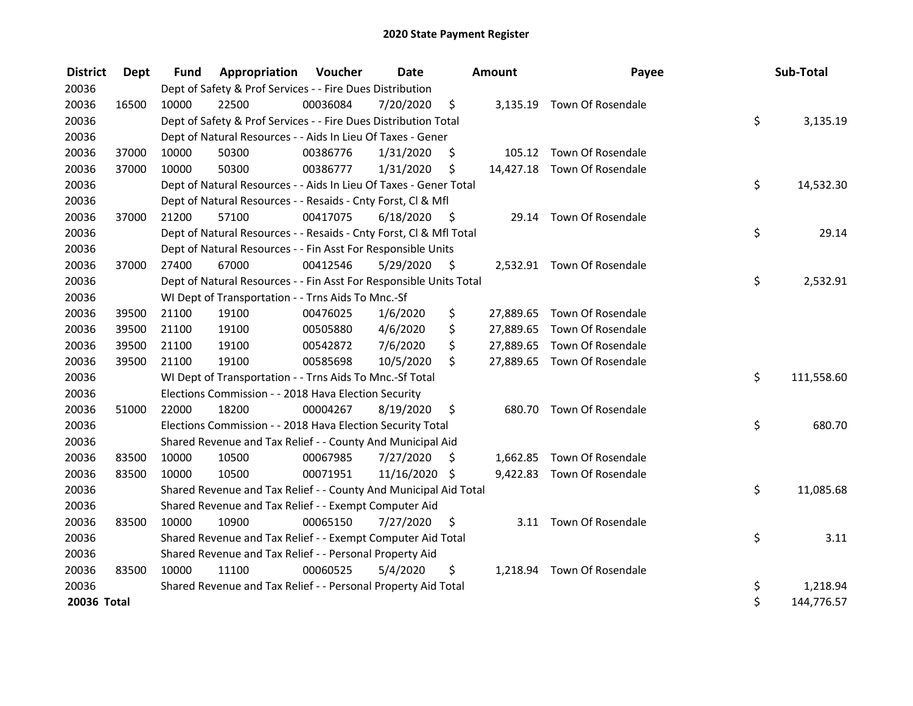# 2020 State Payment Register

| District | Dept | Fund | Appropriation | Voucher | Date | Amount | Payee | Sub-Total |
|---|---|---|---|---|---|---|---|---|
| 20036 | | Dept of Safety & Prof Services - - Fire Dues Distribution | | | | | | |
| 20036 | 16500 | 10000 | 22500 | 00036084 | 7/20/2020 | $ 3,135.19 | Town Of Rosendale | |
| 20036 | | Dept of Safety & Prof Services - - Fire Dues Distribution Total | | | | | | $ 3,135.19 |
| 20036 | | Dept of Natural Resources - - Aids In Lieu Of Taxes - Gener | | | | | | |
| 20036 | 37000 | 10000 | 50300 | 00386776 | 1/31/2020 | $ 105.12 | Town Of Rosendale | |
| 20036 | 37000 | 10000 | 50300 | 00386777 | 1/31/2020 | $ 14,427.18 | Town Of Rosendale | |
| 20036 | | Dept of Natural Resources - - Aids In Lieu Of Taxes - Gener Total | | | | | | $ 14,532.30 |
| 20036 | | Dept of Natural Resources - - Resaids - Cnty Forst, Cl & Mfl | | | | | | |
| 20036 | 37000 | 21200 | 57100 | 00417075 | 6/18/2020 | $ 29.14 | Town Of Rosendale | |
| 20036 | | Dept of Natural Resources - - Resaids - Cnty Forst, Cl & Mfl Total | | | | | | $ 29.14 |
| 20036 | | Dept of Natural Resources - - Fin Asst For Responsible Units | | | | | | |
| 20036 | 37000 | 27400 | 67000 | 00412546 | 5/29/2020 | $ 2,532.91 | Town Of Rosendale | |
| 20036 | | Dept of Natural Resources - - Fin Asst For Responsible Units Total | | | | | | $ 2,532.91 |
| 20036 | | WI Dept of Transportation - - Trns Aids To Mnc.-Sf | | | | | | |
| 20036 | 39500 | 21100 | 19100 | 00476025 | 1/6/2020 | $ 27,889.65 | Town Of Rosendale | |
| 20036 | 39500 | 21100 | 19100 | 00505880 | 4/6/2020 | $ 27,889.65 | Town Of Rosendale | |
| 20036 | 39500 | 21100 | 19100 | 00542872 | 7/6/2020 | $ 27,889.65 | Town Of Rosendale | |
| 20036 | 39500 | 21100 | 19100 | 00585698 | 10/5/2020 | $ 27,889.65 | Town Of Rosendale | |
| 20036 | | WI Dept of Transportation - - Trns Aids To Mnc.-Sf Total | | | | | | $ 111,558.60 |
| 20036 | | Elections Commission - - 2018 Hava Election Security | | | | | | |
| 20036 | 51000 | 22000 | 18200 | 00004267 | 8/19/2020 | $ 680.70 | Town Of Rosendale | |
| 20036 | | Elections Commission - - 2018 Hava Election Security Total | | | | | | $ 680.70 |
| 20036 | | Shared Revenue and Tax Relief - - County And Municipal Aid | | | | | | |
| 20036 | 83500 | 10000 | 10500 | 00067985 | 7/27/2020 | $ 1,662.85 | Town Of Rosendale | |
| 20036 | 83500 | 10000 | 10500 | 00071951 | 11/16/2020 | $ 9,422.83 | Town Of Rosendale | |
| 20036 | | Shared Revenue and Tax Relief - - County And Municipal Aid Total | | | | | | $ 11,085.68 |
| 20036 | | Shared Revenue and Tax Relief - - Exempt Computer Aid | | | | | | |
| 20036 | 83500 | 10000 | 10900 | 00065150 | 7/27/2020 | $ 3.11 | Town Of Rosendale | |
| 20036 | | Shared Revenue and Tax Relief - - Exempt Computer Aid Total | | | | | | $ 3.11 |
| 20036 | | Shared Revenue and Tax Relief - - Personal Property Aid | | | | | | |
| 20036 | 83500 | 10000 | 11100 | 00060525 | 5/4/2020 | $ 1,218.94 | Town Of Rosendale | |
| 20036 | | Shared Revenue and Tax Relief - - Personal Property Aid Total | | | | | | $ 1,218.94 |
| **20036 Total** | | | | | | | | $ 144,776.57 |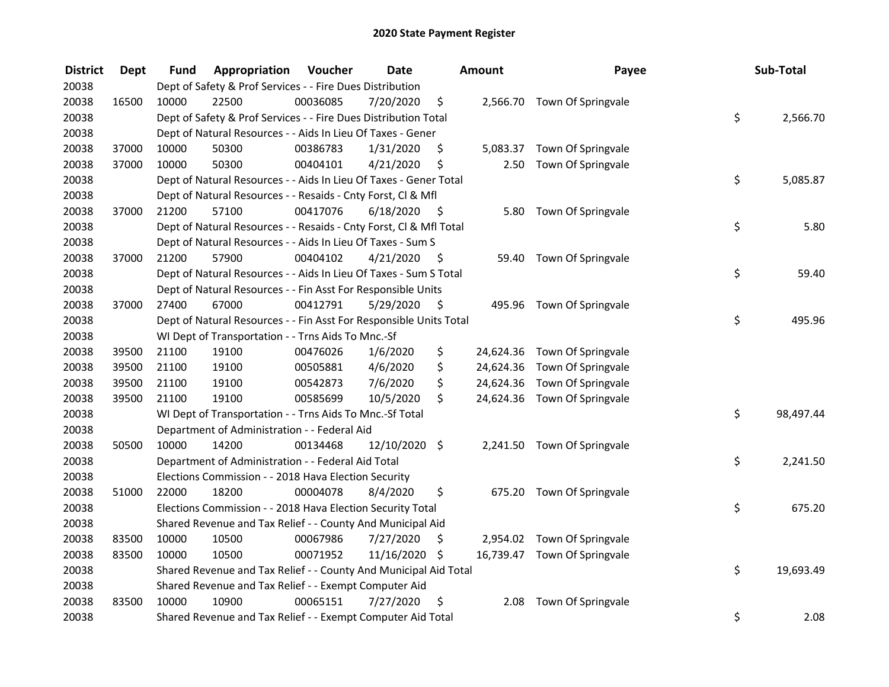# 2020 State Payment Register

| District | Dept | Fund | Appropriation | Voucher | Date | Amount | Payee | Sub-Total |
|---|---|---|---|---|---|---|---|---|
| 20038 | | Dept of Safety & Prof Services - - Fire Dues Distribution | | | | | | |
| 20038 | 16500 | 10000 | 22500 | 00036085 | 7/20/2020 | $ 2,566.70 | Town Of Springvale | |
| 20038 | | Dept of Safety & Prof Services - - Fire Dues Distribution Total | | | | | | $ 2,566.70 |
| 20038 | | Dept of Natural Resources - - Aids In Lieu Of Taxes - Gener | | | | | | |
| 20038 | 37000 | 10000 | 50300 | 00386783 | 1/31/2020 | $ 5,083.37 | Town Of Springvale | |
| 20038 | 37000 | 10000 | 50300 | 00404101 | 4/21/2020 | $ 2.50 | Town Of Springvale | |
| 20038 | | Dept of Natural Resources - - Aids In Lieu Of Taxes - Gener Total | | | | | | $ 5,085.87 |
| 20038 | | Dept of Natural Resources - - Resaids - Cnty Forst, Cl & Mfl | | | | | | |
| 20038 | 37000 | 21200 | 57100 | 00417076 | 6/18/2020 | $ 5.80 | Town Of Springvale | |
| 20038 | | Dept of Natural Resources - - Resaids - Cnty Forst, Cl & Mfl Total | | | | | | $ 5.80 |
| 20038 | | Dept of Natural Resources - - Aids In Lieu Of Taxes - Sum S | | | | | | |
| 20038 | 37000 | 21200 | 57900 | 00404102 | 4/21/2020 | $ 59.40 | Town Of Springvale | |
| 20038 | | Dept of Natural Resources - - Aids In Lieu Of Taxes - Sum S Total | | | | | | $ 59.40 |
| 20038 | | Dept of Natural Resources - - Fin Asst For Responsible Units | | | | | | |
| 20038 | 37000 | 27400 | 67000 | 00412791 | 5/29/2020 | $ 495.96 | Town Of Springvale | |
| 20038 | | Dept of Natural Resources - - Fin Asst For Responsible Units Total | | | | | | $ 495.96 |
| 20038 | | WI Dept of Transportation - - Trns Aids To Mnc.-Sf | | | | | | |
| 20038 | 39500 | 21100 | 19100 | 00476026 | 1/6/2020 | $ 24,624.36 | Town Of Springvale | |
| 20038 | 39500 | 21100 | 19100 | 00505881 | 4/6/2020 | $ 24,624.36 | Town Of Springvale | |
| 20038 | 39500 | 21100 | 19100 | 00542873 | 7/6/2020 | $ 24,624.36 | Town Of Springvale | |
| 20038 | 39500 | 21100 | 19100 | 00585699 | 10/5/2020 | $ 24,624.36 | Town Of Springvale | |
| 20038 | | WI Dept of Transportation - - Trns Aids To Mnc.-Sf Total | | | | | | $ 98,497.44 |
| 20038 | | Department of Administration - - Federal Aid | | | | | | |
| 20038 | 50500 | 10000 | 14200 | 00134468 | 12/10/2020 | $ 2,241.50 | Town Of Springvale | |
| 20038 | | Department of Administration - - Federal Aid Total | | | | | | $ 2,241.50 |
| 20038 | | Elections Commission - - 2018 Hava Election Security | | | | | | |
| 20038 | 51000 | 22000 | 18200 | 00004078 | 8/4/2020 | $ 675.20 | Town Of Springvale | |
| 20038 | | Elections Commission - - 2018 Hava Election Security Total | | | | | | $ 675.20 |
| 20038 | | Shared Revenue and Tax Relief - - County And Municipal Aid | | | | | | |
| 20038 | 83500 | 10000 | 10500 | 00067986 | 7/27/2020 | $ 2,954.02 | Town Of Springvale | |
| 20038 | 83500 | 10000 | 10500 | 00071952 | 11/16/2020 | $ 16,739.47 | Town Of Springvale | |
| 20038 | | Shared Revenue and Tax Relief - - County And Municipal Aid Total | | | | | | $ 19,693.49 |
| 20038 | | Shared Revenue and Tax Relief - - Exempt Computer Aid | | | | | | |
| 20038 | 83500 | 10000 | 10900 | 00065151 | 7/27/2020 | $ 2.08 | Town Of Springvale | |
| 20038 | | Shared Revenue and Tax Relief - - Exempt Computer Aid Total | | | | | | $ 2.08 |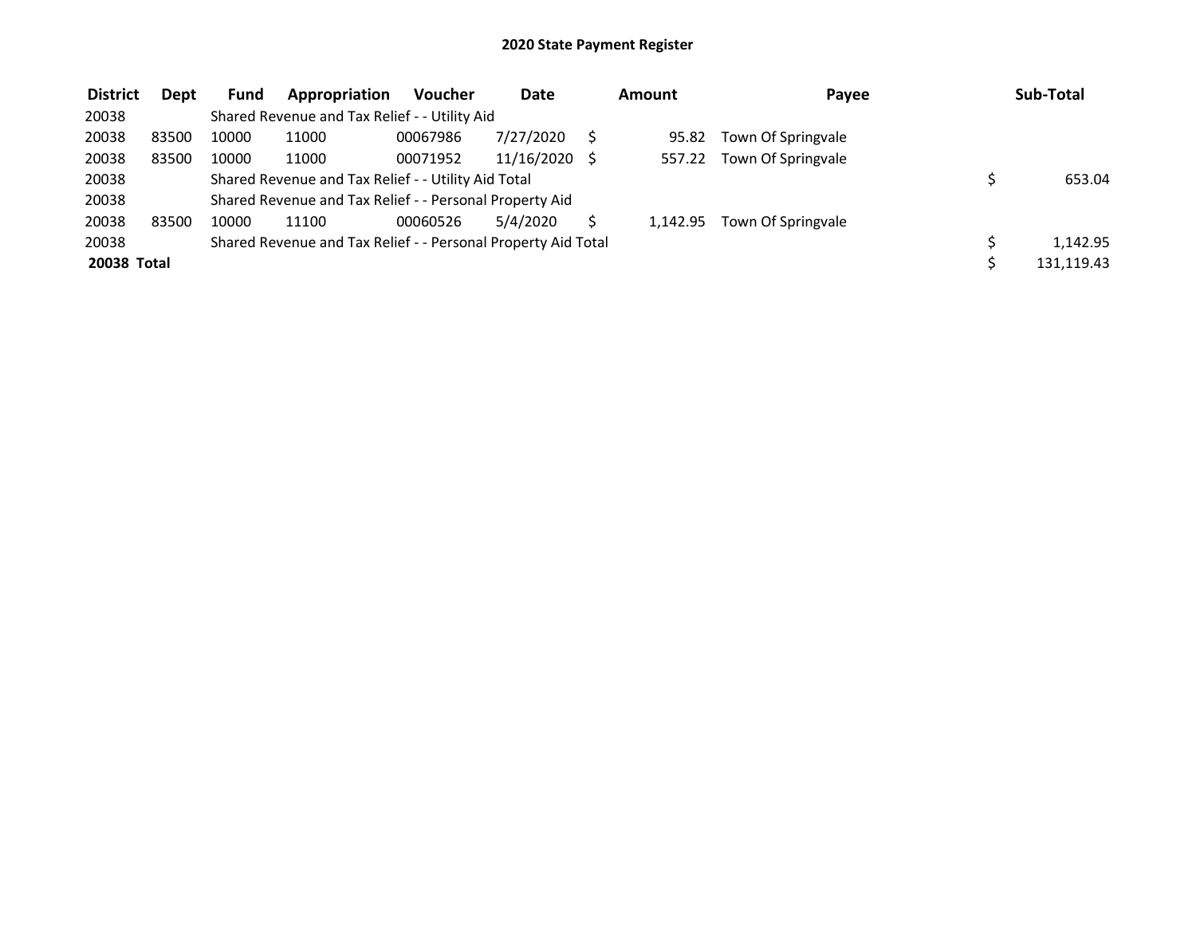## 2020 State Payment Register

| District | Dept | Fund | Appropriation | Voucher | Date | Amount | Payee | Sub-Total |
|---|---|---|---|---|---|---|---|---|
| 20038 | | Shared Revenue and Tax Relief - - Utility Aid | | | | | | |
| 20038 | 83500 | 10000 | 11000 | 00067986 | 7/27/2020 | $ 95.82 | Town Of Springvale | |
| 20038 | 83500 | 10000 | 11000 | 00071952 | 11/16/2020 | $ 557.22 | Town Of Springvale | |
| 20038 | | Shared Revenue and Tax Relief - - Utility Aid Total | | | | | | $ 653.04 |
| 20038 | | Shared Revenue and Tax Relief - - Personal Property Aid | | | | | | |
| 20038 | 83500 | 10000 | 11100 | 00060526 | 5/4/2020 | $ 1,142.95 | Town Of Springvale | |
| 20038 | | Shared Revenue and Tax Relief - - Personal Property Aid Total | | | | | | $ 1,142.95 |
| **20038 Total** | | | | | | | | $ 131,119.43 |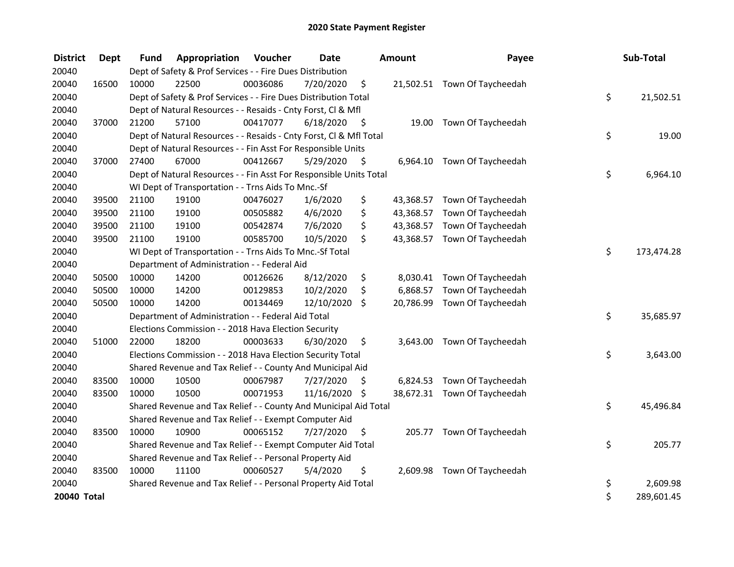# 2020 State Payment Register

| District | Dept | Fund | Appropriation | Voucher | Date | Amount | Payee | Sub-Total |
|---|---|---|---|---|---|---|---|---|
| 20040 | | Dept of Safety & Prof Services - - Fire Dues Distribution | | | | | | |
| 20040 | 16500 | 10000 | 22500 | 00036086 | 7/20/2020 | $ 21,502.51 | Town Of Taycheedah | |
| 20040 | | Dept of Safety & Prof Services - - Fire Dues Distribution Total | | | | | | $ 21,502.51 |
| 20040 | | Dept of Natural Resources - - Resaids - Cnty Forst, Cl & Mfl | | | | | | |
| 20040 | 37000 | 21200 | 57100 | 00417077 | 6/18/2020 | $ 19.00 | Town Of Taycheedah | |
| 20040 | | Dept of Natural Resources - - Resaids - Cnty Forst, Cl & Mfl Total | | | | | | $ 19.00 |
| 20040 | | Dept of Natural Resources - - Fin Asst For Responsible Units | | | | | | |
| 20040 | 37000 | 27400 | 67000 | 00412667 | 5/29/2020 | $ 6,964.10 | Town Of Taycheedah | |
| 20040 | | Dept of Natural Resources - - Fin Asst For Responsible Units Total | | | | | | $ 6,964.10 |
| 20040 | | WI Dept of Transportation - - Trns Aids To Mnc.-Sf | | | | | | |
| 20040 | 39500 | 21100 | 19100 | 00476027 | 1/6/2020 | $ 43,368.57 | Town Of Taycheedah | |
| 20040 | 39500 | 21100 | 19100 | 00505882 | 4/6/2020 | $ 43,368.57 | Town Of Taycheedah | |
| 20040 | 39500 | 21100 | 19100 | 00542874 | 7/6/2020 | $ 43,368.57 | Town Of Taycheedah | |
| 20040 | 39500 | 21100 | 19100 | 00585700 | 10/5/2020 | $ 43,368.57 | Town Of Taycheedah | |
| 20040 | | WI Dept of Transportation - - Trns Aids To Mnc.-Sf Total | | | | | | $ 173,474.28 |
| 20040 | | Department of Administration - - Federal Aid | | | | | | |
| 20040 | 50500 | 10000 | 14200 | 00126626 | 8/12/2020 | $ 8,030.41 | Town Of Taycheedah | |
| 20040 | 50500 | 10000 | 14200 | 00129853 | 10/2/2020 | $ 6,868.57 | Town Of Taycheedah | |
| 20040 | 50500 | 10000 | 14200 | 00134469 | 12/10/2020 | $ 20,786.99 | Town Of Taycheedah | |
| 20040 | | Department of Administration - - Federal Aid Total | | | | | | $ 35,685.97 |
| 20040 | | Elections Commission - - 2018 Hava Election Security | | | | | | |
| 20040 | 51000 | 22000 | 18200 | 00003633 | 6/30/2020 | $ 3,643.00 | Town Of Taycheedah | |
| 20040 | | Elections Commission - - 2018 Hava Election Security Total | | | | | | $ 3,643.00 |
| 20040 | | Shared Revenue and Tax Relief - - County And Municipal Aid | | | | | | |
| 20040 | 83500 | 10000 | 10500 | 00067987 | 7/27/2020 | $ 6,824.53 | Town Of Taycheedah | |
| 20040 | 83500 | 10000 | 10500 | 00071953 | 11/16/2020 | $ 38,672.31 | Town Of Taycheedah | |
| 20040 | | Shared Revenue and Tax Relief - - County And Municipal Aid Total | | | | | | $ 45,496.84 |
| 20040 | | Shared Revenue and Tax Relief - - Exempt Computer Aid | | | | | | |
| 20040 | 83500 | 10000 | 10900 | 00065152 | 7/27/2020 | $ 205.77 | Town Of Taycheedah | |
| 20040 | | Shared Revenue and Tax Relief - - Exempt Computer Aid Total | | | | | | $ 205.77 |
| 20040 | | Shared Revenue and Tax Relief - - Personal Property Aid | | | | | | |
| 20040 | 83500 | 10000 | 11100 | 00060527 | 5/4/2020 | $ 2,609.98 | Town Of Taycheedah | |
| 20040 | | Shared Revenue and Tax Relief - - Personal Property Aid Total | | | | | | $ 2,609.98 |
| **20040 Total** | | | | | | | | $ 289,601.45 |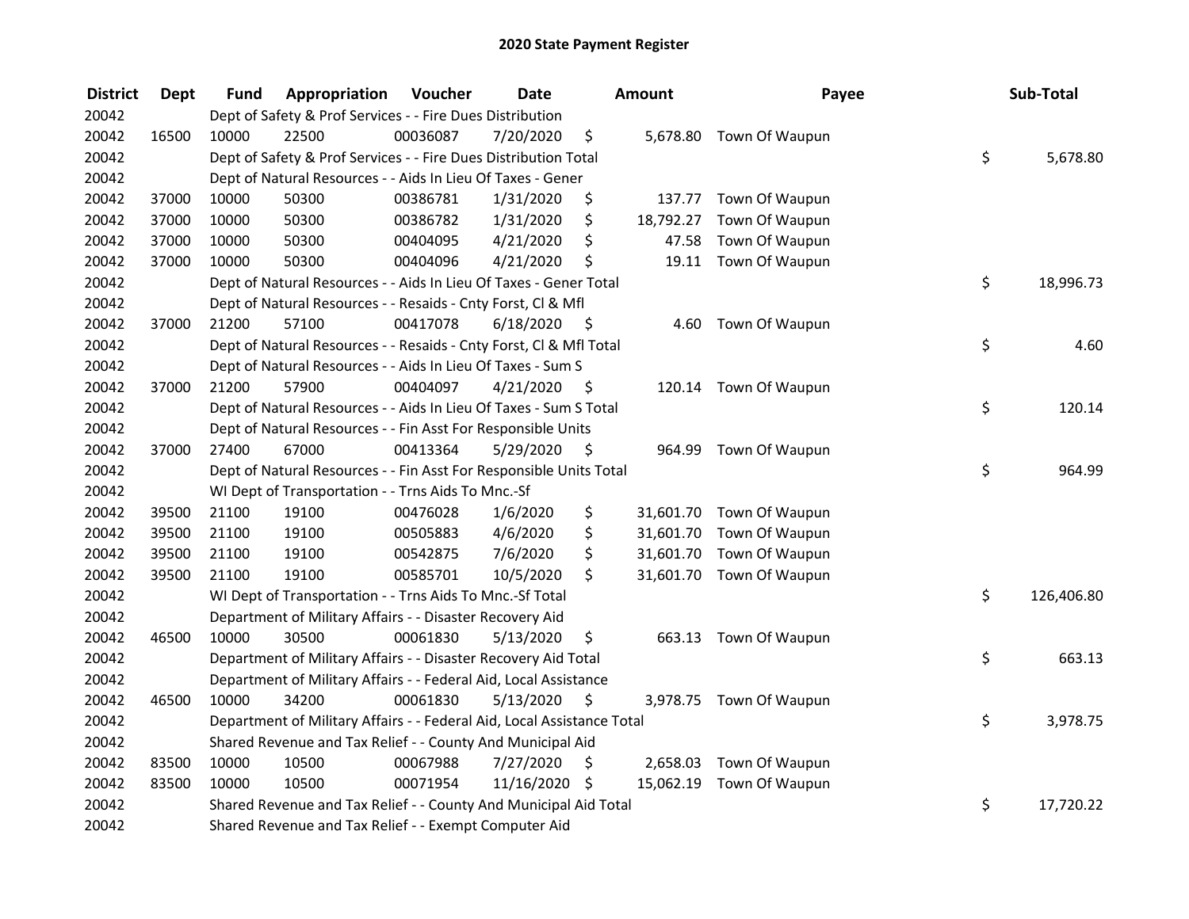# 2020 State Payment Register

| District | Dept | Fund | Appropriation | Voucher | Date | Amount | Payee | Sub-Total |
|---|---|---|---|---|---|---|---|---|
| 20042 | | Dept of Safety & Prof Services - - Fire Dues Distribution | | | | | | |
| 20042 | 16500 | 10000 | 22500 | 00036087 | 7/20/2020 | $ 5,678.80 | Town Of Waupun | |
| 20042 | | Dept of Safety & Prof Services - - Fire Dues Distribution Total | | | | | | $ 5,678.80 |
| 20042 | | Dept of Natural Resources - - Aids In Lieu Of Taxes - Gener | | | | | | |
| 20042 | 37000 | 10000 | 50300 | 00386781 | 1/31/2020 | $ 137.77 | Town Of Waupun | |
| 20042 | 37000 | 10000 | 50300 | 00386782 | 1/31/2020 | $ 18,792.27 | Town Of Waupun | |
| 20042 | 37000 | 10000 | 50300 | 00404095 | 4/21/2020 | $ 47.58 | Town Of Waupun | |
| 20042 | 37000 | 10000 | 50300 | 00404096 | 4/21/2020 | $ 19.11 | Town Of Waupun | |
| 20042 | | Dept of Natural Resources - - Aids In Lieu Of Taxes - Gener Total | | | | | | $ 18,996.73 |
| 20042 | | Dept of Natural Resources - - Resaids - Cnty Forst, Cl & Mfl | | | | | | |
| 20042 | 37000 | 21200 | 57100 | 00417078 | 6/18/2020 | $ 4.60 | Town Of Waupun | |
| 20042 | | Dept of Natural Resources - - Resaids - Cnty Forst, Cl & Mfl Total | | | | | | $ 4.60 |
| 20042 | | Dept of Natural Resources - - Aids In Lieu Of Taxes - Sum S | | | | | | |
| 20042 | 37000 | 21200 | 57900 | 00404097 | 4/21/2020 | $ 120.14 | Town Of Waupun | |
| 20042 | | Dept of Natural Resources - - Aids In Lieu Of Taxes - Sum S Total | | | | | | $ 120.14 |
| 20042 | | Dept of Natural Resources - - Fin Asst For Responsible Units | | | | | | |
| 20042 | 37000 | 27400 | 67000 | 00413364 | 5/29/2020 | $ 964.99 | Town Of Waupun | |
| 20042 | | Dept of Natural Resources - - Fin Asst For Responsible Units Total | | | | | | $ 964.99 |
| 20042 | | WI Dept of Transportation - - Trns Aids To Mnc.-Sf | | | | | | |
| 20042 | 39500 | 21100 | 19100 | 00476028 | 1/6/2020 | $ 31,601.70 | Town Of Waupun | |
| 20042 | 39500 | 21100 | 19100 | 00505883 | 4/6/2020 | $ 31,601.70 | Town Of Waupun | |
| 20042 | 39500 | 21100 | 19100 | 00542875 | 7/6/2020 | $ 31,601.70 | Town Of Waupun | |
| 20042 | 39500 | 21100 | 19100 | 00585701 | 10/5/2020 | $ 31,601.70 | Town Of Waupun | |
| 20042 | | WI Dept of Transportation - - Trns Aids To Mnc.-Sf Total | | | | | | $ 126,406.80 |
| 20042 | | Department of Military Affairs - - Disaster Recovery Aid | | | | | | |
| 20042 | 46500 | 10000 | 30500 | 00061830 | 5/13/2020 | $ 663.13 | Town Of Waupun | |
| 20042 | | Department of Military Affairs - - Disaster Recovery Aid Total | | | | | | $ 663.13 |
| 20042 | | Department of Military Affairs - - Federal Aid, Local Assistance | | | | | | |
| 20042 | 46500 | 10000 | 34200 | 00061830 | 5/13/2020 | $ 3,978.75 | Town Of Waupun | |
| 20042 | | Department of Military Affairs - - Federal Aid, Local Assistance Total | | | | | | $ 3,978.75 |
| 20042 | | Shared Revenue and Tax Relief - - County And Municipal Aid | | | | | | |
| 20042 | 83500 | 10000 | 10500 | 00067988 | 7/27/2020 | $ 2,658.03 | Town Of Waupun | |
| 20042 | 83500 | 10000 | 10500 | 00071954 | 11/16/2020 | $ 15,062.19 | Town Of Waupun | |
| 20042 | | Shared Revenue and Tax Relief - - County And Municipal Aid Total | | | | | | $ 17,720.22 |
| 20042 | | Shared Revenue and Tax Relief - - Exempt Computer Aid | | | | | | |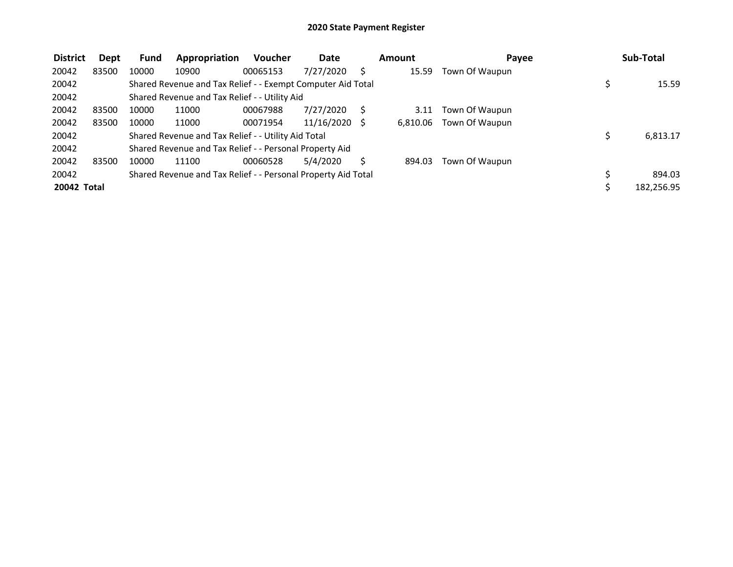# 2020 State Payment Register

| District | Dept | Fund | Appropriation | Voucher | Date | Amount | Payee | Sub-Total |
|---|---|---|---|---|---|---|---|---|
| 20042 | 83500 | 10000 | 10900 | 00065153 | 7/27/2020 | $ 15.59 | Town Of Waupun | |
| 20042 | | Shared Revenue and Tax Relief - - Exempt Computer Aid Total | | | | | | $ 15.59 |
| 20042 | | Shared Revenue and Tax Relief - - Utility Aid | | | | | | |
| 20042 | 83500 | 10000 | 11000 | 00067988 | 7/27/2020 | $ 3.11 | Town Of Waupun | |
| 20042 | 83500 | 10000 | 11000 | 00071954 | 11/16/2020 | $ 6,810.06 | Town Of Waupun | |
| 20042 | | Shared Revenue and Tax Relief - - Utility Aid Total | | | | | | $ 6,813.17 |
| 20042 | | Shared Revenue and Tax Relief - - Personal Property Aid | | | | | | |
| 20042 | 83500 | 10000 | 11100 | 00060528 | 5/4/2020 | $ 894.03 | Town Of Waupun | |
| 20042 | | Shared Revenue and Tax Relief - - Personal Property Aid Total | | | | | | $ 894.03 |
| **20042 Total** | | | | | | | | $ 182,256.95 |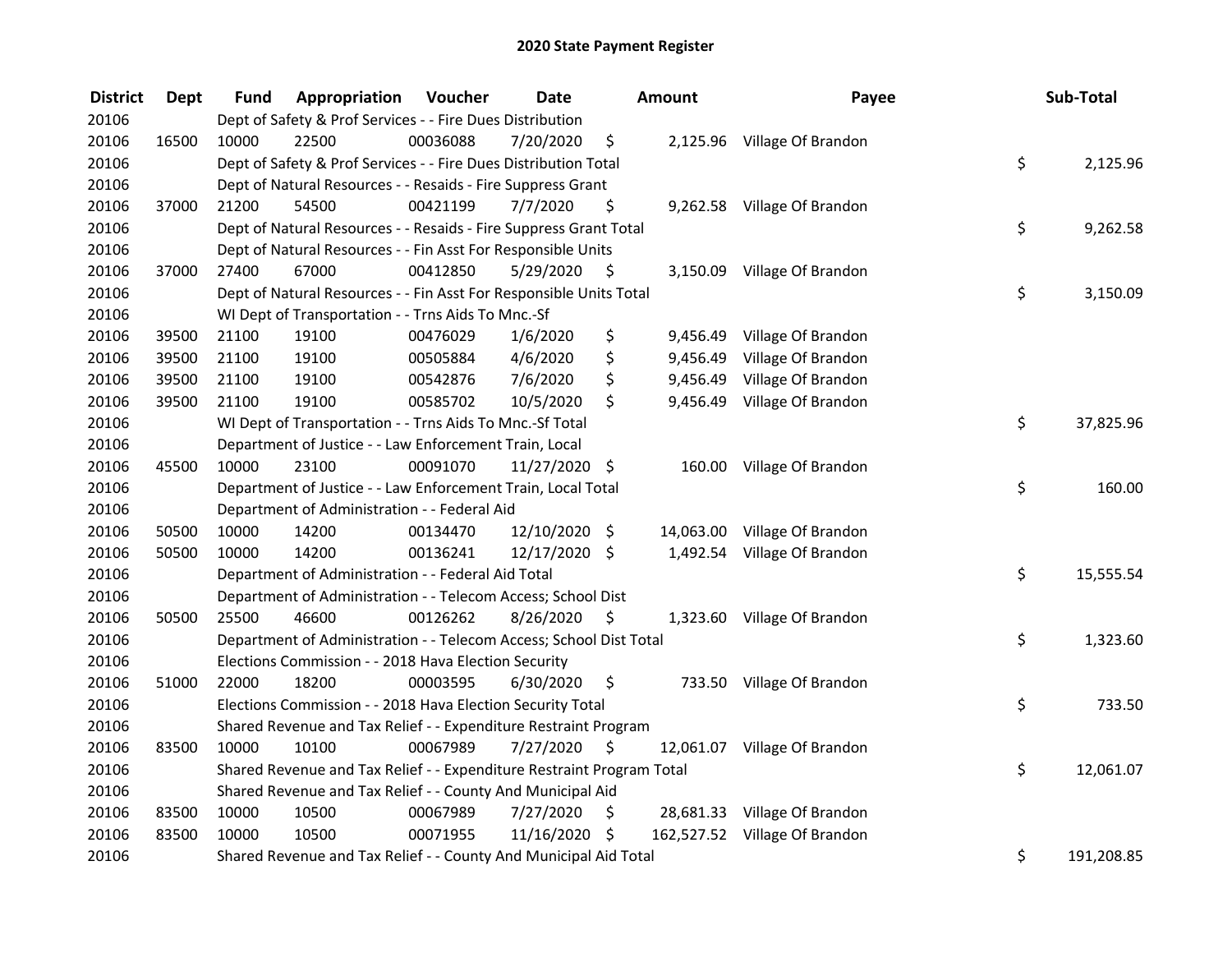# 2020 State Payment Register

| District | Dept | Fund | Appropriation | Voucher | Date | Amount | Payee | Sub-Total |
|---|---|---|---|---|---|---|---|---|
| 20106 | | Dept of Safety & Prof Services - - Fire Dues Distribution | | | | | | |
| 20106 | 16500 | 10000 | 22500 | 00036088 | 7/20/2020 | $ 2,125.96 | Village Of Brandon | |
| 20106 | | Dept of Safety & Prof Services - - Fire Dues Distribution Total | | | | | | $ 2,125.96 |
| 20106 | | Dept of Natural Resources - - Resaids - Fire Suppress Grant | | | | | | |
| 20106 | 37000 | 21200 | 54500 | 00421199 | 7/7/2020 | $ 9,262.58 | Village Of Brandon | |
| 20106 | | Dept of Natural Resources - - Resaids - Fire Suppress Grant Total | | | | | | $ 9,262.58 |
| 20106 | | Dept of Natural Resources - - Fin Asst For Responsible Units | | | | | | |
| 20106 | 37000 | 27400 | 67000 | 00412850 | 5/29/2020 | $ 3,150.09 | Village Of Brandon | |
| 20106 | | Dept of Natural Resources - - Fin Asst For Responsible Units Total | | | | | | $ 3,150.09 |
| 20106 | | WI Dept of Transportation - - Trns Aids To Mnc.-Sf | | | | | | |
| 20106 | 39500 | 21100 | 19100 | 00476029 | 1/6/2020 | $ 9,456.49 | Village Of Brandon | |
| 20106 | 39500 | 21100 | 19100 | 00505884 | 4/6/2020 | $ 9,456.49 | Village Of Brandon | |
| 20106 | 39500 | 21100 | 19100 | 00542876 | 7/6/2020 | $ 9,456.49 | Village Of Brandon | |
| 20106 | 39500 | 21100 | 19100 | 00585702 | 10/5/2020 | $ 9,456.49 | Village Of Brandon | |
| 20106 | | WI Dept of Transportation - - Trns Aids To Mnc.-Sf Total | | | | | | $ 37,825.96 |
| 20106 | | Department of Justice - - Law Enforcement Train, Local | | | | | | |
| 20106 | 45500 | 10000 | 23100 | 00091070 | 11/27/2020 | $ 160.00 | Village Of Brandon | |
| 20106 | | Department of Justice - - Law Enforcement Train, Local Total | | | | | | $ 160.00 |
| 20106 | | Department of Administration - - Federal Aid | | | | | | |
| 20106 | 50500 | 10000 | 14200 | 00134470 | 12/10/2020 | $ 14,063.00 | Village Of Brandon | |
| 20106 | 50500 | 10000 | 14200 | 00136241 | 12/17/2020 | $ 1,492.54 | Village Of Brandon | |
| 20106 | | Department of Administration - - Federal Aid Total | | | | | | $ 15,555.54 |
| 20106 | | Department of Administration - - Telecom Access; School Dist | | | | | | |
| 20106 | 50500 | 25500 | 46600 | 00126262 | 8/26/2020 | $ 1,323.60 | Village Of Brandon | |
| 20106 | | Department of Administration - - Telecom Access; School Dist Total | | | | | | $ 1,323.60 |
| 20106 | | Elections Commission - - 2018 Hava Election Security | | | | | | |
| 20106 | 51000 | 22000 | 18200 | 00003595 | 6/30/2020 | $ 733.50 | Village Of Brandon | |
| 20106 | | Elections Commission - - 2018 Hava Election Security Total | | | | | | $ 733.50 |
| 20106 | | Shared Revenue and Tax Relief - - Expenditure Restraint Program | | | | | | |
| 20106 | 83500 | 10000 | 10100 | 00067989 | 7/27/2020 | $ 12,061.07 | Village Of Brandon | |
| 20106 | | Shared Revenue and Tax Relief - - Expenditure Restraint Program Total | | | | | | $ 12,061.07 |
| 20106 | | Shared Revenue and Tax Relief - - County And Municipal Aid | | | | | | |
| 20106 | 83500 | 10000 | 10500 | 00067989 | 7/27/2020 | $ 28,681.33 | Village Of Brandon | |
| 20106 | 83500 | 10000 | 10500 | 00071955 | 11/16/2020 | $ 162,527.52 | Village Of Brandon | |
| 20106 | | Shared Revenue and Tax Relief - - County And Municipal Aid Total | | | | | | $ 191,208.85 |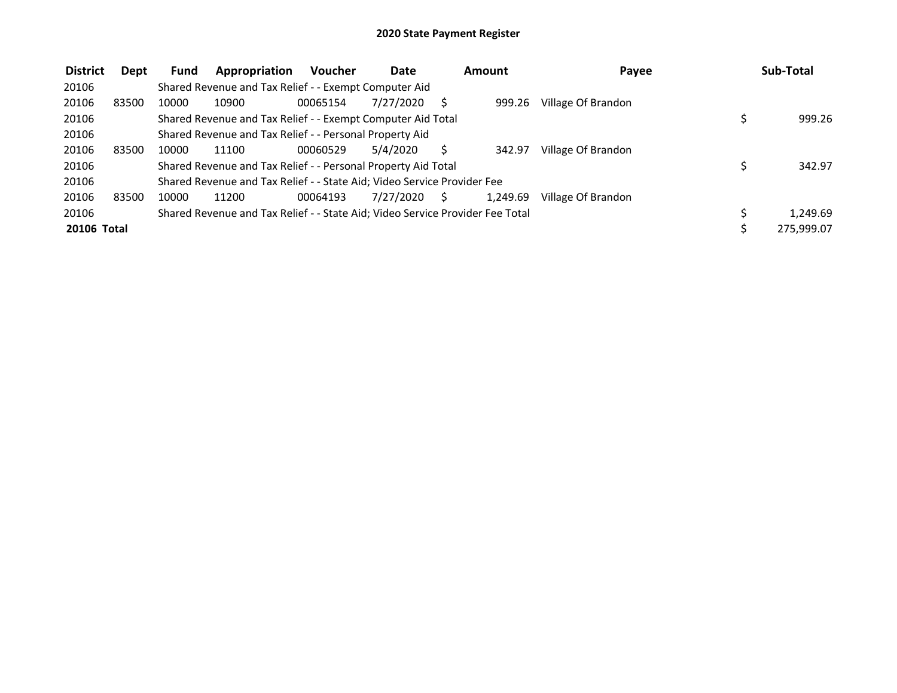# 2020 State Payment Register

| District | Dept | Fund | Appropriation | Voucher | Date | Amount | Payee | Sub-Total |
|---|---|---|---|---|---|---|---|---|
| 20106 | | Shared Revenue and Tax Relief - - Exempt Computer Aid | | | | | | |
| 20106 | 83500 | 10000 | 10900 | 00065154 | 7/27/2020 | $ 999.26 | Village Of Brandon | |
| 20106 | | Shared Revenue and Tax Relief - - Exempt Computer Aid Total | | | | | | $ 999.26 |
| 20106 | | Shared Revenue and Tax Relief - - Personal Property Aid | | | | | | |
| 20106 | 83500 | 10000 | 11100 | 00060529 | 5/4/2020 | $ 342.97 | Village Of Brandon | |
| 20106 | | Shared Revenue and Tax Relief - - Personal Property Aid Total | | | | | | $ 342.97 |
| 20106 | | Shared Revenue and Tax Relief - - State Aid; Video Service Provider Fee | | | | | | |
| 20106 | 83500 | 10000 | 11200 | 00064193 | 7/27/2020 | $ 1,249.69 | Village Of Brandon | |
| 20106 | | Shared Revenue and Tax Relief - - State Aid; Video Service Provider Fee Total | | | | | | $ 1,249.69 |
| **20106 Total** | | | | | | | | $ 275,999.07 |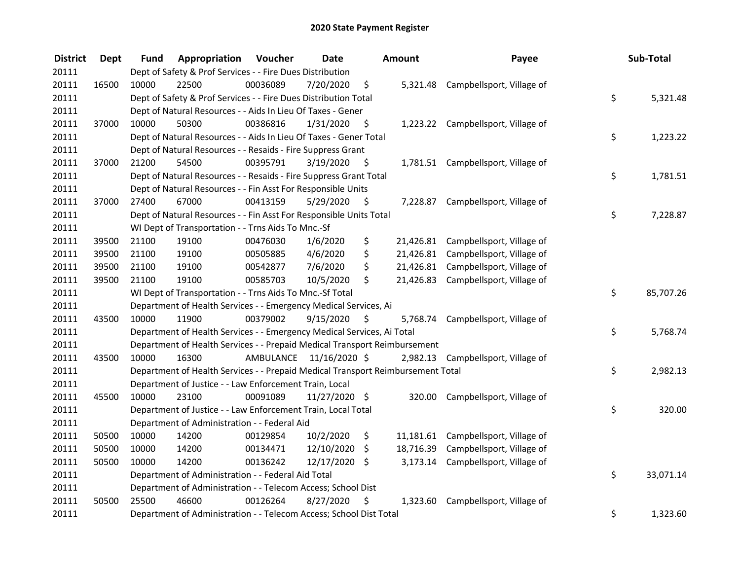# 2020 State Payment Register

| District | Dept | Fund | Appropriation | Voucher | Date | Amount | Payee | Sub-Total |
|---|---|---|---|---|---|---|---|---|
| 20111 | | Dept of Safety & Prof Services - - Fire Dues Distribution | | | | | | |
| 20111 | 16500 | 10000 | 22500 | 00036089 | 7/20/2020 | $ 5,321.48 | Campbellsport, Village of | |
| 20111 | | Dept of Safety & Prof Services - - Fire Dues Distribution Total | | | | | | $ 5,321.48 |
| 20111 | | Dept of Natural Resources - - Aids In Lieu Of Taxes - Gener | | | | | | |
| 20111 | 37000 | 10000 | 50300 | 00386816 | 1/31/2020 | $ 1,223.22 | Campbellsport, Village of | |
| 20111 | | Dept of Natural Resources - - Aids In Lieu Of Taxes - Gener Total | | | | | | $ 1,223.22 |
| 20111 | | Dept of Natural Resources - - Resaids - Fire Suppress Grant | | | | | | |
| 20111 | 37000 | 21200 | 54500 | 00395791 | 3/19/2020 | $ 1,781.51 | Campbellsport, Village of | |
| 20111 | | Dept of Natural Resources - - Resaids - Fire Suppress Grant Total | | | | | | $ 1,781.51 |
| 20111 | | Dept of Natural Resources - - Fin Asst For Responsible Units | | | | | | |
| 20111 | 37000 | 27400 | 67000 | 00413159 | 5/29/2020 | $ 7,228.87 | Campbellsport, Village of | |
| 20111 | | Dept of Natural Resources - - Fin Asst For Responsible Units Total | | | | | | $ 7,228.87 |
| 20111 | | WI Dept of Transportation - - Trns Aids To Mnc.-Sf | | | | | | |
| 20111 | 39500 | 21100 | 19100 | 00476030 | 1/6/2020 | $ 21,426.81 | Campbellsport, Village of | |
| 20111 | 39500 | 21100 | 19100 | 00505885 | 4/6/2020 | $ 21,426.81 | Campbellsport, Village of | |
| 20111 | 39500 | 21100 | 19100 | 00542877 | 7/6/2020 | $ 21,426.81 | Campbellsport, Village of | |
| 20111 | 39500 | 21100 | 19100 | 00585703 | 10/5/2020 | $ 21,426.83 | Campbellsport, Village of | |
| 20111 | | WI Dept of Transportation - - Trns Aids To Mnc.-Sf Total | | | | | | $ 85,707.26 |
| 20111 | | Department of Health Services - - Emergency Medical Services, Ai | | | | | | |
| 20111 | 43500 | 10000 | 11900 | 00379002 | 9/15/2020 | $ 5,768.74 | Campbellsport, Village of | |
| 20111 | | Department of Health Services - - Emergency Medical Services, Ai Total | | | | | | $ 5,768.74 |
| 20111 | | Department of Health Services - - Prepaid Medical Transport Reimbursement | | | | | | |
| 20111 | 43500 | 10000 | 16300 | AMBULANCE | 11/16/2020 | $ 2,982.13 | Campbellsport, Village of | |
| 20111 | | Department of Health Services - - Prepaid Medical Transport Reimbursement Total | | | | | | $ 2,982.13 |
| 20111 | | Department of Justice - - Law Enforcement Train, Local | | | | | | |
| 20111 | 45500 | 10000 | 23100 | 00091089 | 11/27/2020 | $ 320.00 | Campbellsport, Village of | |
| 20111 | | Department of Justice - - Law Enforcement Train, Local Total | | | | | | $ 320.00 |
| 20111 | | Department of Administration - - Federal Aid | | | | | | |
| 20111 | 50500 | 10000 | 14200 | 00129854 | 10/2/2020 | $ 11,181.61 | Campbellsport, Village of | |
| 20111 | 50500 | 10000 | 14200 | 00134471 | 12/10/2020 | $ 18,716.39 | Campbellsport, Village of | |
| 20111 | 50500 | 10000 | 14200 | 00136242 | 12/17/2020 | $ 3,173.14 | Campbellsport, Village of | |
| 20111 | | Department of Administration - - Federal Aid Total | | | | | | $ 33,071.14 |
| 20111 | | Department of Administration - - Telecom Access; School Dist | | | | | | |
| 20111 | 50500 | 25500 | 46600 | 00126264 | 8/27/2020 | $ 1,323.60 | Campbellsport, Village of | |
| 20111 | | Department of Administration - - Telecom Access; School Dist Total | | | | | | $ 1,323.60 |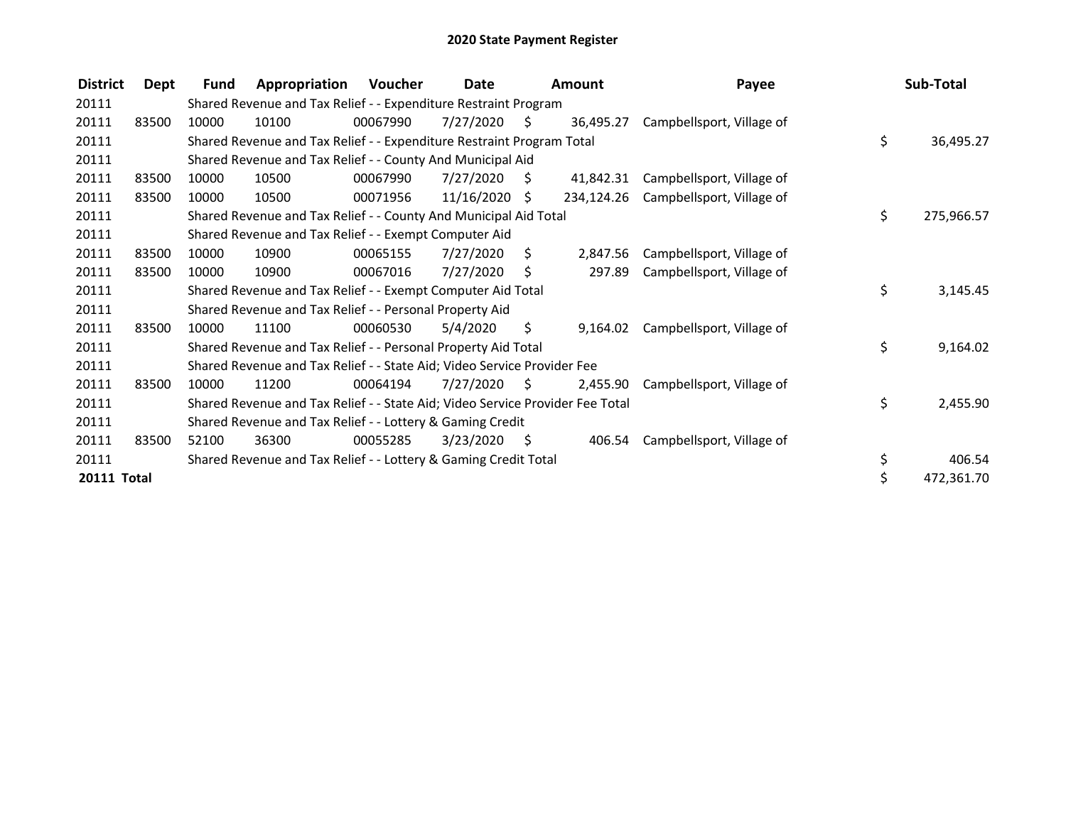# 2020 State Payment Register

| District | Dept | Fund | Appropriation | Voucher | Date | Amount | Payee | Sub-Total |
|---|---|---|---|---|---|---|---|---|
| 20111 | | Shared Revenue and Tax Relief - - Expenditure Restraint Program | | | | | | |
| 20111 | 83500 | 10000 | 10100 | 00067990 | 7/27/2020 | $ 36,495.27 | Campbellsport, Village of | |
| 20111 | | Shared Revenue and Tax Relief - - Expenditure Restraint Program Total | | | | | | $ 36,495.27 |
| 20111 | | Shared Revenue and Tax Relief - - County And Municipal Aid | | | | | | |
| 20111 | 83500 | 10000 | 10500 | 00067990 | 7/27/2020 | $ 41,842.31 | Campbellsport, Village of | |
| 20111 | 83500 | 10000 | 10500 | 00071956 | 11/16/2020 | $ 234,124.26 | Campbellsport, Village of | |
| 20111 | | Shared Revenue and Tax Relief - - County And Municipal Aid Total | | | | | | $ 275,966.57 |
| 20111 | | Shared Revenue and Tax Relief - - Exempt Computer Aid | | | | | | |
| 20111 | 83500 | 10000 | 10900 | 00065155 | 7/27/2020 | $ 2,847.56 | Campbellsport, Village of | |
| 20111 | 83500 | 10000 | 10900 | 00067016 | 7/27/2020 | $ 297.89 | Campbellsport, Village of | |
| 20111 | | Shared Revenue and Tax Relief - - Exempt Computer Aid Total | | | | | | $ 3,145.45 |
| 20111 | | Shared Revenue and Tax Relief - - Personal Property Aid | | | | | | |
| 20111 | 83500 | 10000 | 11100 | 00060530 | 5/4/2020 | $ 9,164.02 | Campbellsport, Village of | |
| 20111 | | Shared Revenue and Tax Relief - - Personal Property Aid Total | | | | | | $ 9,164.02 |
| 20111 | | Shared Revenue and Tax Relief - - State Aid; Video Service Provider Fee | | | | | | |
| 20111 | 83500 | 10000 | 11200 | 00064194 | 7/27/2020 | $ 2,455.90 | Campbellsport, Village of | |
| 20111 | | Shared Revenue and Tax Relief - - State Aid; Video Service Provider Fee Total | | | | | | $ 2,455.90 |
| 20111 | | Shared Revenue and Tax Relief - - Lottery & Gaming Credit | | | | | | |
| 20111 | 83500 | 52100 | 36300 | 00055285 | 3/23/2020 | $ 406.54 | Campbellsport, Village of | |
| 20111 | | Shared Revenue and Tax Relief - - Lottery & Gaming Credit Total | | | | | | $ 406.54 |
| **20111 Total** | | | | | | | | $ 472,361.70 |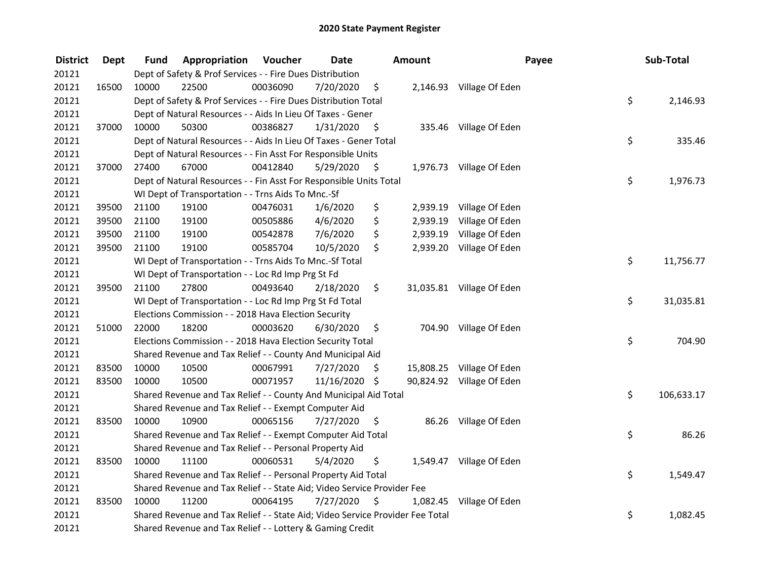# 2020 State Payment Register

| District | Dept | Fund | Appropriation | Voucher | Date | Amount | Payee | Sub-Total |
|---|---|---|---|---|---|---|---|---|
| 20121 | | Dept of Safety & Prof Services - - Fire Dues Distribution | | | | | | |
| 20121 | 16500 | 10000 | 22500 | 00036090 | 7/20/2020 | $ 2,146.93 | Village Of Eden | |
| 20121 | | Dept of Safety & Prof Services - - Fire Dues Distribution Total | | | | | | $ 2,146.93 |
| 20121 | | Dept of Natural Resources - - Aids In Lieu Of Taxes - Gener | | | | | | |
| 20121 | 37000 | 10000 | 50300 | 00386827 | 1/31/2020 | $ 335.46 | Village Of Eden | |
| 20121 | | Dept of Natural Resources - - Aids In Lieu Of Taxes - Gener Total | | | | | | $ 335.46 |
| 20121 | | Dept of Natural Resources - - Fin Asst For Responsible Units | | | | | | |
| 20121 | 37000 | 27400 | 67000 | 00412840 | 5/29/2020 | $ 1,976.73 | Village Of Eden | |
| 20121 | | Dept of Natural Resources - - Fin Asst For Responsible Units Total | | | | | | $ 1,976.73 |
| 20121 | | WI Dept of Transportation - - Trns Aids To Mnc.-Sf | | | | | | |
| 20121 | 39500 | 21100 | 19100 | 00476031 | 1/6/2020 | $ 2,939.19 | Village Of Eden | |
| 20121 | 39500 | 21100 | 19100 | 00505886 | 4/6/2020 | $ 2,939.19 | Village Of Eden | |
| 20121 | 39500 | 21100 | 19100 | 00542878 | 7/6/2020 | $ 2,939.19 | Village Of Eden | |
| 20121 | 39500 | 21100 | 19100 | 00585704 | 10/5/2020 | $ 2,939.20 | Village Of Eden | |
| 20121 | | WI Dept of Transportation - - Trns Aids To Mnc.-Sf Total | | | | | | $ 11,756.77 |
| 20121 | | WI Dept of Transportation - - Loc Rd Imp Prg St Fd | | | | | | |
| 20121 | 39500 | 21100 | 27800 | 00493640 | 2/18/2020 | $ 31,035.81 | Village Of Eden | |
| 20121 | | WI Dept of Transportation - - Loc Rd Imp Prg St Fd Total | | | | | | $ 31,035.81 |
| 20121 | | Elections Commission - - 2018 Hava Election Security | | | | | | |
| 20121 | 51000 | 22000 | 18200 | 00003620 | 6/30/2020 | $ 704.90 | Village Of Eden | |
| 20121 | | Elections Commission - - 2018 Hava Election Security Total | | | | | | $ 704.90 |
| 20121 | | Shared Revenue and Tax Relief - - County And Municipal Aid | | | | | | |
| 20121 | 83500 | 10000 | 10500 | 00067991 | 7/27/2020 | $ 15,808.25 | Village Of Eden | |
| 20121 | 83500 | 10000 | 10500 | 00071957 | 11/16/2020 | $ 90,824.92 | Village Of Eden | |
| 20121 | | Shared Revenue and Tax Relief - - County And Municipal Aid Total | | | | | | $ 106,633.17 |
| 20121 | | Shared Revenue and Tax Relief - - Exempt Computer Aid | | | | | | |
| 20121 | 83500 | 10000 | 10900 | 00065156 | 7/27/2020 | $ 86.26 | Village Of Eden | |
| 20121 | | Shared Revenue and Tax Relief - - Exempt Computer Aid Total | | | | | | $ 86.26 |
| 20121 | | Shared Revenue and Tax Relief - - Personal Property Aid | | | | | | |
| 20121 | 83500 | 10000 | 11100 | 00060531 | 5/4/2020 | $ 1,549.47 | Village Of Eden | |
| 20121 | | Shared Revenue and Tax Relief - - Personal Property Aid Total | | | | | | $ 1,549.47 |
| 20121 | | Shared Revenue and Tax Relief - - State Aid; Video Service Provider Fee | | | | | | |
| 20121 | 83500 | 10000 | 11200 | 00064195 | 7/27/2020 | $ 1,082.45 | Village Of Eden | |
| 20121 | | Shared Revenue and Tax Relief - - State Aid; Video Service Provider Fee Total | | | | | | $ 1,082.45 |
| 20121 | | Shared Revenue and Tax Relief - - Lottery & Gaming Credit | | | | | | |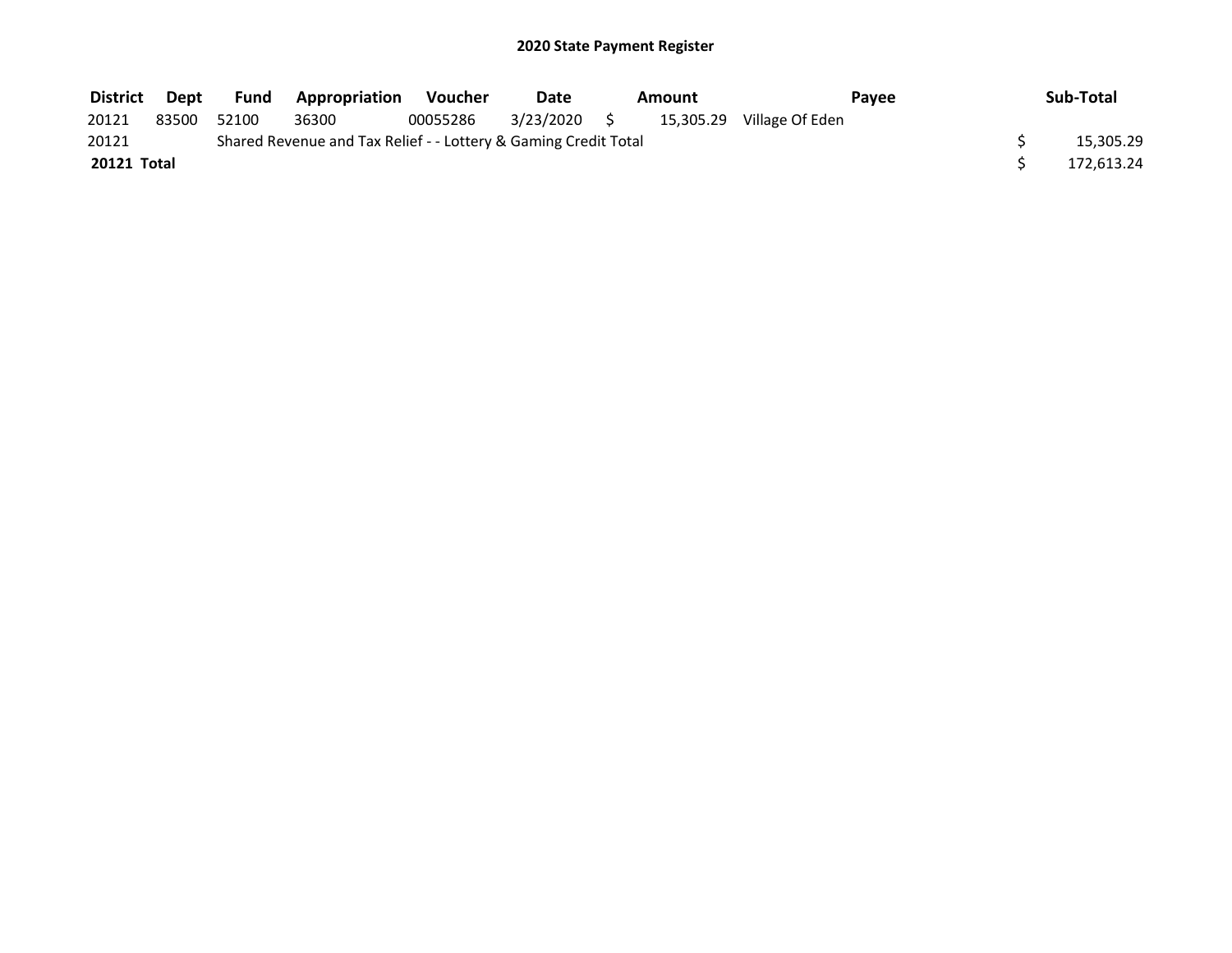## 2020 State Payment Register

| District | Dept | Fund | Appropriation | Voucher | Date | Amount | Payee | Sub-Total |
|---|---|---|---|---|---|---|---|---|
| 20121 | 83500 | 52100 | 36300 | 00055286 | 3/23/2020 | $ 15,305.29 | Village Of Eden | |
| 20121 | | Shared Revenue and Tax Relief - - Lottery & Gaming Credit Total | | | | | | $ 15,305.29 |
| **20121 Total** | | | | | | | | $ 172,613.24 |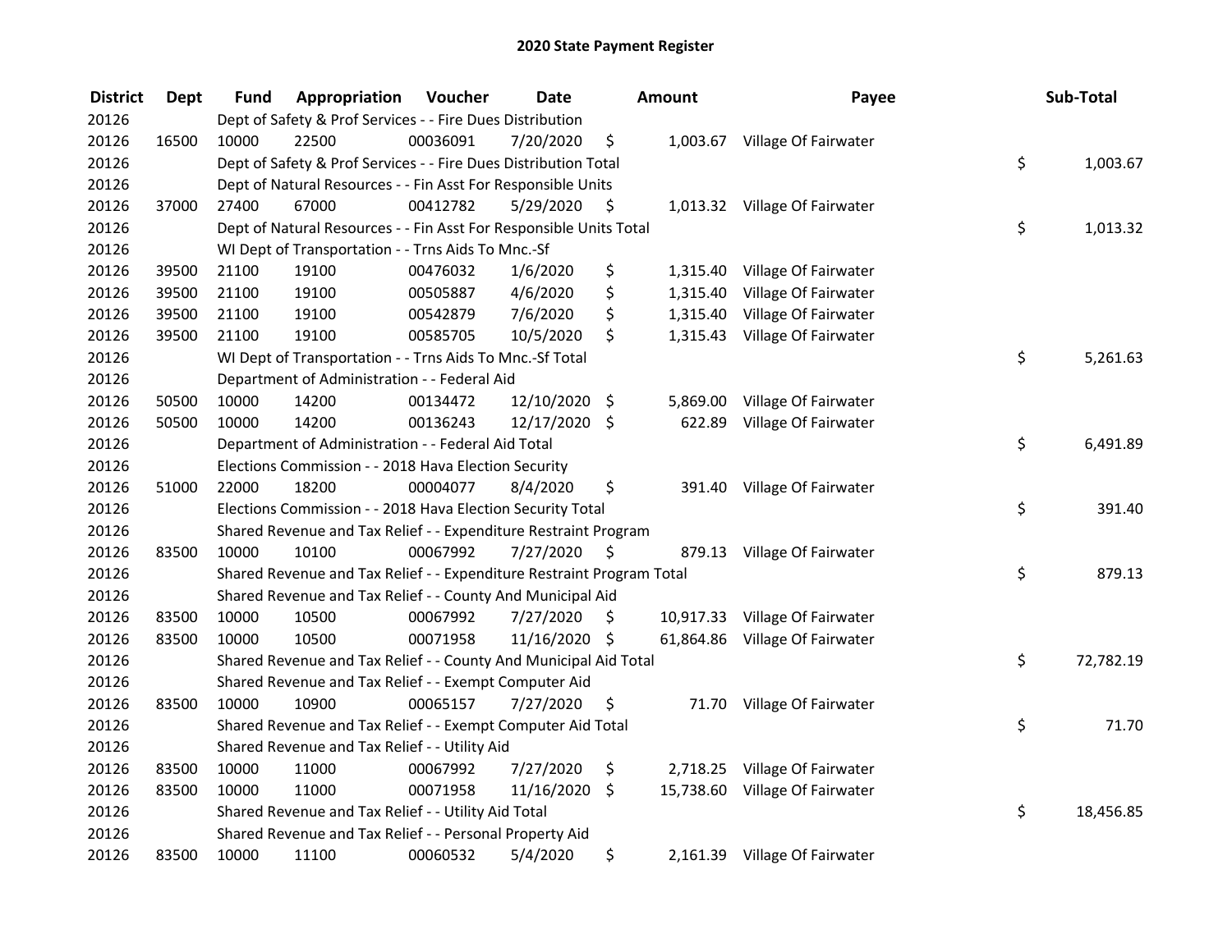## 2020 State Payment Register

| District | Dept | Fund | Appropriation | Voucher | Date | Amount | Payee | Sub-Total |
|---|---|---|---|---|---|---|---|---|
| 20126 | | Dept of Safety & Prof Services - - Fire Dues Distribution | | | | | | |
| 20126 | 16500 | 10000 | 22500 | 00036091 | 7/20/2020 | $ 1,003.67 | Village Of Fairwater | |
| 20126 | | Dept of Safety & Prof Services - - Fire Dues Distribution Total | | | | | | $ 1,003.67 |
| 20126 | | Dept of Natural Resources - - Fin Asst For Responsible Units | | | | | | |
| 20126 | 37000 | 27400 | 67000 | 00412782 | 5/29/2020 | $ 1,013.32 | Village Of Fairwater | |
| 20126 | | Dept of Natural Resources - - Fin Asst For Responsible Units Total | | | | | | $ 1,013.32 |
| 20126 | | WI Dept of Transportation - - Trns Aids To Mnc.-Sf | | | | | | |
| 20126 | 39500 | 21100 | 19100 | 00476032 | 1/6/2020 | $ 1,315.40 | Village Of Fairwater | |
| 20126 | 39500 | 21100 | 19100 | 00505887 | 4/6/2020 | $ 1,315.40 | Village Of Fairwater | |
| 20126 | 39500 | 21100 | 19100 | 00542879 | 7/6/2020 | $ 1,315.40 | Village Of Fairwater | |
| 20126 | 39500 | 21100 | 19100 | 00585705 | 10/5/2020 | $ 1,315.43 | Village Of Fairwater | |
| 20126 | | WI Dept of Transportation - - Trns Aids To Mnc.-Sf Total | | | | | | $ 5,261.63 |
| 20126 | | Department of Administration - - Federal Aid | | | | | | |
| 20126 | 50500 | 10000 | 14200 | 00134472 | 12/10/2020 | $ 5,869.00 | Village Of Fairwater | |
| 20126 | 50500 | 10000 | 14200 | 00136243 | 12/17/2020 | $ 622.89 | Village Of Fairwater | |
| 20126 | | Department of Administration - - Federal Aid Total | | | | | | $ 6,491.89 |
| 20126 | | Elections Commission - - 2018 Hava Election Security | | | | | | |
| 20126 | 51000 | 22000 | 18200 | 00004077 | 8/4/2020 | $ 391.40 | Village Of Fairwater | |
| 20126 | | Elections Commission - - 2018 Hava Election Security Total | | | | | | $ 391.40 |
| 20126 | | Shared Revenue and Tax Relief - - Expenditure Restraint Program | | | | | | |
| 20126 | 83500 | 10000 | 10100 | 00067992 | 7/27/2020 | $ 879.13 | Village Of Fairwater | |
| 20126 | | Shared Revenue and Tax Relief - - Expenditure Restraint Program Total | | | | | | $ 879.13 |
| 20126 | | Shared Revenue and Tax Relief - - County And Municipal Aid | | | | | | |
| 20126 | 83500 | 10000 | 10500 | 00067992 | 7/27/2020 | $ 10,917.33 | Village Of Fairwater | |
| 20126 | 83500 | 10000 | 10500 | 00071958 | 11/16/2020 | $ 61,864.86 | Village Of Fairwater | |
| 20126 | | Shared Revenue and Tax Relief - - County And Municipal Aid Total | | | | | | $ 72,782.19 |
| 20126 | | Shared Revenue and Tax Relief - - Exempt Computer Aid | | | | | | |
| 20126 | 83500 | 10000 | 10900 | 00065157 | 7/27/2020 | $ 71.70 | Village Of Fairwater | |
| 20126 | | Shared Revenue and Tax Relief - - Exempt Computer Aid Total | | | | | | $ 71.70 |
| 20126 | | Shared Revenue and Tax Relief - - Utility Aid | | | | | | |
| 20126 | 83500 | 10000 | 11000 | 00067992 | 7/27/2020 | $ 2,718.25 | Village Of Fairwater | |
| 20126 | 83500 | 10000 | 11000 | 00071958 | 11/16/2020 | $ 15,738.60 | Village Of Fairwater | |
| 20126 | | Shared Revenue and Tax Relief - - Utility Aid Total | | | | | | $ 18,456.85 |
| 20126 | | Shared Revenue and Tax Relief - - Personal Property Aid | | | | | | |
| 20126 | 83500 | 10000 | 11100 | 00060532 | 5/4/2020 | $ 2,161.39 | Village Of Fairwater | |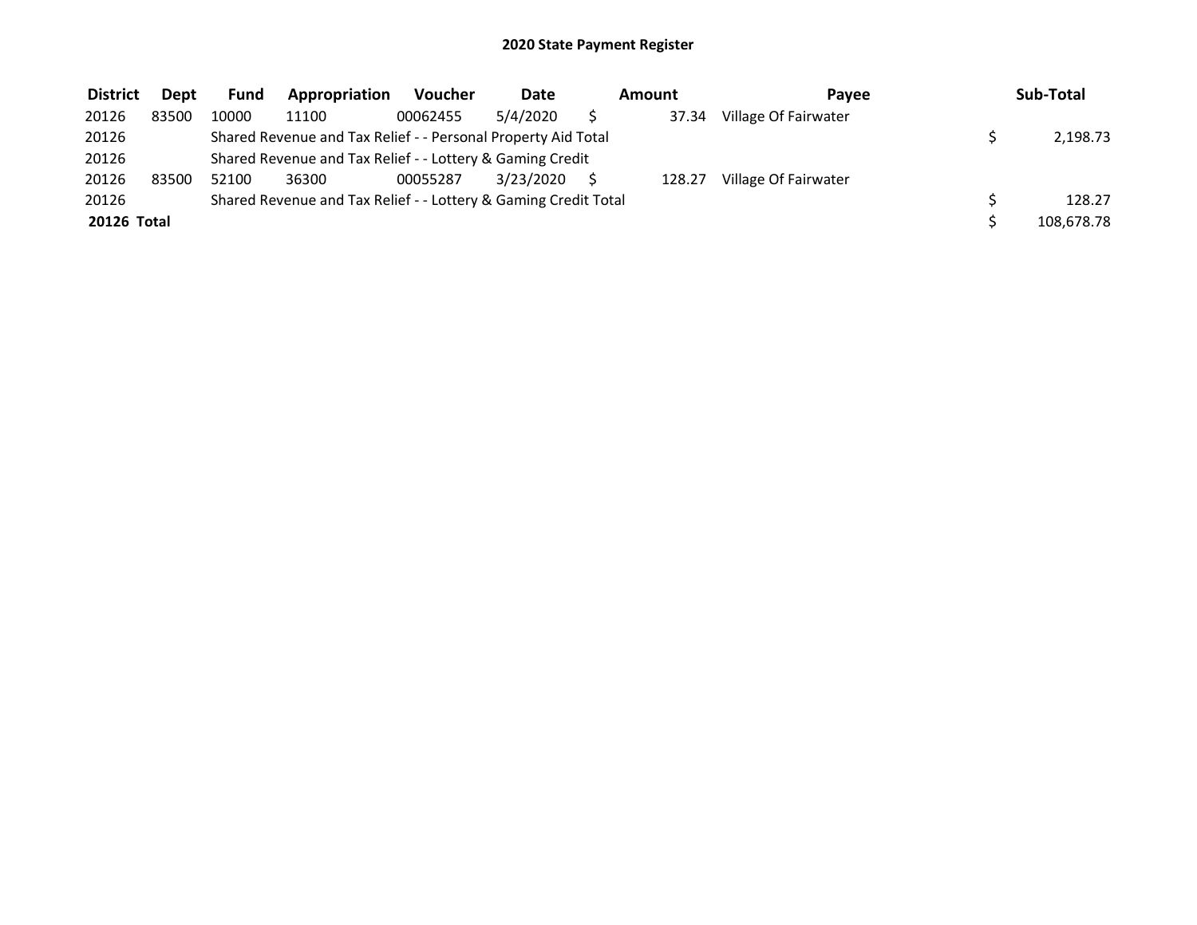## 2020 State Payment Register

| District | Dept | Fund | Appropriation | Voucher | Date | Amount | Payee | Sub-Total |
|---|---|---|---|---|---|---|---|---|
| 20126 | 83500 | 10000 | 11100 | 00062455 | 5/4/2020 | $ 37.34 | Village Of Fairwater | |
| 20126 | | Shared Revenue and Tax Relief - - Personal Property Aid Total | | | | | | $ 2,198.73 |
| 20126 | | Shared Revenue and Tax Relief - - Lottery & Gaming Credit | | | | | | |
| 20126 | 83500 | 52100 | 36300 | 00055287 | 3/23/2020 | $ 128.27 | Village Of Fairwater | |
| 20126 | | Shared Revenue and Tax Relief - - Lottery & Gaming Credit Total | | | | | | $ 128.27 |
| **20126 Total** | | | | | | | | $ 108,678.78 |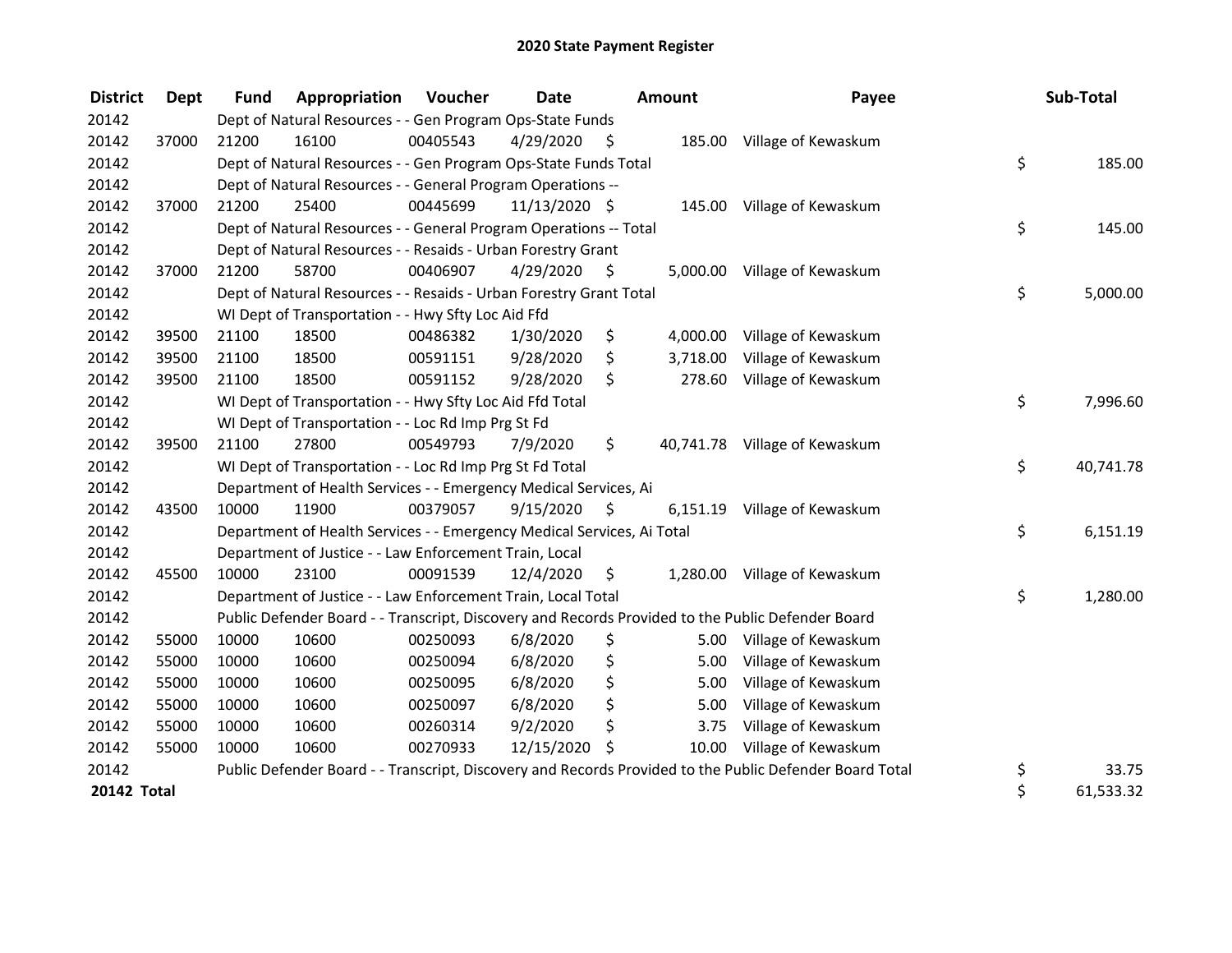# 2020 State Payment Register

| District | Dept | Fund | Appropriation | Voucher | Date | Amount | Payee | Sub-Total |
|---|---|---|---|---|---|---|---|---|
| 20142 | | Dept of Natural Resources - - Gen Program Ops-State Funds | | | | | | |
| 20142 | 37000 | 21200 | 16100 | 00405543 | 4/29/2020 | $ 185.00 | Village of Kewaskum | |
| 20142 | | Dept of Natural Resources - - Gen Program Ops-State Funds Total | | | | | | $ 185.00 |
| 20142 | | Dept of Natural Resources - - General Program Operations -- | | | | | | |
| 20142 | 37000 | 21200 | 25400 | 00445699 | 11/13/2020 | $ 145.00 | Village of Kewaskum | |
| 20142 | | Dept of Natural Resources - - General Program Operations -- Total | | | | | | $ 145.00 |
| 20142 | | Dept of Natural Resources - - Resaids - Urban Forestry Grant | | | | | | |
| 20142 | 37000 | 21200 | 58700 | 00406907 | 4/29/2020 | $ 5,000.00 | Village of Kewaskum | |
| 20142 | | Dept of Natural Resources - - Resaids - Urban Forestry Grant Total | | | | | | $ 5,000.00 |
| 20142 | | WI Dept of Transportation - - Hwy Sfty Loc Aid Ffd | | | | | | |
| 20142 | 39500 | 21100 | 18500 | 00486382 | 1/30/2020 | $ 4,000.00 | Village of Kewaskum | |
| 20142 | 39500 | 21100 | 18500 | 00591151 | 9/28/2020 | $ 3,718.00 | Village of Kewaskum | |
| 20142 | 39500 | 21100 | 18500 | 00591152 | 9/28/2020 | $ 278.60 | Village of Kewaskum | |
| 20142 | | WI Dept of Transportation - - Hwy Sfty Loc Aid Ffd Total | | | | | | $ 7,996.60 |
| 20142 | | WI Dept of Transportation - - Loc Rd Imp Prg St Fd | | | | | | |
| 20142 | 39500 | 21100 | 27800 | 00549793 | 7/9/2020 | $ 40,741.78 | Village of Kewaskum | |
| 20142 | | WI Dept of Transportation - - Loc Rd Imp Prg St Fd Total | | | | | | $ 40,741.78 |
| 20142 | | Department of Health Services - - Emergency Medical Services, Ai | | | | | | |
| 20142 | 43500 | 10000 | 11900 | 00379057 | 9/15/2020 | $ 6,151.19 | Village of Kewaskum | |
| 20142 | | Department of Health Services - - Emergency Medical Services, Ai Total | | | | | | $ 6,151.19 |
| 20142 | | Department of Justice - - Law Enforcement Train, Local | | | | | | |
| 20142 | 45500 | 10000 | 23100 | 00091539 | 12/4/2020 | $ 1,280.00 | Village of Kewaskum | |
| 20142 | | Department of Justice - - Law Enforcement Train, Local Total | | | | | | $ 1,280.00 |
| 20142 | | Public Defender Board - - Transcript, Discovery and Records Provided to the Public Defender Board | | | | | | |
| 20142 | 55000 | 10000 | 10600 | 00250093 | 6/8/2020 | $ 5.00 | Village of Kewaskum | |
| 20142 | 55000 | 10000 | 10600 | 00250094 | 6/8/2020 | $ 5.00 | Village of Kewaskum | |
| 20142 | 55000 | 10000 | 10600 | 00250095 | 6/8/2020 | $ 5.00 | Village of Kewaskum | |
| 20142 | 55000 | 10000 | 10600 | 00250097 | 6/8/2020 | $ 5.00 | Village of Kewaskum | |
| 20142 | 55000 | 10000 | 10600 | 00260314 | 9/2/2020 | $ 3.75 | Village of Kewaskum | |
| 20142 | 55000 | 10000 | 10600 | 00270933 | 12/15/2020 | $ 10.00 | Village of Kewaskum | |
| 20142 | | Public Defender Board - - Transcript, Discovery and Records Provided to the Public Defender Board Total | | | | | | $ 33.75 |
| **20142 Total** | | | | | | | | $ 61,533.32 |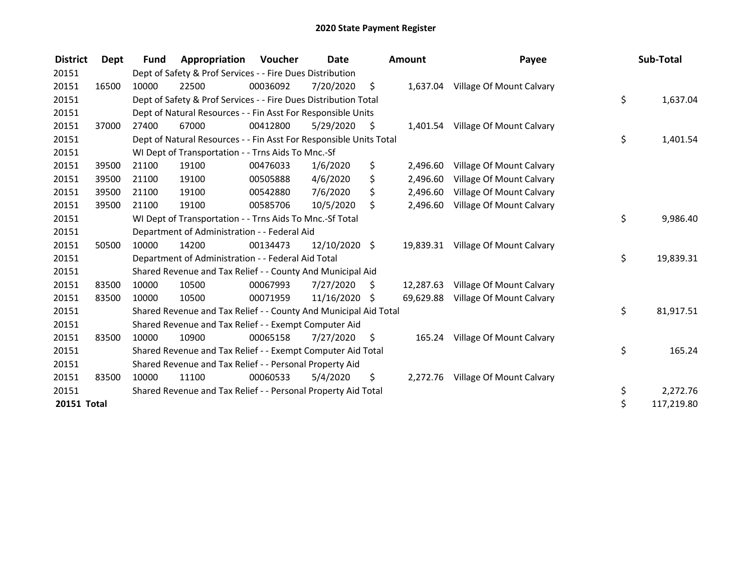# 2020 State Payment Register

| District | Dept | Fund | Appropriation | Voucher | Date | Amount | Payee | Sub-Total |
|---|---|---|---|---|---|---|---|---|
| 20151 | | Dept of Safety & Prof Services - - Fire Dues Distribution | | | | | | |
| 20151 | 16500 | 10000 | 22500 | 00036092 | 7/20/2020 | $ 1,637.04 | Village Of Mount Calvary | |
| 20151 | | Dept of Safety & Prof Services - - Fire Dues Distribution Total | | | | | | $ 1,637.04 |
| 20151 | | Dept of Natural Resources - - Fin Asst For Responsible Units | | | | | | |
| 20151 | 37000 | 27400 | 67000 | 00412800 | 5/29/2020 | $ 1,401.54 | Village Of Mount Calvary | |
| 20151 | | Dept of Natural Resources - - Fin Asst For Responsible Units Total | | | | | | $ 1,401.54 |
| 20151 | | WI Dept of Transportation - - Trns Aids To Mnc.-Sf | | | | | | |
| 20151 | 39500 | 21100 | 19100 | 00476033 | 1/6/2020 | $ 2,496.60 | Village Of Mount Calvary | |
| 20151 | 39500 | 21100 | 19100 | 00505888 | 4/6/2020 | $ 2,496.60 | Village Of Mount Calvary | |
| 20151 | 39500 | 21100 | 19100 | 00542880 | 7/6/2020 | $ 2,496.60 | Village Of Mount Calvary | |
| 20151 | 39500 | 21100 | 19100 | 00585706 | 10/5/2020 | $ 2,496.60 | Village Of Mount Calvary | |
| 20151 | | WI Dept of Transportation - - Trns Aids To Mnc.-Sf Total | | | | | | $ 9,986.40 |
| 20151 | | Department of Administration - - Federal Aid | | | | | | |
| 20151 | 50500 | 10000 | 14200 | 00134473 | 12/10/2020 | $ 19,839.31 | Village Of Mount Calvary | |
| 20151 | | Department of Administration - - Federal Aid Total | | | | | | $ 19,839.31 |
| 20151 | | Shared Revenue and Tax Relief - - County And Municipal Aid | | | | | | |
| 20151 | 83500 | 10000 | 10500 | 00067993 | 7/27/2020 | $ 12,287.63 | Village Of Mount Calvary | |
| 20151 | 83500 | 10000 | 10500 | 00071959 | 11/16/2020 | $ 69,629.88 | Village Of Mount Calvary | |
| 20151 | | Shared Revenue and Tax Relief - - County And Municipal Aid Total | | | | | | $ 81,917.51 |
| 20151 | | Shared Revenue and Tax Relief - - Exempt Computer Aid | | | | | | |
| 20151 | 83500 | 10000 | 10900 | 00065158 | 7/27/2020 | $ 165.24 | Village Of Mount Calvary | |
| 20151 | | Shared Revenue and Tax Relief - - Exempt Computer Aid Total | | | | | | $ 165.24 |
| 20151 | | Shared Revenue and Tax Relief - - Personal Property Aid | | | | | | |
| 20151 | 83500 | 10000 | 11100 | 00060533 | 5/4/2020 | $ 2,272.76 | Village Of Mount Calvary | |
| 20151 | | Shared Revenue and Tax Relief - - Personal Property Aid Total | | | | | | $ 2,272.76 |
| **20151 Total** | | | | | | | | $ 117,219.80 |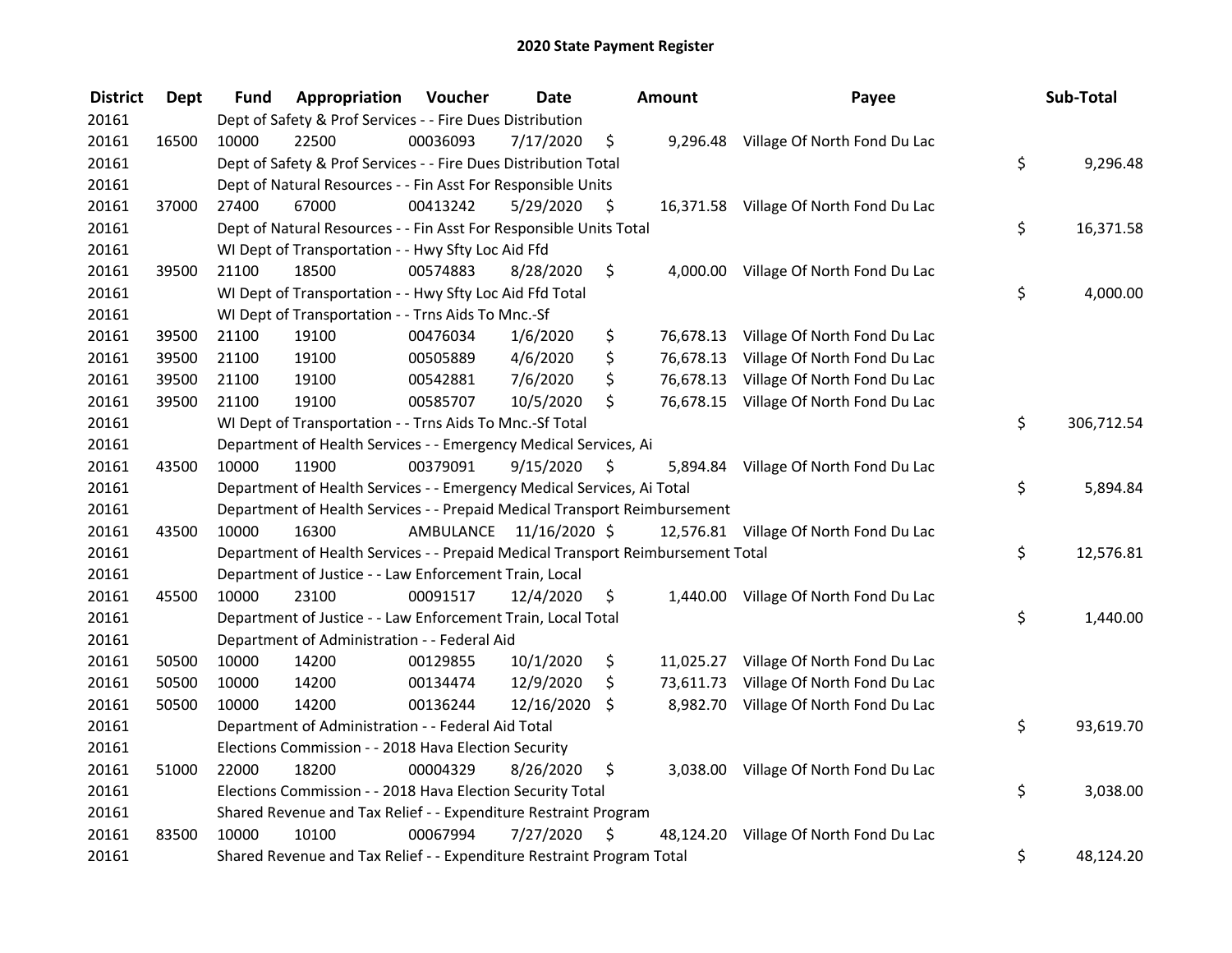# 2020 State Payment Register

| District | Dept | Fund | Appropriation | Voucher | Date | Amount | Payee | Sub-Total |
|---|---|---|---|---|---|---|---|---|
| 20161 | | Dept of Safety & Prof Services - - Fire Dues Distribution | | | | | | |
| 20161 | 16500 | 10000 | 22500 | 00036093 | 7/17/2020 | $ 9,296.48 | Village Of North Fond Du Lac | |
| 20161 | | Dept of Safety & Prof Services - - Fire Dues Distribution Total | | | | | | $ 9,296.48 |
| 20161 | | Dept of Natural Resources - - Fin Asst For Responsible Units | | | | | | |
| 20161 | 37000 | 27400 | 67000 | 00413242 | 5/29/2020 | $ 16,371.58 | Village Of North Fond Du Lac | |
| 20161 | | Dept of Natural Resources - - Fin Asst For Responsible Units Total | | | | | | $ 16,371.58 |
| 20161 | | WI Dept of Transportation - - Hwy Sfty Loc Aid Ffd | | | | | | |
| 20161 | 39500 | 21100 | 18500 | 00574883 | 8/28/2020 | $ 4,000.00 | Village Of North Fond Du Lac | |
| 20161 | | WI Dept of Transportation - - Hwy Sfty Loc Aid Ffd Total | | | | | | $ 4,000.00 |
| 20161 | | WI Dept of Transportation - - Trns Aids To Mnc.-Sf | | | | | | |
| 20161 | 39500 | 21100 | 19100 | 00476034 | 1/6/2020 | $ 76,678.13 | Village Of North Fond Du Lac | |
| 20161 | 39500 | 21100 | 19100 | 00505889 | 4/6/2020 | $ 76,678.13 | Village Of North Fond Du Lac | |
| 20161 | 39500 | 21100 | 19100 | 00542881 | 7/6/2020 | $ 76,678.13 | Village Of North Fond Du Lac | |
| 20161 | 39500 | 21100 | 19100 | 00585707 | 10/5/2020 | $ 76,678.15 | Village Of North Fond Du Lac | |
| 20161 | | WI Dept of Transportation - - Trns Aids To Mnc.-Sf Total | | | | | | $ 306,712.54 |
| 20161 | | Department of Health Services - - Emergency Medical Services, Ai | | | | | | |
| 20161 | 43500 | 10000 | 11900 | 00379091 | 9/15/2020 | $ 5,894.84 | Village Of North Fond Du Lac | |
| 20161 | | Department of Health Services - - Emergency Medical Services, Ai Total | | | | | | $ 5,894.84 |
| 20161 | | Department of Health Services - - Prepaid Medical Transport Reimbursement | | | | | | |
| 20161 | 43500 | 10000 | 16300 | AMBULANCE | 11/16/2020 | $ 12,576.81 | Village Of North Fond Du Lac | |
| 20161 | | Department of Health Services - - Prepaid Medical Transport Reimbursement Total | | | | | | $ 12,576.81 |
| 20161 | | Department of Justice - - Law Enforcement Train, Local | | | | | | |
| 20161 | 45500 | 10000 | 23100 | 00091517 | 12/4/2020 | $ 1,440.00 | Village Of North Fond Du Lac | |
| 20161 | | Department of Justice - - Law Enforcement Train, Local Total | | | | | | $ 1,440.00 |
| 20161 | | Department of Administration - - Federal Aid | | | | | | |
| 20161 | 50500 | 10000 | 14200 | 00129855 | 10/1/2020 | $ 11,025.27 | Village Of North Fond Du Lac | |
| 20161 | 50500 | 10000 | 14200 | 00134474 | 12/9/2020 | $ 73,611.73 | Village Of North Fond Du Lac | |
| 20161 | 50500 | 10000 | 14200 | 00136244 | 12/16/2020 | $ 8,982.70 | Village Of North Fond Du Lac | |
| 20161 | | Department of Administration - - Federal Aid Total | | | | | | $ 93,619.70 |
| 20161 | | Elections Commission - - 2018 Hava Election Security | | | | | | |
| 20161 | 51000 | 22000 | 18200 | 00004329 | 8/26/2020 | $ 3,038.00 | Village Of North Fond Du Lac | |
| 20161 | | Elections Commission - - 2018 Hava Election Security Total | | | | | | $ 3,038.00 |
| 20161 | | Shared Revenue and Tax Relief - - Expenditure Restraint Program | | | | | | |
| 20161 | 83500 | 10000 | 10100 | 00067994 | 7/27/2020 | $ 48,124.20 | Village Of North Fond Du Lac | |
| 20161 | | Shared Revenue and Tax Relief - - Expenditure Restraint Program Total | | | | | | $ 48,124.20 |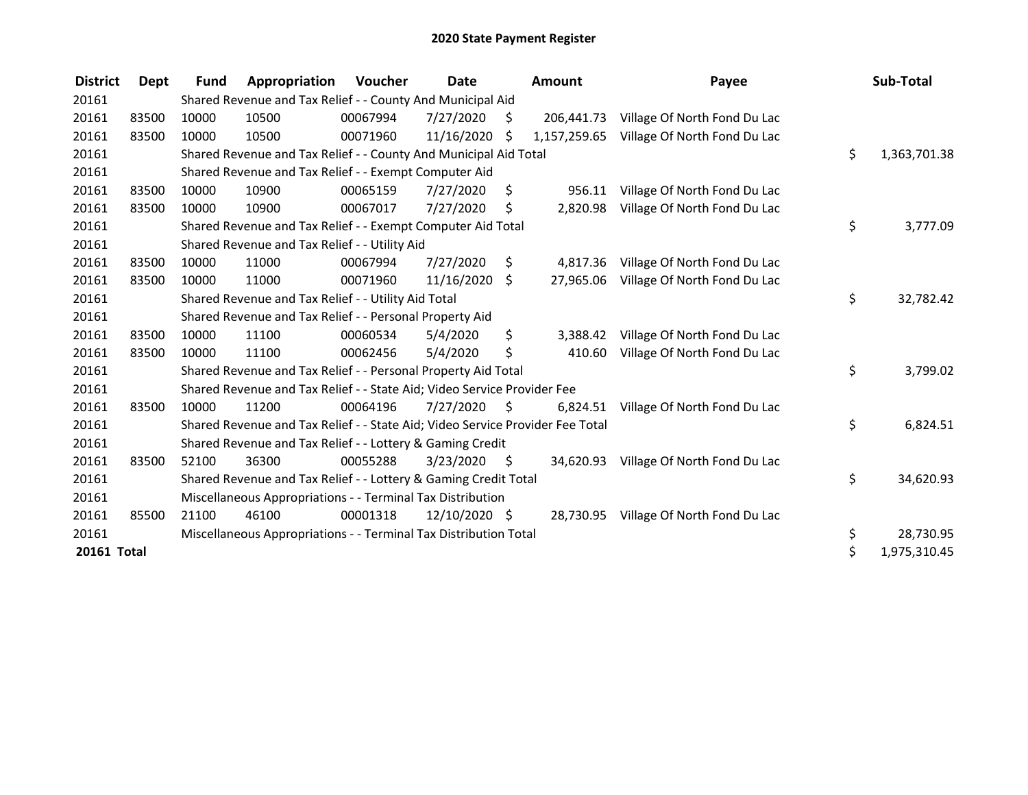# 2020 State Payment Register

| District | Dept | Fund | Appropriation | Voucher | Date | Amount | Payee | Sub-Total |
|---|---|---|---|---|---|---|---|---|
| 20161 | | Shared Revenue and Tax Relief - - County And Municipal Aid | | | | | | |
| 20161 | 83500 | 10000 | 10500 | 00067994 | 7/27/2020 | $ 206,441.73 | Village Of North Fond Du Lac | |
| 20161 | 83500 | 10000 | 10500 | 00071960 | 11/16/2020 | $ 1,157,259.65 | Village Of North Fond Du Lac | |
| 20161 | | Shared Revenue and Tax Relief - - County And Municipal Aid Total | | | | | | $ 1,363,701.38 |
| 20161 | | Shared Revenue and Tax Relief - - Exempt Computer Aid | | | | | | |
| 20161 | 83500 | 10000 | 10900 | 00065159 | 7/27/2020 | $ 956.11 | Village Of North Fond Du Lac | |
| 20161 | 83500 | 10000 | 10900 | 00067017 | 7/27/2020 | $ 2,820.98 | Village Of North Fond Du Lac | |
| 20161 | | Shared Revenue and Tax Relief - - Exempt Computer Aid Total | | | | | | $ 3,777.09 |
| 20161 | | Shared Revenue and Tax Relief - - Utility Aid | | | | | | |
| 20161 | 83500 | 10000 | 11000 | 00067994 | 7/27/2020 | $ 4,817.36 | Village Of North Fond Du Lac | |
| 20161 | 83500 | 10000 | 11000 | 00071960 | 11/16/2020 | $ 27,965.06 | Village Of North Fond Du Lac | |
| 20161 | | Shared Revenue and Tax Relief - - Utility Aid Total | | | | | | $ 32,782.42 |
| 20161 | | Shared Revenue and Tax Relief - - Personal Property Aid | | | | | | |
| 20161 | 83500 | 10000 | 11100 | 00060534 | 5/4/2020 | $ 3,388.42 | Village Of North Fond Du Lac | |
| 20161 | 83500 | 10000 | 11100 | 00062456 | 5/4/2020 | $ 410.60 | Village Of North Fond Du Lac | |
| 20161 | | Shared Revenue and Tax Relief - - Personal Property Aid Total | | | | | | $ 3,799.02 |
| 20161 | | Shared Revenue and Tax Relief - - State Aid; Video Service Provider Fee | | | | | | |
| 20161 | 83500 | 10000 | 11200 | 00064196 | 7/27/2020 | $ 6,824.51 | Village Of North Fond Du Lac | |
| 20161 | | Shared Revenue and Tax Relief - - State Aid; Video Service Provider Fee Total | | | | | | $ 6,824.51 |
| 20161 | | Shared Revenue and Tax Relief - - Lottery & Gaming Credit | | | | | | |
| 20161 | 83500 | 52100 | 36300 | 00055288 | 3/23/2020 | $ 34,620.93 | Village Of North Fond Du Lac | |
| 20161 | | Shared Revenue and Tax Relief - - Lottery & Gaming Credit Total | | | | | | $ 34,620.93 |
| 20161 | | Miscellaneous Appropriations - - Terminal Tax Distribution | | | | | | |
| 20161 | 85500 | 21100 | 46100 | 00001318 | 12/10/2020 | $ 28,730.95 | Village Of North Fond Du Lac | |
| 20161 | | Miscellaneous Appropriations - - Terminal Tax Distribution Total | | | | | | $ 28,730.95 |
| **20161 Total** | | | | | | | | $ 1,975,310.45 |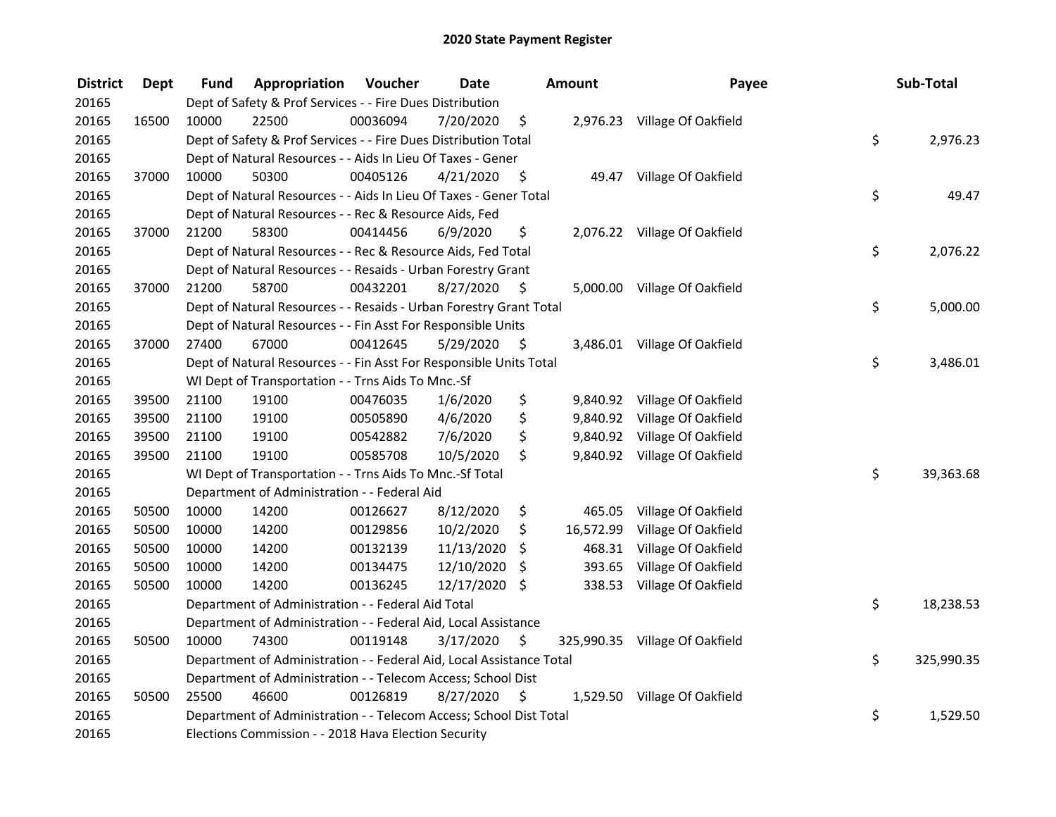# 2020 State Payment Register

| District | Dept | Fund | Appropriation | Voucher | Date | Amount | Payee | Sub-Total |
|---|---|---|---|---|---|---|---|---|
| 20165 | | Dept of Safety & Prof Services - - Fire Dues Distribution | | | | | | |
| 20165 | 16500 | 10000 | 22500 | 00036094 | 7/20/2020 | $ 2,976.23 | Village Of Oakfield | |
| 20165 | | Dept of Safety & Prof Services - - Fire Dues Distribution Total | | | | | | $ 2,976.23 |
| 20165 | | Dept of Natural Resources - - Aids In Lieu Of Taxes - Gener | | | | | | |
| 20165 | 37000 | 10000 | 50300 | 00405126 | 4/21/2020 | $ 49.47 | Village Of Oakfield | |
| 20165 | | Dept of Natural Resources - - Aids In Lieu Of Taxes - Gener Total | | | | | | $ 49.47 |
| 20165 | | Dept of Natural Resources - - Rec & Resource Aids, Fed | | | | | | |
| 20165 | 37000 | 21200 | 58300 | 00414456 | 6/9/2020 | $ 2,076.22 | Village Of Oakfield | |
| 20165 | | Dept of Natural Resources - - Rec & Resource Aids, Fed Total | | | | | | $ 2,076.22 |
| 20165 | | Dept of Natural Resources - - Resaids - Urban Forestry Grant | | | | | | |
| 20165 | 37000 | 21200 | 58700 | 00432201 | 8/27/2020 | $ 5,000.00 | Village Of Oakfield | |
| 20165 | | Dept of Natural Resources - - Resaids - Urban Forestry Grant Total | | | | | | $ 5,000.00 |
| 20165 | | Dept of Natural Resources - - Fin Asst For Responsible Units | | | | | | |
| 20165 | 37000 | 27400 | 67000 | 00412645 | 5/29/2020 | $ 3,486.01 | Village Of Oakfield | |
| 20165 | | Dept of Natural Resources - - Fin Asst For Responsible Units Total | | | | | | $ 3,486.01 |
| 20165 | | WI Dept of Transportation - - Trns Aids To Mnc.-Sf | | | | | | |
| 20165 | 39500 | 21100 | 19100 | 00476035 | 1/6/2020 | $ 9,840.92 | Village Of Oakfield | |
| 20165 | 39500 | 21100 | 19100 | 00505890 | 4/6/2020 | $ 9,840.92 | Village Of Oakfield | |
| 20165 | 39500 | 21100 | 19100 | 00542882 | 7/6/2020 | $ 9,840.92 | Village Of Oakfield | |
| 20165 | 39500 | 21100 | 19100 | 00585708 | 10/5/2020 | $ 9,840.92 | Village Of Oakfield | |
| 20165 | | WI Dept of Transportation - - Trns Aids To Mnc.-Sf Total | | | | | | $ 39,363.68 |
| 20165 | | Department of Administration - - Federal Aid | | | | | | |
| 20165 | 50500 | 10000 | 14200 | 00126627 | 8/12/2020 | $ 465.05 | Village Of Oakfield | |
| 20165 | 50500 | 10000 | 14200 | 00129856 | 10/2/2020 | $ 16,572.99 | Village Of Oakfield | |
| 20165 | 50500 | 10000 | 14200 | 00132139 | 11/13/2020 | $ 468.31 | Village Of Oakfield | |
| 20165 | 50500 | 10000 | 14200 | 00134475 | 12/10/2020 | $ 393.65 | Village Of Oakfield | |
| 20165 | 50500 | 10000 | 14200 | 00136245 | 12/17/2020 | $ 338.53 | Village Of Oakfield | |
| 20165 | | Department of Administration - - Federal Aid Total | | | | | | $ 18,238.53 |
| 20165 | | Department of Administration - - Federal Aid, Local Assistance | | | | | | |
| 20165 | 50500 | 10000 | 74300 | 00119148 | 3/17/2020 | $ 325,990.35 | Village Of Oakfield | |
| 20165 | | Department of Administration - - Federal Aid, Local Assistance Total | | | | | | $ 325,990.35 |
| 20165 | | Department of Administration - - Telecom Access; School Dist | | | | | | |
| 20165 | 50500 | 25500 | 46600 | 00126819 | 8/27/2020 | $ 1,529.50 | Village Of Oakfield | |
| 20165 | | Department of Administration - - Telecom Access; School Dist Total | | | | | | $ 1,529.50 |
| 20165 | | Elections Commission - - 2018 Hava Election Security | | | | | | |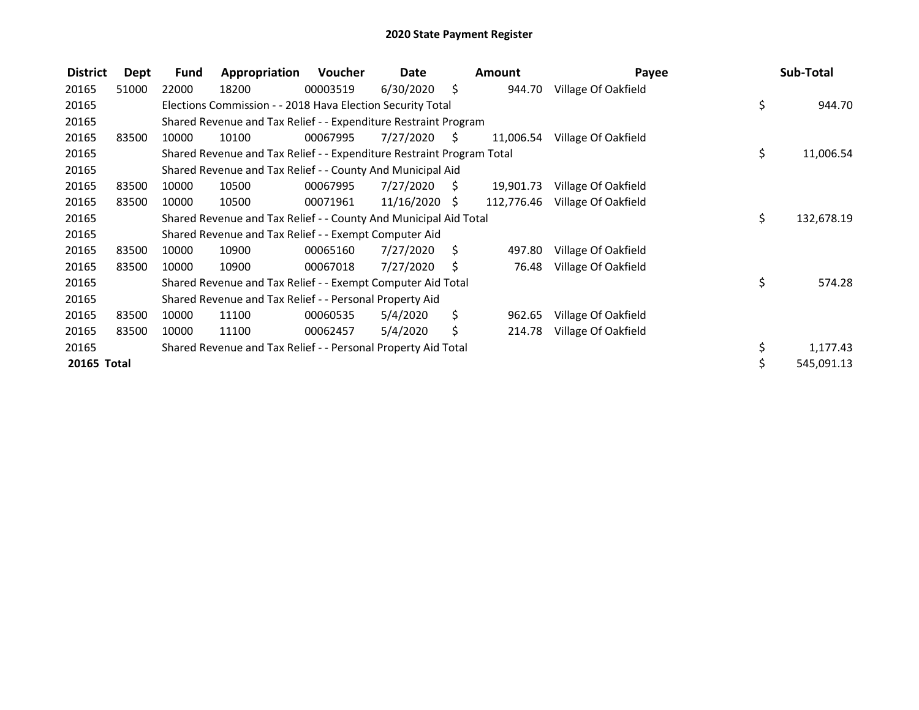# 2020 State Payment Register

| District | Dept | Fund | Appropriation | Voucher | Date | Amount | Payee | Sub-Total |
|---|---|---|---|---|---|---|---|---|
| 20165 | 51000 | 22000 | 18200 | 00003519 | 6/30/2020 | $ 944.70 | Village Of Oakfield | |
| 20165 | | Elections Commission - - 2018 Hava Election Security Total | | | | | | $ 944.70 |
| 20165 | | Shared Revenue and Tax Relief - - Expenditure Restraint Program | | | | | | |
| 20165 | 83500 | 10000 | 10100 | 00067995 | 7/27/2020 | $ 11,006.54 | Village Of Oakfield | |
| 20165 | | Shared Revenue and Tax Relief - - Expenditure Restraint Program Total | | | | | | $ 11,006.54 |
| 20165 | | Shared Revenue and Tax Relief - - County And Municipal Aid | | | | | | |
| 20165 | 83500 | 10000 | 10500 | 00067995 | 7/27/2020 | $ 19,901.73 | Village Of Oakfield | |
| 20165 | 83500 | 10000 | 10500 | 00071961 | 11/16/2020 | $ 112,776.46 | Village Of Oakfield | |
| 20165 | | Shared Revenue and Tax Relief - - County And Municipal Aid Total | | | | | | $ 132,678.19 |
| 20165 | | Shared Revenue and Tax Relief - - Exempt Computer Aid | | | | | | |
| 20165 | 83500 | 10000 | 10900 | 00065160 | 7/27/2020 | $ 497.80 | Village Of Oakfield | |
| 20165 | 83500 | 10000 | 10900 | 00067018 | 7/27/2020 | $ 76.48 | Village Of Oakfield | |
| 20165 | | Shared Revenue and Tax Relief - - Exempt Computer Aid Total | | | | | | $ 574.28 |
| 20165 | | Shared Revenue and Tax Relief - - Personal Property Aid | | | | | | |
| 20165 | 83500 | 10000 | 11100 | 00060535 | 5/4/2020 | $ 962.65 | Village Of Oakfield | |
| 20165 | 83500 | 10000 | 11100 | 00062457 | 5/4/2020 | $ 214.78 | Village Of Oakfield | |
| 20165 | | Shared Revenue and Tax Relief - - Personal Property Aid Total | | | | | | $ 1,177.43 |
| **20165 Total** | | | | | | | | $ 545,091.13 |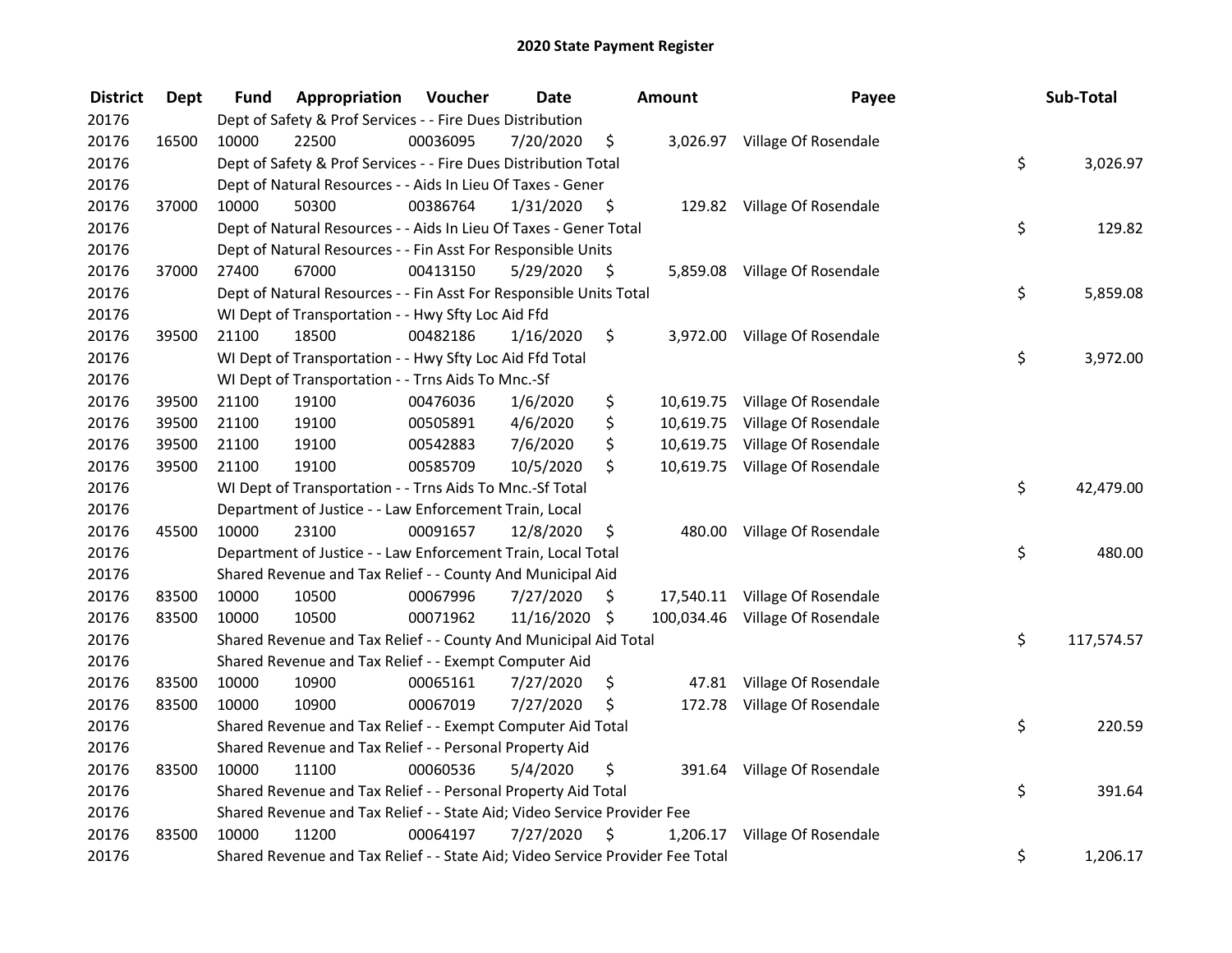# 2020 State Payment Register

| District | Dept | Fund | Appropriation | Voucher | Date | Amount | Payee | Sub-Total |
|---|---|---|---|---|---|---|---|---|
| 20176 | | Dept of Safety & Prof Services - - Fire Dues Distribution | | | | | | |
| 20176 | 16500 | 10000 | 22500 | 00036095 | 7/20/2020 | $ 3,026.97 | Village Of Rosendale | |
| 20176 | | Dept of Safety & Prof Services - - Fire Dues Distribution Total | | | | | | $ 3,026.97 |
| 20176 | | Dept of Natural Resources - - Aids In Lieu Of Taxes - Gener | | | | | | |
| 20176 | 37000 | 10000 | 50300 | 00386764 | 1/31/2020 | $ 129.82 | Village Of Rosendale | |
| 20176 | | Dept of Natural Resources - - Aids In Lieu Of Taxes - Gener Total | | | | | | $ 129.82 |
| 20176 | | Dept of Natural Resources - - Fin Asst For Responsible Units | | | | | | |
| 20176 | 37000 | 27400 | 67000 | 00413150 | 5/29/2020 | $ 5,859.08 | Village Of Rosendale | |
| 20176 | | Dept of Natural Resources - - Fin Asst For Responsible Units Total | | | | | | $ 5,859.08 |
| 20176 | | WI Dept of Transportation - - Hwy Sfty Loc Aid Ffd | | | | | | |
| 20176 | 39500 | 21100 | 18500 | 00482186 | 1/16/2020 | $ 3,972.00 | Village Of Rosendale | |
| 20176 | | WI Dept of Transportation - - Hwy Sfty Loc Aid Ffd Total | | | | | | $ 3,972.00 |
| 20176 | | WI Dept of Transportation - - Trns Aids To Mnc.-Sf | | | | | | |
| 20176 | 39500 | 21100 | 19100 | 00476036 | 1/6/2020 | $ 10,619.75 | Village Of Rosendale | |
| 20176 | 39500 | 21100 | 19100 | 00505891 | 4/6/2020 | $ 10,619.75 | Village Of Rosendale | |
| 20176 | 39500 | 21100 | 19100 | 00542883 | 7/6/2020 | $ 10,619.75 | Village Of Rosendale | |
| 20176 | 39500 | 21100 | 19100 | 00585709 | 10/5/2020 | $ 10,619.75 | Village Of Rosendale | |
| 20176 | | WI Dept of Transportation - - Trns Aids To Mnc.-Sf Total | | | | | | $ 42,479.00 |
| 20176 | | Department of Justice - - Law Enforcement Train, Local | | | | | | |
| 20176 | 45500 | 10000 | 23100 | 00091657 | 12/8/2020 | $ 480.00 | Village Of Rosendale | |
| 20176 | | Department of Justice - - Law Enforcement Train, Local Total | | | | | | $ 480.00 |
| 20176 | | Shared Revenue and Tax Relief - - County And Municipal Aid | | | | | | |
| 20176 | 83500 | 10000 | 10500 | 00067996 | 7/27/2020 | $ 17,540.11 | Village Of Rosendale | |
| 20176 | 83500 | 10000 | 10500 | 00071962 | 11/16/2020 | $ 100,034.46 | Village Of Rosendale | |
| 20176 | | Shared Revenue and Tax Relief - - County And Municipal Aid Total | | | | | | $ 117,574.57 |
| 20176 | | Shared Revenue and Tax Relief - - Exempt Computer Aid | | | | | | |
| 20176 | 83500 | 10000 | 10900 | 00065161 | 7/27/2020 | $ 47.81 | Village Of Rosendale | |
| 20176 | 83500 | 10000 | 10900 | 00067019 | 7/27/2020 | $ 172.78 | Village Of Rosendale | |
| 20176 | | Shared Revenue and Tax Relief - - Exempt Computer Aid Total | | | | | | $ 220.59 |
| 20176 | | Shared Revenue and Tax Relief - - Personal Property Aid | | | | | | |
| 20176 | 83500 | 10000 | 11100 | 00060536 | 5/4/2020 | $ 391.64 | Village Of Rosendale | |
| 20176 | | Shared Revenue and Tax Relief - - Personal Property Aid Total | | | | | | $ 391.64 |
| 20176 | | Shared Revenue and Tax Relief - - State Aid; Video Service Provider Fee | | | | | | |
| 20176 | 83500 | 10000 | 11200 | 00064197 | 7/27/2020 | $ 1,206.17 | Village Of Rosendale | |
| 20176 | | Shared Revenue and Tax Relief - - State Aid; Video Service Provider Fee Total | | | | | | $ 1,206.17 |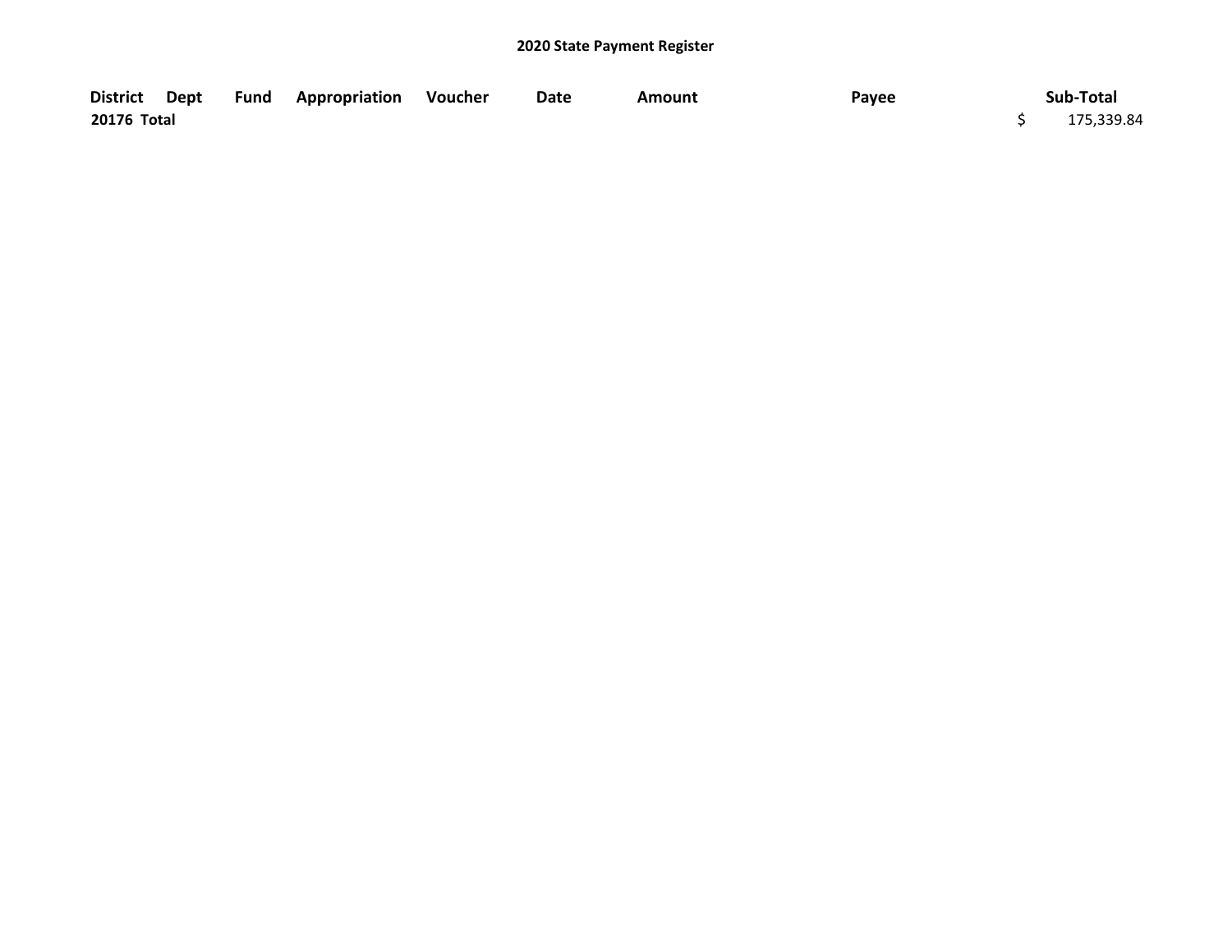**2020 State Payment Register**

| District | Dept | Fund | Appropriation | Voucher | Date | Amount | Payee | Sub-Total |
|---|---|---|---|---|---|---|---|---|
| 20176 Total | | | | | | | | $ 175,339.84 |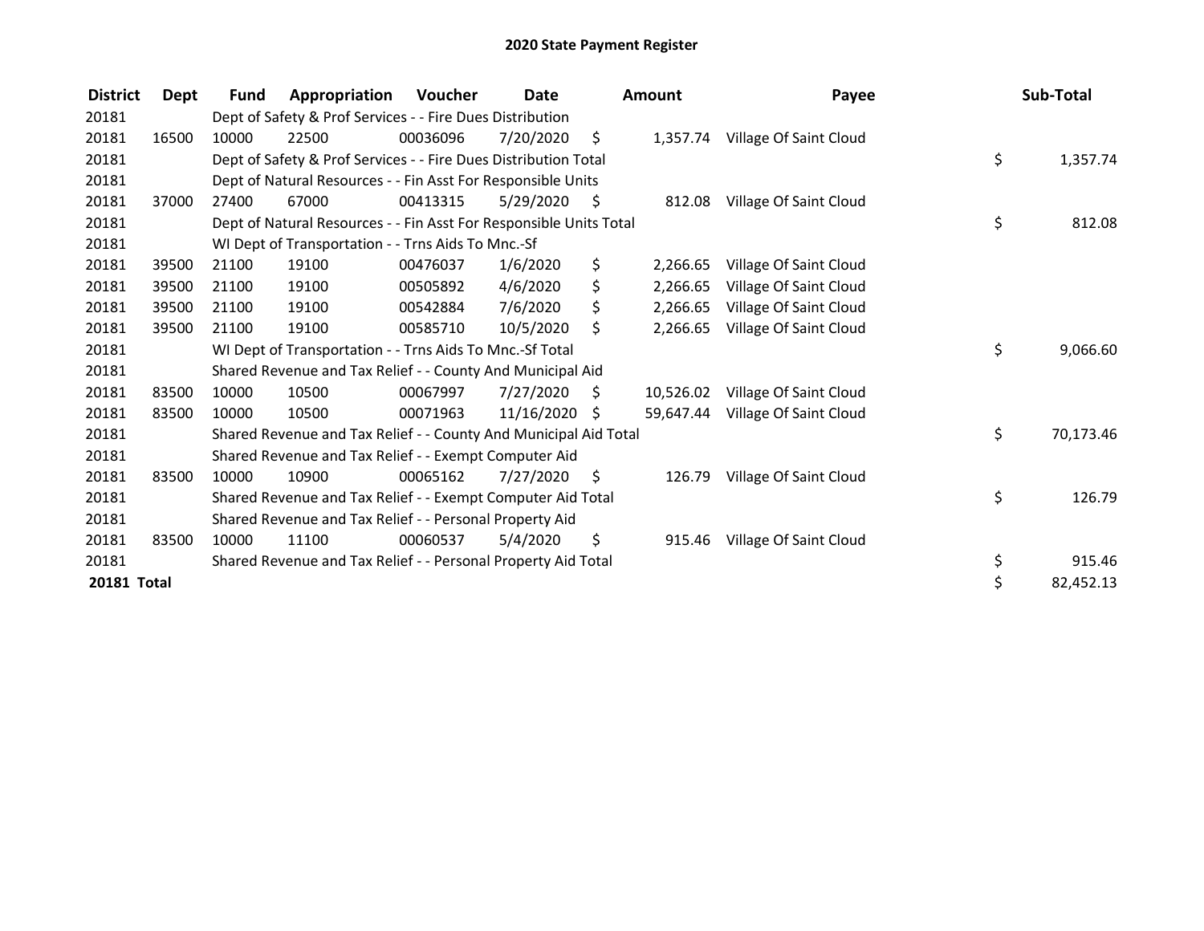# 2020 State Payment Register

| District | Dept | Fund | Appropriation | Voucher | Date | Amount | Payee | Sub-Total |
|---|---|---|---|---|---|---|---|---|
| 20181 | | Dept of Safety & Prof Services - - Fire Dues Distribution | | | | | | |
| 20181 | 16500 | 10000 | 22500 | 00036096 | 7/20/2020 | $ 1,357.74 | Village Of Saint Cloud | |
| 20181 | | Dept of Safety & Prof Services - - Fire Dues Distribution Total | | | | | | $ 1,357.74 |
| 20181 | | Dept of Natural Resources - - Fin Asst For Responsible Units | | | | | | |
| 20181 | 37000 | 27400 | 67000 | 00413315 | 5/29/2020 | $ 812.08 | Village Of Saint Cloud | |
| 20181 | | Dept of Natural Resources - - Fin Asst For Responsible Units Total | | | | | | $ 812.08 |
| 20181 | | WI Dept of Transportation - - Trns Aids To Mnc.-Sf | | | | | | |
| 20181 | 39500 | 21100 | 19100 | 00476037 | 1/6/2020 | $ 2,266.65 | Village Of Saint Cloud | |
| 20181 | 39500 | 21100 | 19100 | 00505892 | 4/6/2020 | $ 2,266.65 | Village Of Saint Cloud | |
| 20181 | 39500 | 21100 | 19100 | 00542884 | 7/6/2020 | $ 2,266.65 | Village Of Saint Cloud | |
| 20181 | 39500 | 21100 | 19100 | 00585710 | 10/5/2020 | $ 2,266.65 | Village Of Saint Cloud | |
| 20181 | | WI Dept of Transportation - - Trns Aids To Mnc.-Sf Total | | | | | | $ 9,066.60 |
| 20181 | | Shared Revenue and Tax Relief - - County And Municipal Aid | | | | | | |
| 20181 | 83500 | 10000 | 10500 | 00067997 | 7/27/2020 | $ 10,526.02 | Village Of Saint Cloud | |
| 20181 | 83500 | 10000 | 10500 | 00071963 | 11/16/2020 | $ 59,647.44 | Village Of Saint Cloud | |
| 20181 | | Shared Revenue and Tax Relief - - County And Municipal Aid Total | | | | | | $ 70,173.46 |
| 20181 | | Shared Revenue and Tax Relief - - Exempt Computer Aid | | | | | | |
| 20181 | 83500 | 10000 | 10900 | 00065162 | 7/27/2020 | $ 126.79 | Village Of Saint Cloud | |
| 20181 | | Shared Revenue and Tax Relief - - Exempt Computer Aid Total | | | | | | $ 126.79 |
| 20181 | | Shared Revenue and Tax Relief - - Personal Property Aid | | | | | | |
| 20181 | 83500 | 10000 | 11100 | 00060537 | 5/4/2020 | $ 915.46 | Village Of Saint Cloud | |
| 20181 | | Shared Revenue and Tax Relief - - Personal Property Aid Total | | | | | | $ 915.46 |
| **20181 Total** | | | | | | | | $ 82,452.13 |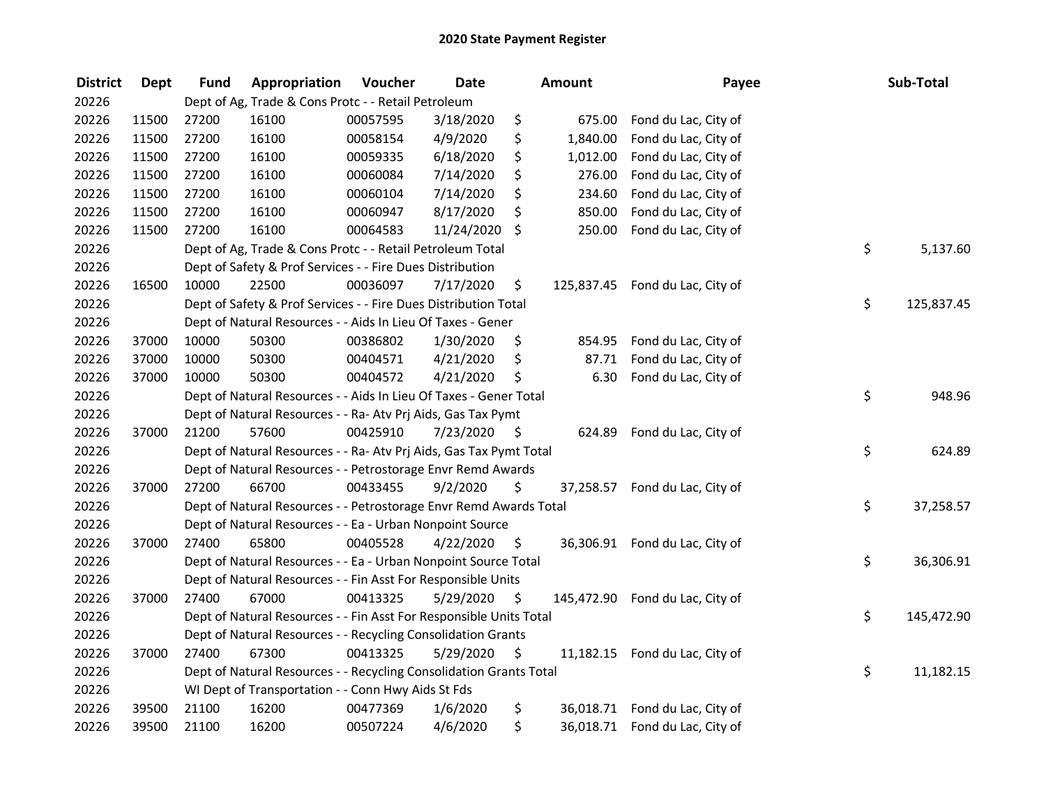# 2020 State Payment Register

| District | Dept | Fund | Appropriation | Voucher | Date | Amount | Payee | Sub-Total |
|---|---|---|---|---|---|---|---|---|
| 20226 | | Dept of Ag, Trade & Cons Protc - - Retail Petroleum | | | | | | |
| 20226 | 11500 | 27200 | 16100 | 00057595 | 3/18/2020 | $ 675.00 | Fond du Lac, City of | |
| 20226 | 11500 | 27200 | 16100 | 00058154 | 4/9/2020 | $ 1,840.00 | Fond du Lac, City of | |
| 20226 | 11500 | 27200 | 16100 | 00059335 | 6/18/2020 | $ 1,012.00 | Fond du Lac, City of | |
| 20226 | 11500 | 27200 | 16100 | 00060084 | 7/14/2020 | $ 276.00 | Fond du Lac, City of | |
| 20226 | 11500 | 27200 | 16100 | 00060104 | 7/14/2020 | $ 234.60 | Fond du Lac, City of | |
| 20226 | 11500 | 27200 | 16100 | 00060947 | 8/17/2020 | $ 850.00 | Fond du Lac, City of | |
| 20226 | 11500 | 27200 | 16100 | 00064583 | 11/24/2020 | $ 250.00 | Fond du Lac, City of | |
| 20226 | | Dept of Ag, Trade & Cons Protc - - Retail Petroleum Total | | | | | | $ 5,137.60 |
| 20226 | | Dept of Safety & Prof Services - - Fire Dues Distribution | | | | | | |
| 20226 | 16500 | 10000 | 22500 | 00036097 | 7/17/2020 | $ 125,837.45 | Fond du Lac, City of | |
| 20226 | | Dept of Safety & Prof Services - - Fire Dues Distribution Total | | | | | | $ 125,837.45 |
| 20226 | | Dept of Natural Resources - - Aids In Lieu Of Taxes - Gener | | | | | | |
| 20226 | 37000 | 10000 | 50300 | 00386802 | 1/30/2020 | $ 854.95 | Fond du Lac, City of | |
| 20226 | 37000 | 10000 | 50300 | 00404571 | 4/21/2020 | $ 87.71 | Fond du Lac, City of | |
| 20226 | 37000 | 10000 | 50300 | 00404572 | 4/21/2020 | $ 6.30 | Fond du Lac, City of | |
| 20226 | | Dept of Natural Resources - - Aids In Lieu Of Taxes - Gener Total | | | | | | $ 948.96 |
| 20226 | | Dept of Natural Resources - - Ra- Atv Prj Aids, Gas Tax Pymt | | | | | | |
| 20226 | 37000 | 21200 | 57600 | 00425910 | 7/23/2020 | $ 624.89 | Fond du Lac, City of | |
| 20226 | | Dept of Natural Resources - - Ra- Atv Prj Aids, Gas Tax Pymt Total | | | | | | $ 624.89 |
| 20226 | | Dept of Natural Resources - - Petrostorage Envr Remd Awards | | | | | | |
| 20226 | 37000 | 27200 | 66700 | 00433455 | 9/2/2020 | $ 37,258.57 | Fond du Lac, City of | |
| 20226 | | Dept of Natural Resources - - Petrostorage Envr Remd Awards Total | | | | | | $ 37,258.57 |
| 20226 | | Dept of Natural Resources - - Ea - Urban Nonpoint Source | | | | | | |
| 20226 | 37000 | 27400 | 65800 | 00405528 | 4/22/2020 | $ 36,306.91 | Fond du Lac, City of | |
| 20226 | | Dept of Natural Resources - - Ea - Urban Nonpoint Source Total | | | | | | $ 36,306.91 |
| 20226 | | Dept of Natural Resources - - Fin Asst For Responsible Units | | | | | | |
| 20226 | 37000 | 27400 | 67000 | 00413325 | 5/29/2020 | $ 145,472.90 | Fond du Lac, City of | |
| 20226 | | Dept of Natural Resources - - Fin Asst For Responsible Units Total | | | | | | $ 145,472.90 |
| 20226 | | Dept of Natural Resources - - Recycling Consolidation Grants | | | | | | |
| 20226 | 37000 | 27400 | 67300 | 00413325 | 5/29/2020 | $ 11,182.15 | Fond du Lac, City of | |
| 20226 | | Dept of Natural Resources - - Recycling Consolidation Grants Total | | | | | | $ 11,182.15 |
| 20226 | | WI Dept of Transportation - - Conn Hwy Aids St Fds | | | | | | |
| 20226 | 39500 | 21100 | 16200 | 00477369 | 1/6/2020 | $ 36,018.71 | Fond du Lac, City of | |
| 20226 | 39500 | 21100 | 16200 | 00507224 | 4/6/2020 | $ 36,018.71 | Fond du Lac, City of | |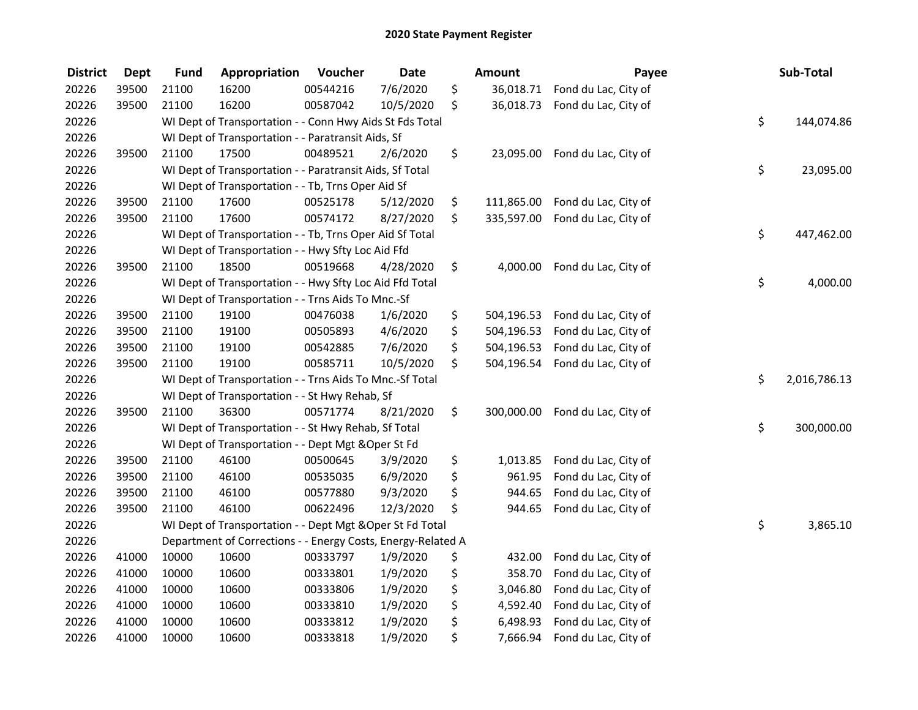# 2020 State Payment Register

| District | Dept | Fund | Appropriation | Voucher | Date | Amount | Payee | Sub-Total |
|---|---|---|---|---|---|---|---|---|
| 20226 | 39500 | 21100 | 16200 | 00544216 | 7/6/2020 | $ 36,018.71 | Fond du Lac, City of | |
| 20226 | 39500 | 21100 | 16200 | 00587042 | 10/5/2020 | $ 36,018.73 | Fond du Lac, City of | |
| 20226 | | WI Dept of Transportation - - Conn Hwy Aids St Fds Total | | | | | | $ 144,074.86 |
| 20226 | | WI Dept of Transportation - - Paratransit Aids, Sf | | | | | | |
| 20226 | 39500 | 21100 | 17500 | 00489521 | 2/6/2020 | $ 23,095.00 | Fond du Lac, City of | |
| 20226 | | WI Dept of Transportation - - Paratransit Aids, Sf Total | | | | | | $ 23,095.00 |
| 20226 | | WI Dept of Transportation - - Tb, Trns Oper Aid Sf | | | | | | |
| 20226 | 39500 | 21100 | 17600 | 00525178 | 5/12/2020 | $ 111,865.00 | Fond du Lac, City of | |
| 20226 | 39500 | 21100 | 17600 | 00574172 | 8/27/2020 | $ 335,597.00 | Fond du Lac, City of | |
| 20226 | | WI Dept of Transportation - - Tb, Trns Oper Aid Sf Total | | | | | | $ 447,462.00 |
| 20226 | | WI Dept of Transportation - - Hwy Sfty Loc Aid Ffd | | | | | | |
| 20226 | 39500 | 21100 | 18500 | 00519668 | 4/28/2020 | $ 4,000.00 | Fond du Lac, City of | |
| 20226 | | WI Dept of Transportation - - Hwy Sfty Loc Aid Ffd Total | | | | | | $ 4,000.00 |
| 20226 | | WI Dept of Transportation - - Trns Aids To Mnc.-Sf | | | | | | |
| 20226 | 39500 | 21100 | 19100 | 00476038 | 1/6/2020 | $ 504,196.53 | Fond du Lac, City of | |
| 20226 | 39500 | 21100 | 19100 | 00505893 | 4/6/2020 | $ 504,196.53 | Fond du Lac, City of | |
| 20226 | 39500 | 21100 | 19100 | 00542885 | 7/6/2020 | $ 504,196.53 | Fond du Lac, City of | |
| 20226 | 39500 | 21100 | 19100 | 00585711 | 10/5/2020 | $ 504,196.54 | Fond du Lac, City of | |
| 20226 | | WI Dept of Transportation - - Trns Aids To Mnc.-Sf Total | | | | | | $ 2,016,786.13 |
| 20226 | | WI Dept of Transportation - - St Hwy Rehab, Sf | | | | | | |
| 20226 | 39500 | 21100 | 36300 | 00571774 | 8/21/2020 | $ 300,000.00 | Fond du Lac, City of | |
| 20226 | | WI Dept of Transportation - - St Hwy Rehab, Sf Total | | | | | | $ 300,000.00 |
| 20226 | | WI Dept of Transportation - - Dept Mgt &Oper St Fd | | | | | | |
| 20226 | 39500 | 21100 | 46100 | 00500645 | 3/9/2020 | $ 1,013.85 | Fond du Lac, City of | |
| 20226 | 39500 | 21100 | 46100 | 00535035 | 6/9/2020 | $ 961.95 | Fond du Lac, City of | |
| 20226 | 39500 | 21100 | 46100 | 00577880 | 9/3/2020 | $ 944.65 | Fond du Lac, City of | |
| 20226 | 39500 | 21100 | 46100 | 00622496 | 12/3/2020 | $ 944.65 | Fond du Lac, City of | |
| 20226 | | WI Dept of Transportation - - Dept Mgt &Oper St Fd Total | | | | | | $ 3,865.10 |
| 20226 | | Department of Corrections - - Energy Costs, Energy-Related A | | | | | | |
| 20226 | 41000 | 10000 | 10600 | 00333797 | 1/9/2020 | $ 432.00 | Fond du Lac, City of | |
| 20226 | 41000 | 10000 | 10600 | 00333801 | 1/9/2020 | $ 358.70 | Fond du Lac, City of | |
| 20226 | 41000 | 10000 | 10600 | 00333806 | 1/9/2020 | $ 3,046.80 | Fond du Lac, City of | |
| 20226 | 41000 | 10000 | 10600 | 00333810 | 1/9/2020 | $ 4,592.40 | Fond du Lac, City of | |
| 20226 | 41000 | 10000 | 10600 | 00333812 | 1/9/2020 | $ 6,498.93 | Fond du Lac, City of | |
| 20226 | 41000 | 10000 | 10600 | 00333818 | 1/9/2020 | $ 7,666.94 | Fond du Lac, City of | |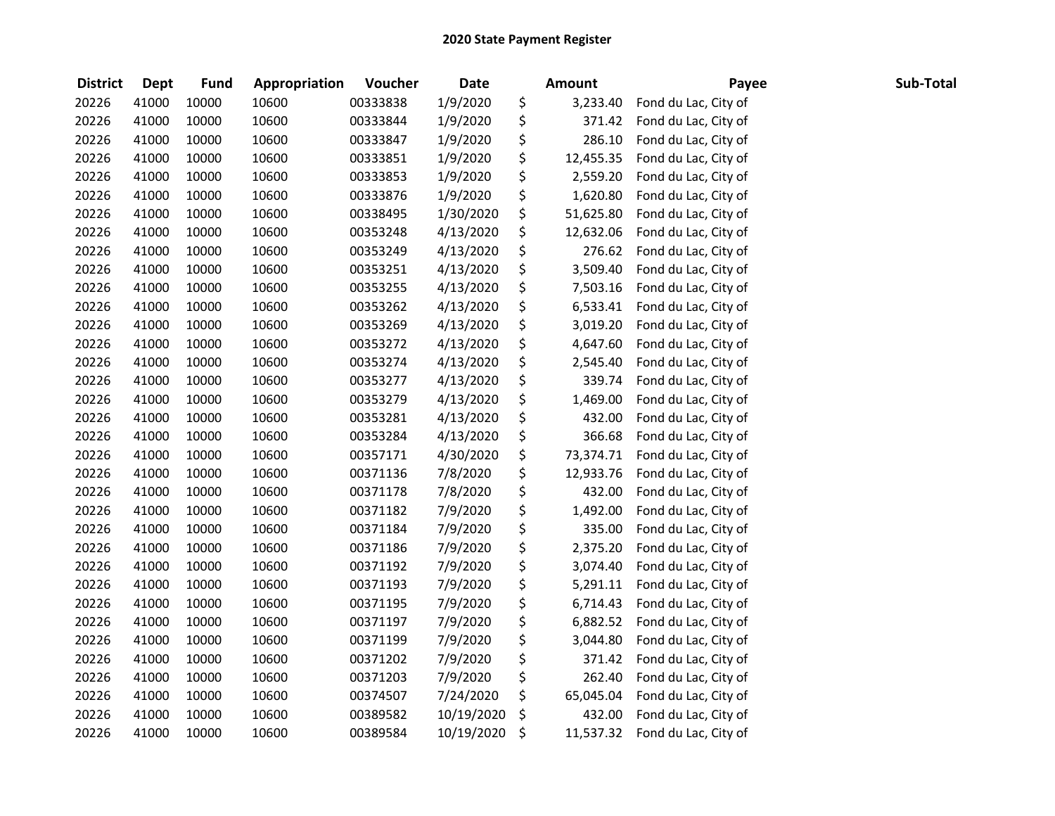# 2020 State Payment Register

| District | Dept | Fund | Appropriation | Voucher | Date | Amount | Payee | Sub-Total |
|---|---|---|---|---|---|---|---|---|
| 20226 | 41000 | 10000 | 10600 | 00333838 | 1/9/2020 | $ 3,233.40 | Fond du Lac, City of | |
| 20226 | 41000 | 10000 | 10600 | 00333844 | 1/9/2020 | $ 371.42 | Fond du Lac, City of | |
| 20226 | 41000 | 10000 | 10600 | 00333847 | 1/9/2020 | $ 286.10 | Fond du Lac, City of | |
| 20226 | 41000 | 10000 | 10600 | 00333851 | 1/9/2020 | $ 12,455.35 | Fond du Lac, City of | |
| 20226 | 41000 | 10000 | 10600 | 00333853 | 1/9/2020 | $ 2,559.20 | Fond du Lac, City of | |
| 20226 | 41000 | 10000 | 10600 | 00333876 | 1/9/2020 | $ 1,620.80 | Fond du Lac, City of | |
| 20226 | 41000 | 10000 | 10600 | 00338495 | 1/30/2020 | $ 51,625.80 | Fond du Lac, City of | |
| 20226 | 41000 | 10000 | 10600 | 00353248 | 4/13/2020 | $ 12,632.06 | Fond du Lac, City of | |
| 20226 | 41000 | 10000 | 10600 | 00353249 | 4/13/2020 | $ 276.62 | Fond du Lac, City of | |
| 20226 | 41000 | 10000 | 10600 | 00353251 | 4/13/2020 | $ 3,509.40 | Fond du Lac, City of | |
| 20226 | 41000 | 10000 | 10600 | 00353255 | 4/13/2020 | $ 7,503.16 | Fond du Lac, City of | |
| 20226 | 41000 | 10000 | 10600 | 00353262 | 4/13/2020 | $ 6,533.41 | Fond du Lac, City of | |
| 20226 | 41000 | 10000 | 10600 | 00353269 | 4/13/2020 | $ 3,019.20 | Fond du Lac, City of | |
| 20226 | 41000 | 10000 | 10600 | 00353272 | 4/13/2020 | $ 4,647.60 | Fond du Lac, City of | |
| 20226 | 41000 | 10000 | 10600 | 00353274 | 4/13/2020 | $ 2,545.40 | Fond du Lac, City of | |
| 20226 | 41000 | 10000 | 10600 | 00353277 | 4/13/2020 | $ 339.74 | Fond du Lac, City of | |
| 20226 | 41000 | 10000 | 10600 | 00353279 | 4/13/2020 | $ 1,469.00 | Fond du Lac, City of | |
| 20226 | 41000 | 10000 | 10600 | 00353281 | 4/13/2020 | $ 432.00 | Fond du Lac, City of | |
| 20226 | 41000 | 10000 | 10600 | 00353284 | 4/13/2020 | $ 366.68 | Fond du Lac, City of | |
| 20226 | 41000 | 10000 | 10600 | 00357171 | 4/30/2020 | $ 73,374.71 | Fond du Lac, City of | |
| 20226 | 41000 | 10000 | 10600 | 00371136 | 7/8/2020 | $ 12,933.76 | Fond du Lac, City of | |
| 20226 | 41000 | 10000 | 10600 | 00371178 | 7/8/2020 | $ 432.00 | Fond du Lac, City of | |
| 20226 | 41000 | 10000 | 10600 | 00371182 | 7/9/2020 | $ 1,492.00 | Fond du Lac, City of | |
| 20226 | 41000 | 10000 | 10600 | 00371184 | 7/9/2020 | $ 335.00 | Fond du Lac, City of | |
| 20226 | 41000 | 10000 | 10600 | 00371186 | 7/9/2020 | $ 2,375.20 | Fond du Lac, City of | |
| 20226 | 41000 | 10000 | 10600 | 00371192 | 7/9/2020 | $ 3,074.40 | Fond du Lac, City of | |
| 20226 | 41000 | 10000 | 10600 | 00371193 | 7/9/2020 | $ 5,291.11 | Fond du Lac, City of | |
| 20226 | 41000 | 10000 | 10600 | 00371195 | 7/9/2020 | $ 6,714.43 | Fond du Lac, City of | |
| 20226 | 41000 | 10000 | 10600 | 00371197 | 7/9/2020 | $ 6,882.52 | Fond du Lac, City of | |
| 20226 | 41000 | 10000 | 10600 | 00371199 | 7/9/2020 | $ 3,044.80 | Fond du Lac, City of | |
| 20226 | 41000 | 10000 | 10600 | 00371202 | 7/9/2020 | $ 371.42 | Fond du Lac, City of | |
| 20226 | 41000 | 10000 | 10600 | 00371203 | 7/9/2020 | $ 262.40 | Fond du Lac, City of | |
| 20226 | 41000 | 10000 | 10600 | 00374507 | 7/24/2020 | $ 65,045.04 | Fond du Lac, City of | |
| 20226 | 41000 | 10000 | 10600 | 00389582 | 10/19/2020 | $ 432.00 | Fond du Lac, City of | |
| 20226 | 41000 | 10000 | 10600 | 00389584 | 10/19/2020 | $ 11,537.32 | Fond du Lac, City of | |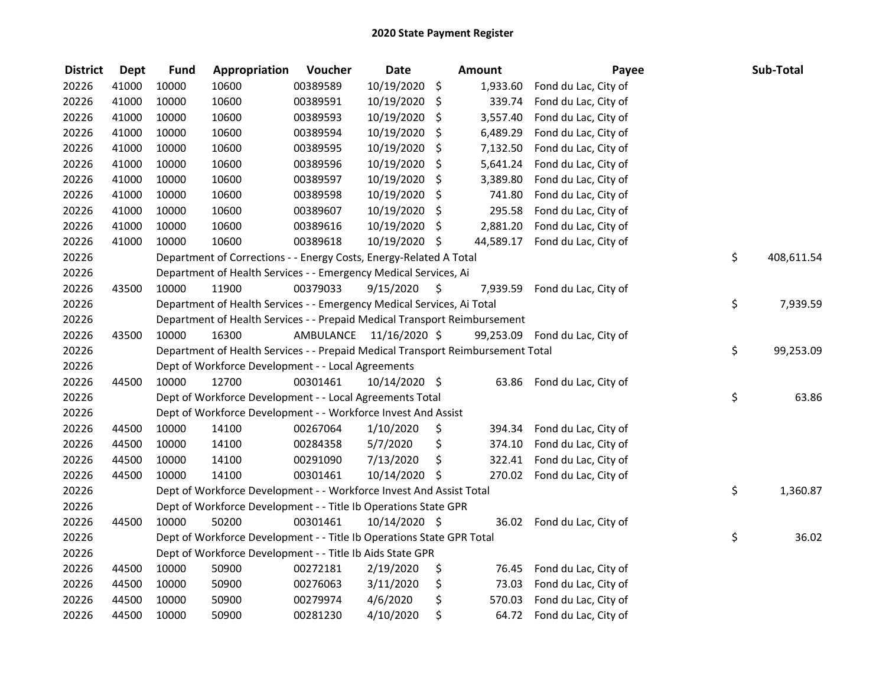# 2020 State Payment Register

| District | Dept | Fund | Appropriation | Voucher | Date | Amount | Payee | Sub-Total |
|---|---|---|---|---|---|---|---|---|
| 20226 | 41000 | 10000 | 10600 | 00389589 | 10/19/2020 | $ 1,933.60 | Fond du Lac, City of | |
| 20226 | 41000 | 10000 | 10600 | 00389591 | 10/19/2020 | $ 339.74 | Fond du Lac, City of | |
| 20226 | 41000 | 10000 | 10600 | 00389593 | 10/19/2020 | $ 3,557.40 | Fond du Lac, City of | |
| 20226 | 41000 | 10000 | 10600 | 00389594 | 10/19/2020 | $ 6,489.29 | Fond du Lac, City of | |
| 20226 | 41000 | 10000 | 10600 | 00389595 | 10/19/2020 | $ 7,132.50 | Fond du Lac, City of | |
| 20226 | 41000 | 10000 | 10600 | 00389596 | 10/19/2020 | $ 5,641.24 | Fond du Lac, City of | |
| 20226 | 41000 | 10000 | 10600 | 00389597 | 10/19/2020 | $ 3,389.80 | Fond du Lac, City of | |
| 20226 | 41000 | 10000 | 10600 | 00389598 | 10/19/2020 | $ 741.80 | Fond du Lac, City of | |
| 20226 | 41000 | 10000 | 10600 | 00389607 | 10/19/2020 | $ 295.58 | Fond du Lac, City of | |
| 20226 | 41000 | 10000 | 10600 | 00389616 | 10/19/2020 | $ 2,881.20 | Fond du Lac, City of | |
| 20226 | 41000 | 10000 | 10600 | 00389618 | 10/19/2020 | $ 44,589.17 | Fond du Lac, City of | |
| 20226 | | Department of Corrections - - Energy Costs, Energy-Related A Total | | | | | | $ 408,611.54 |
| 20226 | | Department of Health Services - - Emergency Medical Services, Ai | | | | | | |
| 20226 | 43500 | 10000 | 11900 | 00379033 | 9/15/2020 | $ 7,939.59 | Fond du Lac, City of | |
| 20226 | | Department of Health Services - - Emergency Medical Services, Ai Total | | | | | | $ 7,939.59 |
| 20226 | | Department of Health Services - - Prepaid Medical Transport Reimbursement | | | | | | |
| 20226 | 43500 | 10000 | 16300 | AMBULANCE | 11/16/2020 | $ 99,253.09 | Fond du Lac, City of | |
| 20226 | | Department of Health Services - - Prepaid Medical Transport Reimbursement Total | | | | | | $ 99,253.09 |
| 20226 | | Dept of Workforce Development - - Local Agreements | | | | | | |
| 20226 | 44500 | 10000 | 12700 | 00301461 | 10/14/2020 | $ 63.86 | Fond du Lac, City of | |
| 20226 | | Dept of Workforce Development - - Local Agreements Total | | | | | | $ 63.86 |
| 20226 | | Dept of Workforce Development - - Workforce Invest And Assist | | | | | | |
| 20226 | 44500 | 10000 | 14100 | 00267064 | 1/10/2020 | $ 394.34 | Fond du Lac, City of | |
| 20226 | 44500 | 10000 | 14100 | 00284358 | 5/7/2020 | $ 374.10 | Fond du Lac, City of | |
| 20226 | 44500 | 10000 | 14100 | 00291090 | 7/13/2020 | $ 322.41 | Fond du Lac, City of | |
| 20226 | 44500 | 10000 | 14100 | 00301461 | 10/14/2020 | $ 270.02 | Fond du Lac, City of | |
| 20226 | | Dept of Workforce Development - - Workforce Invest And Assist Total | | | | | | $ 1,360.87 |
| 20226 | | Dept of Workforce Development - - Title Ib Operations State GPR | | | | | | |
| 20226 | 44500 | 10000 | 50200 | 00301461 | 10/14/2020 | $ 36.02 | Fond du Lac, City of | |
| 20226 | | Dept of Workforce Development - - Title Ib Operations State GPR Total | | | | | | $ 36.02 |
| 20226 | | Dept of Workforce Development - - Title Ib Aids State GPR | | | | | | |
| 20226 | 44500 | 10000 | 50900 | 00272181 | 2/19/2020 | $ 76.45 | Fond du Lac, City of | |
| 20226 | 44500 | 10000 | 50900 | 00276063 | 3/11/2020 | $ 73.03 | Fond du Lac, City of | |
| 20226 | 44500 | 10000 | 50900 | 00279974 | 4/6/2020 | $ 570.03 | Fond du Lac, City of | |
| 20226 | 44500 | 10000 | 50900 | 00281230 | 4/10/2020 | $ 64.72 | Fond du Lac, City of | |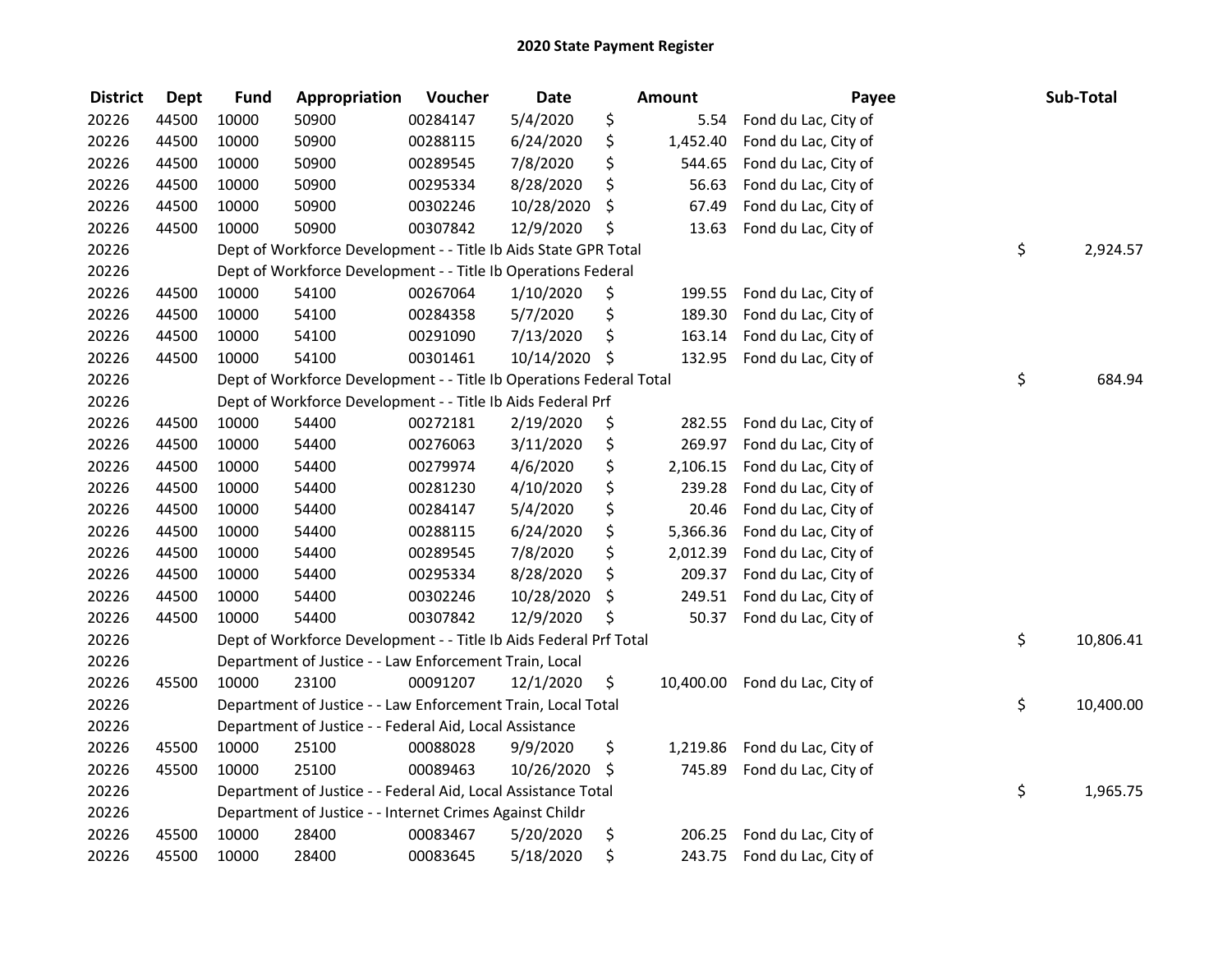# 2020 State Payment Register

| District | Dept | Fund | Appropriation | Voucher | Date | Amount | Payee | Sub-Total |
|---|---|---|---|---|---|---|---|---|
| 20226 | 44500 | 10000 | 50900 | 00284147 | 5/4/2020 | $ 5.54 | Fond du Lac, City of | |
| 20226 | 44500 | 10000 | 50900 | 00288115 | 6/24/2020 | $ 1,452.40 | Fond du Lac, City of | |
| 20226 | 44500 | 10000 | 50900 | 00289545 | 7/8/2020 | $ 544.65 | Fond du Lac, City of | |
| 20226 | 44500 | 10000 | 50900 | 00295334 | 8/28/2020 | $ 56.63 | Fond du Lac, City of | |
| 20226 | 44500 | 10000 | 50900 | 00302246 | 10/28/2020 | $ 67.49 | Fond du Lac, City of | |
| 20226 | 44500 | 10000 | 50900 | 00307842 | 12/9/2020 | $ 13.63 | Fond du Lac, City of | |
| 20226 | | Dept of Workforce Development - - Title Ib Aids State GPR Total | | | | | | $ 2,924.57 |
| 20226 | | Dept of Workforce Development - - Title Ib Operations Federal | | | | | | |
| 20226 | 44500 | 10000 | 54100 | 00267064 | 1/10/2020 | $ 199.55 | Fond du Lac, City of | |
| 20226 | 44500 | 10000 | 54100 | 00284358 | 5/7/2020 | $ 189.30 | Fond du Lac, City of | |
| 20226 | 44500 | 10000 | 54100 | 00291090 | 7/13/2020 | $ 163.14 | Fond du Lac, City of | |
| 20226 | 44500 | 10000 | 54100 | 00301461 | 10/14/2020 | $ 132.95 | Fond du Lac, City of | |
| 20226 | | Dept of Workforce Development - - Title Ib Operations Federal Total | | | | | | $ 684.94 |
| 20226 | | Dept of Workforce Development - - Title Ib Aids Federal Prf | | | | | | |
| 20226 | 44500 | 10000 | 54400 | 00272181 | 2/19/2020 | $ 282.55 | Fond du Lac, City of | |
| 20226 | 44500 | 10000 | 54400 | 00276063 | 3/11/2020 | $ 269.97 | Fond du Lac, City of | |
| 20226 | 44500 | 10000 | 54400 | 00279974 | 4/6/2020 | $ 2,106.15 | Fond du Lac, City of | |
| 20226 | 44500 | 10000 | 54400 | 00281230 | 4/10/2020 | $ 239.28 | Fond du Lac, City of | |
| 20226 | 44500 | 10000 | 54400 | 00284147 | 5/4/2020 | $ 20.46 | Fond du Lac, City of | |
| 20226 | 44500 | 10000 | 54400 | 00288115 | 6/24/2020 | $ 5,366.36 | Fond du Lac, City of | |
| 20226 | 44500 | 10000 | 54400 | 00289545 | 7/8/2020 | $ 2,012.39 | Fond du Lac, City of | |
| 20226 | 44500 | 10000 | 54400 | 00295334 | 8/28/2020 | $ 209.37 | Fond du Lac, City of | |
| 20226 | 44500 | 10000 | 54400 | 00302246 | 10/28/2020 | $ 249.51 | Fond du Lac, City of | |
| 20226 | 44500 | 10000 | 54400 | 00307842 | 12/9/2020 | $ 50.37 | Fond du Lac, City of | |
| 20226 | | Dept of Workforce Development - - Title Ib Aids Federal Prf Total | | | | | | $ 10,806.41 |
| 20226 | | Department of Justice - - Law Enforcement Train, Local | | | | | | |
| 20226 | 45500 | 10000 | 23100 | 00091207 | 12/1/2020 | $ 10,400.00 | Fond du Lac, City of | |
| 20226 | | Department of Justice - - Law Enforcement Train, Local Total | | | | | | $ 10,400.00 |
| 20226 | | Department of Justice - - Federal Aid, Local Assistance | | | | | | |
| 20226 | 45500 | 10000 | 25100 | 00088028 | 9/9/2020 | $ 1,219.86 | Fond du Lac, City of | |
| 20226 | 45500 | 10000 | 25100 | 00089463 | 10/26/2020 | $ 745.89 | Fond du Lac, City of | |
| 20226 | | Department of Justice - - Federal Aid, Local Assistance Total | | | | | | $ 1,965.75 |
| 20226 | | Department of Justice - - Internet Crimes Against Childr | | | | | | |
| 20226 | 45500 | 10000 | 28400 | 00083467 | 5/20/2020 | $ 206.25 | Fond du Lac, City of | |
| 20226 | 45500 | 10000 | 28400 | 00083645 | 5/18/2020 | $ 243.75 | Fond du Lac, City of | |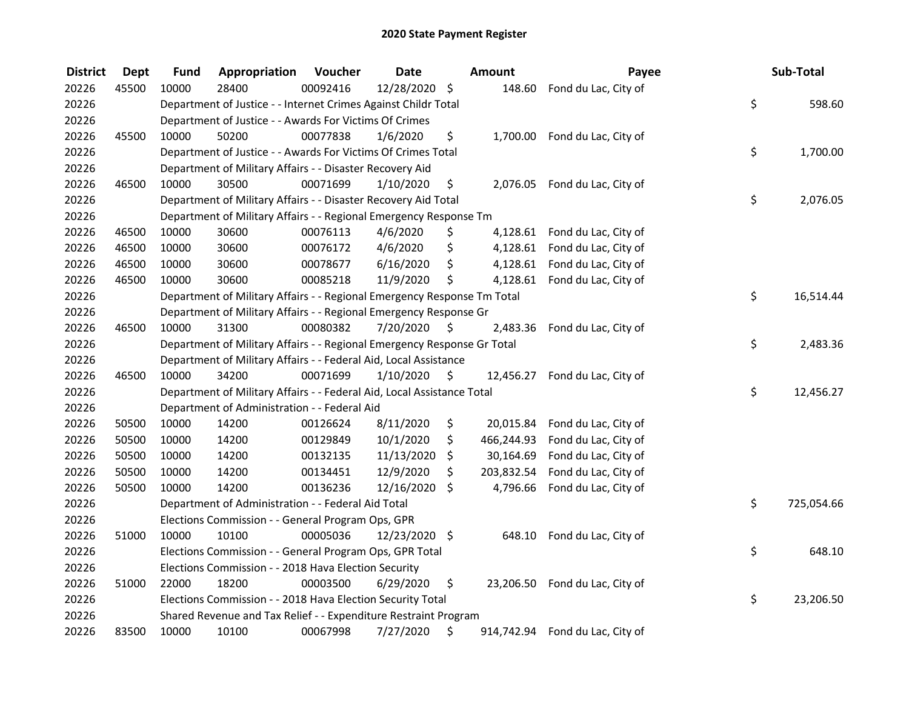# 2020 State Payment Register

| District | Dept | Fund | Appropriation | Voucher | Date | Amount | Payee | Sub-Total |
|---|---|---|---|---|---|---|---|---|
| 20226 | 45500 | 10000 | 28400 | 00092416 | 12/28/2020 | $ 148.60 | Fond du Lac, City of | |
| 20226 | | Department of Justice - - Internet Crimes Against Childr Total | | | | | | $ 598.60 |
| 20226 | | Department of Justice - - Awards For Victims Of Crimes | | | | | | |
| 20226 | 45500 | 10000 | 50200 | 00077838 | 1/6/2020 | $ 1,700.00 | Fond du Lac, City of | |
| 20226 | | Department of Justice - - Awards For Victims Of Crimes Total | | | | | | $ 1,700.00 |
| 20226 | | Department of Military Affairs - - Disaster Recovery Aid | | | | | | |
| 20226 | 46500 | 10000 | 30500 | 00071699 | 1/10/2020 | $ 2,076.05 | Fond du Lac, City of | |
| 20226 | | Department of Military Affairs - - Disaster Recovery Aid Total | | | | | | $ 2,076.05 |
| 20226 | | Department of Military Affairs - - Regional Emergency Response Tm | | | | | | |
| 20226 | 46500 | 10000 | 30600 | 00076113 | 4/6/2020 | $ 4,128.61 | Fond du Lac, City of | |
| 20226 | 46500 | 10000 | 30600 | 00076172 | 4/6/2020 | $ 4,128.61 | Fond du Lac, City of | |
| 20226 | 46500 | 10000 | 30600 | 00078677 | 6/16/2020 | $ 4,128.61 | Fond du Lac, City of | |
| 20226 | 46500 | 10000 | 30600 | 00085218 | 11/9/2020 | $ 4,128.61 | Fond du Lac, City of | |
| 20226 | | Department of Military Affairs - - Regional Emergency Response Tm Total | | | | | | $ 16,514.44 |
| 20226 | | Department of Military Affairs - - Regional Emergency Response Gr | | | | | | |
| 20226 | 46500 | 10000 | 31300 | 00080382 | 7/20/2020 | $ 2,483.36 | Fond du Lac, City of | |
| 20226 | | Department of Military Affairs - - Regional Emergency Response Gr Total | | | | | | $ 2,483.36 |
| 20226 | | Department of Military Affairs - - Federal Aid, Local Assistance | | | | | | |
| 20226 | 46500 | 10000 | 34200 | 00071699 | 1/10/2020 | $ 12,456.27 | Fond du Lac, City of | |
| 20226 | | Department of Military Affairs - - Federal Aid, Local Assistance Total | | | | | | $ 12,456.27 |
| 20226 | | Department of Administration - - Federal Aid | | | | | | |
| 20226 | 50500 | 10000 | 14200 | 00126624 | 8/11/2020 | $ 20,015.84 | Fond du Lac, City of | |
| 20226 | 50500 | 10000 | 14200 | 00129849 | 10/1/2020 | $ 466,244.93 | Fond du Lac, City of | |
| 20226 | 50500 | 10000 | 14200 | 00132135 | 11/13/2020 | $ 30,164.69 | Fond du Lac, City of | |
| 20226 | 50500 | 10000 | 14200 | 00134451 | 12/9/2020 | $ 203,832.54 | Fond du Lac, City of | |
| 20226 | 50500 | 10000 | 14200 | 00136236 | 12/16/2020 | $ 4,796.66 | Fond du Lac, City of | |
| 20226 | | Department of Administration - - Federal Aid Total | | | | | | $ 725,054.66 |
| 20226 | | Elections Commission - - General Program Ops, GPR | | | | | | |
| 20226 | 51000 | 10000 | 10100 | 00005036 | 12/23/2020 | $ 648.10 | Fond du Lac, City of | |
| 20226 | | Elections Commission - - General Program Ops, GPR Total | | | | | | $ 648.10 |
| 20226 | | Elections Commission - - 2018 Hava Election Security | | | | | | |
| 20226 | 51000 | 22000 | 18200 | 00003500 | 6/29/2020 | $ 23,206.50 | Fond du Lac, City of | |
| 20226 | | Elections Commission - - 2018 Hava Election Security Total | | | | | | $ 23,206.50 |
| 20226 | | Shared Revenue and Tax Relief - - Expenditure Restraint Program | | | | | | |
| 20226 | 83500 | 10000 | 10100 | 00067998 | 7/27/2020 | $ 914,742.94 | Fond du Lac, City of | |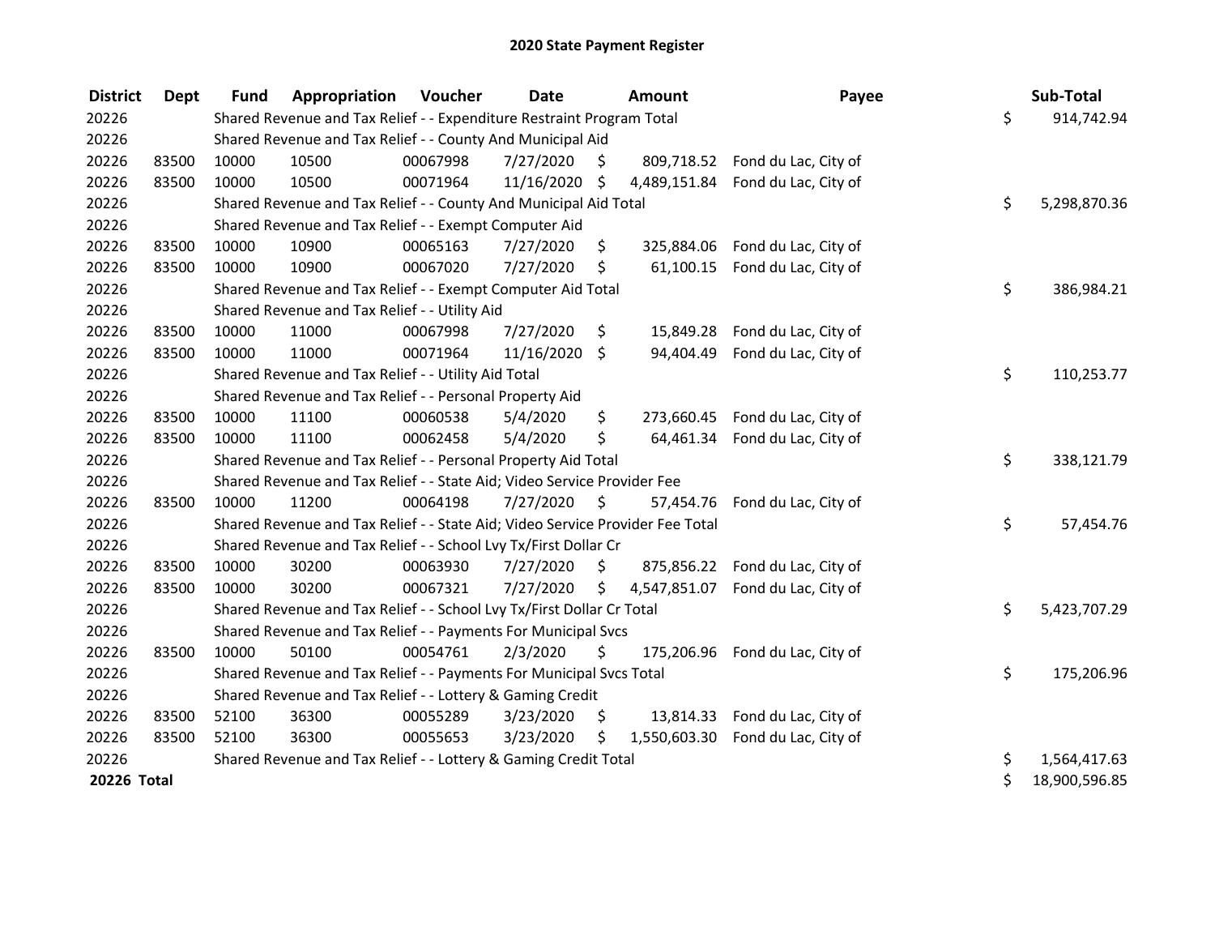# 2020 State Payment Register

| District | Dept | Fund | Appropriation | Voucher | Date | Amount | Payee | Sub-Total |
|---|---|---|---|---|---|---|---|---|
| 20226 | | Shared Revenue and Tax Relief - - Expenditure Restraint Program Total | | | | | | $ 914,742.94 |
| 20226 | | Shared Revenue and Tax Relief - - County And Municipal Aid | | | | | | |
| 20226 | 83500 | 10000 | 10500 | 00067998 | 7/27/2020 | $ 809,718.52 | Fond du Lac, City of | |
| 20226 | 83500 | 10000 | 10500 | 00071964 | 11/16/2020 | $ 4,489,151.84 | Fond du Lac, City of | |
| 20226 | | Shared Revenue and Tax Relief - - County And Municipal Aid Total | | | | | | $ 5,298,870.36 |
| 20226 | | Shared Revenue and Tax Relief - - Exempt Computer Aid | | | | | | |
| 20226 | 83500 | 10000 | 10900 | 00065163 | 7/27/2020 | $ 325,884.06 | Fond du Lac, City of | |
| 20226 | 83500 | 10000 | 10900 | 00067020 | 7/27/2020 | $ 61,100.15 | Fond du Lac, City of | |
| 20226 | | Shared Revenue and Tax Relief - - Exempt Computer Aid Total | | | | | | $ 386,984.21 |
| 20226 | | Shared Revenue and Tax Relief - - Utility Aid | | | | | | |
| 20226 | 83500 | 10000 | 11000 | 00067998 | 7/27/2020 | $ 15,849.28 | Fond du Lac, City of | |
| 20226 | 83500 | 10000 | 11000 | 00071964 | 11/16/2020 | $ 94,404.49 | Fond du Lac, City of | |
| 20226 | | Shared Revenue and Tax Relief - - Utility Aid Total | | | | | | $ 110,253.77 |
| 20226 | | Shared Revenue and Tax Relief - - Personal Property Aid | | | | | | |
| 20226 | 83500 | 10000 | 11100 | 00060538 | 5/4/2020 | $ 273,660.45 | Fond du Lac, City of | |
| 20226 | 83500 | 10000 | 11100 | 00062458 | 5/4/2020 | $ 64,461.34 | Fond du Lac, City of | |
| 20226 | | Shared Revenue and Tax Relief - - Personal Property Aid Total | | | | | | $ 338,121.79 |
| 20226 | | Shared Revenue and Tax Relief - - State Aid; Video Service Provider Fee | | | | | | |
| 20226 | 83500 | 10000 | 11200 | 00064198 | 7/27/2020 | $ 57,454.76 | Fond du Lac, City of | |
| 20226 | | Shared Revenue and Tax Relief - - State Aid; Video Service Provider Fee Total | | | | | | $ 57,454.76 |
| 20226 | | Shared Revenue and Tax Relief - - School Lvy Tx/First Dollar Cr | | | | | | |
| 20226 | 83500 | 10000 | 30200 | 00063930 | 7/27/2020 | $ 875,856.22 | Fond du Lac, City of | |
| 20226 | 83500 | 10000 | 30200 | 00067321 | 7/27/2020 | $ 4,547,851.07 | Fond du Lac, City of | |
| 20226 | | Shared Revenue and Tax Relief - - School Lvy Tx/First Dollar Cr Total | | | | | | $ 5,423,707.29 |
| 20226 | | Shared Revenue and Tax Relief - - Payments For Municipal Svcs | | | | | | |
| 20226 | 83500 | 10000 | 50100 | 00054761 | 2/3/2020 | $ 175,206.96 | Fond du Lac, City of | |
| 20226 | | Shared Revenue and Tax Relief - - Payments For Municipal Svcs Total | | | | | | $ 175,206.96 |
| 20226 | | Shared Revenue and Tax Relief - - Lottery & Gaming Credit | | | | | | |
| 20226 | 83500 | 52100 | 36300 | 00055289 | 3/23/2020 | $ 13,814.33 | Fond du Lac, City of | |
| 20226 | 83500 | 52100 | 36300 | 00055653 | 3/23/2020 | $ 1,550,603.30 | Fond du Lac, City of | |
| 20226 | | Shared Revenue and Tax Relief - - Lottery & Gaming Credit Total | | | | | | $ 1,564,417.63 |
| **20226 Total** | | | | | | | | $ 18,900,596.85 |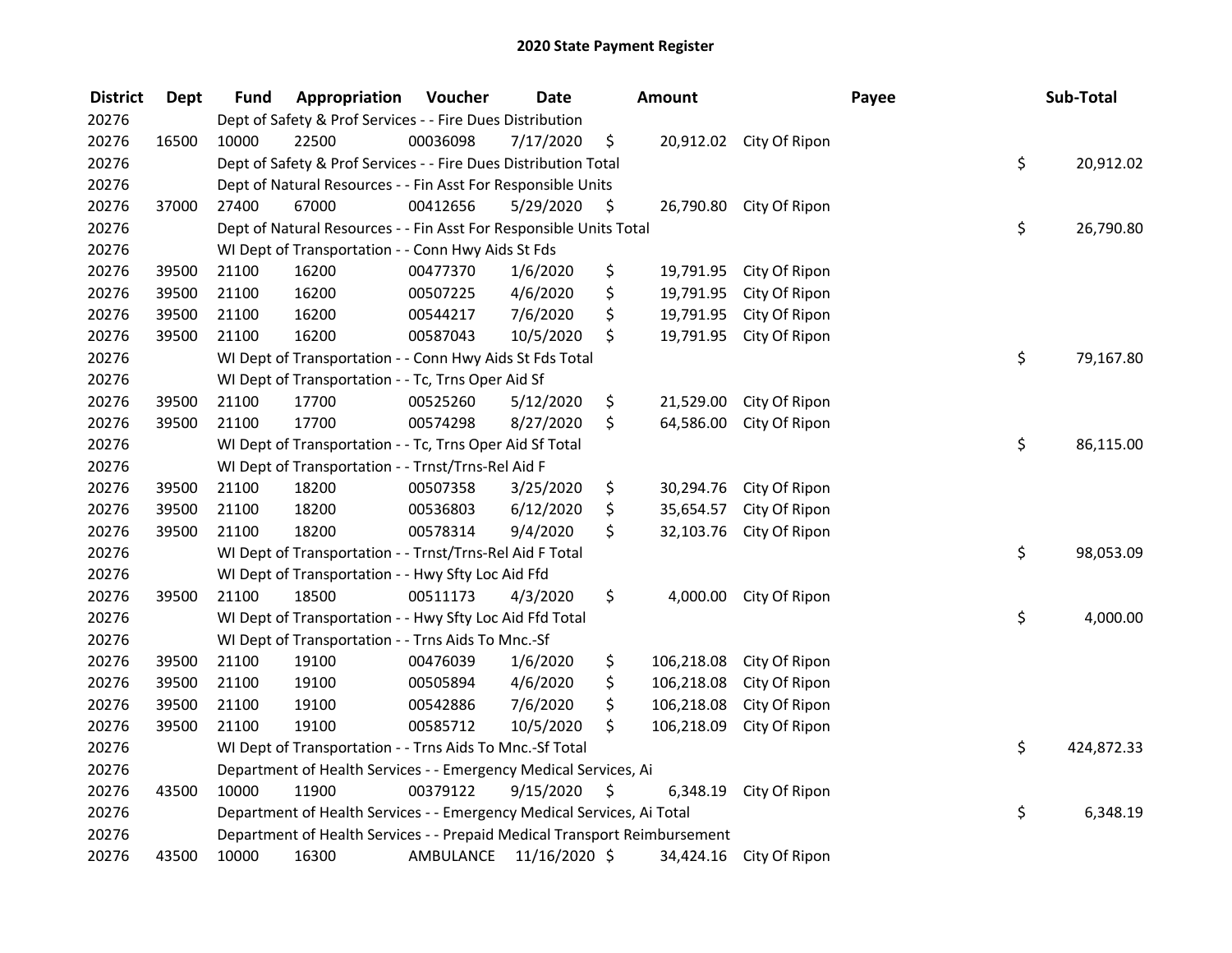# 2020 State Payment Register

| District | Dept | Fund | Appropriation | Voucher | Date | Amount | Payee | Sub-Total |
|---|---|---|---|---|---|---|---|---|
| 20276 | | Dept of Safety & Prof Services - - Fire Dues Distribution | | | | | | |
| 20276 | 16500 | 10000 | 22500 | 00036098 | 7/17/2020 | $ 20,912.02 | City Of Ripon | |
| 20276 | | Dept of Safety & Prof Services - - Fire Dues Distribution Total | | | | | | $ 20,912.02 |
| 20276 | | Dept of Natural Resources - - Fin Asst For Responsible Units | | | | | | |
| 20276 | 37000 | 27400 | 67000 | 00412656 | 5/29/2020 | $ 26,790.80 | City Of Ripon | |
| 20276 | | Dept of Natural Resources - - Fin Asst For Responsible Units Total | | | | | | $ 26,790.80 |
| 20276 | | WI Dept of Transportation - - Conn Hwy Aids St Fds | | | | | | |
| 20276 | 39500 | 21100 | 16200 | 00477370 | 1/6/2020 | $ 19,791.95 | City Of Ripon | |
| 20276 | 39500 | 21100 | 16200 | 00507225 | 4/6/2020 | $ 19,791.95 | City Of Ripon | |
| 20276 | 39500 | 21100 | 16200 | 00544217 | 7/6/2020 | $ 19,791.95 | City Of Ripon | |
| 20276 | 39500 | 21100 | 16200 | 00587043 | 10/5/2020 | $ 19,791.95 | City Of Ripon | |
| 20276 | | WI Dept of Transportation - - Conn Hwy Aids St Fds Total | | | | | | $ 79,167.80 |
| 20276 | | WI Dept of Transportation - - Tc, Trns Oper Aid Sf | | | | | | |
| 20276 | 39500 | 21100 | 17700 | 00525260 | 5/12/2020 | $ 21,529.00 | City Of Ripon | |
| 20276 | 39500 | 21100 | 17700 | 00574298 | 8/27/2020 | $ 64,586.00 | City Of Ripon | |
| 20276 | | WI Dept of Transportation - - Tc, Trns Oper Aid Sf Total | | | | | | $ 86,115.00 |
| 20276 | | WI Dept of Transportation - - Trnst/Trns-Rel Aid F | | | | | | |
| 20276 | 39500 | 21100 | 18200 | 00507358 | 3/25/2020 | $ 30,294.76 | City Of Ripon | |
| 20276 | 39500 | 21100 | 18200 | 00536803 | 6/12/2020 | $ 35,654.57 | City Of Ripon | |
| 20276 | 39500 | 21100 | 18200 | 00578314 | 9/4/2020 | $ 32,103.76 | City Of Ripon | |
| 20276 | | WI Dept of Transportation - - Trnst/Trns-Rel Aid F Total | | | | | | $ 98,053.09 |
| 20276 | | WI Dept of Transportation - - Hwy Sfty Loc Aid Ffd | | | | | | |
| 20276 | 39500 | 21100 | 18500 | 00511173 | 4/3/2020 | $ 4,000.00 | City Of Ripon | |
| 20276 | | WI Dept of Transportation - - Hwy Sfty Loc Aid Ffd Total | | | | | | $ 4,000.00 |
| 20276 | | WI Dept of Transportation - - Trns Aids To Mnc.-Sf | | | | | | |
| 20276 | 39500 | 21100 | 19100 | 00476039 | 1/6/2020 | $ 106,218.08 | City Of Ripon | |
| 20276 | 39500 | 21100 | 19100 | 00505894 | 4/6/2020 | $ 106,218.08 | City Of Ripon | |
| 20276 | 39500 | 21100 | 19100 | 00542886 | 7/6/2020 | $ 106,218.08 | City Of Ripon | |
| 20276 | 39500 | 21100 | 19100 | 00585712 | 10/5/2020 | $ 106,218.09 | City Of Ripon | |
| 20276 | | WI Dept of Transportation - - Trns Aids To Mnc.-Sf Total | | | | | | $ 424,872.33 |
| 20276 | | Department of Health Services - - Emergency Medical Services, Ai | | | | | | |
| 20276 | 43500 | 10000 | 11900 | 00379122 | 9/15/2020 | $ 6,348.19 | City Of Ripon | |
| 20276 | | Department of Health Services - - Emergency Medical Services, Ai Total | | | | | | $ 6,348.19 |
| 20276 | | Department of Health Services - - Prepaid Medical Transport Reimbursement | | | | | | |
| 20276 | 43500 | 10000 | 16300 | AMBULANCE | 11/16/2020 | $ 34,424.16 | City Of Ripon | |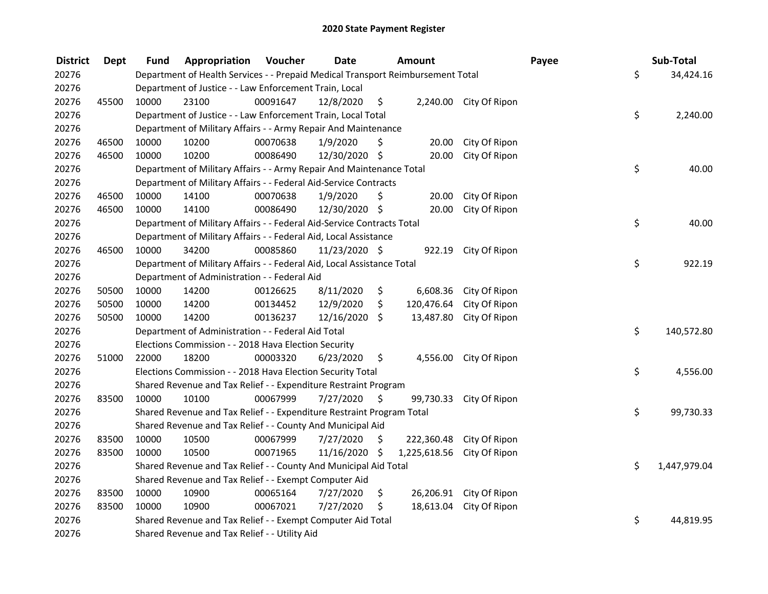# 2020 State Payment Register

| District | Dept | Fund | Appropriation | Voucher | Date | Amount | Payee | Sub-Total |
|---|---|---|---|---|---|---|---|---|
| 20276 | | Department of Health Services - - Prepaid Medical Transport Reimbursement Total | | | | | | $ 34,424.16 |
| 20276 | | Department of Justice - - Law Enforcement Train, Local | | | | | | |
| 20276 | 45500 | 10000 | 23100 | 00091647 | 12/8/2020 | $ 2,240.00 | City Of Ripon | |
| 20276 | | Department of Justice - - Law Enforcement Train, Local Total | | | | | | $ 2,240.00 |
| 20276 | | Department of Military Affairs - - Army Repair And Maintenance | | | | | | |
| 20276 | 46500 | 10000 | 10200 | 00070638 | 1/9/2020 | $ 20.00 | City Of Ripon | |
| 20276 | 46500 | 10000 | 10200 | 00086490 | 12/30/2020 | $ 20.00 | City Of Ripon | |
| 20276 | | Department of Military Affairs - - Army Repair And Maintenance Total | | | | | | $ 40.00 |
| 20276 | | Department of Military Affairs - - Federal Aid-Service Contracts | | | | | | |
| 20276 | 46500 | 10000 | 14100 | 00070638 | 1/9/2020 | $ 20.00 | City Of Ripon | |
| 20276 | 46500 | 10000 | 14100 | 00086490 | 12/30/2020 | $ 20.00 | City Of Ripon | |
| 20276 | | Department of Military Affairs - - Federal Aid-Service Contracts Total | | | | | | $ 40.00 |
| 20276 | | Department of Military Affairs - - Federal Aid, Local Assistance | | | | | | |
| 20276 | 46500 | 10000 | 34200 | 00085860 | 11/23/2020 | $ 922.19 | City Of Ripon | |
| 20276 | | Department of Military Affairs - - Federal Aid, Local Assistance Total | | | | | | $ 922.19 |
| 20276 | | Department of Administration - - Federal Aid | | | | | | |
| 20276 | 50500 | 10000 | 14200 | 00126625 | 8/11/2020 | $ 6,608.36 | City Of Ripon | |
| 20276 | 50500 | 10000 | 14200 | 00134452 | 12/9/2020 | $ 120,476.64 | City Of Ripon | |
| 20276 | 50500 | 10000 | 14200 | 00136237 | 12/16/2020 | $ 13,487.80 | City Of Ripon | |
| 20276 | | Department of Administration - - Federal Aid Total | | | | | | $ 140,572.80 |
| 20276 | | Elections Commission - - 2018 Hava Election Security | | | | | | |
| 20276 | 51000 | 22000 | 18200 | 00003320 | 6/23/2020 | $ 4,556.00 | City Of Ripon | |
| 20276 | | Elections Commission - - 2018 Hava Election Security Total | | | | | | $ 4,556.00 |
| 20276 | | Shared Revenue and Tax Relief - - Expenditure Restraint Program | | | | | | |
| 20276 | 83500 | 10000 | 10100 | 00067999 | 7/27/2020 | $ 99,730.33 | City Of Ripon | |
| 20276 | | Shared Revenue and Tax Relief - - Expenditure Restraint Program Total | | | | | | $ 99,730.33 |
| 20276 | | Shared Revenue and Tax Relief - - County And Municipal Aid | | | | | | |
| 20276 | 83500 | 10000 | 10500 | 00067999 | 7/27/2020 | $ 222,360.48 | City Of Ripon | |
| 20276 | 83500 | 10000 | 10500 | 00071965 | 11/16/2020 | $ 1,225,618.56 | City Of Ripon | |
| 20276 | | Shared Revenue and Tax Relief - - County And Municipal Aid Total | | | | | | $ 1,447,979.04 |
| 20276 | | Shared Revenue and Tax Relief - - Exempt Computer Aid | | | | | | |
| 20276 | 83500 | 10000 | 10900 | 00065164 | 7/27/2020 | $ 26,206.91 | City Of Ripon | |
| 20276 | 83500 | 10000 | 10900 | 00067021 | 7/27/2020 | $ 18,613.04 | City Of Ripon | |
| 20276 | | Shared Revenue and Tax Relief - - Exempt Computer Aid Total | | | | | | $ 44,819.95 |
| 20276 | | Shared Revenue and Tax Relief - - Utility Aid | | | | | | |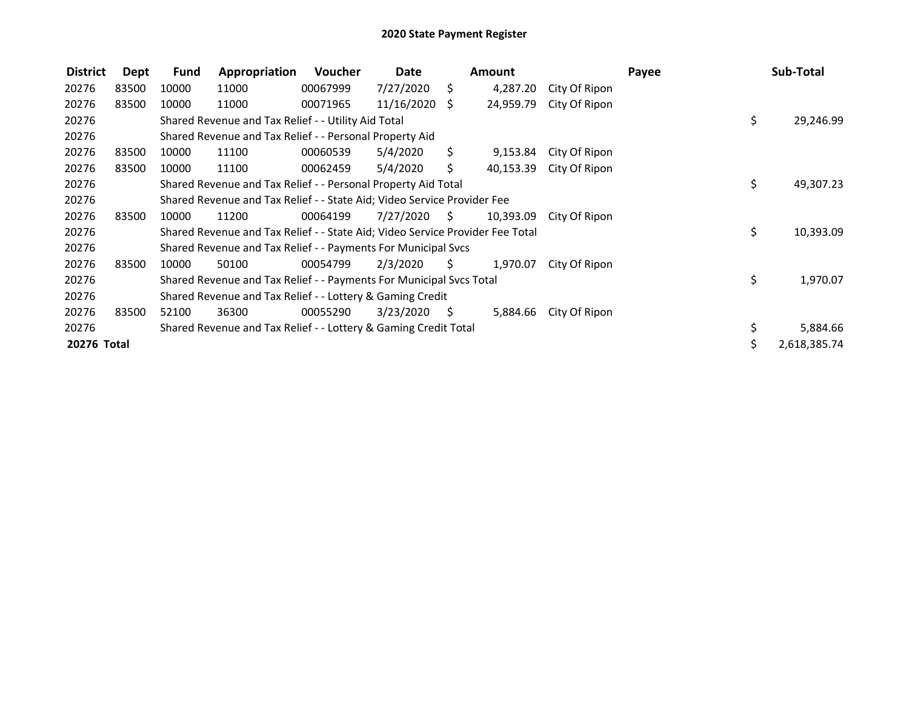# 2020 State Payment Register

| District | Dept | Fund | Appropriation | Voucher | Date | Amount | Payee | Sub-Total |
|---|---|---|---|---|---|---|---|---|
| 20276 | 83500 | 10000 | 11000 | 00067999 | 7/27/2020 | $ 4,287.20 | City Of Ripon | |
| 20276 | 83500 | 10000 | 11000 | 00071965 | 11/16/2020 | $ 24,959.79 | City Of Ripon | |
| 20276 | | Shared Revenue and Tax Relief - - Utility Aid Total | | | | | | $ 29,246.99 |
| 20276 | | Shared Revenue and Tax Relief - - Personal Property Aid | | | | | | |
| 20276 | 83500 | 10000 | 11100 | 00060539 | 5/4/2020 | $ 9,153.84 | City Of Ripon | |
| 20276 | 83500 | 10000 | 11100 | 00062459 | 5/4/2020 | $ 40,153.39 | City Of Ripon | |
| 20276 | | Shared Revenue and Tax Relief - - Personal Property Aid Total | | | | | | $ 49,307.23 |
| 20276 | | Shared Revenue and Tax Relief - - State Aid; Video Service Provider Fee | | | | | | |
| 20276 | 83500 | 10000 | 11200 | 00064199 | 7/27/2020 | $ 10,393.09 | City Of Ripon | |
| 20276 | | Shared Revenue and Tax Relief - - State Aid; Video Service Provider Fee Total | | | | | | $ 10,393.09 |
| 20276 | | Shared Revenue and Tax Relief - - Payments For Municipal Svcs | | | | | | |
| 20276 | 83500 | 10000 | 50100 | 00054799 | 2/3/2020 | $ 1,970.07 | City Of Ripon | |
| 20276 | | Shared Revenue and Tax Relief - - Payments For Municipal Svcs Total | | | | | | $ 1,970.07 |
| 20276 | | Shared Revenue and Tax Relief - - Lottery & Gaming Credit | | | | | | |
| 20276 | 83500 | 52100 | 36300 | 00055290 | 3/23/2020 | $ 5,884.66 | City Of Ripon | |
| 20276 | | Shared Revenue and Tax Relief - - Lottery & Gaming Credit Total | | | | | | $ 5,884.66 |
| **20276 Total** | | | | | | | | $ 2,618,385.74 |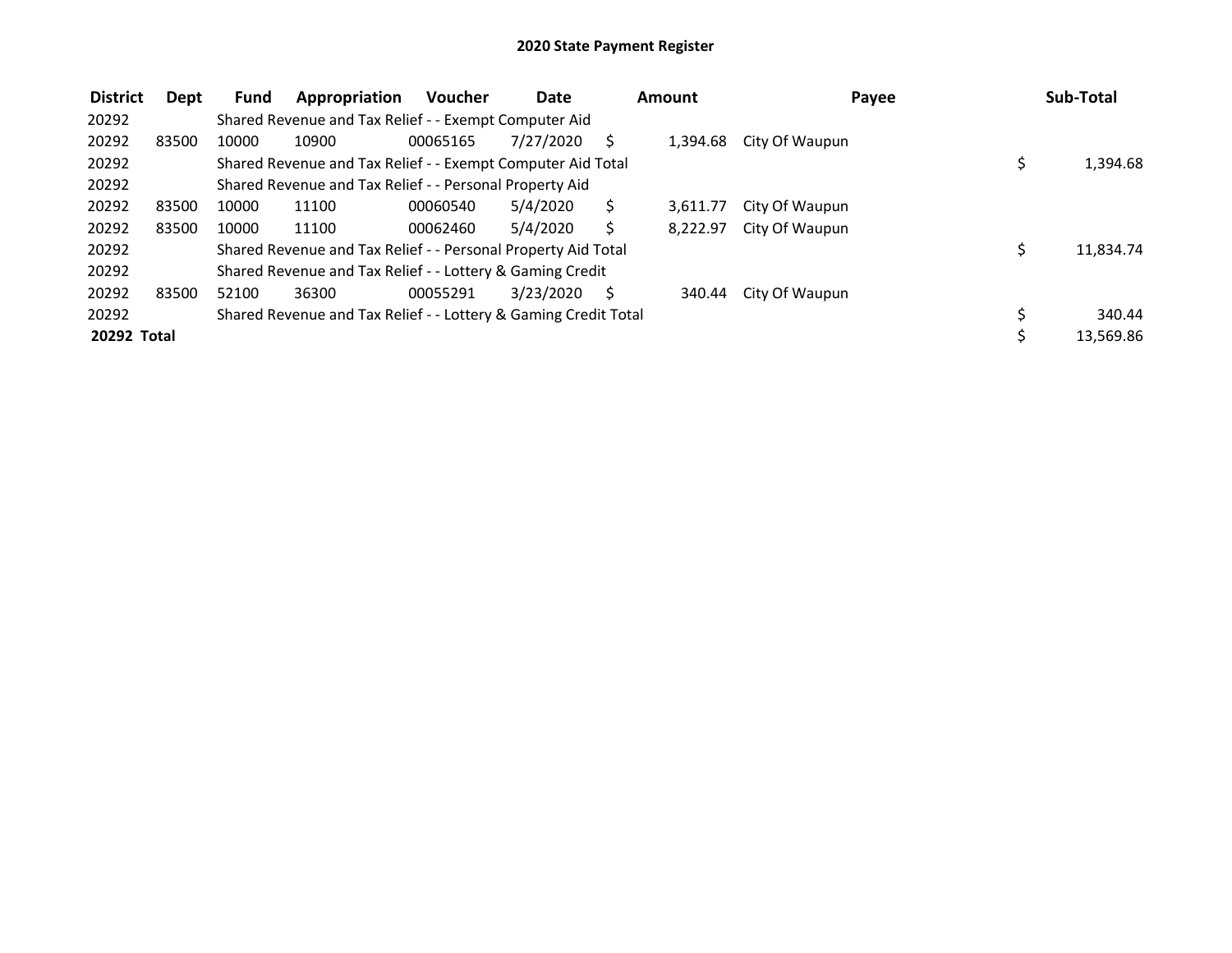# 2020 State Payment Register

| District | Dept | Fund | Appropriation | Voucher | Date | Amount | Payee | Sub-Total |
|---|---|---|---|---|---|---|---|---|
| 20292 | | Shared Revenue and Tax Relief - - Exempt Computer Aid | | | | | | |
| 20292 | 83500 | 10000 | 10900 | 00065165 | 7/27/2020 | $ 1,394.68 | City Of Waupun | |
| 20292 | | Shared Revenue and Tax Relief - - Exempt Computer Aid Total | | | | | | $ 1,394.68 |
| 20292 | | Shared Revenue and Tax Relief - - Personal Property Aid | | | | | | |
| 20292 | 83500 | 10000 | 11100 | 00060540 | 5/4/2020 | $ 3,611.77 | City Of Waupun | |
| 20292 | 83500 | 10000 | 11100 | 00062460 | 5/4/2020 | $ 8,222.97 | City Of Waupun | |
| 20292 | | Shared Revenue and Tax Relief - - Personal Property Aid Total | | | | | | $ 11,834.74 |
| 20292 | | Shared Revenue and Tax Relief - - Lottery & Gaming Credit | | | | | | |
| 20292 | 83500 | 52100 | 36300 | 00055291 | 3/23/2020 | $ 340.44 | City Of Waupun | |
| 20292 | | Shared Revenue and Tax Relief - - Lottery & Gaming Credit Total | | | | | | $ 340.44 |
| **20292 Total** | | | | | | | | $ 13,569.86 |